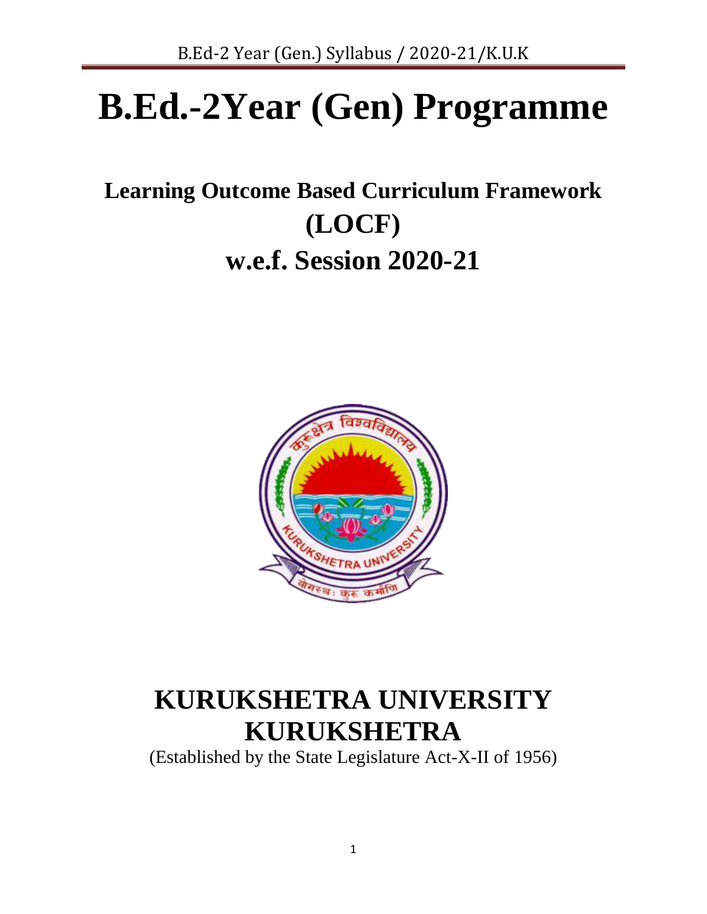# B.Ed.-2Year (Gen) Programme

## Learning Outcome Based Curriculum Framework (LOCF)

## w.e.f. Session 2020-21

# KURUKSHETRA UNIVERSITY KURUKSHETRA

(Established by the State Legislature Act-X-II of 1956)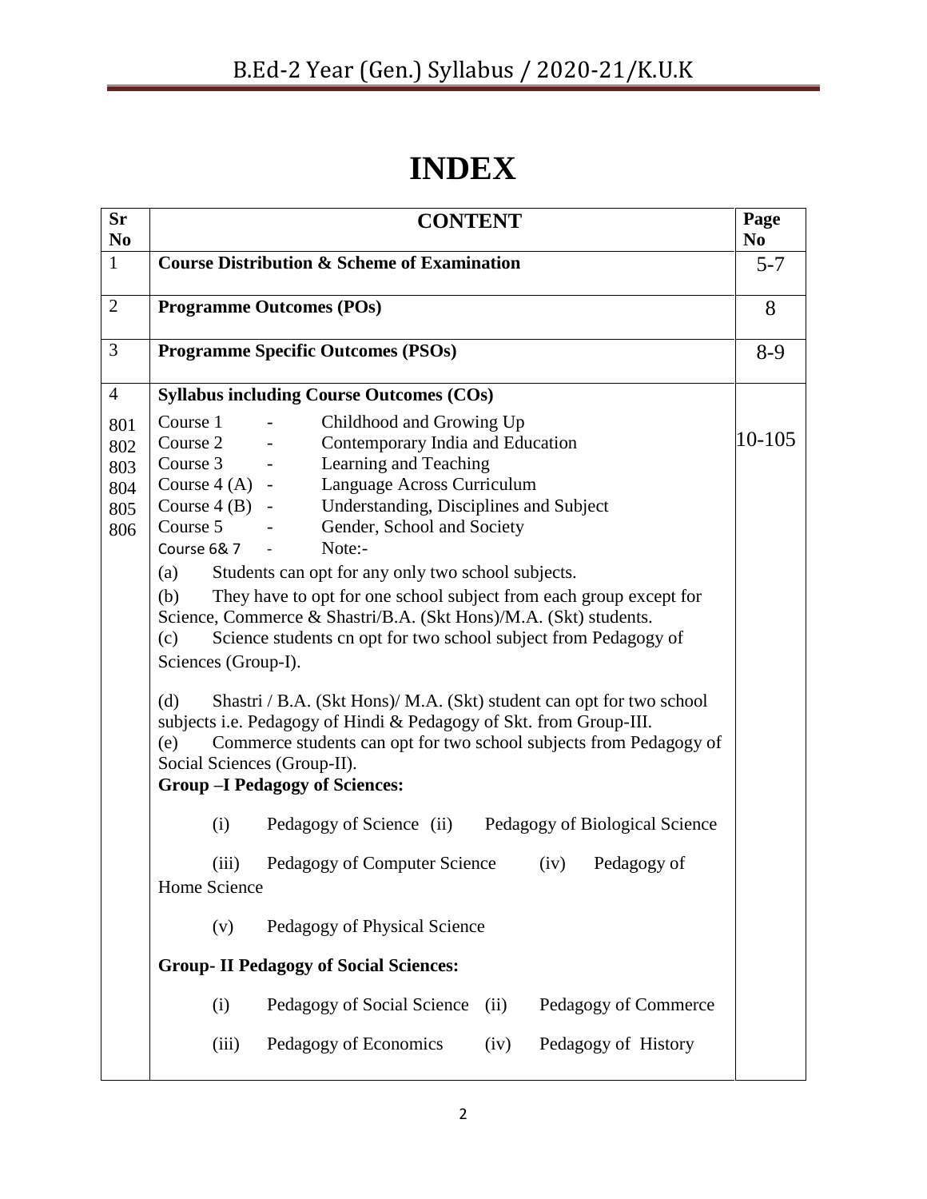# INDEX

| Sr No | CONTENT | Page No |
|---|---|---|
| 1 | **Course Distribution & Scheme of Examination** | 5-7 |
| 2 | **Programme Outcomes (POs)** | 8 |
| 3 | **Programme Specific Outcomes (PSOs)** | 8-9 |
| 4<br>801<br>802<br>803<br>804<br>805<br>806 | **Syllabus including Course Outcomes (COs)**<br>Course 1 - Childhood and Growing Up<br>Course 2 - Contemporary India and Education<br>Course 3 - Learning and Teaching<br>Course 4 (A) - Language Across Curriculum<br>Course 4 (B) - Understanding, Disciplines and Subject<br>Course 5 - Gender, School and Society<br>Course 6& 7 - Note:-<br>(a) Students can opt for any only two school subjects.<br>(b) They have to opt for one school subject from each group except for Science, Commerce & Shastri/B.A. (Skt Hons)/M.A. (Skt) students.<br>(c) Science students cn opt for two school subject from Pedagogy of Sciences (Group-I).<br>(d) Shastri / B.A. (Skt Hons)/ M.A. (Skt) student can opt for two school subjects i.e. Pedagogy of Hindi & Pedagogy of Skt. from Group-III.<br>(e) Commerce students can opt for two school subjects from Pedagogy of Social Sciences (Group-II).<br>**Group –I Pedagogy of Sciences:**<br>(i) Pedagogy of Science (ii) Pedagogy of Biological Science<br>(iii) Pedagogy of Computer Science (iv) Pedagogy of Home Science<br>(v) Pedagogy of Physical Science<br>**Group- II Pedagogy of Social Sciences:**<br>(i) Pedagogy of Social Science (ii) Pedagogy of Commerce<br>(iii) Pedagogy of Economics (iv) Pedagogy of History | 10-105 |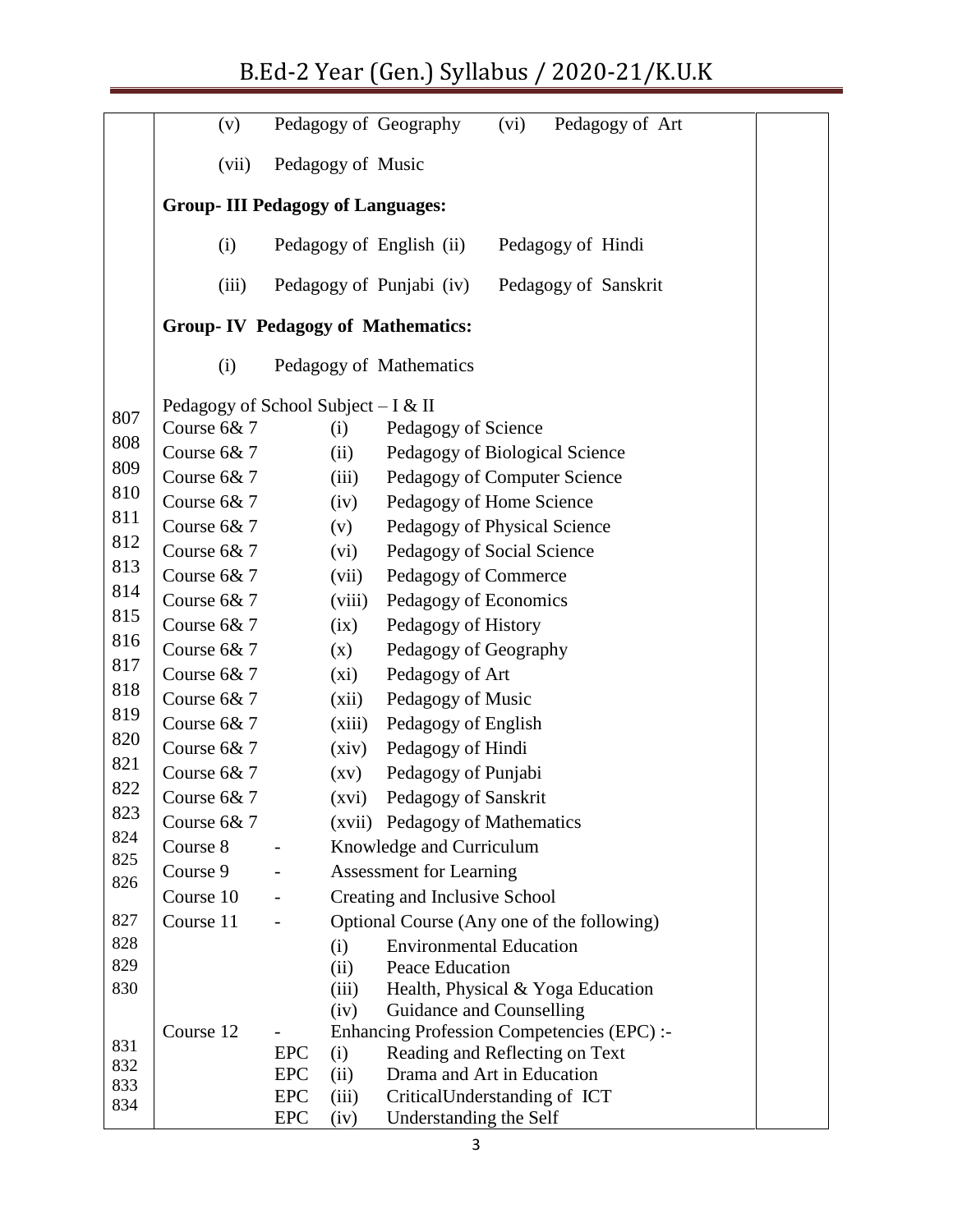| | | |
|---|---|---|
| | (v) Pedagogy of Geography (vi) Pedagogy of Art | |
| | (vii) Pedagogy of Music | |
| | **Group- III Pedagogy of Languages:** | |
| | (i) Pedagogy of English (ii) Pedagogy of Hindi | |
| | (iii) Pedagogy of Punjabi (iv) Pedagogy of Sanskrit | |
| | **Group- IV Pedagogy of Mathematics:** | |
| | (i) Pedagogy of Mathematics | |
| | Pedagogy of School Subject – I & II | |
| 807 | Course 6& 7 (i) Pedagogy of Science | |
| 808 | Course 6& 7 (ii) Pedagogy of Biological Science | |
| 809 | Course 6& 7 (iii) Pedagogy of Computer Science | |
| 810 | Course 6& 7 (iv) Pedagogy of Home Science | |
| 811 | Course 6& 7 (v) Pedagogy of Physical Science | |
| 812 | Course 6& 7 (vi) Pedagogy of Social Science | |
| 813 | Course 6& 7 (vii) Pedagogy of Commerce | |
| 814 | Course 6& 7 (viii) Pedagogy of Economics | |
| 815 | Course 6& 7 (ix) Pedagogy of History | |
| 816 | Course 6& 7 (x) Pedagogy of Geography | |
| 817 | Course 6& 7 (xi) Pedagogy of Art | |
| 818 | Course 6& 7 (xii) Pedagogy of Music | |
| 819 | Course 6& 7 (xiii) Pedagogy of English | |
| 820 | Course 6& 7 (xiv) Pedagogy of Hindi | |
| 821 | Course 6& 7 (xv) Pedagogy of Punjabi | |
| 822 | Course 6& 7 (xvi) Pedagogy of Sanskrit | |
| 823 | Course 6& 7 (xvii) Pedagogy of Mathematics | |
| 824 | Course 8 - Knowledge and Curriculum | |
| 825 | Course 9 - Assessment for Learning | |
| 826 | Course 10 - Creating and Inclusive School | |
| 827 | Course 11 - Optional Course (Any one of the following) | |
| 828 | (i) Environmental Education | |
| 829 | (ii) Peace Education | |
| 830 | (iii) Health, Physical & Yoga Education | |
| | (iv) Guidance and Counselling | |
| | Course 12 - Enhancing Profession Competencies (EPC) :- | |
| 831 | EPC (i) Reading and Reflecting on Text | |
| 832 | EPC (ii) Drama and Art in Education | |
| 833 | EPC (iii) CriticalUnderstanding of ICT | |
| 834 | EPC (iv) Understanding the Self | |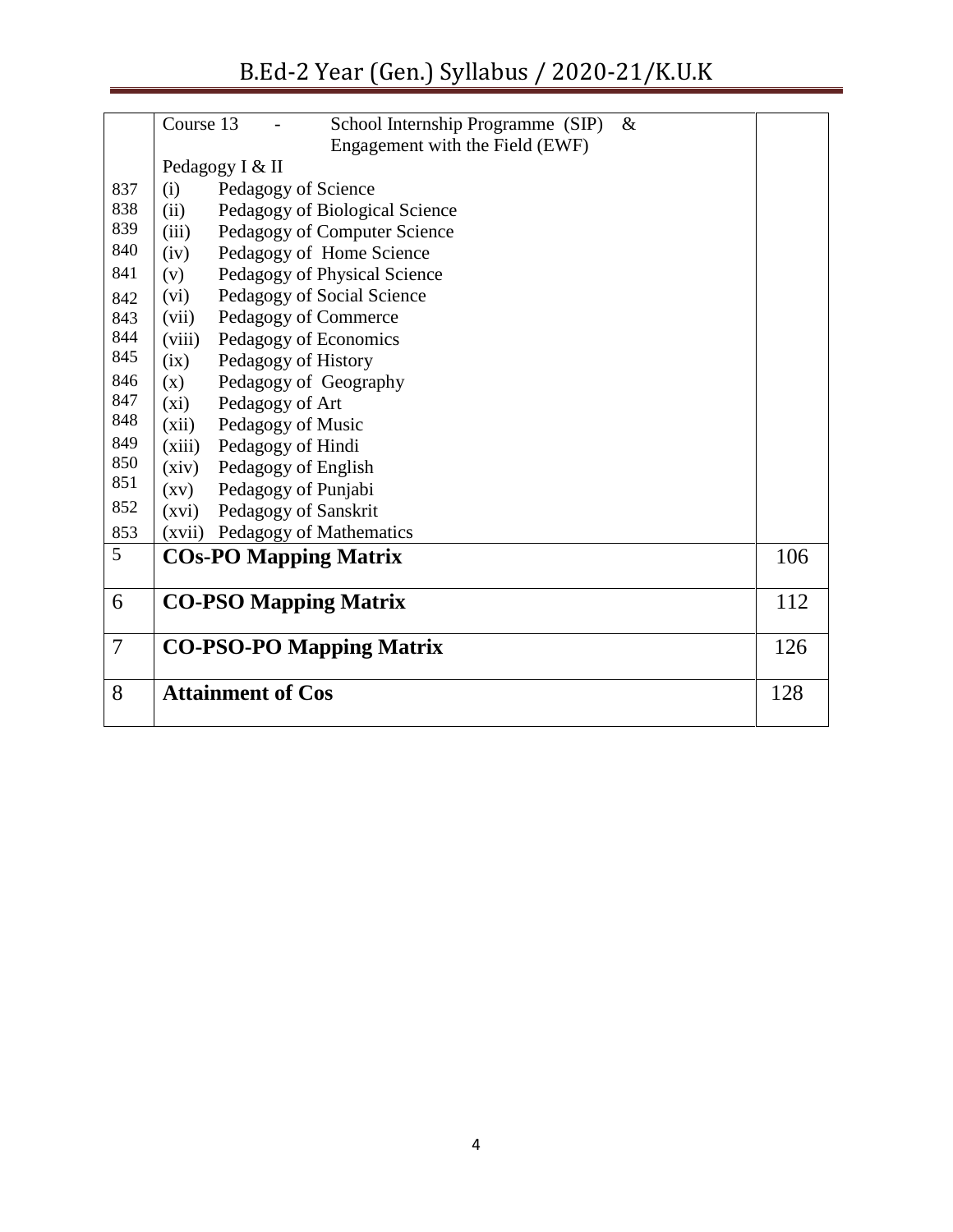|  |  |  |
|---|---|---|
|  | Course 13 - School Internship Programme (SIP) & Engagement with the Field (EWF) |  |
|  | Pedagogy I & II |  |
| 837 | (i) Pedagogy of Science |  |
| 838 | (ii) Pedagogy of Biological Science |  |
| 839 | (iii) Pedagogy of Computer Science |  |
| 840 | (iv) Pedagogy of Home Science |  |
| 841 | (v) Pedagogy of Physical Science |  |
| 842 | (vi) Pedagogy of Social Science |  |
| 843 | (vii) Pedagogy of Commerce |  |
| 844 | (viii) Pedagogy of Economics |  |
| 845 | (ix) Pedagogy of History |  |
| 846 | (x) Pedagogy of Geography |  |
| 847 | (xi) Pedagogy of Art |  |
| 848 | (xii) Pedagogy of Music |  |
| 849 | (xiii) Pedagogy of Hindi |  |
| 850 | (xiv) Pedagogy of English |  |
| 851 | (xv) Pedagogy of Punjabi |  |
| 852 | (xvi) Pedagogy of Sanskrit |  |
| 853 | (xvii) Pedagogy of Mathematics |  |
| 5 | **COs-PO Mapping Matrix** | 106 |
| 6 | **CO-PSO Mapping Matrix** | 112 |
| 7 | **CO-PSO-PO Mapping Matrix** | 126 |
| 8 | **Attainment of Cos** | 128 |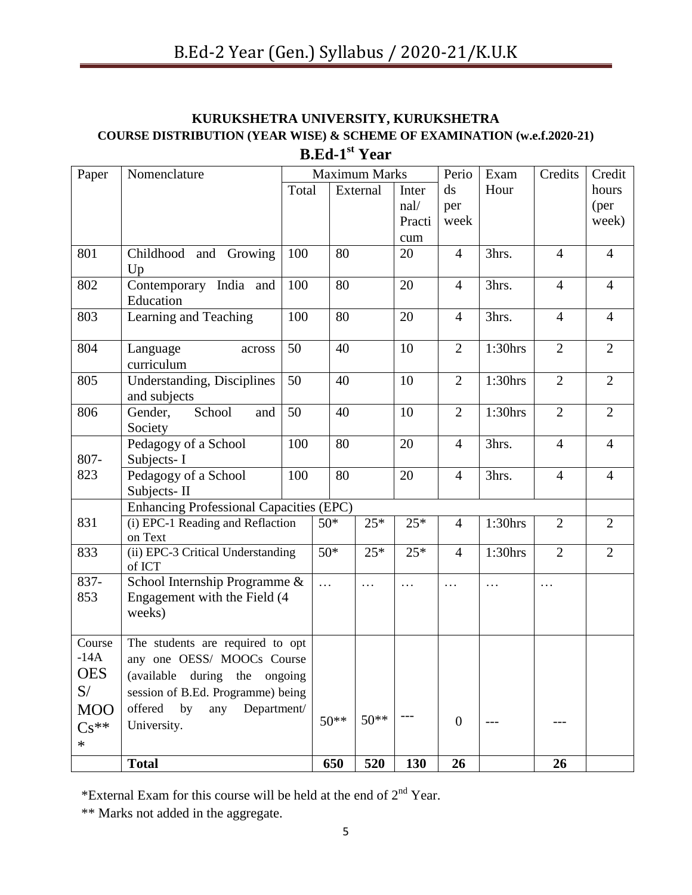**KURUKSHETRA UNIVERSITY, KURUKSHETRA**

**COURSE DISTRIBUTION (YEAR WISE) & SCHEME OF EXAMINATION (w.e.f.2020-21)**

## B.Ed-1st Year

| Paper | Nomenclature | Maximum Marks | | | Periods per week | Exam Hour | Credits | Credit hours (per week) |
|---|---|---|---|---|---|---|---|---|
| | | Total | External | Internal/ Practicum | | | | |
| 801 | Childhood and Growing Up | 100 | 80 | 20 | 4 | 3hrs. | 4 | 4 |
| 802 | Contemporary India and Education | 100 | 80 | 20 | 4 | 3hrs. | 4 | 4 |
| 803 | Learning and Teaching | 100 | 80 | 20 | 4 | 3hrs. | 4 | 4 |
| 804 | Language across curriculum | 50 | 40 | 10 | 2 | 1:30hrs | 2 | 2 |
| 805 | Understanding, Disciplines and subjects | 50 | 40 | 10 | 2 | 1:30hrs | 2 | 2 |
| 806 | Gender, School and Society | 50 | 40 | 10 | 2 | 1:30hrs | 2 | 2 |
| 807-823 | Pedagogy of a School Subjects- I | 100 | 80 | 20 | 4 | 3hrs. | 4 | 4 |
| | Pedagogy of a School Subjects- II | 100 | 80 | 20 | 4 | 3hrs. | 4 | 4 |
| | Enhancing Professional Capacities (EPC) | | | | | | | |
| 831 | (i) EPC-1 Reading and Reflaction on Text | 50* | 25* | 25* | 4 | 1:30hrs | 2 | 2 |
| 833 | (ii) EPC-3 Critical Understanding of ICT | 50* | 25* | 25* | 4 | 1:30hrs | 2 | 2 |
| 837-853 | School Internship Programme & Engagement with the Field (4 weeks) | … | … | … | … | … | … | |
| Course-14A OESS/ MOOCs*** | The students are required to opt any one OESS/ MOOCs Course (available during the ongoing session of B.Ed. Programme) being offered by any Department/ University. | 50** | 50** | --- | 0 | --- | --- | |
| | **Total** | **650** | **520** | **130** | **26** | | **26** | |

*External Exam for this course will be held at the end of 2nd Year.

** Marks not added in the aggregate.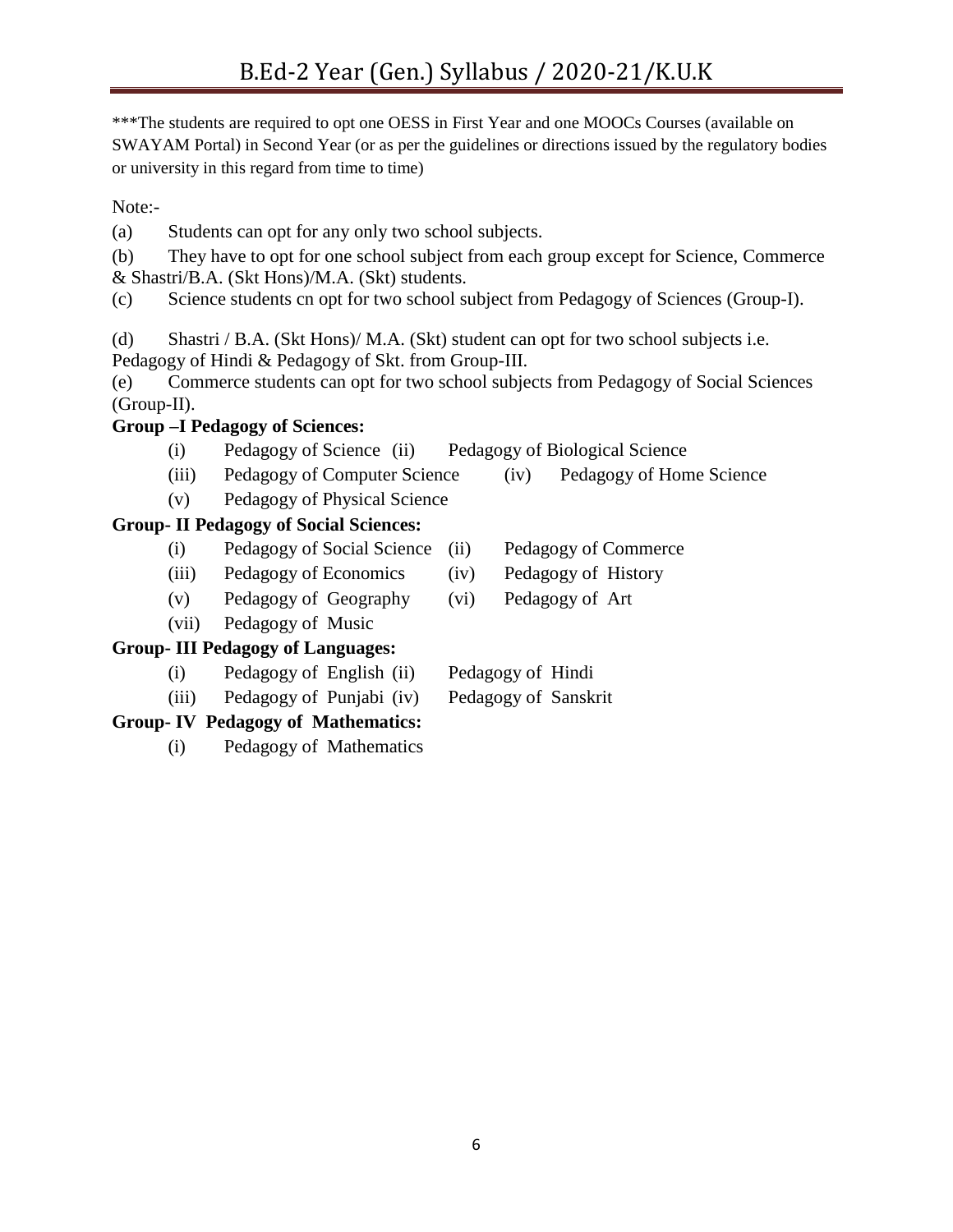***The students are required to opt one OESS in First Year and one MOOCs Courses (available on SWAYAM Portal) in Second Year (or as per the guidelines or directions issued by the regulatory bodies or university in this regard from time to time)

Note:-

(a) Students can opt for any only two school subjects.

(b) They have to opt for one school subject from each group except for Science, Commerce & Shastri/B.A. (Skt Hons)/M.A. (Skt) students.

(c) Science students cn opt for two school subject from Pedagogy of Sciences (Group-I).

(d) Shastri / B.A. (Skt Hons)/ M.A. (Skt) student can opt for two school subjects i.e. Pedagogy of Hindi & Pedagogy of Skt. from Group-III.

(e) Commerce students can opt for two school subjects from Pedagogy of Social Sciences (Group-II).

**Group –I Pedagogy of Sciences:**

(i) Pedagogy of Science (ii) Pedagogy of Biological Science

(iii) Pedagogy of Computer Science (iv) Pedagogy of Home Science

(v) Pedagogy of Physical Science

**Group- II Pedagogy of Social Sciences:**

(i) Pedagogy of Social Science (ii) Pedagogy of Commerce

(iii) Pedagogy of Economics (iv) Pedagogy of History

(v) Pedagogy of Geography (vi) Pedagogy of Art

(vii) Pedagogy of Music

**Group- III Pedagogy of Languages:**

(i) Pedagogy of English (ii) Pedagogy of Hindi

(iii) Pedagogy of Punjabi (iv) Pedagogy of Sanskrit

**Group- IV Pedagogy of Mathematics:**

(i) Pedagogy of Mathematics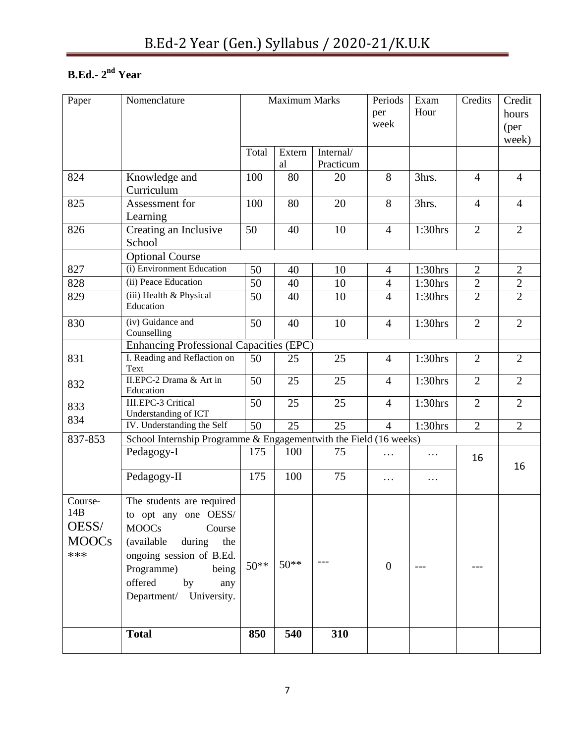**B.Ed.- 2[nd] Year**

| Paper | Nomenclature | Maximum Marks | | | Periods per week | Exam Hour | Credits | Credit hours (per week) |
|---|---|---|---|---|---|---|---|---|
| | | Total | External | Internal/ Practicum | | | | |
| 824 | Knowledge and Curriculum | 100 | 80 | 20 | 8 | 3hrs. | 4 | 4 |
| 825 | Assessment for Learning | 100 | 80 | 20 | 8 | 3hrs. | 4 | 4 |
| 826 | Creating an Inclusive School | 50 | 40 | 10 | 4 | 1:30hrs | 2 | 2 |
| | Optional Course | | | | | | | |
| 827 | (i) Environment Education | 50 | 40 | 10 | 4 | 1:30hrs | 2 | 2 |
| 828 | (ii) Peace Education | 50 | 40 | 10 | 4 | 1:30hrs | 2 | 2 |
| 829 | (iii) Health & Physical Education | 50 | 40 | 10 | 4 | 1:30hrs | 2 | 2 |
| 830 | (iv) Guidance and Counselling | 50 | 40 | 10 | 4 | 1:30hrs | 2 | 2 |
| | Enhancing Professional Capacities (EPC) | | | | | | | |
| 831 | I. Reading and Reflaction on Text | 50 | 25 | 25 | 4 | 1:30hrs | 2 | 2 |
| 832 | II.EPC-2 Drama & Art in Education | 50 | 25 | 25 | 4 | 1:30hrs | 2 | 2 |
| 833 | III.EPC-3 Critical Understanding of ICT | 50 | 25 | 25 | 4 | 1:30hrs | 2 | 2 |
| 834 | IV. Understanding the Self | 50 | 25 | 25 | 4 | 1:30hrs | 2 | 2 |
| 837-853 | School Internship Programme & Engagementwith the Field (16 weeks) | | | | | | | |
| | Pedagogy-I | 175 | 100 | 75 | … | … | 16 | 16 |
| | Pedagogy-II | 175 | 100 | 75 | … | … | | |
| Course-14B OESS/ MOOCs *** | The students are required to opt any one OESS/ MOOCs Course (available during the ongoing session of B.Ed. Programme) being offered by any Department/ University. | 50** | 50** | --- | 0 | --- | --- | |
| | **Total** | **850** | **540** | **310** | | | | |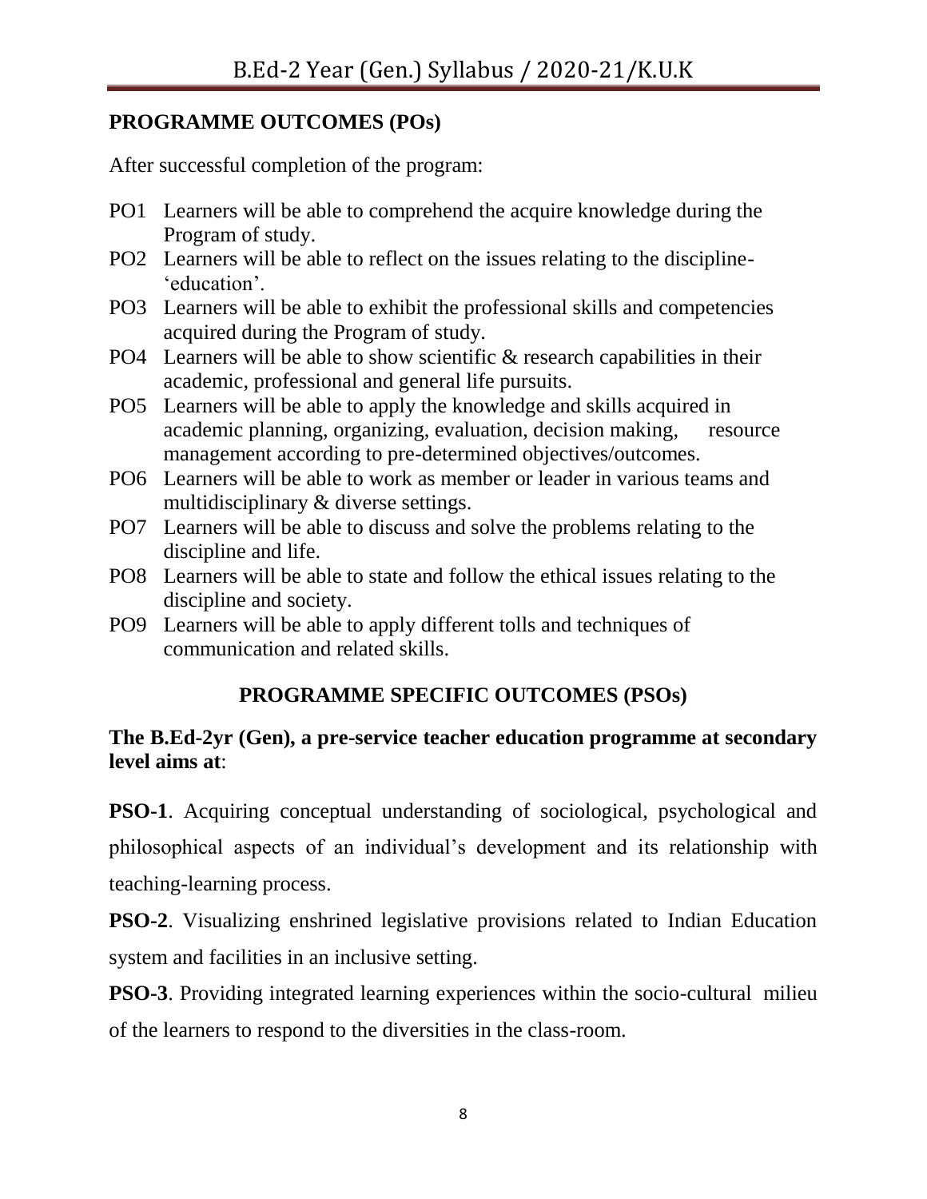## PROGRAMME OUTCOMES (POs)

After successful completion of the program:

- PO1 Learners will be able to comprehend the acquire knowledge during the Program of study.
- PO2 Learners will be able to reflect on the issues relating to the discipline- 'education'.
- PO3 Learners will be able to exhibit the professional skills and competencies acquired during the Program of study.
- PO4 Learners will be able to show scientific & research capabilities in their academic, professional and general life pursuits.
- PO5 Learners will be able to apply the knowledge and skills acquired in academic planning, organizing, evaluation, decision making, resource management according to pre-determined objectives/outcomes.
- PO6 Learners will be able to work as member or leader in various teams and multidisciplinary & diverse settings.
- PO7 Learners will be able to discuss and solve the problems relating to the discipline and life.
- PO8 Learners will be able to state and follow the ethical issues relating to the discipline and society.
- PO9 Learners will be able to apply different tolls and techniques of communication and related skills.

## PROGRAMME SPECIFIC OUTCOMES (PSOs)

**The B.Ed-2yr (Gen), a pre-service teacher education programme at secondary level aims at**:

**PSO-1**. Acquiring conceptual understanding of sociological, psychological and philosophical aspects of an individual's development and its relationship with teaching-learning process.

**PSO-2**. Visualizing enshrined legislative provisions related to Indian Education system and facilities in an inclusive setting.

**PSO-3**. Providing integrated learning experiences within the socio-cultural milieu of the learners to respond to the diversities in the class-room.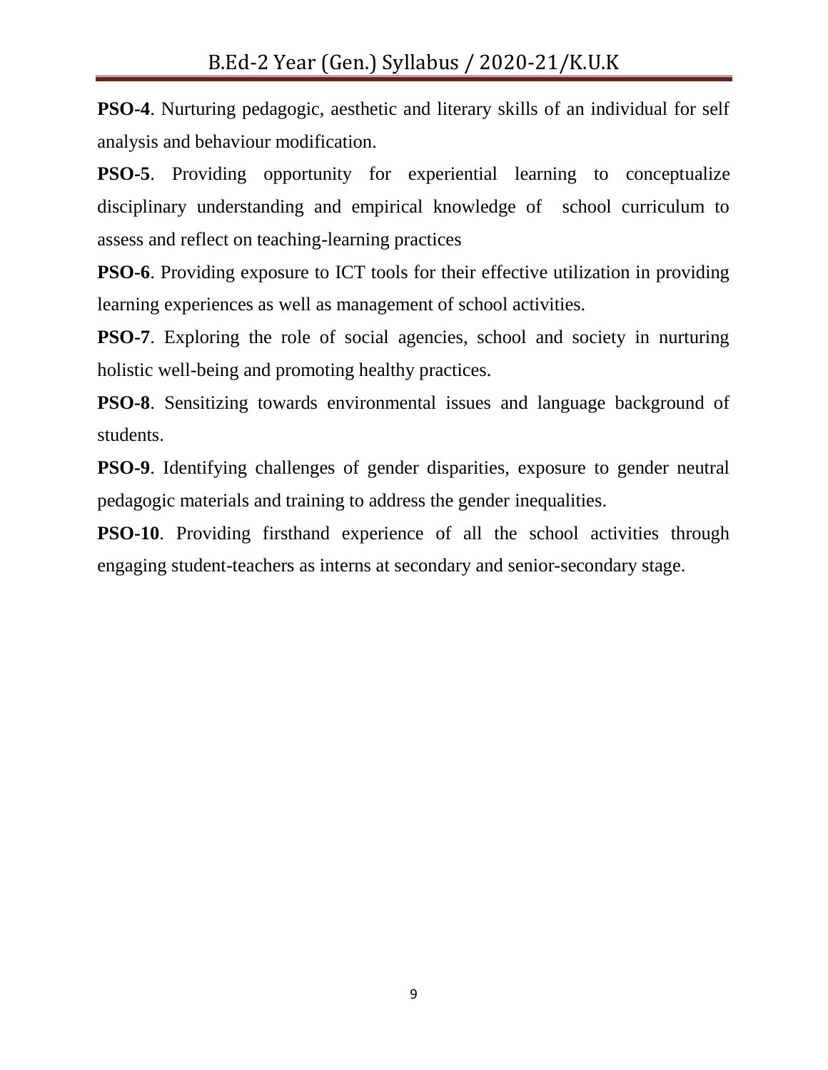**PSO-4**. Nurturing pedagogic, aesthetic and literary skills of an individual for self analysis and behaviour modification.

**PSO-5**. Providing opportunity for experiential learning to conceptualize disciplinary understanding and empirical knowledge of school curriculum to assess and reflect on teaching-learning practices

**PSO-6**. Providing exposure to ICT tools for their effective utilization in providing learning experiences as well as management of school activities.

**PSO-7**. Exploring the role of social agencies, school and society in nurturing holistic well-being and promoting healthy practices.

**PSO-8**. Sensitizing towards environmental issues and language background of students.

**PSO-9**. Identifying challenges of gender disparities, exposure to gender neutral pedagogic materials and training to address the gender inequalities.

**PSO-10**. Providing firsthand experience of all the school activities through engaging student-teachers as interns at secondary and senior-secondary stage.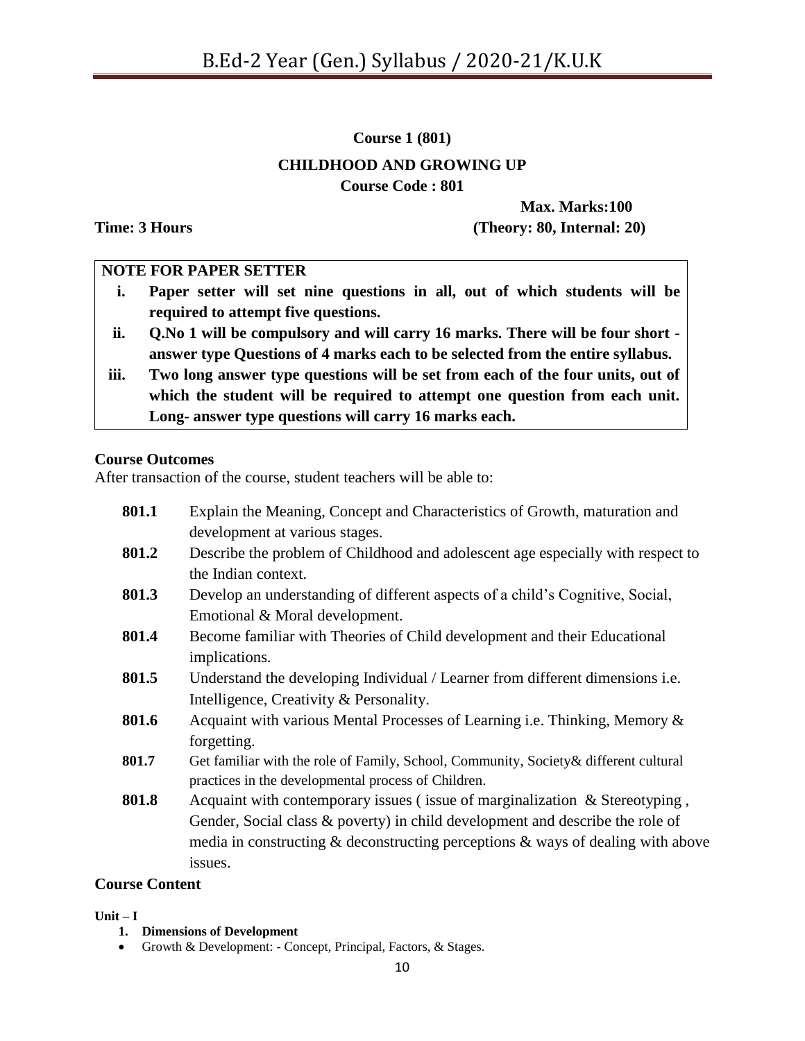**Course 1 (801)**

## CHILDHOOD AND GROWING UP

**Course Code : 801**

**Max. Marks:100**

**Time: 3 Hours** **(Theory: 80, Internal: 20)**

**NOTE FOR PAPER SETTER**

i. **Paper setter will set nine questions in all, out of which students will be required to attempt five questions.**

ii. **Q.No 1 will be compulsory and will carry 16 marks. There will be four short - answer type Questions of 4 marks each to be selected from the entire syllabus.**

iii. **Two long answer type questions will be set from each of the four units, out of which the student will be required to attempt one question from each unit. Long- answer type questions will carry 16 marks each.**

**Course Outcomes**

After transaction of the course, student teachers will be able to:

| | |
|---|---|
| **801.1** | Explain the Meaning, Concept and Characteristics of Growth, maturation and development at various stages. |
| **801.2** | Describe the problem of Childhood and adolescent age especially with respect to the Indian context. |
| **801.3** | Develop an understanding of different aspects of a child's Cognitive, Social, Emotional & Moral development. |
| **801.4** | Become familiar with Theories of Child development and their Educational implications. |
| **801.5** | Understand the developing Individual / Learner from different dimensions i.e. Intelligence, Creativity & Personality. |
| **801.6** | Acquaint with various Mental Processes of Learning i.e. Thinking, Memory & forgetting. |
| **801.7** | Get familiar with the role of Family, School, Community, Society& different cultural practices in the developmental process of Children. |
| **801.8** | Acquaint with contemporary issues ( issue of marginalization & Stereotyping , Gender, Social class & poverty) in child development and describe the role of media in constructing & deconstructing perceptions & ways of dealing with above issues. |

**Course Content**

**Unit – I**

1. **Dimensions of Development**

- Growth & Development: - Concept, Principal, Factors, & Stages.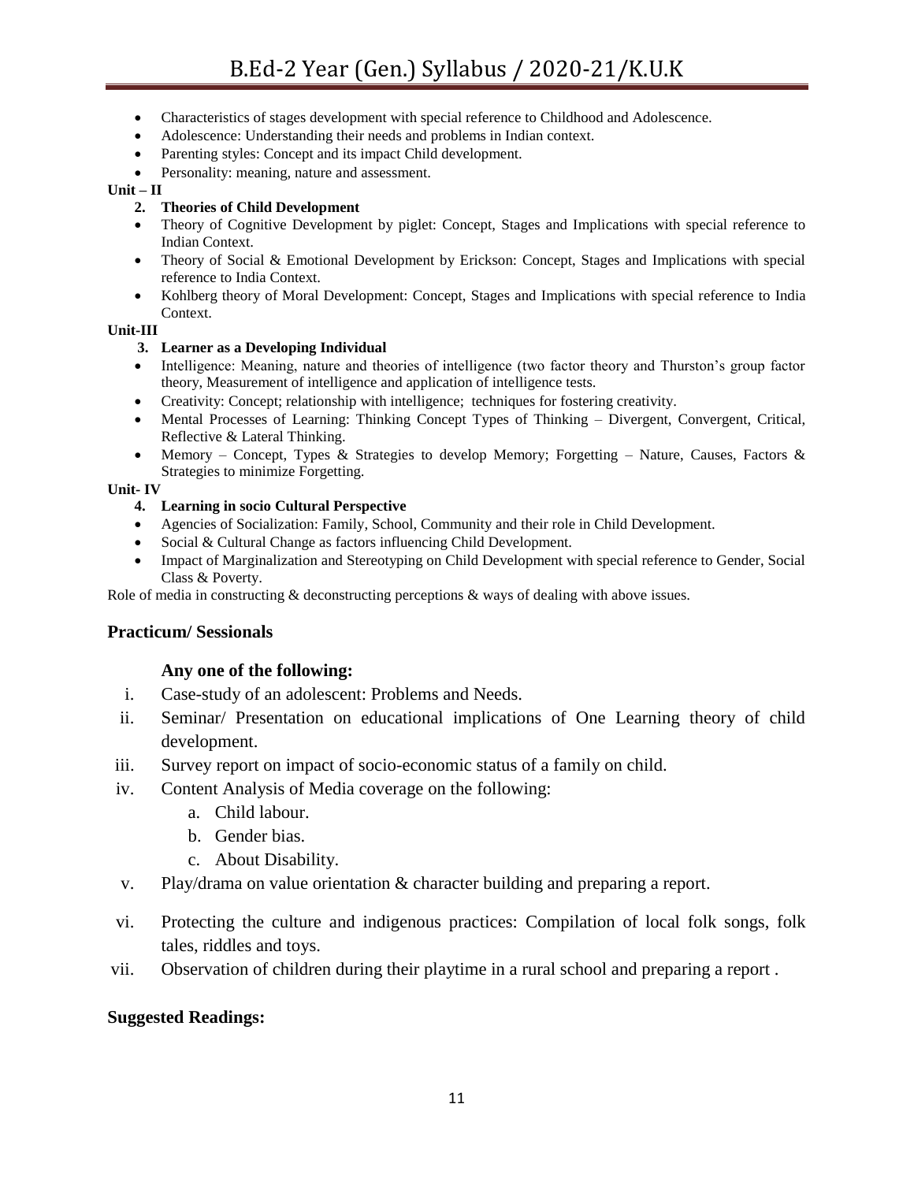- Characteristics of stages development with special reference to Childhood and Adolescence.
- Adolescence: Understanding their needs and problems in Indian context.
- Parenting styles: Concept and its impact Child development.
- Personality: meaning, nature and assessment.

**Unit – II**

**2. Theories of Child Development**

- Theory of Cognitive Development by piglet: Concept, Stages and Implications with special reference to Indian Context.
- Theory of Social & Emotional Development by Erickson: Concept, Stages and Implications with special reference to India Context.
- Kohlberg theory of Moral Development: Concept, Stages and Implications with special reference to India Context.

**Unit-III**

**3. Learner as a Developing Individual**

- Intelligence: Meaning, nature and theories of intelligence (two factor theory and Thurston's group factor theory, Measurement of intelligence and application of intelligence tests.
- Creativity: Concept; relationship with intelligence; techniques for fostering creativity.
- Mental Processes of Learning: Thinking Concept Types of Thinking – Divergent, Convergent, Critical, Reflective & Lateral Thinking.
- Memory – Concept, Types & Strategies to develop Memory; Forgetting – Nature, Causes, Factors & Strategies to minimize Forgetting.

**Unit- IV**

**4. Learning in socio Cultural Perspective**

- Agencies of Socialization: Family, School, Community and their role in Child Development.
- Social & Cultural Change as factors influencing Child Development.
- Impact of Marginalization and Stereotyping on Child Development with special reference to Gender, Social Class & Poverty.

Role of media in constructing & deconstructing perceptions & ways of dealing with above issues.

## Practicum/ Sessionals

**Any one of the following:**

i. Case-study of an adolescent: Problems and Needs.
ii. Seminar/ Presentation on educational implications of One Learning theory of child development.
iii. Survey report on impact of socio-economic status of a family on child.
iv. Content Analysis of Media coverage on the following:
   a. Child labour.
   b. Gender bias.
   c. About Disability.
v. Play/drama on value orientation & character building and preparing a report.
vi. Protecting the culture and indigenous practices: Compilation of local folk songs, folk tales, riddles and toys.
vii. Observation of children during their playtime in a rural school and preparing a report .

## Suggested Readings: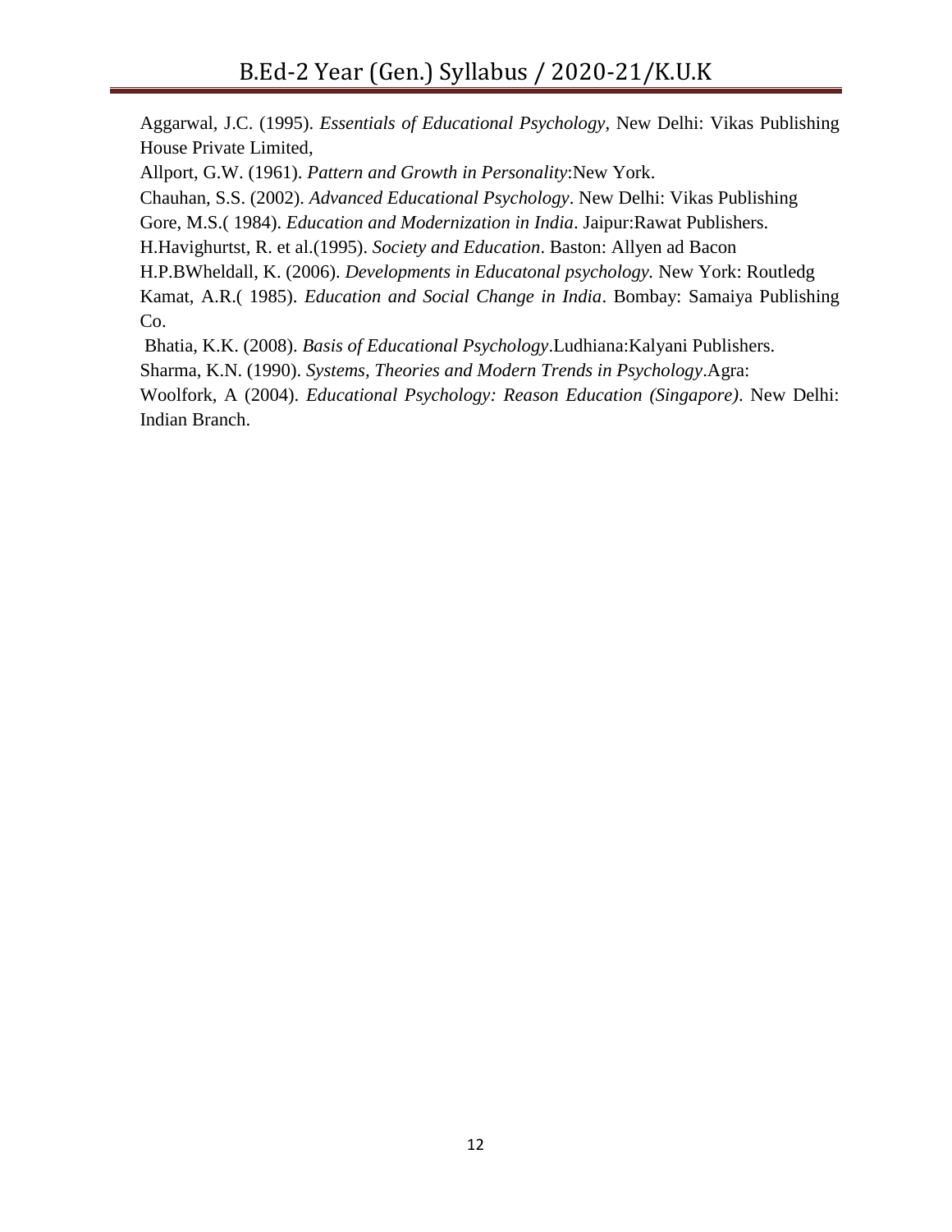Aggarwal, J.C. (1995). *Essentials of Educational Psychology*, New Delhi: Vikas Publishing House Private Limited,

Allport, G.W. (1961). *Pattern and Growth in Personality*:New York.

Chauhan, S.S. (2002). *Advanced Educational Psychology*. New Delhi: Vikas Publishing

Gore, M.S.( 1984). *Education and Modernization in India*. Jaipur:Rawat Publishers.

H.Havighurtst, R. et al.(1995). *Society and Education*. Baston: Allyen ad Bacon

H.P.BWheldall, K. (2006). *Developments in Educatonal psychology.* New York: Routledg

Kamat, A.R.( 1985). *Education and Social Change in India*. Bombay: Samaiya Publishing Co.

Bhatia, K.K. (2008). *Basis of Educational Psychology*.Ludhiana:Kalyani Publishers.

Sharma, K.N. (1990). *Systems, Theories and Modern Trends in Psychology*.Agra:

Woolfork, A (2004). *Educational Psychology: Reason Education (Singapore)*. New Delhi: Indian Branch.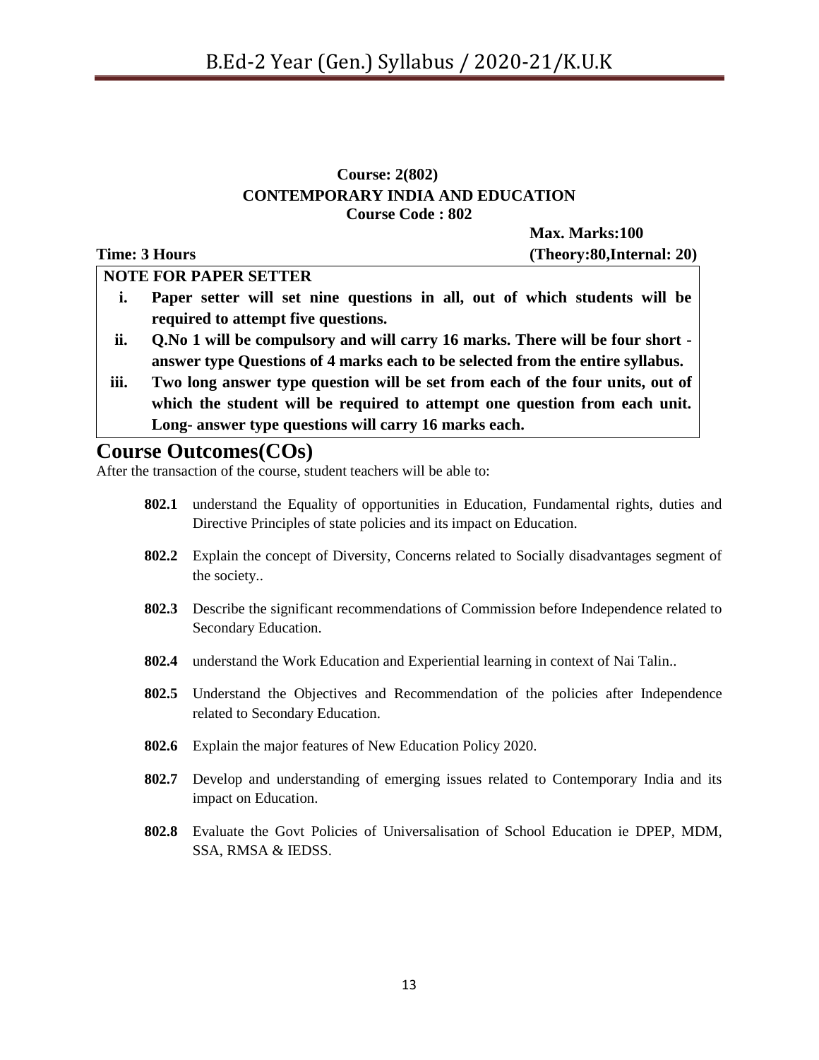**Course: 2(802)**
**CONTEMPORARY INDIA AND EDUCATION**
**Course Code : 802**

**Time: 3 Hours** **Max. Marks:100**
**(Theory:80,Internal: 20)**

**NOTE FOR PAPER SETTER**

i. **Paper setter will set nine questions in all, out of which students will be required to attempt five questions.**
ii. **Q.No 1 will be compulsory and will carry 16 marks. There will be four short - answer type Questions of 4 marks each to be selected from the entire syllabus.**
iii. **Two long answer type question will be set from each of the four units, out of which the student will be required to attempt one question from each unit. Long- answer type questions will carry 16 marks each.**

## Course Outcomes(COs)

After the transaction of the course, student teachers will be able to:

- **802.1** understand the Equality of opportunities in Education, Fundamental rights, duties and Directive Principles of state policies and its impact on Education.
- **802.2** Explain the concept of Diversity, Concerns related to Socially disadvantages segment of the society..
- **802.3** Describe the significant recommendations of Commission before Independence related to Secondary Education.
- **802.4** understand the Work Education and Experiential learning in context of Nai Talin..
- **802.5** Understand the Objectives and Recommendation of the policies after Independence related to Secondary Education.
- **802.6** Explain the major features of New Education Policy 2020.
- **802.7** Develop and understanding of emerging issues related to Contemporary India and its impact on Education.
- **802.8** Evaluate the Govt Policies of Universalisation of School Education ie DPEP, MDM, SSA, RMSA & IEDSS.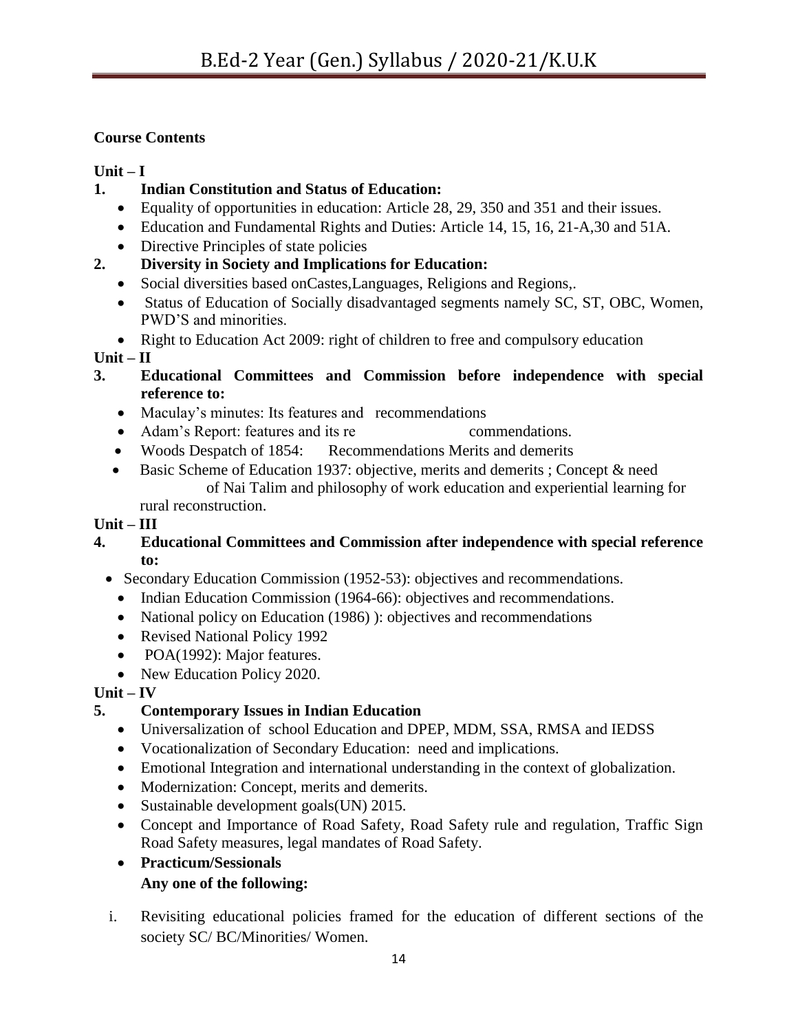**Course Contents**

**Unit – I**

**1. Indian Constitution and Status of Education:**

- Equality of opportunities in education: Article 28, 29, 350 and 351 and their issues.
- Education and Fundamental Rights and Duties: Article 14, 15, 16, 21-A,30 and 51A.
- Directive Principles of state policies

**2. Diversity in Society and Implications for Education:**

- Social diversities based onCastes,Languages, Religions and Regions,.
- Status of Education of Socially disadvantaged segments namely SC, ST, OBC, Women, PWD'S and minorities.
- Right to Education Act 2009: right of children to free and compulsory education

**Unit – II**

**3. Educational Committees and Commission before independence with special reference to:**

- Maculay's minutes: Its features and recommendations
- Adam's Report: features and its re commendations.
- Woods Despatch of 1854: Recommendations Merits and demerits
- Basic Scheme of Education 1937: objective, merits and demerits ; Concept & need of Nai Talim and philosophy of work education and experiential learning for rural reconstruction.

**Unit – III**

**4. Educational Committees and Commission after independence with special reference to:**

- Secondary Education Commission (1952-53): objectives and recommendations.
- Indian Education Commission (1964-66): objectives and recommendations.
- National policy on Education (1986) ): objectives and recommendations
- Revised National Policy 1992
- POA(1992): Major features.
- New Education Policy 2020.

**Unit – IV**

**5. Contemporary Issues in Indian Education**

- Universalization of school Education and DPEP, MDM, SSA, RMSA and IEDSS
- Vocationalization of Secondary Education: need and implications.
- Emotional Integration and international understanding in the context of globalization.
- Modernization: Concept, merits and demerits.
- Sustainable development goals(UN) 2015.
- Concept and Importance of Road Safety, Road Safety rule and regulation, Traffic Sign Road Safety measures, legal mandates of Road Safety.
- **Practicum/Sessionals**

  **Any one of the following:**

i. Revisiting educational policies framed for the education of different sections of the society SC/ BC/Minorities/ Women.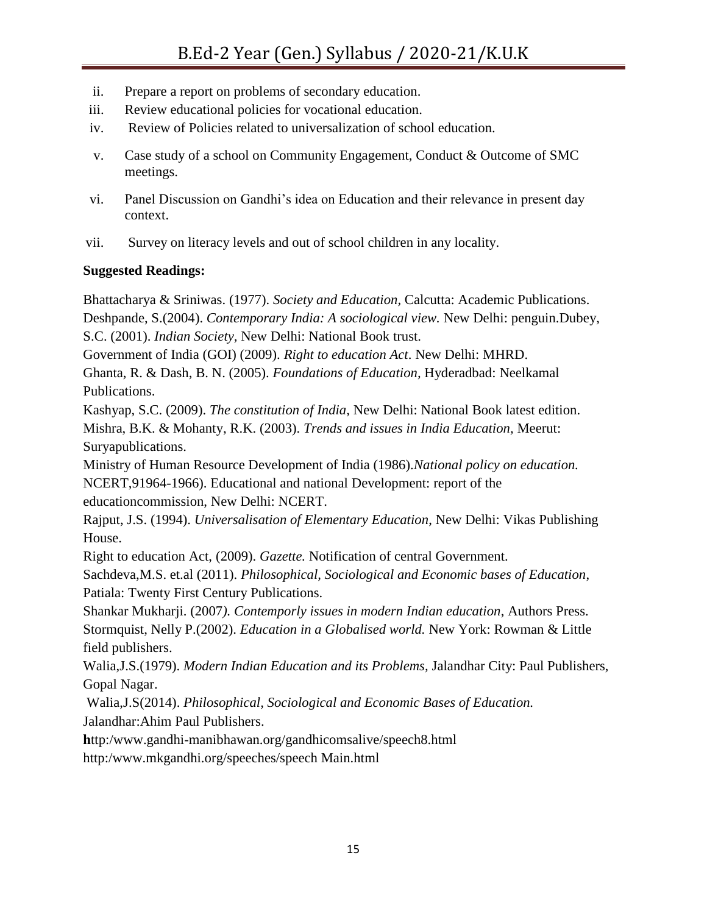ii. Prepare a report on problems of secondary education.
iii. Review educational policies for vocational education.
iv. Review of Policies related to universalization of school education.
v. Case study of a school on Community Engagement, Conduct & Outcome of SMC meetings.
vi. Panel Discussion on Gandhi's idea on Education and their relevance in present day context.
vii. Survey on literacy levels and out of school children in any locality.

**Suggested Readings:**

Bhattacharya & Sriniwas. (1977). *Society and Education,* Calcutta: Academic Publications.
Deshpande, S.(2004). *Contemporary India: A sociological view.* New Delhi: penguin.Dubey, S.C. (2001). *Indian Society,* New Delhi: National Book trust.
Government of India (GOI) (2009). *Right to education Act*. New Delhi: MHRD.
Ghanta, R. & Dash, B. N. (2005). *Foundations of Education,* Hyderadbad: Neelkamal Publications.
Kashyap, S.C. (2009). *The constitution of India,* New Delhi: National Book latest edition.
Mishra, B.K. & Mohanty, R.K. (2003). *Trends and issues in India Education,* Meerut: Suryapublications.
Ministry of Human Resource Development of India (1986).*National policy on education.*
NCERT,91964-1966). Educational and national Development: report of the educationcommission, New Delhi: NCERT.
Rajput, J.S. (1994). *Universalisation of Elementary Education*, New Delhi: Vikas Publishing House.
Right to education Act, (2009). *Gazette.* Notification of central Government.
Sachdeva,M.S. et.al (2011). *Philosophical, Sociological and Economic bases of Education,* Patiala: Twenty First Century Publications.
Shankar Mukharji. (2007*). Contemporly issues in modern Indian education*, Authors Press.
Stormquist, Nelly P.(2002). *Education in a Globalised world.* New York: Rowman & Little field publishers.
Walia,J.S.(1979). *Modern Indian Education and its Problems*, Jalandhar City: Paul Publishers, Gopal Nagar.
Walia,J.S(2014). *Philosophical, Sociological and Economic Bases of Education.* Jalandhar:Ahim Paul Publishers.
**h**ttp:/www.gandhi-manibhawan.org/gandhicomsalive/speech8.html
http:/www.mkgandhi.org/speeches/speech Main.html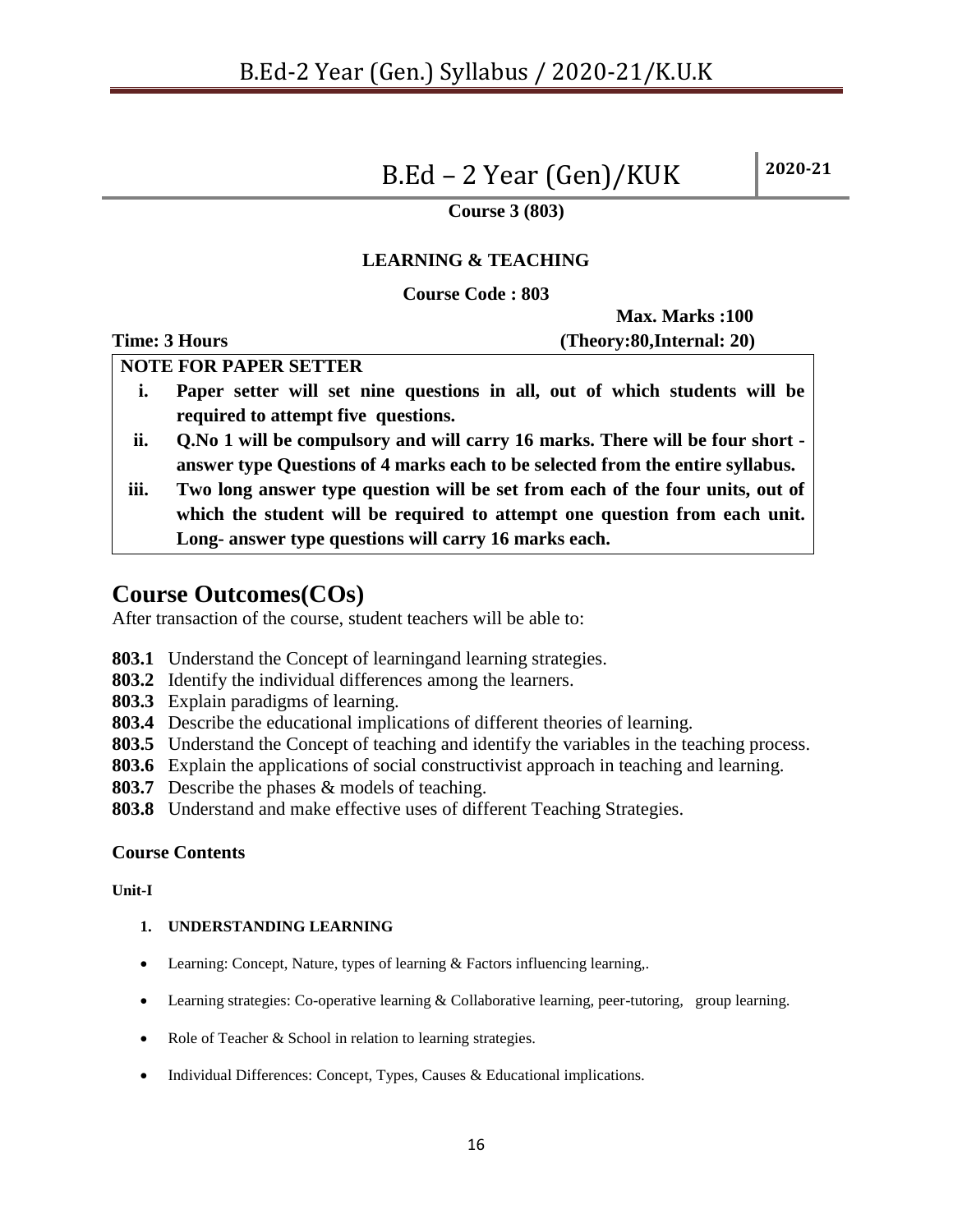# B.Ed – 2 Year (Gen)/KUK 2020-21

**Course 3 (803)**

**LEARNING & TEACHING**

**Course Code : 803**

**Max. Marks :100**

**Time: 3 Hours** **(Theory:80,Internal: 20)**

**NOTE FOR PAPER SETTER**

- **i. Paper setter will set nine questions in all, out of which students will be required to attempt five questions.**
- **ii. Q.No 1 will be compulsory and will carry 16 marks. There will be four short - answer type Questions of 4 marks each to be selected from the entire syllabus.**
- **iii. Two long answer type question will be set from each of the four units, out of which the student will be required to attempt one question from each unit. Long- answer type questions will carry 16 marks each.**

## Course Outcomes(COs)

After transaction of the course, student teachers will be able to:

**803.1** Understand the Concept of learningand learning strategies.
**803.2** Identify the individual differences among the learners.
**803.3** Explain paradigms of learning.
**803.4** Describe the educational implications of different theories of learning.
**803.5** Understand the Concept of teaching and identify the variables in the teaching process.
**803.6** Explain the applications of social constructivist approach in teaching and learning.
**803.7** Describe the phases & models of teaching.
**803.8** Understand and make effective uses of different Teaching Strategies.

### Course Contents

**Unit-I**

**1. UNDERSTANDING LEARNING**

- Learning: Concept, Nature, types of learning & Factors influencing learning,.
- Learning strategies: Co-operative learning & Collaborative learning, peer-tutoring, group learning.
- Role of Teacher & School in relation to learning strategies.
- Individual Differences: Concept, Types, Causes & Educational implications.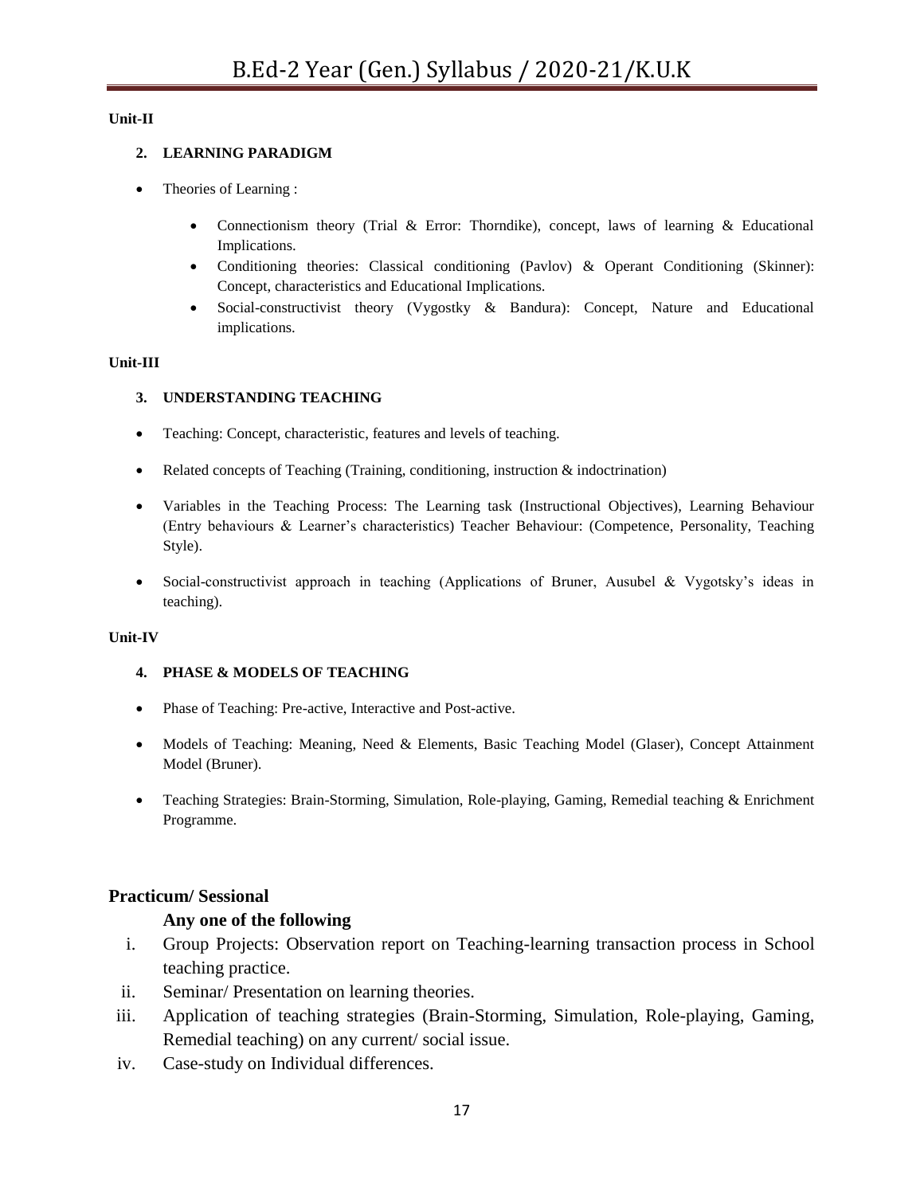**Unit-II**

**2. LEARNING PARADIGM**

- Theories of Learning :
  - Connectionism theory (Trial & Error: Thorndike), concept, laws of learning & Educational Implications.
  - Conditioning theories: Classical conditioning (Pavlov) & Operant Conditioning (Skinner): Concept, characteristics and Educational Implications.
  - Social-constructivist theory (Vygostky & Bandura): Concept, Nature and Educational implications.

**Unit-III**

**3. UNDERSTANDING TEACHING**

- Teaching: Concept, characteristic, features and levels of teaching.
- Related concepts of Teaching (Training, conditioning, instruction & indoctrination)
- Variables in the Teaching Process: The Learning task (Instructional Objectives), Learning Behaviour (Entry behaviours & Learner's characteristics) Teacher Behaviour: (Competence, Personality, Teaching Style).
- Social-constructivist approach in teaching (Applications of Bruner, Ausubel & Vygotsky's ideas in teaching).

**Unit-IV**

**4. PHASE & MODELS OF TEACHING**

- Phase of Teaching: Pre-active, Interactive and Post-active.
- Models of Teaching: Meaning, Need & Elements, Basic Teaching Model (Glaser), Concept Attainment Model (Bruner).
- Teaching Strategies: Brain-Storming, Simulation, Role-playing, Gaming, Remedial teaching & Enrichment Programme.

## Practicum/ Sessional

**Any one of the following**

i. Group Projects: Observation report on Teaching-learning transaction process in School teaching practice.
ii. Seminar/ Presentation on learning theories.
iii. Application of teaching strategies (Brain-Storming, Simulation, Role-playing, Gaming, Remedial teaching) on any current/ social issue.
iv. Case-study on Individual differences.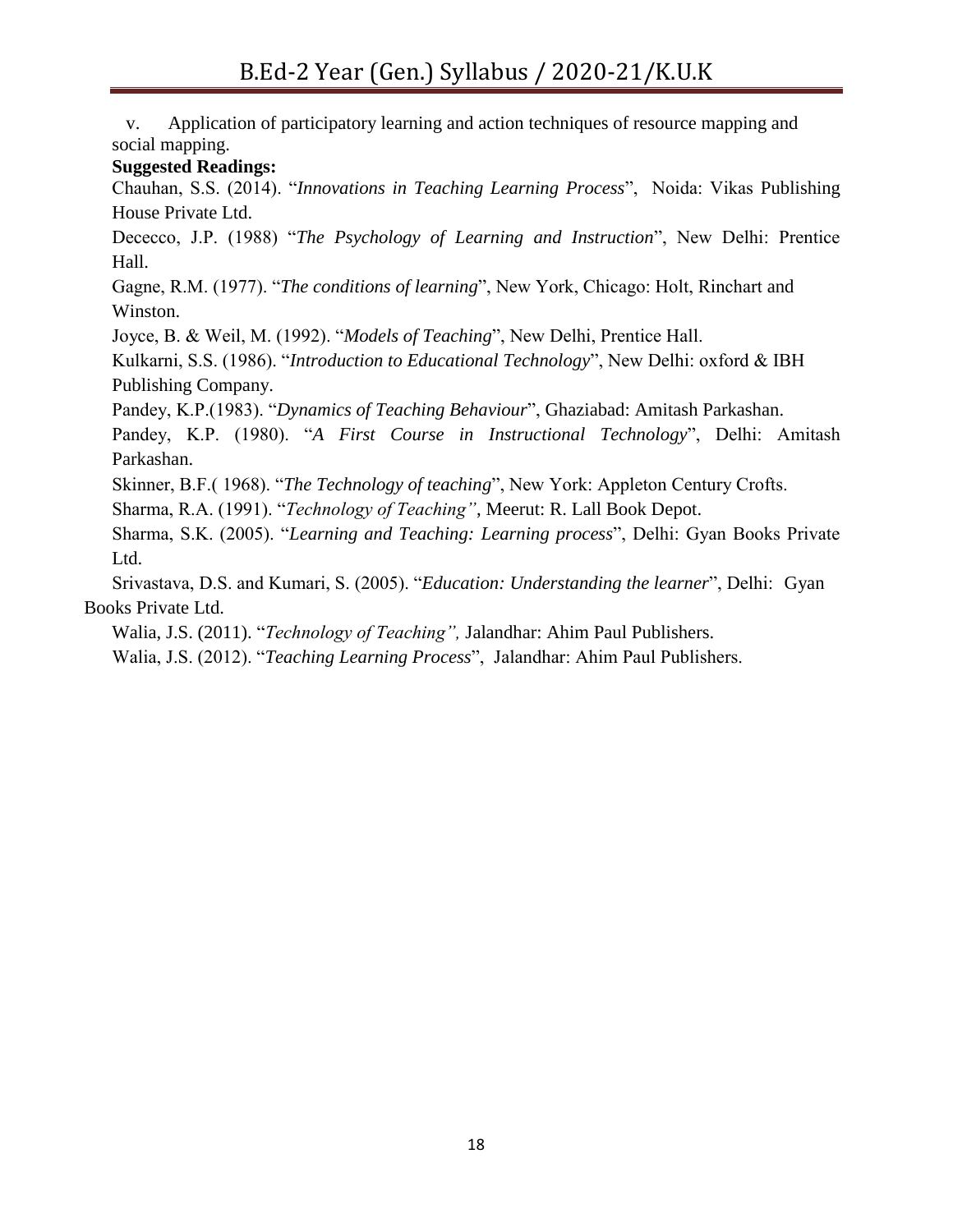v. Application of participatory learning and action techniques of resource mapping and social mapping.

**Suggested Readings:**

Chauhan, S.S. (2014). "*Innovations in Teaching Learning Process*", Noida: Vikas Publishing House Private Ltd.

Dececco, J.P. (1988) "*The Psychology of Learning and Instruction*", New Delhi: Prentice Hall.

Gagne, R.M. (1977). "*The conditions of learning*", New York, Chicago: Holt, Rinchart and Winston.

Joyce, B. & Weil, M. (1992). "*Models of Teaching*", New Delhi, Prentice Hall.

Kulkarni, S.S. (1986). "*Introduction to Educational Technology*", New Delhi: oxford & IBH Publishing Company.

Pandey, K.P.(1983). "*Dynamics of Teaching Behaviour*", Ghaziabad: Amitash Parkashan.

Pandey, K.P. (1980). "*A First Course in Instructional Technology*", Delhi: Amitash Parkashan.

Skinner, B.F.( 1968). "*The Technology of teaching*", New York: Appleton Century Crofts.

Sharma, R.A. (1991). "*Technology of Teaching"*, Meerut: R. Lall Book Depot.

Sharma, S.K. (2005). "*Learning and Teaching: Learning process*", Delhi: Gyan Books Private Ltd.

Srivastava, D.S. and Kumari, S. (2005). "*Education: Understanding the learner*", Delhi: Gyan Books Private Ltd.

Walia, J.S. (2011). "*Technology of Teaching",* Jalandhar: Ahim Paul Publishers.

Walia, J.S. (2012). "*Teaching Learning Process*", Jalandhar: Ahim Paul Publishers.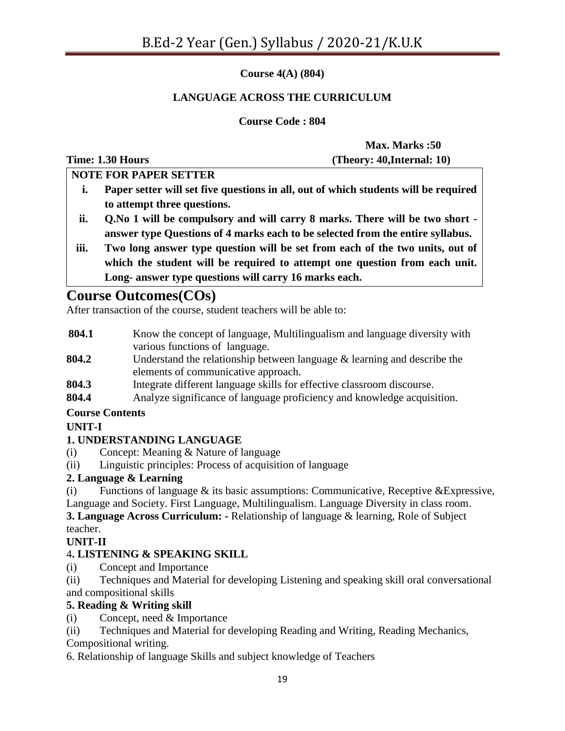**Course 4(A) (804)**

**LANGUAGE ACROSS THE CURRICULUM**

**Course Code : 804**

**Max. Marks :50**

**Time: 1.30 Hours** **(Theory: 40,Internal: 10)**

**NOTE FOR PAPER SETTER**

- **i. Paper setter will set five questions in all, out of which students will be required to attempt three questions.**
- **ii. Q.No 1 will be compulsory and will carry 8 marks. There will be two short - answer type Questions of 4 marks each to be selected from the entire syllabus.**
- **iii. Two long answer type question will be set from each of the two units, out of which the student will be required to attempt one question from each unit. Long- answer type questions will carry 16 marks each.**

## Course Outcomes(COs)

After transaction of the course, student teachers will be able to:

| | |
|---|---|
| **804.1** | Know the concept of language, Multilingualism and language diversity with various functions of language. |
| **804.2** | Understand the relationship between language & learning and describe the elements of communicative approach. |
| **804.3** | Integrate different language skills for effective classroom discourse. |
| **804.4** | Analyze significance of language proficiency and knowledge acquisition. |

**Course Contents**

**UNIT-I**

**1. UNDERSTANDING LANGUAGE**

(i) Concept: Meaning & Nature of language

(ii) Linguistic principles: Process of acquisition of language

**2. Language & Learning**

(i) Functions of language & its basic assumptions: Communicative, Receptive &Expressive, Language and Society. First Language, Multilingualism. Language Diversity in class room.

**3. Language Across Curriculum: -** Relationship of language & learning, Role of Subject teacher.

**UNIT-II**

4**. LISTENING & SPEAKING SKILL**

(i) Concept and Importance

(ii) Techniques and Material for developing Listening and speaking skill oral conversational and compositional skills

**5. Reading & Writing skill**

(i) Concept, need & Importance

(ii) Techniques and Material for developing Reading and Writing, Reading Mechanics, Compositional writing.

6. Relationship of language Skills and subject knowledge of Teachers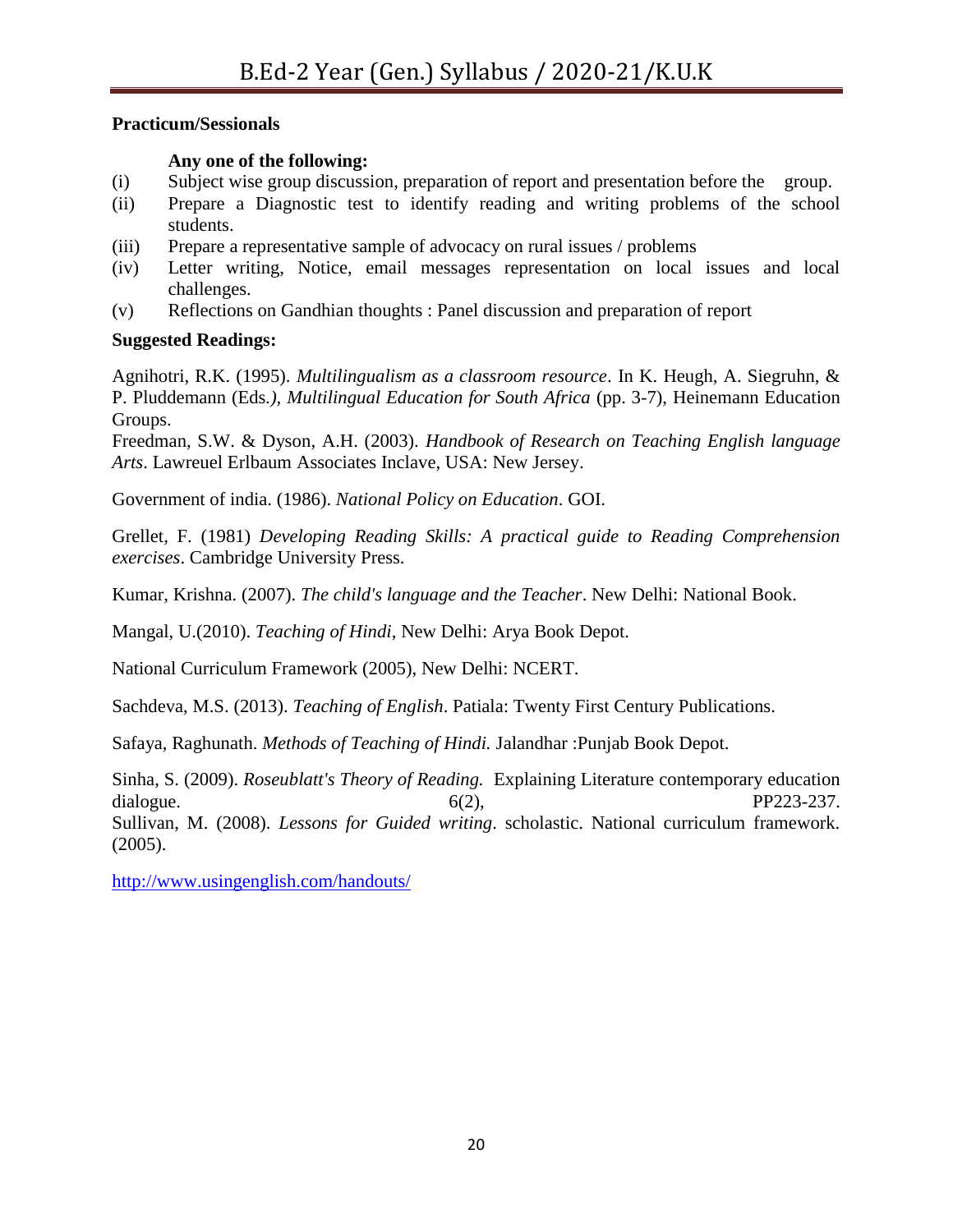**Practicum/Sessionals**

**Any one of the following:**

(i) Subject wise group discussion, preparation of report and presentation before the group.

(ii) Prepare a Diagnostic test to identify reading and writing problems of the school students.

(iii) Prepare a representative sample of advocacy on rural issues / problems

(iv) Letter writing, Notice, email messages representation on local issues and local challenges.

(v) Reflections on Gandhian thoughts : Panel discussion and preparation of report

**Suggested Readings:**

Agnihotri, R.K. (1995). *Multilingualism as a classroom resource*. In K. Heugh, A. Siegruhn, & P. Pluddemann (Eds.*), Multilingual Education for South Africa* (pp. 3-7), Heinemann Education Groups.

Freedman, S.W. & Dyson, A.H. (2003). *Handbook of Research on Teaching English language Arts*. Lawreuel Erlbaum Associates Inclave, USA: New Jersey.

Government of india. (1986). *National Policy on Education*. GOI.

Grellet, F. (1981) *Developing Reading Skills: A practical guide to Reading Comprehension exercises*. Cambridge University Press.

Kumar, Krishna. (2007). *The child's language and the Teacher*. New Delhi: National Book.

Mangal, U.(2010). *Teaching of Hindi*, New Delhi: Arya Book Depot.

National Curriculum Framework (2005), New Delhi: NCERT.

Sachdeva, M.S. (2013). *Teaching of English*. Patiala: Twenty First Century Publications.

Safaya, Raghunath. *Methods of Teaching of Hindi.* Jalandhar :Punjab Book Depot.

Sinha, S. (2009). *Roseublatt's Theory of Reading.* Explaining Literature contemporary education dialogue. 6(2), PP223-237.

Sullivan, M. (2008). *Lessons for Guided writing*. scholastic. National curriculum framework. (2005).

http://www.usingenglish.com/handouts/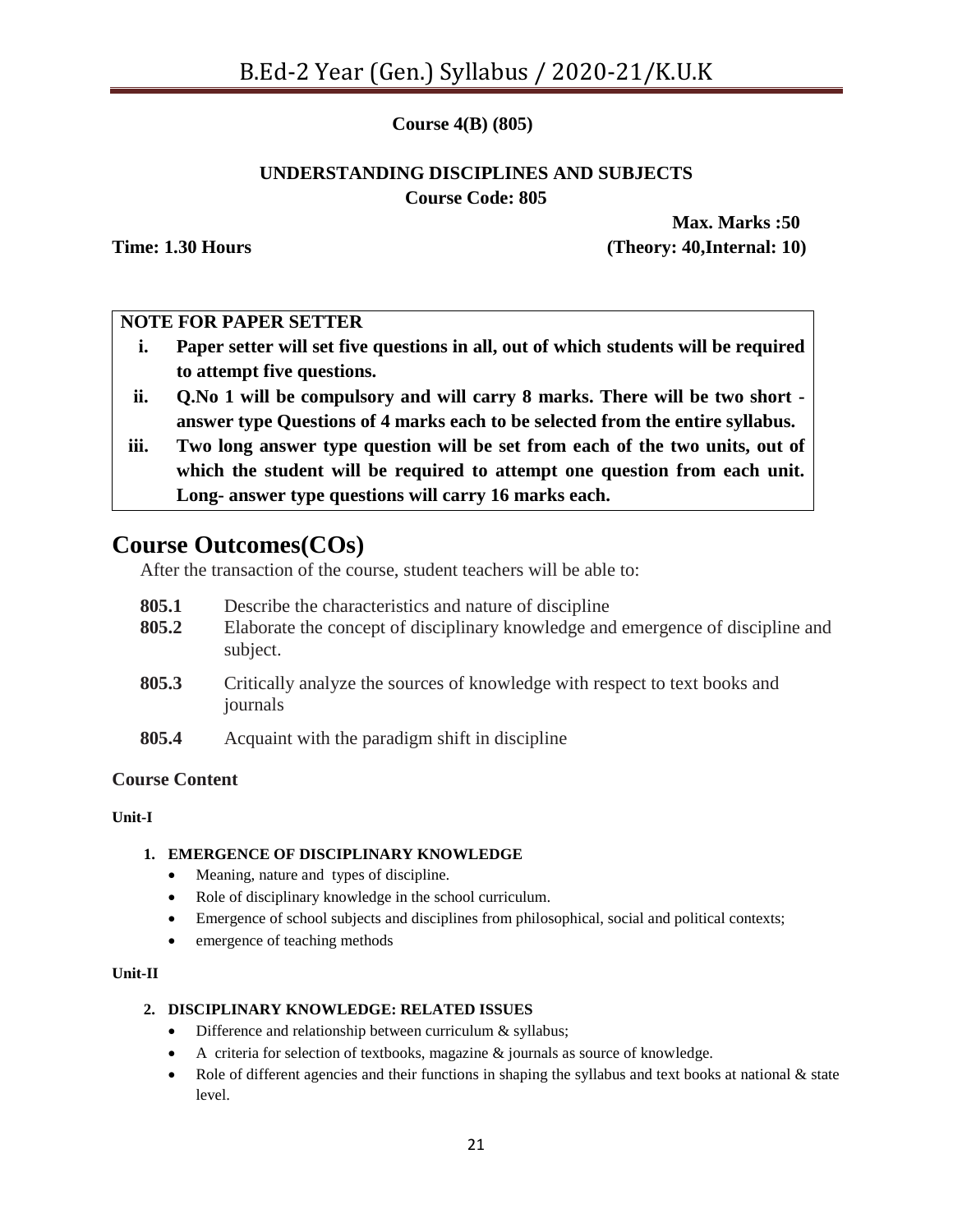**Course 4(B) (805)**

**UNDERSTANDING DISCIPLINES AND SUBJECTS**
**Course Code: 805**

**Max. Marks :50**
**Time: 1.30 Hours** **(Theory: 40,Internal: 10)**

**NOTE FOR PAPER SETTER**

i. **Paper setter will set five questions in all, out of which students will be required to attempt five questions.**
ii. **Q.No 1 will be compulsory and will carry 8 marks. There will be two short - answer type Questions of 4 marks each to be selected from the entire syllabus.**
iii. **Two long answer type question will be set from each of the two units, out of which the student will be required to attempt one question from each unit. Long- answer type questions will carry 16 marks each.**

# Course Outcomes(COs)

After the transaction of the course, student teachers will be able to:

**805.1** Describe the characteristics and nature of discipline
**805.2** Elaborate the concept of disciplinary knowledge and emergence of discipline and subject.
**805.3** Critically analyze the sources of knowledge with respect to text books and journals
**805.4** Acquaint with the paradigm shift in discipline

### Course Content

**Unit-I**

1. **EMERGENCE OF DISCIPLINARY KNOWLEDGE**
   - Meaning, nature and types of discipline.
   - Role of disciplinary knowledge in the school curriculum.
   - Emergence of school subjects and disciplines from philosophical, social and political contexts;
   - emergence of teaching methods

**Unit-II**

2. **DISCIPLINARY KNOWLEDGE: RELATED ISSUES**
   - Difference and relationship between curriculum & syllabus;
   - A criteria for selection of textbooks, magazine & journals as source of knowledge.
   - Role of different agencies and their functions in shaping the syllabus and text books at national & state level.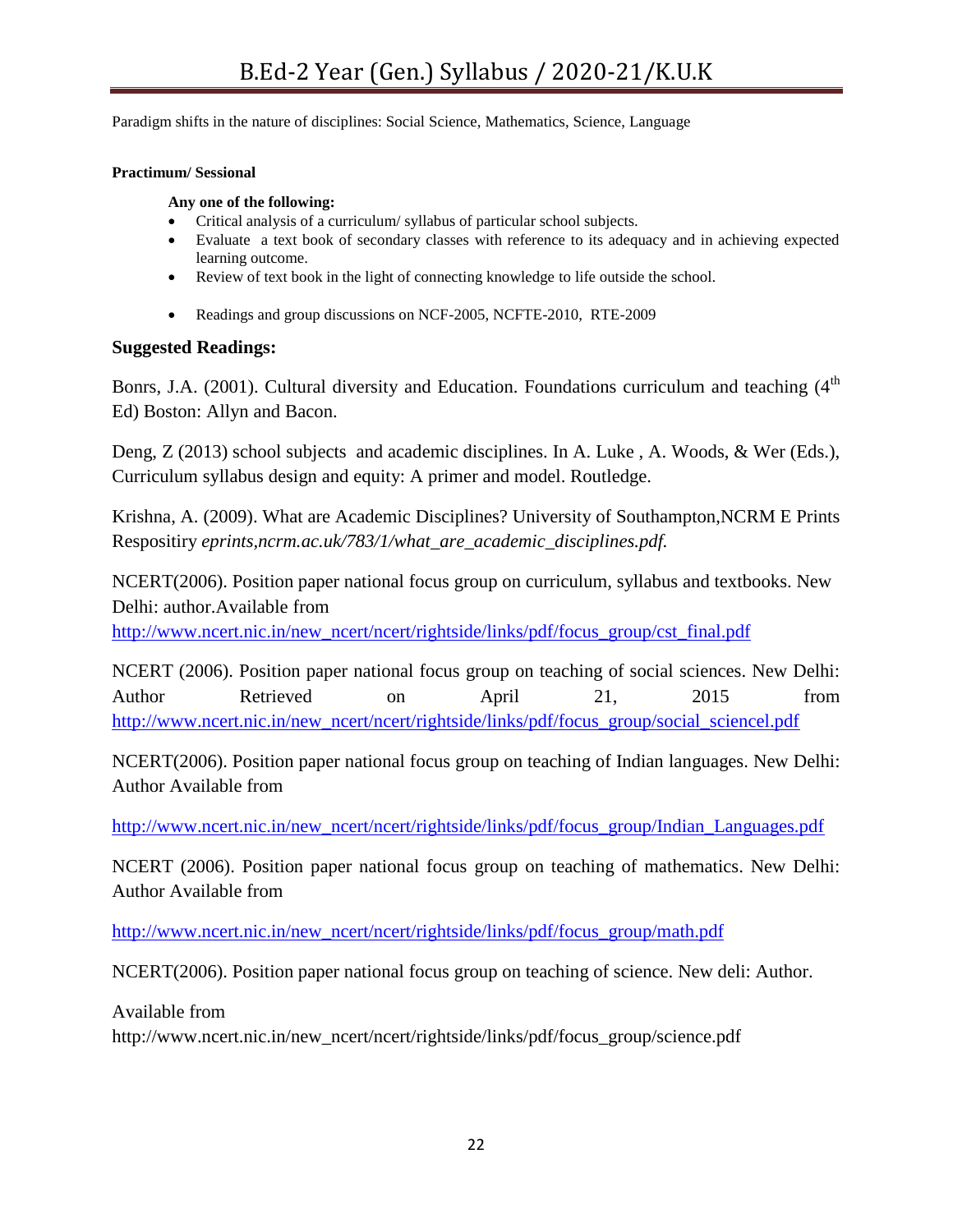Paradigm shifts in the nature of disciplines: Social Science, Mathematics, Science, Language

**Practimum/ Sessional**

**Any one of the following:**

- Critical analysis of a curriculum/ syllabus of particular school subjects.
- Evaluate a text book of secondary classes with reference to its adequacy and in achieving expected learning outcome.
- Review of text book in the light of connecting knowledge to life outside the school.
- Readings and group discussions on NCF-2005, NCFTE-2010, RTE-2009

### Suggested Readings:

Bonrs, J.A. (2001). Cultural diversity and Education. Foundations curriculum and teaching (4th Ed) Boston: Allyn and Bacon.

Deng, Z (2013) school subjects and academic disciplines. In A. Luke , A. Woods, & Wer (Eds.), Curriculum syllabus design and equity: A primer and model. Routledge.

Krishna, A. (2009). What are Academic Disciplines? University of Southampton,NCRM E Prints Respositiry *eprints,ncrm.ac.uk/783/1/what_are_academic_disciplines.pdf.*

NCERT(2006). Position paper national focus group on curriculum, syllabus and textbooks. New Delhi: author.Available from http://www.ncert.nic.in/new_ncert/ncert/rightside/links/pdf/focus_group/cst_final.pdf

NCERT (2006). Position paper national focus group on teaching of social sciences. New Delhi: Author Retrieved on April 21, 2015 from http://www.ncert.nic.in/new_ncert/ncert/rightside/links/pdf/focus_group/social_sciencel.pdf

NCERT(2006). Position paper national focus group on teaching of Indian languages. New Delhi: Author Available from

http://www.ncert.nic.in/new_ncert/ncert/rightside/links/pdf/focus_group/Indian_Languages.pdf

NCERT (2006). Position paper national focus group on teaching of mathematics. New Delhi: Author Available from

http://www.ncert.nic.in/new_ncert/ncert/rightside/links/pdf/focus_group/math.pdf

NCERT(2006). Position paper national focus group on teaching of science. New deli: Author.

Available from
http://www.ncert.nic.in/new_ncert/ncert/rightside/links/pdf/focus_group/science.pdf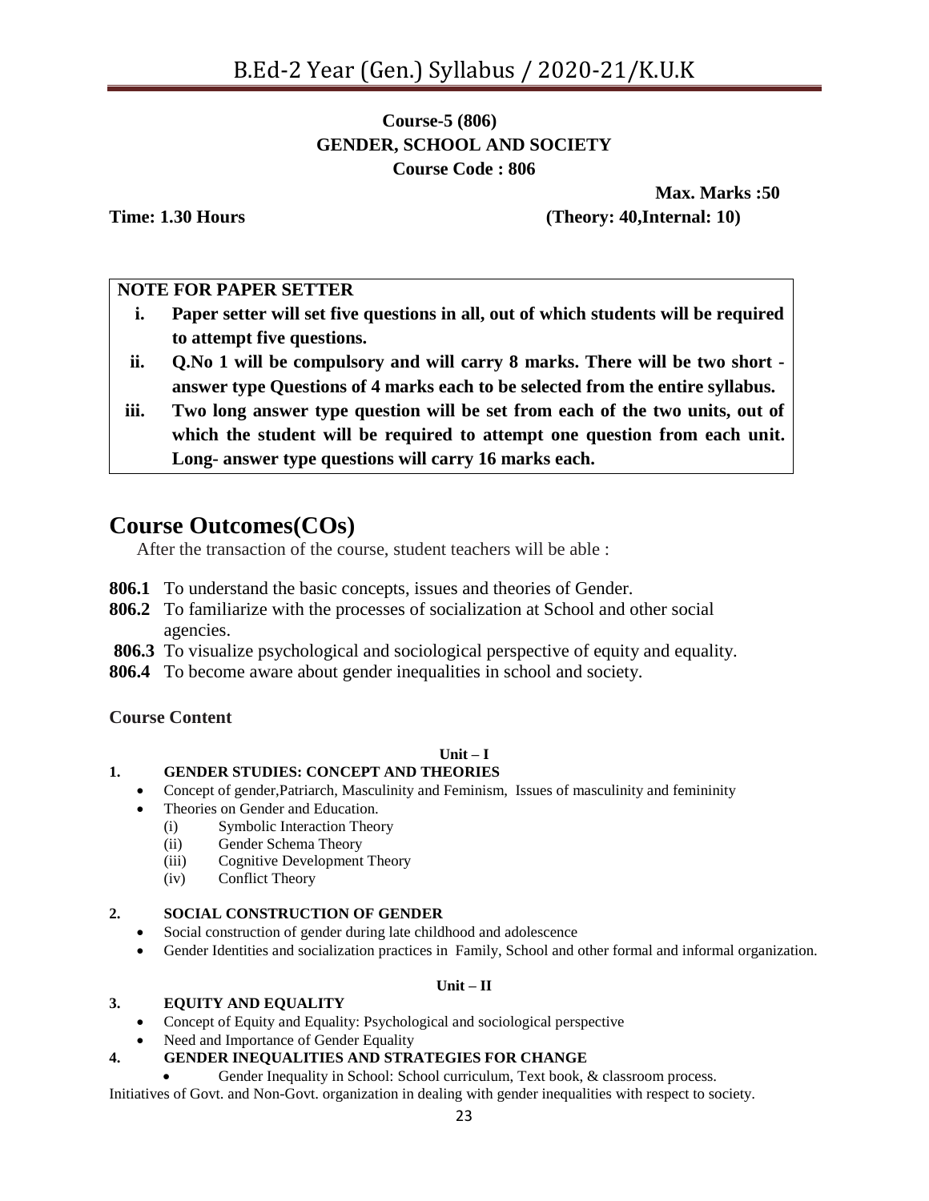**Course-5 (806)**
**GENDER, SCHOOL AND SOCIETY**
**Course Code : 806**

**Max. Marks :50**

**Time: 1.30 Hours** **(Theory: 40,Internal: 10)**

**NOTE FOR PAPER SETTER**

i. **Paper setter will set five questions in all, out of which students will be required to attempt five questions.**
ii. **Q.No 1 will be compulsory and will carry 8 marks. There will be two short - answer type Questions of 4 marks each to be selected from the entire syllabus.**
iii. **Two long answer type question will be set from each of the two units, out of which the student will be required to attempt one question from each unit. Long- answer type questions will carry 16 marks each.**

# Course Outcomes(COs)

After the transaction of the course, student teachers will be able :

**806.1** To understand the basic concepts, issues and theories of Gender.
**806.2** To familiarize with the processes of socialization at School and other social agencies.
**806.3** To visualize psychological and sociological perspective of equity and equality.
**806.4** To become aware about gender inequalities in school and society.

### Course Content

**Unit – I**

**1. GENDER STUDIES: CONCEPT AND THEORIES**

- Concept of gender,Patriarch, Masculinity and Feminism, Issues of masculinity and femininity
- Theories on Gender and Education.
  - (i) Symbolic Interaction Theory
  - (ii) Gender Schema Theory
  - (iii) Cognitive Development Theory
  - (iv) Conflict Theory

**2. SOCIAL CONSTRUCTION OF GENDER**

- Social construction of gender during late childhood and adolescence
- Gender Identities and socialization practices in Family, School and other formal and informal organization.

**Unit – II**

**3. EQUITY AND EQUALITY**

- Concept of Equity and Equality: Psychological and sociological perspective
- Need and Importance of Gender Equality

**4. GENDER INEQUALITIES AND STRATEGIES FOR CHANGE**

- Gender Inequality in School: School curriculum, Text book, & classroom process.

Initiatives of Govt. and Non-Govt. organization in dealing with gender inequalities with respect to society.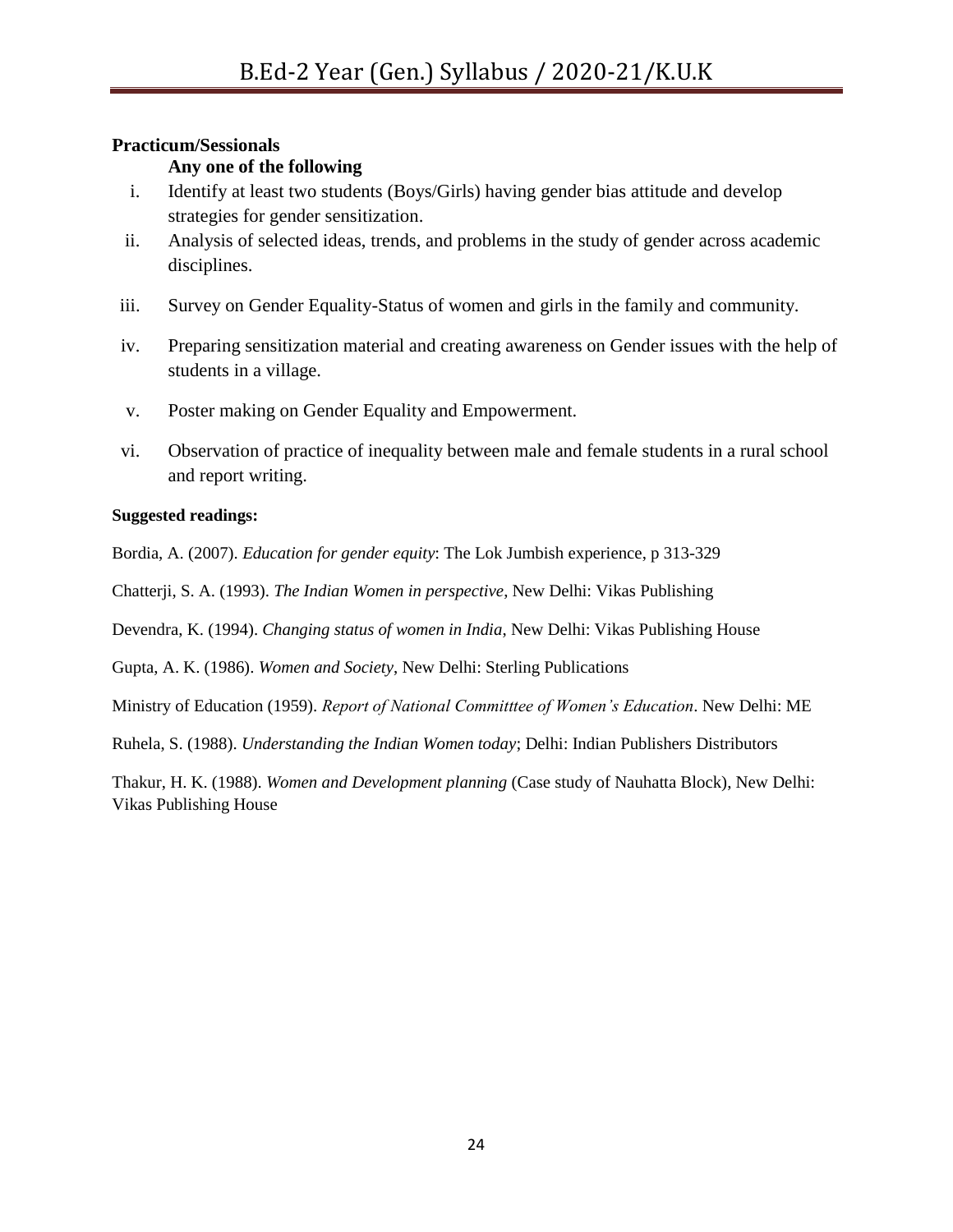**Practicum/Sessionals**

**Any one of the following**

i. Identify at least two students (Boys/Girls) having gender bias attitude and develop strategies for gender sensitization.

ii. Analysis of selected ideas, trends, and problems in the study of gender across academic disciplines.

iii. Survey on Gender Equality-Status of women and girls in the family and community.

iv. Preparing sensitization material and creating awareness on Gender issues with the help of students in a village.

v. Poster making on Gender Equality and Empowerment.

vi. Observation of practice of inequality between male and female students in a rural school and report writing.

**Suggested readings:**

Bordia, A. (2007). *Education for gender equity*: The Lok Jumbish experience, p 313-329

Chatterji, S. A. (1993). *The Indian Women in perspective*, New Delhi: Vikas Publishing

Devendra, K. (1994). *Changing status of women in India*, New Delhi: Vikas Publishing House

Gupta, A. K. (1986). *Women and Society*, New Delhi: Sterling Publications

Ministry of Education (1959). *Report of National Committtee of Women's Education*. New Delhi: ME

Ruhela, S. (1988). *Understanding the Indian Women today*; Delhi: Indian Publishers Distributors

Thakur, H. K. (1988). *Women and Development planning* (Case study of Nauhatta Block), New Delhi: Vikas Publishing House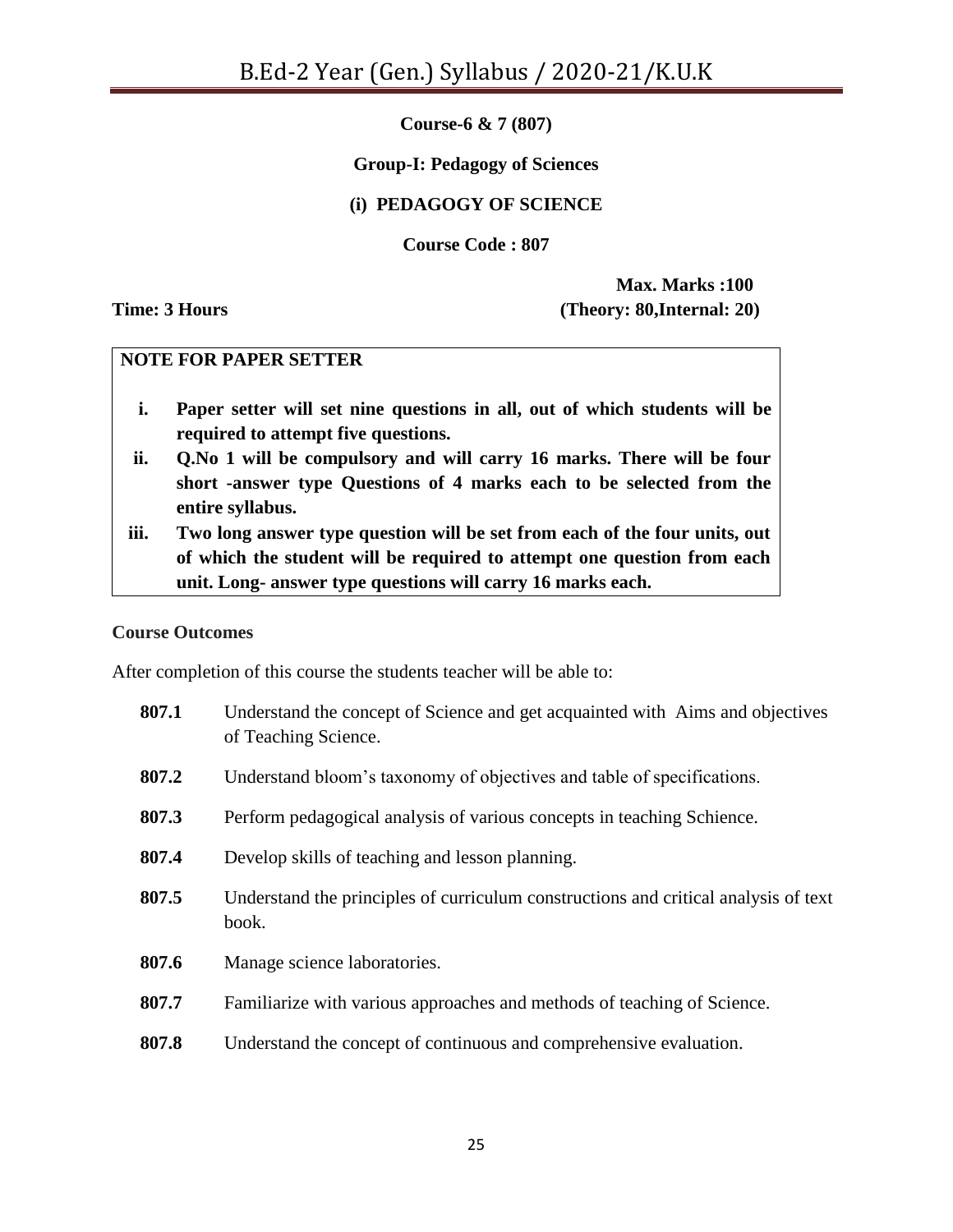**Course-6 & 7 (807)**

**Group-I: Pedagogy of Sciences**

**(i) PEDAGOGY OF SCIENCE**

**Course Code : 807**

**Max. Marks :100**

**Time: 3 Hours** **(Theory: 80,Internal: 20)**

**NOTE FOR PAPER SETTER**

i. **Paper setter will set nine questions in all, out of which students will be required to attempt five questions.**
ii. **Q.No 1 will be compulsory and will carry 16 marks. There will be four short -answer type Questions of 4 marks each to be selected from the entire syllabus.**
iii. **Two long answer type question will be set from each of the four units, out of which the student will be required to attempt one question from each unit. Long- answer type questions will carry 16 marks each.**

**Course Outcomes**

After completion of this course the students teacher will be able to:

**807.1** Understand the concept of Science and get acquainted with Aims and objectives of Teaching Science.

**807.2** Understand bloom's taxonomy of objectives and table of specifications.

**807.3** Perform pedagogical analysis of various concepts in teaching Schience.

**807.4** Develop skills of teaching and lesson planning.

**807.5** Understand the principles of curriculum constructions and critical analysis of text book.

**807.6** Manage science laboratories.

**807.7** Familiarize with various approaches and methods of teaching of Science.

**807.8** Understand the concept of continuous and comprehensive evaluation.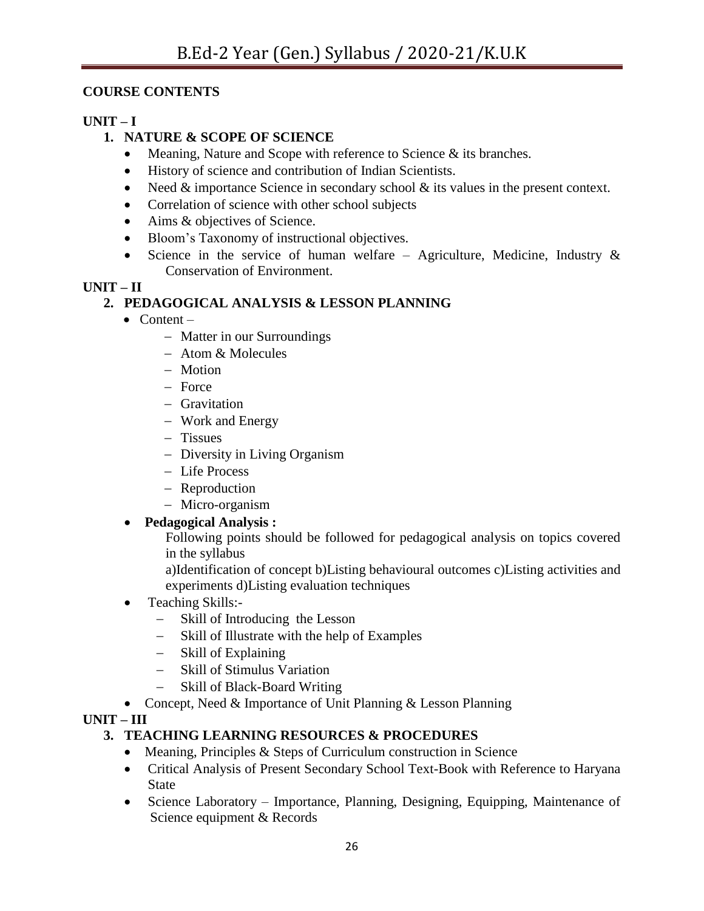## COURSE CONTENTS

### UNIT – I

#### 1. NATURE & SCOPE OF SCIENCE

- Meaning, Nature and Scope with reference to Science & its branches.
- History of science and contribution of Indian Scientists.
- Need & importance Science in secondary school & its values in the present context.
- Correlation of science with other school subjects
- Aims & objectives of Science.
- Bloom's Taxonomy of instructional objectives.
- Science in the service of human welfare – Agriculture, Medicine, Industry & Conservation of Environment.

### UNIT – II

#### 2. PEDAGOGICAL ANALYSIS & LESSON PLANNING

- Content –
  - Matter in our Surroundings
  - Atom & Molecules
  - Motion
  - Force
  - Gravitation
  - Work and Energy
  - Tissues
  - Diversity in Living Organism
  - Life Process
  - Reproduction
  - Micro-organism
- **Pedagogical Analysis :**

  Following points should be followed for pedagogical analysis on topics covered in the syllabus

  a)Identification of concept b)Listing behavioural outcomes c)Listing activities and experiments d)Listing evaluation techniques
- Teaching Skills:-
  - Skill of Introducing the Lesson
  - Skill of Illustrate with the help of Examples
  - Skill of Explaining
  - Skill of Stimulus Variation
  - Skill of Black-Board Writing
- Concept, Need & Importance of Unit Planning & Lesson Planning

### UNIT – III

#### 3. TEACHING LEARNING RESOURCES & PROCEDURES

- Meaning, Principles & Steps of Curriculum construction in Science
- Critical Analysis of Present Secondary School Text-Book with Reference to Haryana State
- Science Laboratory – Importance, Planning, Designing, Equipping, Maintenance of Science equipment & Records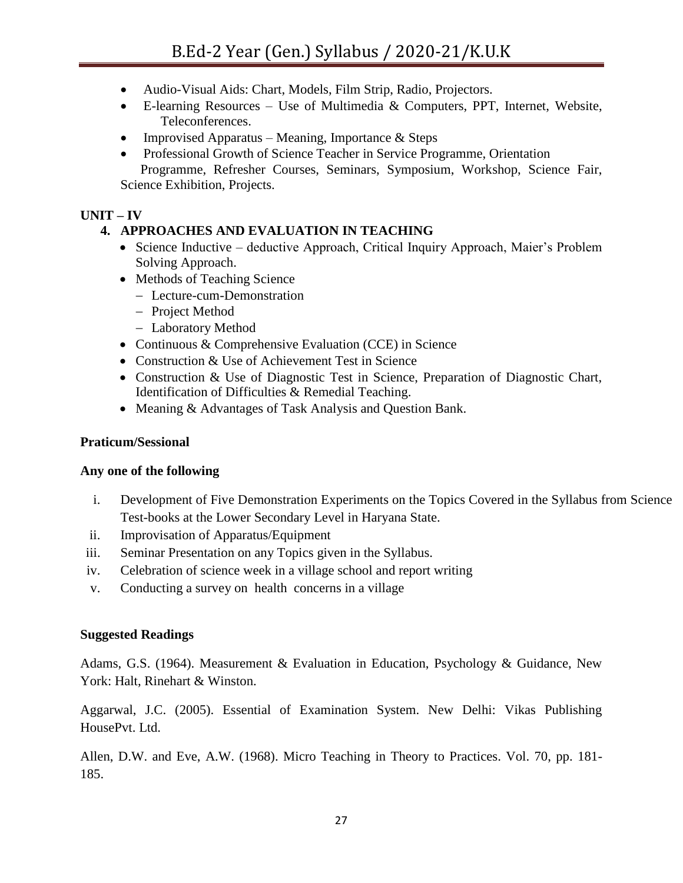- Audio-Visual Aids: Chart, Models, Film Strip, Radio, Projectors.
- E-learning Resources – Use of Multimedia & Computers, PPT, Internet, Website, Teleconferences.
- Improvised Apparatus – Meaning, Importance & Steps
- Professional Growth of Science Teacher in Service Programme, Orientation Programme, Refresher Courses, Seminars, Symposium, Workshop, Science Fair, Science Exhibition, Projects.

**UNIT – IV**

**4. APPROACHES AND EVALUATION IN TEACHING**

- Science Inductive – deductive Approach, Critical Inquiry Approach, Maier's Problem Solving Approach.
- Methods of Teaching Science
  - Lecture-cum-Demonstration
  - Project Method
  - Laboratory Method
- Continuous & Comprehensive Evaluation (CCE) in Science
- Construction & Use of Achievement Test in Science
- Construction & Use of Diagnostic Test in Science, Preparation of Diagnostic Chart, Identification of Difficulties & Remedial Teaching.
- Meaning & Advantages of Task Analysis and Question Bank.

**Praticum/Sessional**

**Any one of the following**

i. Development of Five Demonstration Experiments on the Topics Covered in the Syllabus from Science Test-books at the Lower Secondary Level in Haryana State.
ii. Improvisation of Apparatus/Equipment
iii. Seminar Presentation on any Topics given in the Syllabus.
iv. Celebration of science week in a village school and report writing
v. Conducting a survey on health concerns in a village

**Suggested Readings**

Adams, G.S. (1964). Measurement & Evaluation in Education, Psychology & Guidance, New York: Halt, Rinehart & Winston.

Aggarwal, J.C. (2005). Essential of Examination System. New Delhi: Vikas Publishing HousePvt. Ltd.

Allen, D.W. and Eve, A.W. (1968). Micro Teaching in Theory to Practices. Vol. 70, pp. 181-185.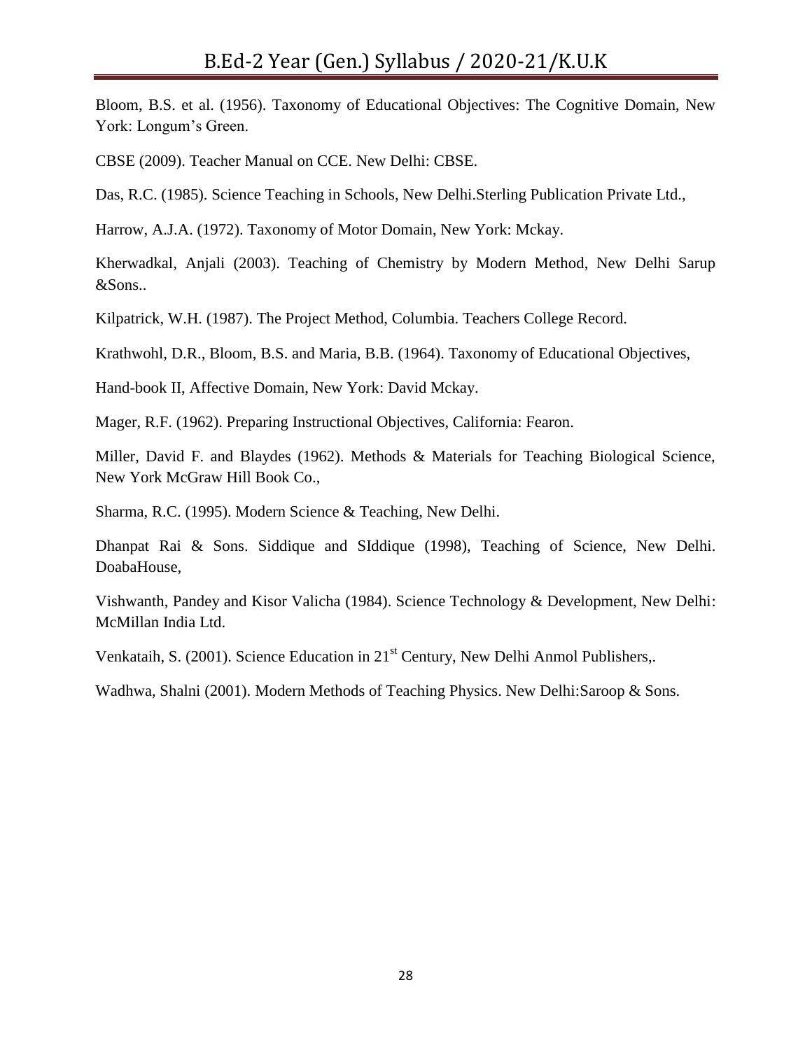Bloom, B.S. et al. (1956). Taxonomy of Educational Objectives: The Cognitive Domain, New York: Longum's Green.

CBSE (2009). Teacher Manual on CCE. New Delhi: CBSE.

Das, R.C. (1985). Science Teaching in Schools, New Delhi.Sterling Publication Private Ltd.,

Harrow, A.J.A. (1972). Taxonomy of Motor Domain, New York: Mckay.

Kherwadkal, Anjali (2003). Teaching of Chemistry by Modern Method, New Delhi Sarup &Sons..

Kilpatrick, W.H. (1987). The Project Method, Columbia. Teachers College Record.

Krathwohl, D.R., Bloom, B.S. and Maria, B.B. (1964). Taxonomy of Educational Objectives,

Hand-book II, Affective Domain, New York: David Mckay.

Mager, R.F. (1962). Preparing Instructional Objectives, California: Fearon.

Miller, David F. and Blaydes (1962). Methods & Materials for Teaching Biological Science, New York McGraw Hill Book Co.,

Sharma, R.C. (1995). Modern Science & Teaching, New Delhi.

Dhanpat Rai & Sons. Siddique and SIddique (1998), Teaching of Science, New Delhi. DoabaHouse,

Vishwanth, Pandey and Kisor Valicha (1984). Science Technology & Development, New Delhi: McMillan India Ltd.

Venkataih, S. (2001). Science Education in 21st Century, New Delhi Anmol Publishers,.

Wadhwa, Shalni (2001). Modern Methods of Teaching Physics. New Delhi:Saroop & Sons.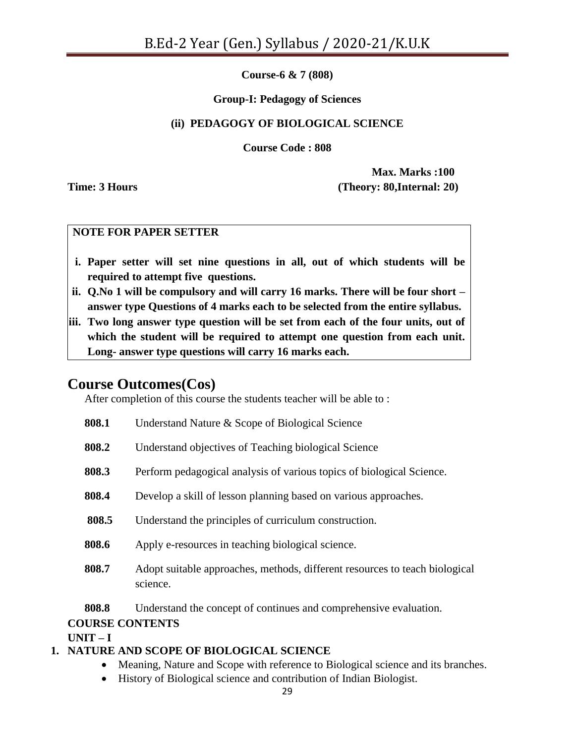**Course-6 & 7 (808)**

**Group-I: Pedagogy of Sciences**

**(ii) PEDAGOGY OF BIOLOGICAL SCIENCE**

**Course Code : 808**

**Max. Marks :100**

**Time: 3 Hours** **(Theory: 80,Internal: 20)**

| **NOTE FOR PAPER SETTER** |
|---|
| **i. Paper setter will set nine questions in all, out of which students will be required to attempt five questions.** |
| **ii. Q.No 1 will be compulsory and will carry 16 marks. There will be four short – answer type Questions of 4 marks each to be selected from the entire syllabus.** |
| **iii. Two long answer type question will be set from each of the four units, out of which the student will be required to attempt one question from each unit. Long- answer type questions will carry 16 marks each.** |

## Course Outcomes(Cos)

After completion of this course the students teacher will be able to :

**808.1** Understand Nature & Scope of Biological Science

**808.2** Understand objectives of Teaching biological Science

**808.3** Perform pedagogical analysis of various topics of biological Science.

**808.4** Develop a skill of lesson planning based on various approaches.

**808.5** Understand the principles of curriculum construction.

**808.6** Apply e-resources in teaching biological science.

**808.7** Adopt suitable approaches, methods, different resources to teach biological science.

**808.8** Understand the concept of continues and comprehensive evaluation.

**COURSE CONTENTS**

**UNIT – I**

**1. NATURE AND SCOPE OF BIOLOGICAL SCIENCE**

- Meaning, Nature and Scope with reference to Biological science and its branches.
- History of Biological science and contribution of Indian Biologist.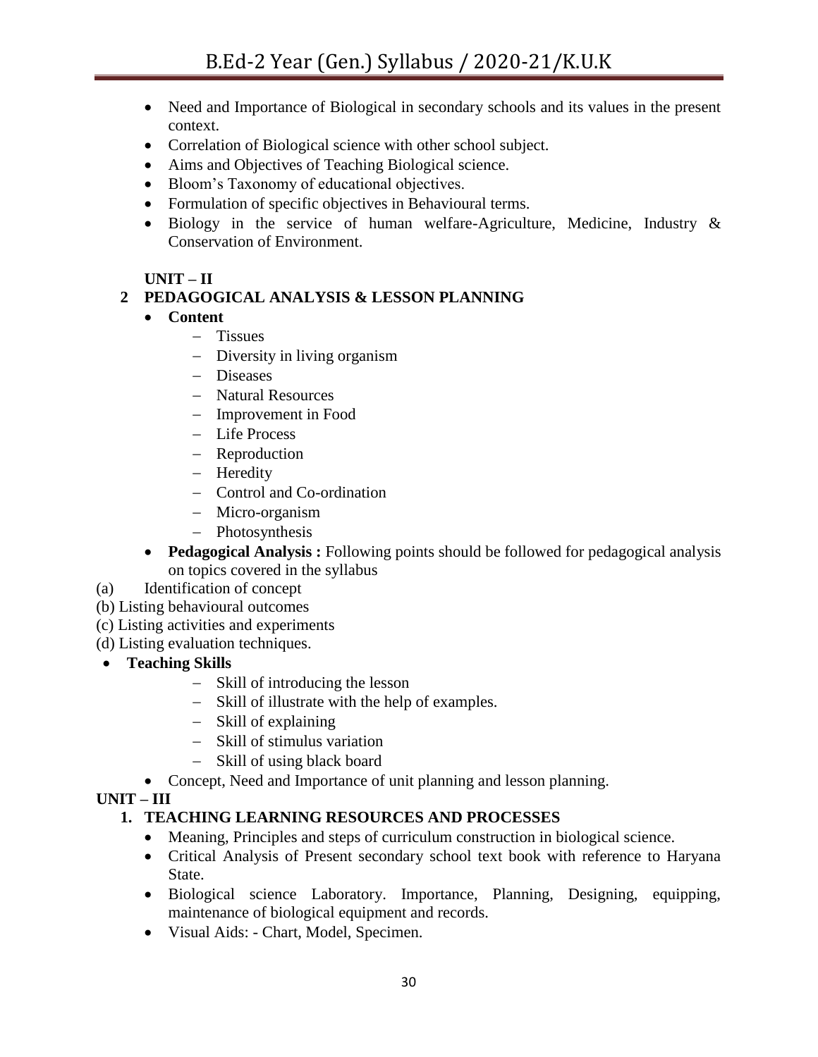- Need and Importance of Biological in secondary schools and its values in the present context.
- Correlation of Biological science with other school subject.
- Aims and Objectives of Teaching Biological science.
- Bloom's Taxonomy of educational objectives.
- Formulation of specific objectives in Behavioural terms.
- Biology in the service of human welfare-Agriculture, Medicine, Industry & Conservation of Environment.

**UNIT – II**

**2 PEDAGOGICAL ANALYSIS & LESSON PLANNING**

- **Content**
  - Tissues
  - Diversity in living organism
  - Diseases
  - Natural Resources
  - Improvement in Food
  - Life Process
  - Reproduction
  - Heredity
  - Control and Co-ordination
  - Micro-organism
  - Photosynthesis
- **Pedagogical Analysis :** Following points should be followed for pedagogical analysis on topics covered in the syllabus

(a) Identification of concept
(b) Listing behavioural outcomes
(c) Listing activities and experiments
(d) Listing evaluation techniques.

- **Teaching Skills**
  - Skill of introducing the lesson
  - Skill of illustrate with the help of examples.
  - Skill of explaining
  - Skill of stimulus variation
  - Skill of using black board
- Concept, Need and Importance of unit planning and lesson planning.

**UNIT – III**

**1. TEACHING LEARNING RESOURCES AND PROCESSES**

- Meaning, Principles and steps of curriculum construction in biological science.
- Critical Analysis of Present secondary school text book with reference to Haryana State.
- Biological science Laboratory. Importance, Planning, Designing, equipping, maintenance of biological equipment and records.
- Visual Aids: - Chart, Model, Specimen.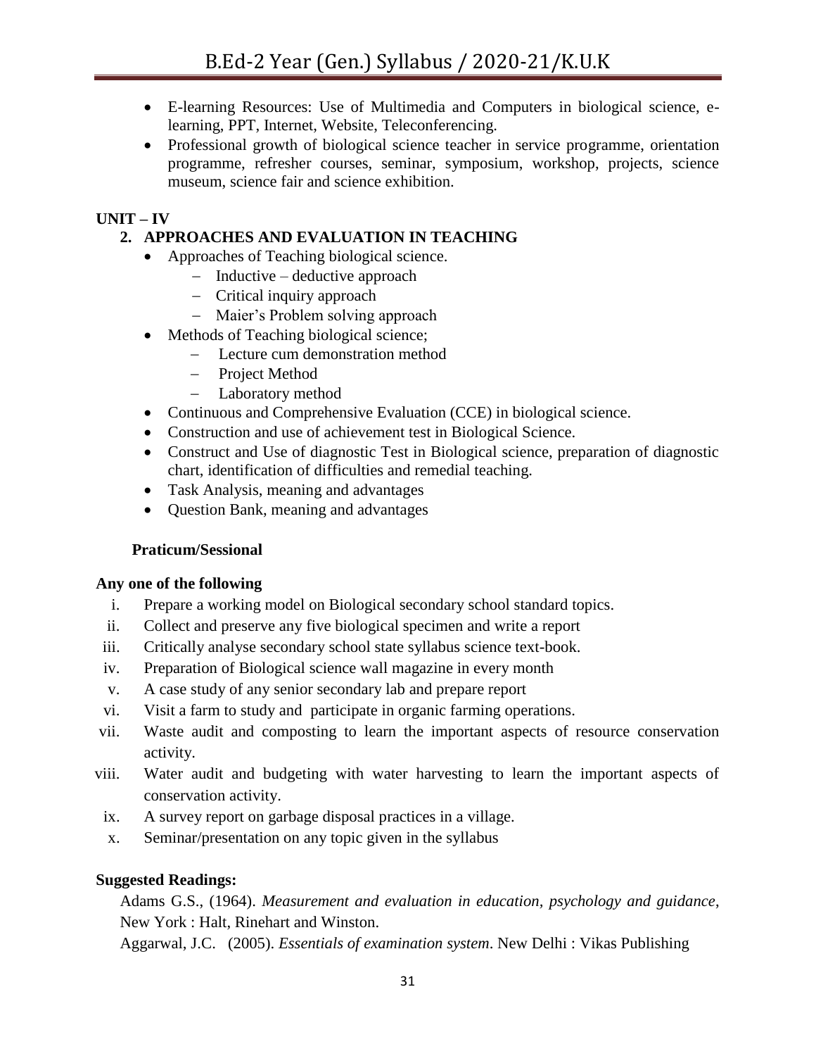- E-learning Resources: Use of Multimedia and Computers in biological science, e-learning, PPT, Internet, Website, Teleconferencing.
- Professional growth of biological science teacher in service programme, orientation programme, refresher courses, seminar, symposium, workshop, projects, science museum, science fair and science exhibition.

**UNIT – IV**

**2. APPROACHES AND EVALUATION IN TEACHING**

- Approaches of Teaching biological science.
  - Inductive – deductive approach
  - Critical inquiry approach
  - Maier's Problem solving approach
- Methods of Teaching biological science;
  - Lecture cum demonstration method
  - Project Method
  - Laboratory method
- Continuous and Comprehensive Evaluation (CCE) in biological science.
- Construction and use of achievement test in Biological Science.
- Construct and Use of diagnostic Test in Biological science, preparation of diagnostic chart, identification of difficulties and remedial teaching.
- Task Analysis, meaning and advantages
- Question Bank, meaning and advantages

**Praticum/Sessional**

**Any one of the following**

i. Prepare a working model on Biological secondary school standard topics.
ii. Collect and preserve any five biological specimen and write a report
iii. Critically analyse secondary school state syllabus science text-book.
iv. Preparation of Biological science wall magazine in every month
v. A case study of any senior secondary lab and prepare report
vi. Visit a farm to study and participate in organic farming operations.
vii. Waste audit and composting to learn the important aspects of resource conservation activity.
viii. Water audit and budgeting with water harvesting to learn the important aspects of conservation activity.
ix. A survey report on garbage disposal practices in a village.
x. Seminar/presentation on any topic given in the syllabus

**Suggested Readings:**

Adams G.S., (1964). *Measurement and evaluation in education, psychology and guidance*, New York : Halt, Rinehart and Winston.

Aggarwal, J.C. (2005). *Essentials of examination system*. New Delhi : Vikas Publishing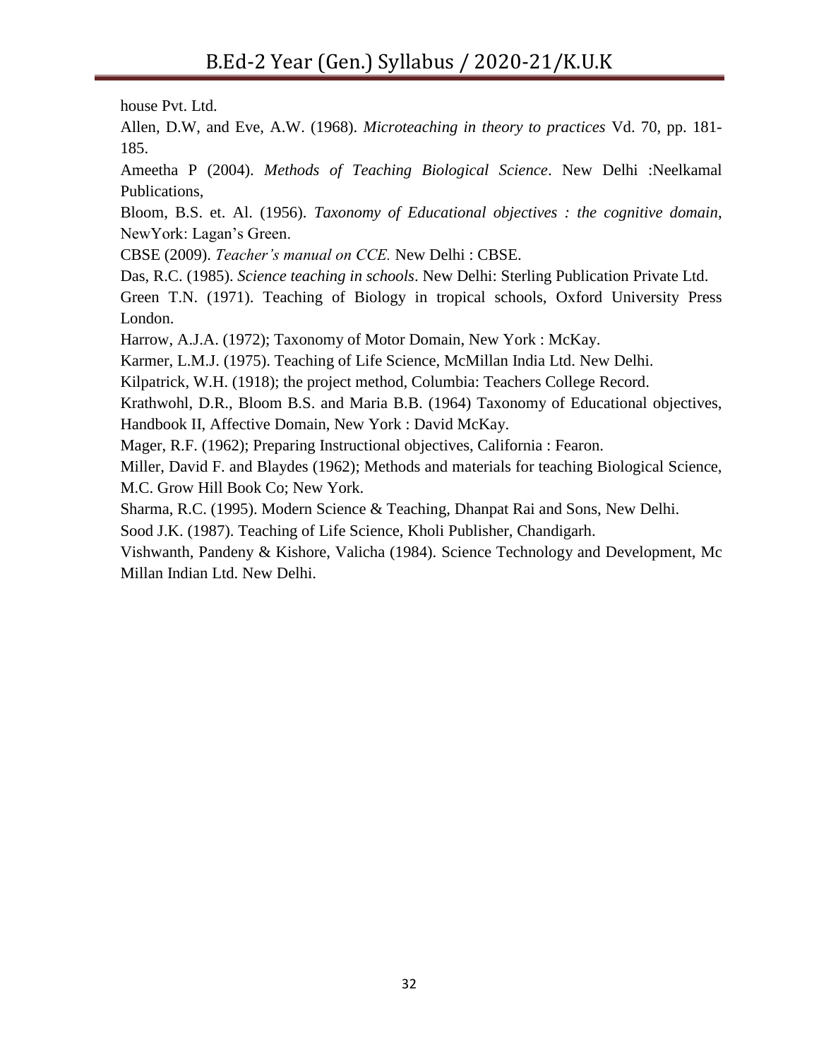house Pvt. Ltd.

Allen, D.W, and Eve, A.W. (1968). *Microteaching in theory to practices* Vd. 70, pp. 181-185.

Ameetha P (2004). *Methods of Teaching Biological Science*. New Delhi :Neelkamal Publications,

Bloom, B.S. et. Al. (1956). *Taxonomy of Educational objectives : the cognitive domain*, NewYork: Lagan's Green.

CBSE (2009). *Teacher's manual on CCE.* New Delhi : CBSE.

Das, R.C. (1985). *Science teaching in schools*. New Delhi: Sterling Publication Private Ltd.

Green T.N. (1971). Teaching of Biology in tropical schools, Oxford University Press London.

Harrow, A.J.A. (1972); Taxonomy of Motor Domain, New York : McKay.

Karmer, L.M.J. (1975). Teaching of Life Science, McMillan India Ltd. New Delhi.

Kilpatrick, W.H. (1918); the project method, Columbia: Teachers College Record.

Krathwohl, D.R., Bloom B.S. and Maria B.B. (1964) Taxonomy of Educational objectives, Handbook II, Affective Domain, New York : David McKay.

Mager, R.F. (1962); Preparing Instructional objectives, California : Fearon.

Miller, David F. and Blaydes (1962); Methods and materials for teaching Biological Science, M.C. Grow Hill Book Co; New York.

Sharma, R.C. (1995). Modern Science & Teaching, Dhanpat Rai and Sons, New Delhi.

Sood J.K. (1987). Teaching of Life Science, Kholi Publisher, Chandigarh.

Vishwanth, Pandeny & Kishore, Valicha (1984). Science Technology and Development, Mc Millan Indian Ltd. New Delhi.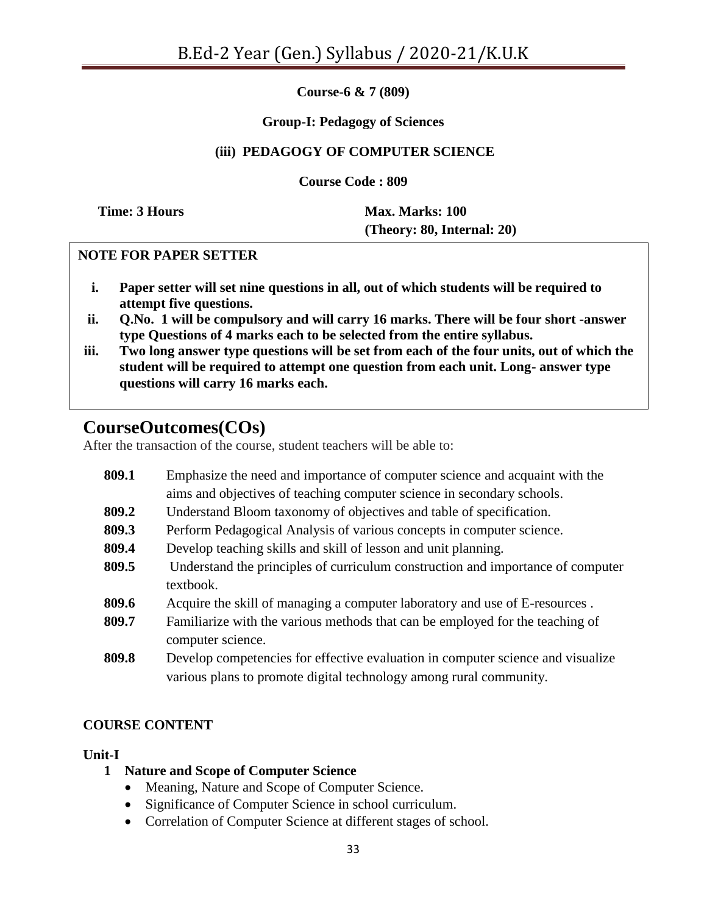**Course-6 & 7 (809)**

**Group-I: Pedagogy of Sciences**

**(iii) PEDAGOGY OF COMPUTER SCIENCE**

**Course Code : 809**

**Time: 3 Hours** | **Max. Marks: 100 (Theory: 80, Internal: 20)**

**NOTE FOR PAPER SETTER**

i. **Paper setter will set nine questions in all, out of which students will be required to attempt five questions.**
ii. **Q.No. 1 will be compulsory and will carry 16 marks. There will be four short -answer type Questions of 4 marks each to be selected from the entire syllabus.**
iii. **Two long answer type questions will be set from each of the four units, out of which the student will be required to attempt one question from each unit. Long- answer type questions will carry 16 marks each.**

## CourseOutcomes(COs)

After the transaction of the course, student teachers will be able to:

- **809.1** Emphasize the need and importance of computer science and acquaint with the aims and objectives of teaching computer science in secondary schools.
- **809.2** Understand Bloom taxonomy of objectives and table of specification.
- **809.3** Perform Pedagogical Analysis of various concepts in computer science.
- **809.4** Develop teaching skills and skill of lesson and unit planning.
- **809.5** Understand the principles of curriculum construction and importance of computer textbook.
- **809.6** Acquire the skill of managing a computer laboratory and use of E-resources .
- **809.7** Familiarize with the various methods that can be employed for the teaching of computer science.
- **809.8** Develop competencies for effective evaluation in computer science and visualize various plans to promote digital technology among rural community.

**COURSE CONTENT**

**Unit-I**

**1 Nature and Scope of Computer Science**

- Meaning, Nature and Scope of Computer Science.
- Significance of Computer Science in school curriculum.
- Correlation of Computer Science at different stages of school.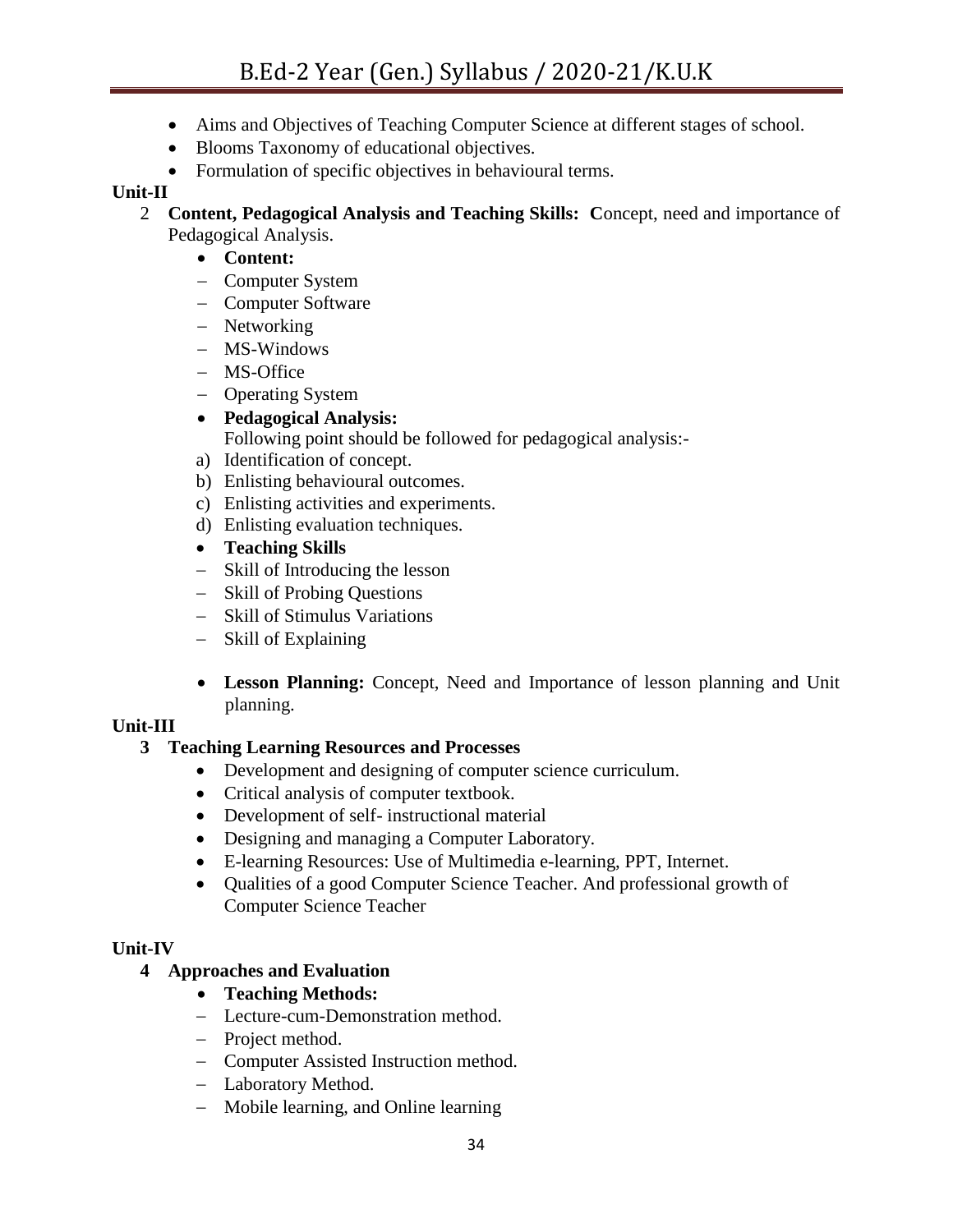- Aims and Objectives of Teaching Computer Science at different stages of school.
- Blooms Taxonomy of educational objectives.
- Formulation of specific objectives in behavioural terms.

**Unit-II**

2 **Content, Pedagogical Analysis and Teaching Skills: C**oncept, need and importance of Pedagogical Analysis.

- **Content:**
  - Computer System
  - Computer Software
  - Networking
  - MS-Windows
  - MS-Office
  - Operating System
- **Pedagogical Analysis:**
  Following point should be followed for pedagogical analysis:-
  a) Identification of concept.
  b) Enlisting behavioural outcomes.
  c) Enlisting activities and experiments.
  d) Enlisting evaluation techniques.
- **Teaching Skills**
  - Skill of Introducing the lesson
  - Skill of Probing Questions
  - Skill of Stimulus Variations
  - Skill of Explaining
- **Lesson Planning:** Concept, Need and Importance of lesson planning and Unit planning.

**Unit-III**

**3 Teaching Learning Resources and Processes**

- Development and designing of computer science curriculum.
- Critical analysis of computer textbook.
- Development of self- instructional material
- Designing and managing a Computer Laboratory.
- E-learning Resources: Use of Multimedia e-learning, PPT, Internet.
- Qualities of a good Computer Science Teacher. And professional growth of Computer Science Teacher

**Unit-IV**

**4 Approaches and Evaluation**

- **Teaching Methods:**
  - Lecture-cum-Demonstration method.
  - Project method.
  - Computer Assisted Instruction method.
  - Laboratory Method.
  - Mobile learning, and Online learning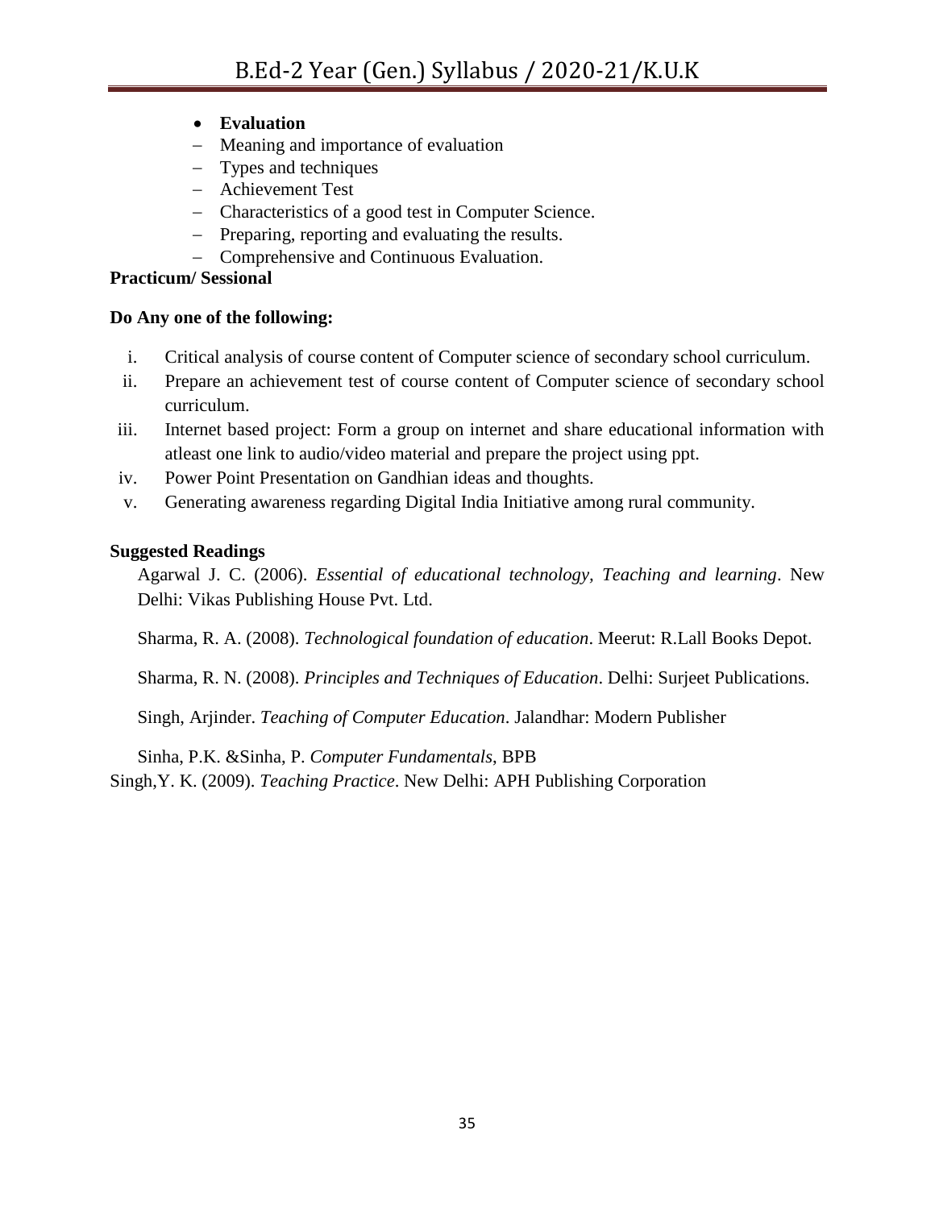- **Evaluation**
  - Meaning and importance of evaluation
  - Types and techniques
  - Achievement Test
  - Characteristics of a good test in Computer Science.
  - Preparing, reporting and evaluating the results.
  - Comprehensive and Continuous Evaluation.

**Practicum/ Sessional**

**Do Any one of the following:**

i. Critical analysis of course content of Computer science of secondary school curriculum.
ii. Prepare an achievement test of course content of Computer science of secondary school curriculum.
iii. Internet based project: Form a group on internet and share educational information with atleast one link to audio/video material and prepare the project using ppt.
iv. Power Point Presentation on Gandhian ideas and thoughts.
v. Generating awareness regarding Digital India Initiative among rural community.

**Suggested Readings**

Agarwal J. C. (2006). *Essential of educational technology, Teaching and learning*. New Delhi: Vikas Publishing House Pvt. Ltd.

Sharma, R. A. (2008). *Technological foundation of education*. Meerut: R.Lall Books Depot.

Sharma, R. N. (2008). *Principles and Techniques of Education*. Delhi: Surjeet Publications.

Singh, Arjinder. *Teaching of Computer Education*. Jalandhar: Modern Publisher

Sinha, P.K. &Sinha, P. *Computer Fundamentals*, BPB

Singh,Y. K. (2009). *Teaching Practice*. New Delhi: APH Publishing Corporation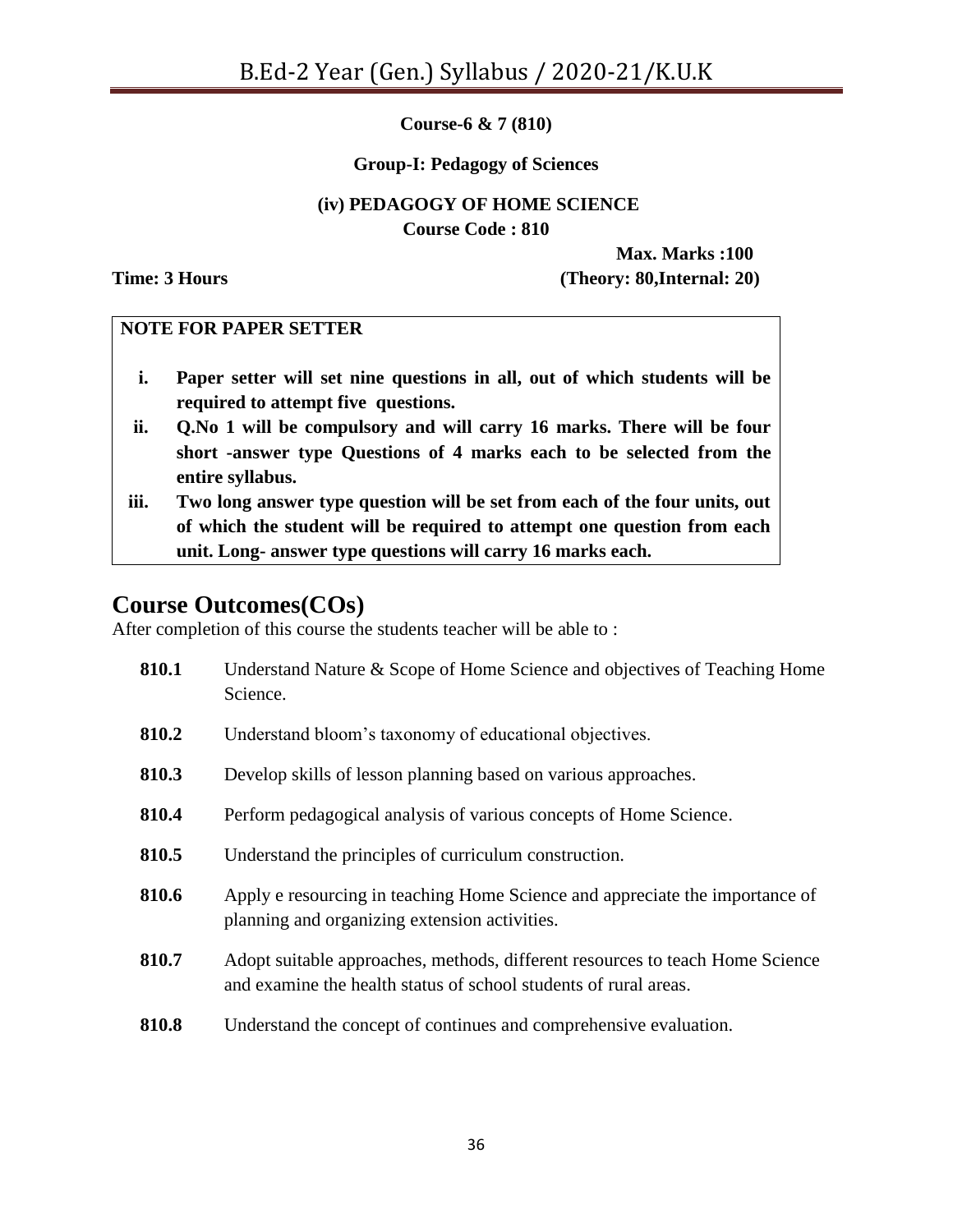**Course-6 & 7 (810)**

**Group-I: Pedagogy of Sciences**

**(iv) PEDAGOGY OF HOME SCIENCE**
**Course Code : 810**

**Max. Marks :100**

**Time: 3 Hours** **(Theory: 80,Internal: 20)**

**NOTE FOR PAPER SETTER**

- **i. Paper setter will set nine questions in all, out of which students will be required to attempt five questions.**
- **ii. Q.No 1 will be compulsory and will carry 16 marks. There will be four short -answer type Questions of 4 marks each to be selected from the entire syllabus.**
- **iii. Two long answer type question will be set from each of the four units, out of which the student will be required to attempt one question from each unit. Long- answer type questions will carry 16 marks each.**

## Course Outcomes(COs)

After completion of this course the students teacher will be able to :

- **810.1** Understand Nature & Scope of Home Science and objectives of Teaching Home Science.
- **810.2** Understand bloom's taxonomy of educational objectives.
- **810.3** Develop skills of lesson planning based on various approaches.
- **810.4** Perform pedagogical analysis of various concepts of Home Science.
- **810.5** Understand the principles of curriculum construction.
- **810.6** Apply e resourcing in teaching Home Science and appreciate the importance of planning and organizing extension activities.
- **810.7** Adopt suitable approaches, methods, different resources to teach Home Science and examine the health status of school students of rural areas.
- **810.8** Understand the concept of continues and comprehensive evaluation.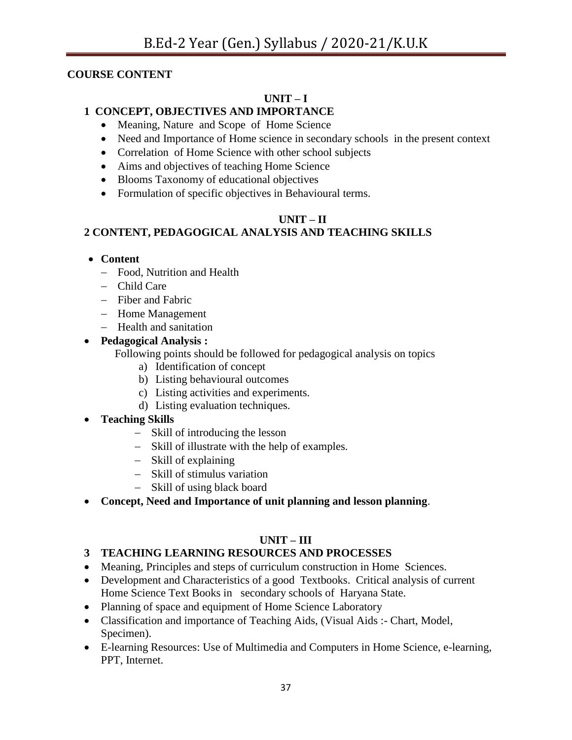**COURSE CONTENT**

**UNIT – I**

**1 CONCEPT, OBJECTIVES AND IMPORTANCE**

- Meaning, Nature and Scope of Home Science
- Need and Importance of Home science in secondary schools in the present context
- Correlation of Home Science with other school subjects
- Aims and objectives of teaching Home Science
- Blooms Taxonomy of educational objectives
- Formulation of specific objectives in Behavioural terms.

**UNIT – II**

**2 CONTENT, PEDAGOGICAL ANALYSIS AND TEACHING SKILLS**

- **Content**
  - Food, Nutrition and Health
  - Child Care
  - Fiber and Fabric
  - Home Management
  - Health and sanitation
- **Pedagogical Analysis :**
  Following points should be followed for pedagogical analysis on topics
  a) Identification of concept
  b) Listing behavioural outcomes
  c) Listing activities and experiments.
  d) Listing evaluation techniques.
- **Teaching Skills**
  - Skill of introducing the lesson
  - Skill of illustrate with the help of examples.
  - Skill of explaining
  - Skill of stimulus variation
  - Skill of using black board
- **Concept, Need and Importance of unit planning and lesson planning**.

**UNIT – III**

**3 TEACHING LEARNING RESOURCES AND PROCESSES**

- Meaning, Principles and steps of curriculum construction in Home Sciences.
- Development and Characteristics of a good Textbooks. Critical analysis of current Home Science Text Books in secondary schools of Haryana State.
- Planning of space and equipment of Home Science Laboratory
- Classification and importance of Teaching Aids, (Visual Aids :- Chart, Model, Specimen).
- E-learning Resources: Use of Multimedia and Computers in Home Science, e-learning, PPT, Internet.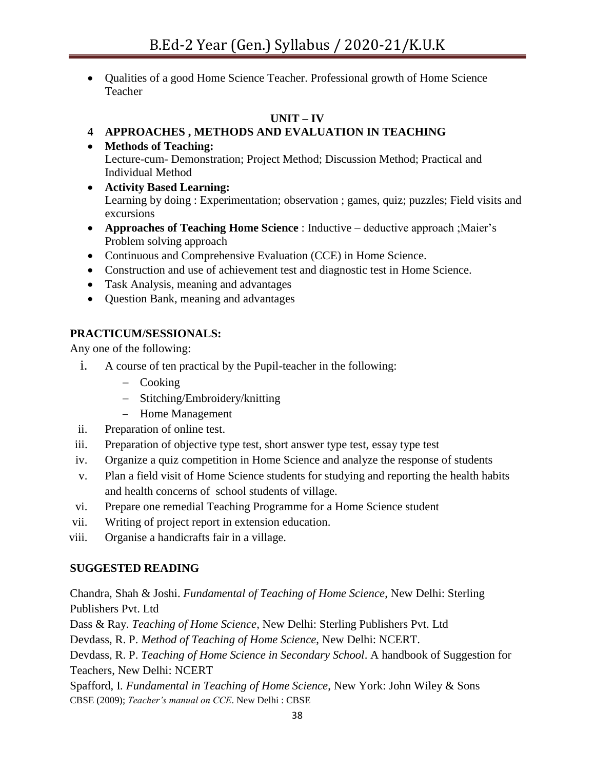- Qualities of a good Home Science Teacher. Professional growth of Home Science Teacher

**UNIT – IV**

**4 APPROACHES , METHODS AND EVALUATION IN TEACHING**

- **Methods of Teaching:**
  Lecture-cum- Demonstration; Project Method; Discussion Method; Practical and Individual Method
- **Activity Based Learning:**
  Learning by doing : Experimentation; observation ; games, quiz; puzzles; Field visits and excursions
- **Approaches of Teaching Home Science** : Inductive – deductive approach ;Maier's Problem solving approach
- Continuous and Comprehensive Evaluation (CCE) in Home Science.
- Construction and use of achievement test and diagnostic test in Home Science.
- Task Analysis, meaning and advantages
- Question Bank, meaning and advantages

**PRACTICUM/SESSIONALS:**

Any one of the following:

i. A course of ten practical by the Pupil-teacher in the following:
   - Cooking
   - Stitching/Embroidery/knitting
   - Home Management

ii. Preparation of online test.

iii. Preparation of objective type test, short answer type test, essay type test

iv. Organize a quiz competition in Home Science and analyze the response of students

v. Plan a field visit of Home Science students for studying and reporting the health habits and health concerns of school students of village.

vi. Prepare one remedial Teaching Programme for a Home Science student

vii. Writing of project report in extension education.

viii. Organise a handicrafts fair in a village.

**SUGGESTED READING**

Chandra, Shah & Joshi. *Fundamental of Teaching of Home Science*, New Delhi: Sterling Publishers Pvt. Ltd

Dass & Ray. *Teaching of Home Science*, New Delhi: Sterling Publishers Pvt. Ltd

Devdass, R. P. *Method of Teaching of Home Science*, New Delhi: NCERT.

Devdass, R. P. *Teaching of Home Science in Secondary School*. A handbook of Suggestion for Teachers, New Delhi: NCERT

Spafford, I. *Fundamental in Teaching of Home Science*, New York: John Wiley & Sons

CBSE (2009); *Teacher's manual on CCE*. New Delhi : CBSE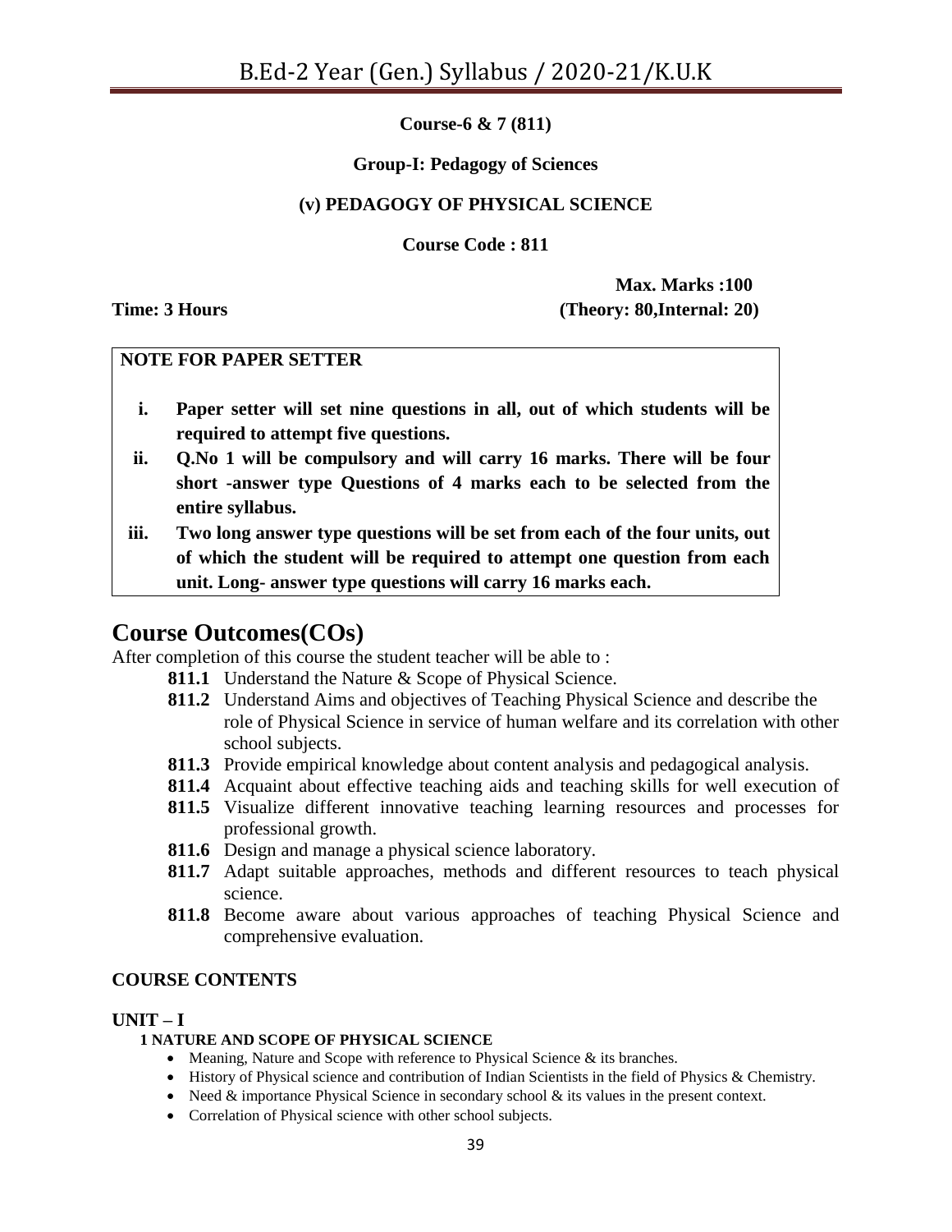**Course-6 & 7 (811)**

**Group-I: Pedagogy of Sciences**

**(v) PEDAGOGY OF PHYSICAL SCIENCE**

**Course Code : 811**

**Max. Marks :100**

**Time: 3 Hours** **(Theory: 80,Internal: 20)**

**NOTE FOR PAPER SETTER**

i. **Paper setter will set nine questions in all, out of which students will be required to attempt five questions.**
ii. **Q.No 1 will be compulsory and will carry 16 marks. There will be four short -answer type Questions of 4 marks each to be selected from the entire syllabus.**
iii. **Two long answer type questions will be set from each of the four units, out of which the student will be required to attempt one question from each unit. Long- answer type questions will carry 16 marks each.**

# Course Outcomes(COs)

After completion of this course the student teacher will be able to :

- **811.1** Understand the Nature & Scope of Physical Science.
- **811.2** Understand Aims and objectives of Teaching Physical Science and describe the role of Physical Science in service of human welfare and its correlation with other school subjects.
- **811.3** Provide empirical knowledge about content analysis and pedagogical analysis.
- **811.4** Acquaint about effective teaching aids and teaching skills for well execution of
- **811.5** Visualize different innovative teaching learning resources and processes for professional growth.
- **811.6** Design and manage a physical science laboratory.
- **811.7** Adapt suitable approaches, methods and different resources to teach physical science.
- **811.8** Become aware about various approaches of teaching Physical Science and comprehensive evaluation.

## COURSE CONTENTS

### UNIT – I

**1 NATURE AND SCOPE OF PHYSICAL SCIENCE**

- Meaning, Nature and Scope with reference to Physical Science & its branches.
- History of Physical science and contribution of Indian Scientists in the field of Physics & Chemistry.
- Need & importance Physical Science in secondary school & its values in the present context.
- Correlation of Physical science with other school subjects.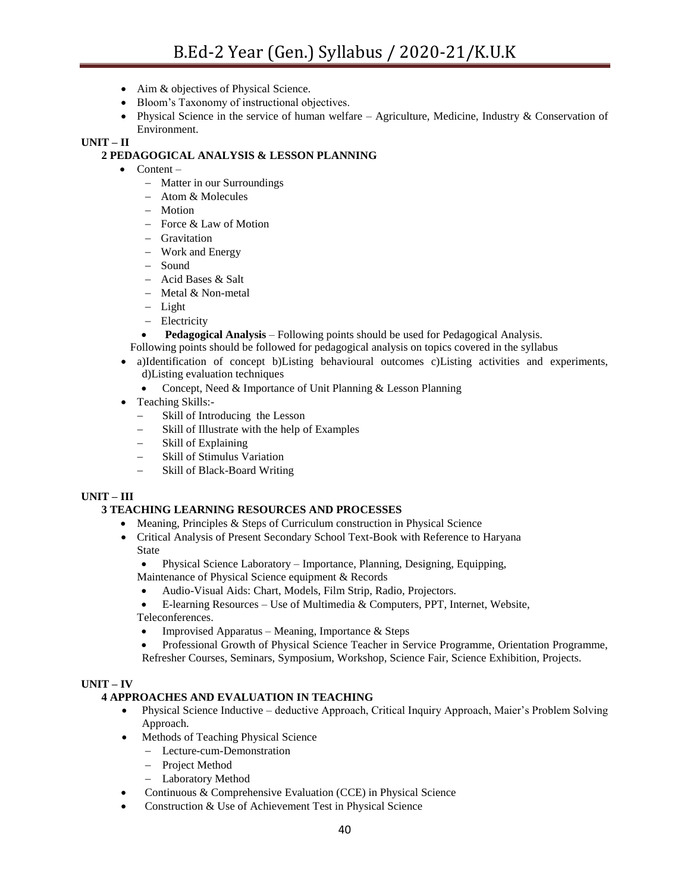- Aim & objectives of Physical Science.
- Bloom's Taxonomy of instructional objectives.
- Physical Science in the service of human welfare – Agriculture, Medicine, Industry & Conservation of Environment.

**UNIT – II**

**2 PEDAGOGICAL ANALYSIS & LESSON PLANNING**

- Content –
  - Matter in our Surroundings
  - Atom & Molecules
  - Motion
  - Force & Law of Motion
  - Gravitation
  - Work and Energy
  - Sound
  - Acid Bases & Salt
  - Metal & Non-metal
  - Light
  - Electricity
- **Pedagogical Analysis** – Following points should be used for Pedagogical Analysis.

  Following points should be followed for pedagogical analysis on topics covered in the syllabus
- a)Identification of concept b)Listing behavioural outcomes c)Listing activities and experiments, d)Listing evaluation techniques
- Concept, Need & Importance of Unit Planning & Lesson Planning
- Teaching Skills:-
  - Skill of Introducing the Lesson
  - Skill of Illustrate with the help of Examples
  - Skill of Explaining
  - Skill of Stimulus Variation
  - Skill of Black-Board Writing

**UNIT – III**

**3 TEACHING LEARNING RESOURCES AND PROCESSES**

- Meaning, Principles & Steps of Curriculum construction in Physical Science
- Critical Analysis of Present Secondary School Text-Book with Reference to Haryana State
- Physical Science Laboratory – Importance, Planning, Designing, Equipping, Maintenance of Physical Science equipment & Records
- Audio-Visual Aids: Chart, Models, Film Strip, Radio, Projectors.
- E-learning Resources – Use of Multimedia & Computers, PPT, Internet, Website, Teleconferences.
- Improvised Apparatus – Meaning, Importance & Steps
- Professional Growth of Physical Science Teacher in Service Programme, Orientation Programme, Refresher Courses, Seminars, Symposium, Workshop, Science Fair, Science Exhibition, Projects.

**UNIT – IV**

**4 APPROACHES AND EVALUATION IN TEACHING**

- Physical Science Inductive – deductive Approach, Critical Inquiry Approach, Maier's Problem Solving Approach.
- Methods of Teaching Physical Science
  - Lecture-cum-Demonstration
  - Project Method
  - Laboratory Method
- Continuous & Comprehensive Evaluation (CCE) in Physical Science
- Construction & Use of Achievement Test in Physical Science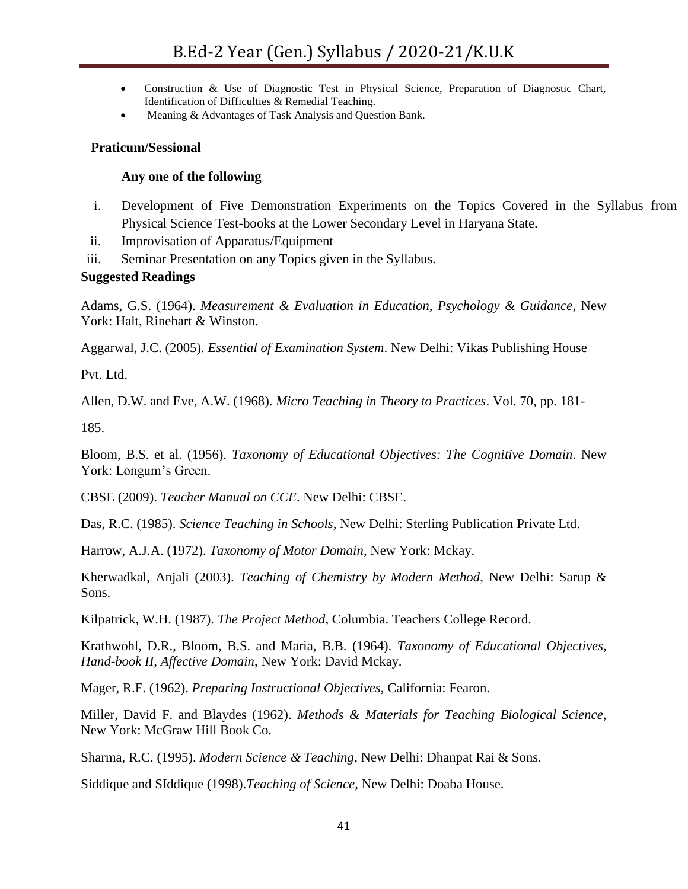- Construction & Use of Diagnostic Test in Physical Science, Preparation of Diagnostic Chart, Identification of Difficulties & Remedial Teaching.
- Meaning & Advantages of Task Analysis and Question Bank.

**Praticum/Sessional**

**Any one of the following**

i. Development of Five Demonstration Experiments on the Topics Covered in the Syllabus from Physical Science Test-books at the Lower Secondary Level in Haryana State.
ii. Improvisation of Apparatus/Equipment
iii. Seminar Presentation on any Topics given in the Syllabus.

**Suggested Readings**

Adams, G.S. (1964). *Measurement & Evaluation in Education, Psychology & Guidance*, New York: Halt, Rinehart & Winston.

Aggarwal, J.C. (2005). *Essential of Examination System*. New Delhi: Vikas Publishing House

Pvt. Ltd.

Allen, D.W. and Eve, A.W. (1968). *Micro Teaching in Theory to Practices*. Vol. 70, pp. 181-

185.

Bloom, B.S. et al. (1956). *Taxonomy of Educational Objectives: The Cognitive Domain*. New York: Longum's Green.

CBSE (2009). *Teacher Manual on CCE*. New Delhi: CBSE.

Das, R.C. (1985). *Science Teaching in Schools*, New Delhi: Sterling Publication Private Ltd.

Harrow, A.J.A. (1972). *Taxonomy of Motor Domain*, New York: Mckay.

Kherwadkal, Anjali (2003). *Teaching of Chemistry by Modern Method*, New Delhi: Sarup & Sons.

Kilpatrick, W.H. (1987). *The Project Method*, Columbia. Teachers College Record.

Krathwohl, D.R., Bloom, B.S. and Maria, B.B. (1964). *Taxonomy of Educational Objectives, Hand-book II, Affective Domain*, New York: David Mckay.

Mager, R.F. (1962). *Preparing Instructional Objectives*, California: Fearon.

Miller, David F. and Blaydes (1962). *Methods & Materials for Teaching Biological Science*, New York: McGraw Hill Book Co.

Sharma, R.C. (1995). *Modern Science & Teaching*, New Delhi: Dhanpat Rai & Sons.

Siddique and SIddique (1998).*Teaching of Science*, New Delhi: Doaba House.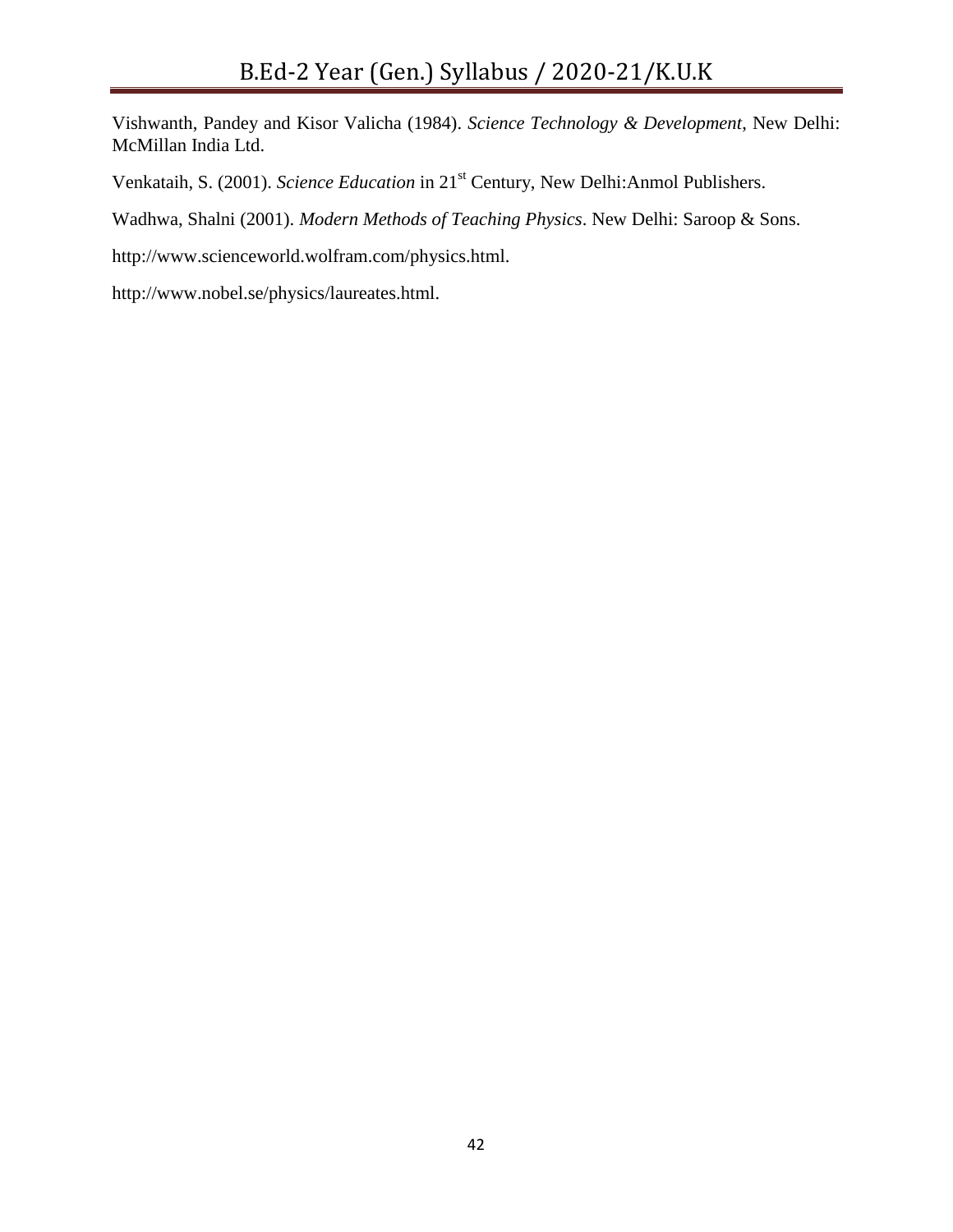Vishwanth, Pandey and Kisor Valicha (1984). *Science Technology & Development*, New Delhi: McMillan India Ltd.

Venkataih, S. (2001). *Science Education* in 21st Century, New Delhi:Anmol Publishers.

Wadhwa, Shalni (2001). *Modern Methods of Teaching Physics*. New Delhi: Saroop & Sons.

http://www.scienceworld.wolfram.com/physics.html.

http://www.nobel.se/physics/laureates.html.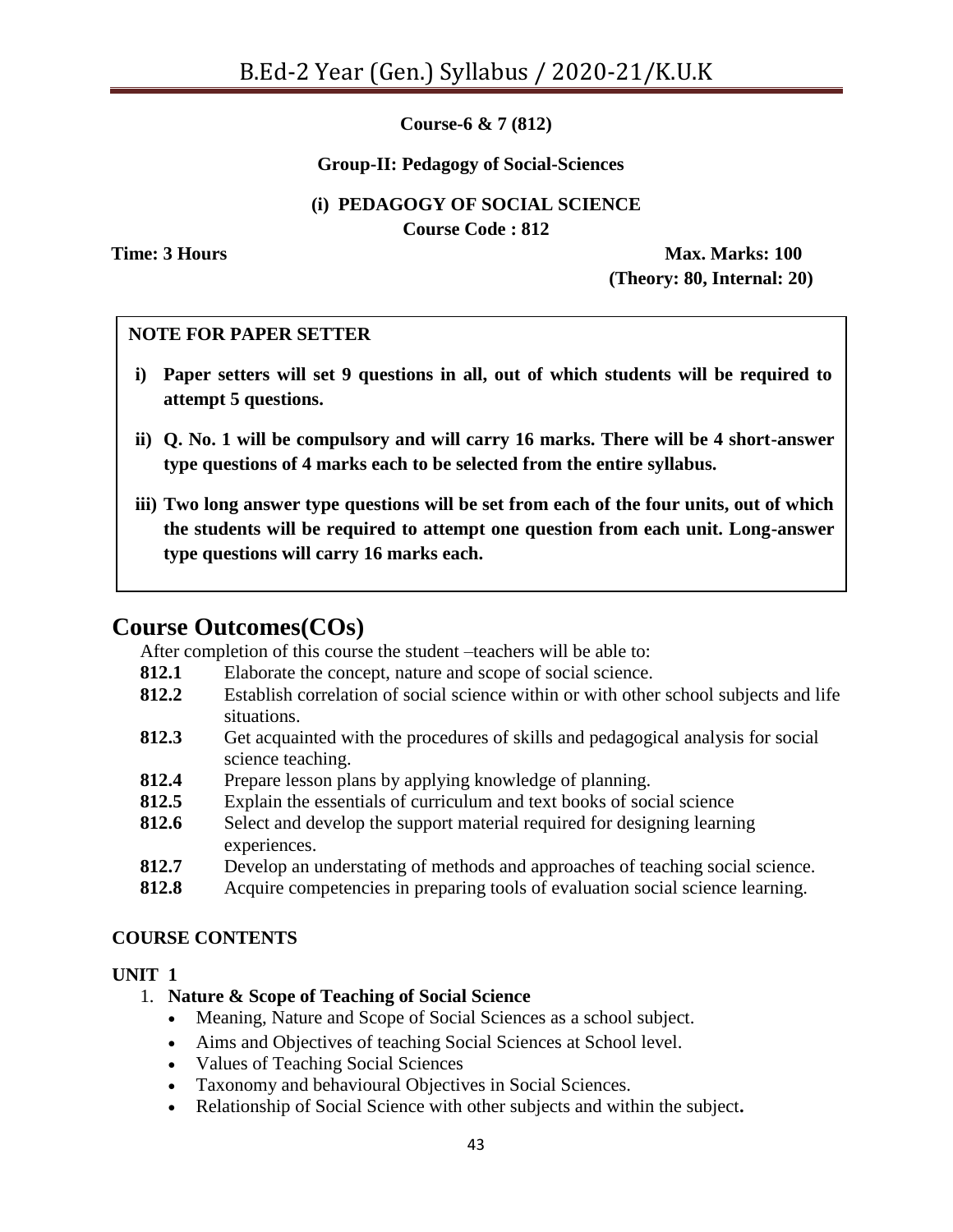**Course-6 & 7 (812)**

**Group-II: Pedagogy of Social-Sciences**

**(i) PEDAGOGY OF SOCIAL SCIENCE**

**Course Code : 812**

**Time: 3 Hours** **Max. Marks: 100**
**(Theory: 80, Internal: 20)**

**NOTE FOR PAPER SETTER**

i) **Paper setters will set 9 questions in all, out of which students will be required to attempt 5 questions.**

ii) **Q. No. 1 will be compulsory and will carry 16 marks. There will be 4 short-answer type questions of 4 marks each to be selected from the entire syllabus.**

iii) **Two long answer type questions will be set from each of the four units, out of which the students will be required to attempt one question from each unit. Long-answer type questions will carry 16 marks each.**

# Course Outcomes(COs)

After completion of this course the student –teachers will be able to:

**812.1** Elaborate the concept, nature and scope of social science.

**812.2** Establish correlation of social science within or with other school subjects and life situations.

**812.3** Get acquainted with the procedures of skills and pedagogical analysis for social science teaching.

**812.4** Prepare lesson plans by applying knowledge of planning.

**812.5** Explain the essentials of curriculum and text books of social science

**812.6** Select and develop the support material required for designing learning experiences.

**812.7** Develop an understating of methods and approaches of teaching social science.

**812.8** Acquire competencies in preparing tools of evaluation social science learning.

**COURSE CONTENTS**

**UNIT 1**

1. **Nature & Scope of Teaching of Social Science**
   - Meaning, Nature and Scope of Social Sciences as a school subject.
   - Aims and Objectives of teaching Social Sciences at School level.
   - Values of Teaching Social Sciences
   - Taxonomy and behavioural Objectives in Social Sciences.
   - Relationship of Social Science with other subjects and within the subject**.**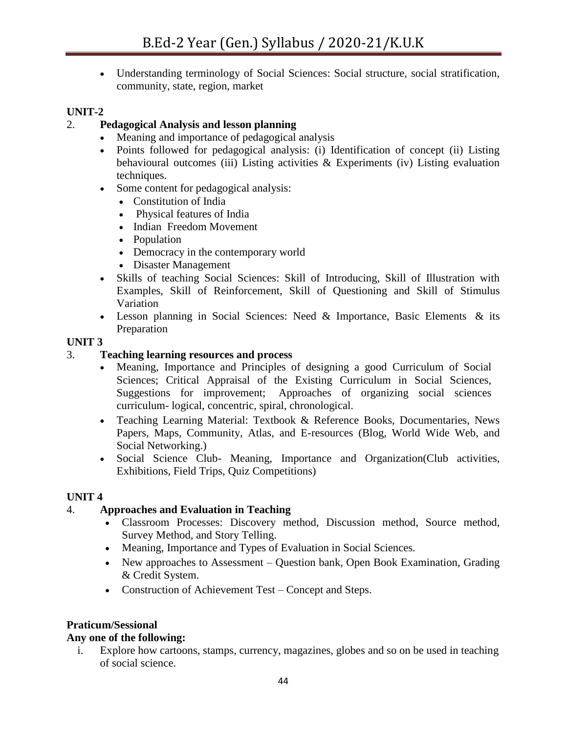- Understanding terminology of Social Sciences: Social structure, social stratification, community, state, region, market

**UNIT-2**

2. **Pedagogical Analysis and lesson planning**
   - Meaning and importance of pedagogical analysis
   - Points followed for pedagogical analysis: (i) Identification of concept (ii) Listing behavioural outcomes (iii) Listing activities & Experiments (iv) Listing evaluation techniques.
   - Some content for pedagogical analysis:
     - Constitution of India
     - Physical features of India
     - Indian Freedom Movement
     - Population
     - Democracy in the contemporary world
     - Disaster Management
   - Skills of teaching Social Sciences: Skill of Introducing, Skill of Illustration with Examples, Skill of Reinforcement, Skill of Questioning and Skill of Stimulus Variation
   - Lesson planning in Social Sciences: Need & Importance, Basic Elements & its Preparation

**UNIT 3**

3. **Teaching learning resources and process**
   - Meaning, Importance and Principles of designing a good Curriculum of Social Sciences; Critical Appraisal of the Existing Curriculum in Social Sciences, Suggestions for improvement; Approaches of organizing social sciences curriculum- logical, concentric, spiral, chronological.
   - Teaching Learning Material: Textbook & Reference Books, Documentaries, News Papers, Maps, Community, Atlas, and E-resources (Blog, World Wide Web, and Social Networking.)
   - Social Science Club- Meaning, Importance and Organization(Club activities, Exhibitions, Field Trips, Quiz Competitions)

**UNIT 4**

4. **Approaches and Evaluation in Teaching**
   - Classroom Processes: Discovery method, Discussion method, Source method, Survey Method, and Story Telling.
   - Meaning, Importance and Types of Evaluation in Social Sciences.
   - New approaches to Assessment – Question bank, Open Book Examination, Grading & Credit System.
   - Construction of Achievement Test – Concept and Steps.

**Praticum/Sessional**

**Any one of the following:**

i. Explore how cartoons, stamps, currency, magazines, globes and so on be used in teaching of social science.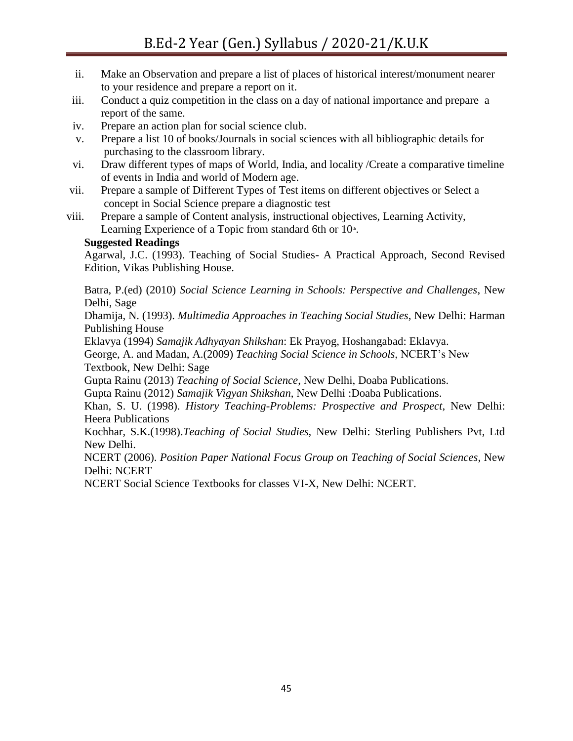ii. Make an Observation and prepare a list of places of historical interest/monument nearer to your residence and prepare a report on it.

iii. Conduct a quiz competition in the class on a day of national importance and prepare a report of the same.

iv. Prepare an action plan for social science club.

v. Prepare a list 10 of books/Journals in social sciences with all bibliographic details for purchasing to the classroom library.

vi. Draw different types of maps of World, India, and locality /Create a comparative timeline of events in India and world of Modern age.

vii. Prepare a sample of Different Types of Test items on different objectives or Select a concept in Social Science prepare a diagnostic test

viii. Prepare a sample of Content analysis, instructional objectives, Learning Activity, Learning Experience of a Topic from standard 6th or 10th.

**Suggested Readings**

Agarwal, J.C. (1993). Teaching of Social Studies- A Practical Approach, Second Revised Edition, Vikas Publishing House.

Batra, P.(ed) (2010) *Social Science Learning in Schools: Perspective and Challenges*, New Delhi, Sage

Dhamija, N. (1993). *Multimedia Approaches in Teaching Social Studies*, New Delhi: Harman Publishing House

Eklavya (1994) *Samajik Adhyayan Shikshan*: Ek Prayog, Hoshangabad: Eklavya.

George, A. and Madan, A.(2009) *Teaching Social Science in Schools*, NCERT's New Textbook, New Delhi: Sage

Gupta Rainu (2013) *Teaching of Social Science*, New Delhi, Doaba Publications.

Gupta Rainu (2012) *Samajik Vigyan Shikshan*, New Delhi :Doaba Publications.

Khan, S. U. (1998). *History Teaching-Problems: Prospective and Prospect*, New Delhi: Heera Publications

Kochhar, S.K.(1998).*Teaching of Social Studies,* New Delhi: Sterling Publishers Pvt, Ltd New Delhi.

NCERT (2006). *Position Paper National Focus Group on Teaching of Social Sciences*, New Delhi: NCERT

NCERT Social Science Textbooks for classes VI-X, New Delhi: NCERT.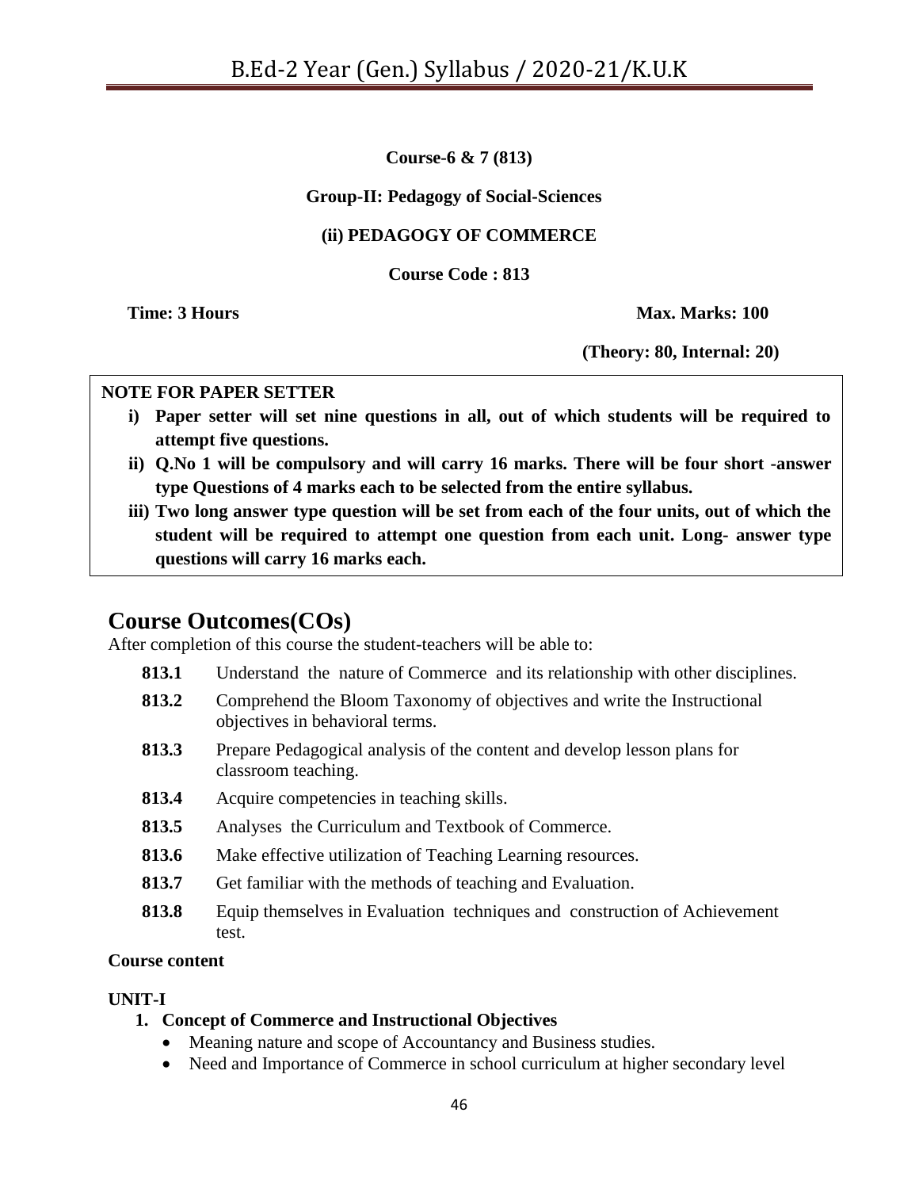**Course-6 & 7 (813)**

**Group-II: Pedagogy of Social-Sciences**

**(ii) PEDAGOGY OF COMMERCE**

**Course Code : 813**

**Time: 3 Hours** **Max. Marks: 100**

**(Theory: 80, Internal: 20)**

**NOTE FOR PAPER SETTER**

i) **Paper setter will set nine questions in all, out of which students will be required to attempt five questions.**
ii) **Q.No 1 will be compulsory and will carry 16 marks. There will be four short -answer type Questions of 4 marks each to be selected from the entire syllabus.**
iii) **Two long answer type question will be set from each of the four units, out of which the student will be required to attempt one question from each unit. Long- answer type questions will carry 16 marks each.**

## Course Outcomes(COs)

After completion of this course the student-teachers will be able to:

- **813.1** Understand the nature of Commerce and its relationship with other disciplines.
- **813.2** Comprehend the Bloom Taxonomy of objectives and write the Instructional objectives in behavioral terms.
- **813.3** Prepare Pedagogical analysis of the content and develop lesson plans for classroom teaching.
- **813.4** Acquire competencies in teaching skills.
- **813.5** Analyses the Curriculum and Textbook of Commerce.
- **813.6** Make effective utilization of Teaching Learning resources.
- **813.7** Get familiar with the methods of teaching and Evaluation.
- **813.8** Equip themselves in Evaluation techniques and construction of Achievement test.

**Course content**

**UNIT-I**

1. **Concept of Commerce and Instructional Objectives**
   - Meaning nature and scope of Accountancy and Business studies.
   - Need and Importance of Commerce in school curriculum at higher secondary level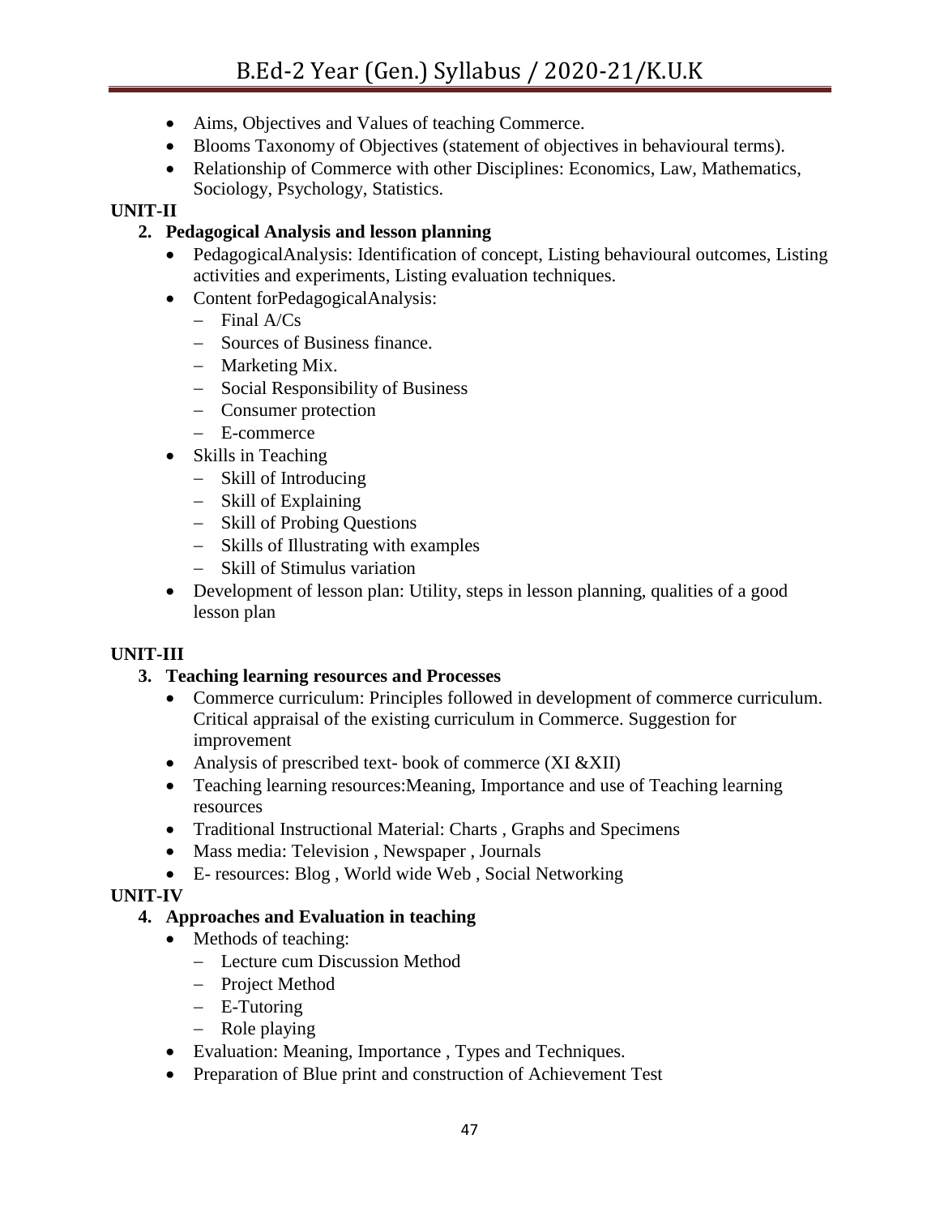- Aims, Objectives and Values of teaching Commerce.
- Blooms Taxonomy of Objectives (statement of objectives in behavioural terms).
- Relationship of Commerce with other Disciplines: Economics, Law, Mathematics, Sociology, Psychology, Statistics.

**UNIT-II**

2. **Pedagogical Analysis and lesson planning**
   - PedagogicalAnalysis: Identification of concept, Listing behavioural outcomes, Listing activities and experiments, Listing evaluation techniques.
   - Content forPedagogicalAnalysis:
     - Final A/Cs
     - Sources of Business finance.
     - Marketing Mix.
     - Social Responsibility of Business
     - Consumer protection
     - E-commerce
   - Skills in Teaching
     - Skill of Introducing
     - Skill of Explaining
     - Skill of Probing Questions
     - Skills of Illustrating with examples
     - Skill of Stimulus variation
   - Development of lesson plan: Utility, steps in lesson planning, qualities of a good lesson plan

**UNIT-III**

3. **Teaching learning resources and Processes**
   - Commerce curriculum: Principles followed in development of commerce curriculum. Critical appraisal of the existing curriculum in Commerce. Suggestion for improvement
   - Analysis of prescribed text- book of commerce (XI &XII)
   - Teaching learning resources:Meaning, Importance and use of Teaching learning resources
   - Traditional Instructional Material: Charts , Graphs and Specimens
   - Mass media: Television , Newspaper , Journals
   - E- resources: Blog , World wide Web , Social Networking

**UNIT-IV**

4. **Approaches and Evaluation in teaching**
   - Methods of teaching:
     - Lecture cum Discussion Method
     - Project Method
     - E-Tutoring
     - Role playing
   - Evaluation: Meaning, Importance , Types and Techniques.
   - Preparation of Blue print and construction of Achievement Test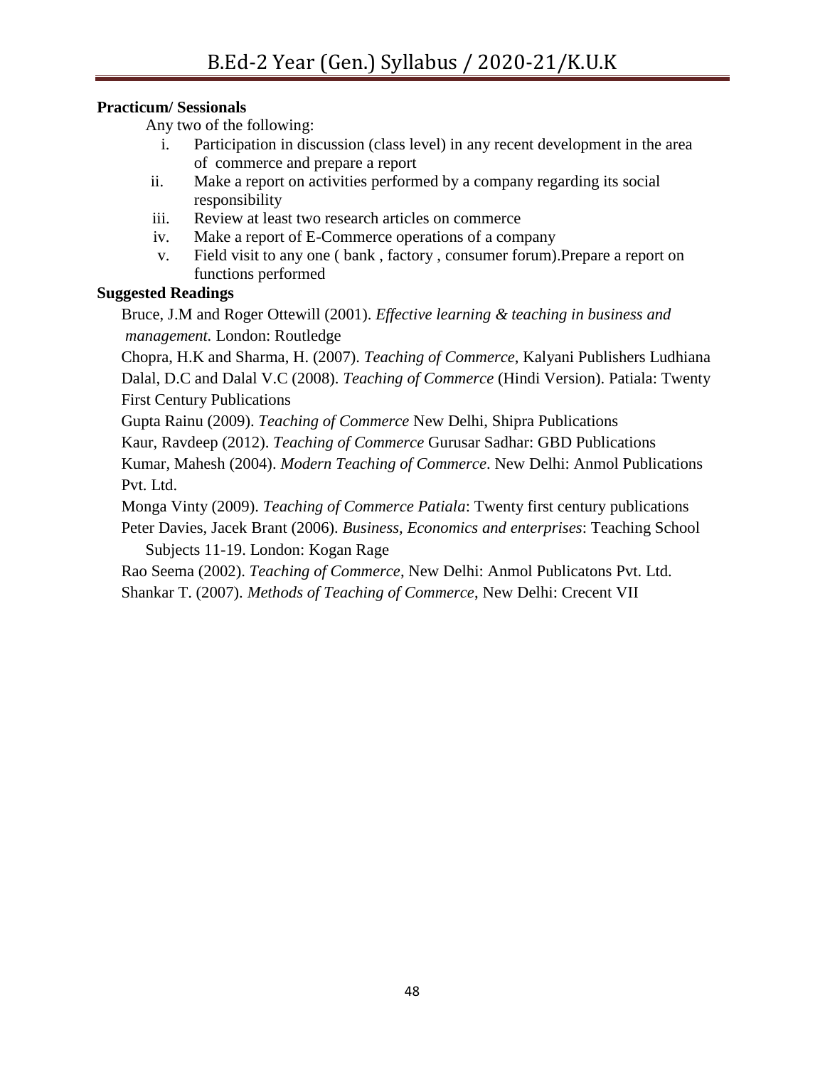**Practicum/ Sessionals**

Any two of the following:

i. Participation in discussion (class level) in any recent development in the area of commerce and prepare a report
ii. Make a report on activities performed by a company regarding its social responsibility
iii. Review at least two research articles on commerce
iv. Make a report of E-Commerce operations of a company
v. Field visit to any one ( bank , factory , consumer forum).Prepare a report on functions performed

**Suggested Readings**

Bruce, J.M and Roger Ottewill (2001). *Effective learning & teaching in business and management.* London: Routledge

Chopra, H.K and Sharma, H. (2007). *Teaching of Commerce*, Kalyani Publishers Ludhiana

Dalal, D.C and Dalal V.C (2008). *Teaching of Commerce* (Hindi Version). Patiala: Twenty First Century Publications

Gupta Rainu (2009). *Teaching of Commerce* New Delhi, Shipra Publications

Kaur, Ravdeep (2012). *Teaching of Commerce* Gurusar Sadhar: GBD Publications

Kumar, Mahesh (2004). *Modern Teaching of Commerce*. New Delhi: Anmol Publications Pvt. Ltd.

Monga Vinty (2009). *Teaching of Commerce Patiala*: Twenty first century publications

Peter Davies, Jacek Brant (2006). *Business, Economics and enterprises*: Teaching School Subjects 11-19. London: Kogan Rage

Rao Seema (2002). *Teaching of Commerce*, New Delhi: Anmol Publicatons Pvt. Ltd.

Shankar T. (2007). *Methods of Teaching of Commerce*, New Delhi: Crecent VII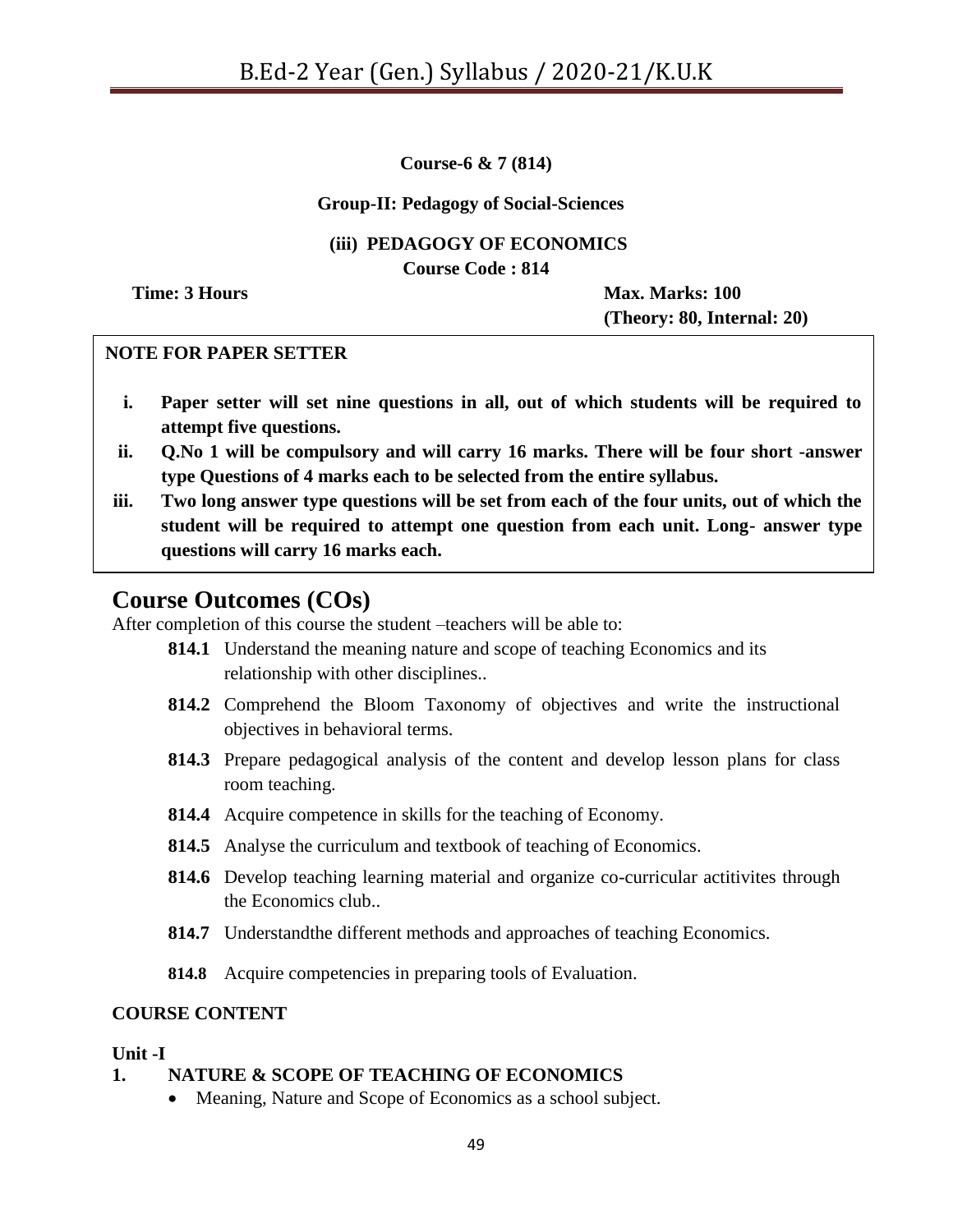**Course-6 & 7 (814)**

**Group-II: Pedagogy of Social-Sciences**

**(iii) PEDAGOGY OF ECONOMICS**

**Course Code : 814**

**Time: 3 Hours** **Max. Marks: 100**
**(Theory: 80, Internal: 20)**

**NOTE FOR PAPER SETTER**

i. **Paper setter will set nine questions in all, out of which students will be required to attempt five questions.**
ii. **Q.No 1 will be compulsory and will carry 16 marks. There will be four short -answer type Questions of 4 marks each to be selected from the entire syllabus.**
iii. **Two long answer type questions will be set from each of the four units, out of which the student will be required to attempt one question from each unit. Long- answer type questions will carry 16 marks each.**

## Course Outcomes (COs)

After completion of this course the student –teachers will be able to:

- **814.1** Understand the meaning nature and scope of teaching Economics and its relationship with other disciplines..
- **814.2** Comprehend the Bloom Taxonomy of objectives and write the instructional objectives in behavioral terms.
- **814.3** Prepare pedagogical analysis of the content and develop lesson plans for class room teaching.
- **814.4** Acquire competence in skills for the teaching of Economy.
- **814.5** Analyse the curriculum and textbook of teaching of Economics.
- **814.6** Develop teaching learning material and organize co-curricular actitivites through the Economics club..
- **814.7** Understandthe different methods and approaches of teaching Economics.
- **814.8** Acquire competencies in preparing tools of Evaluation.

**COURSE CONTENT**

**Unit -I**

**1. NATURE & SCOPE OF TEACHING OF ECONOMICS**

- Meaning, Nature and Scope of Economics as a school subject.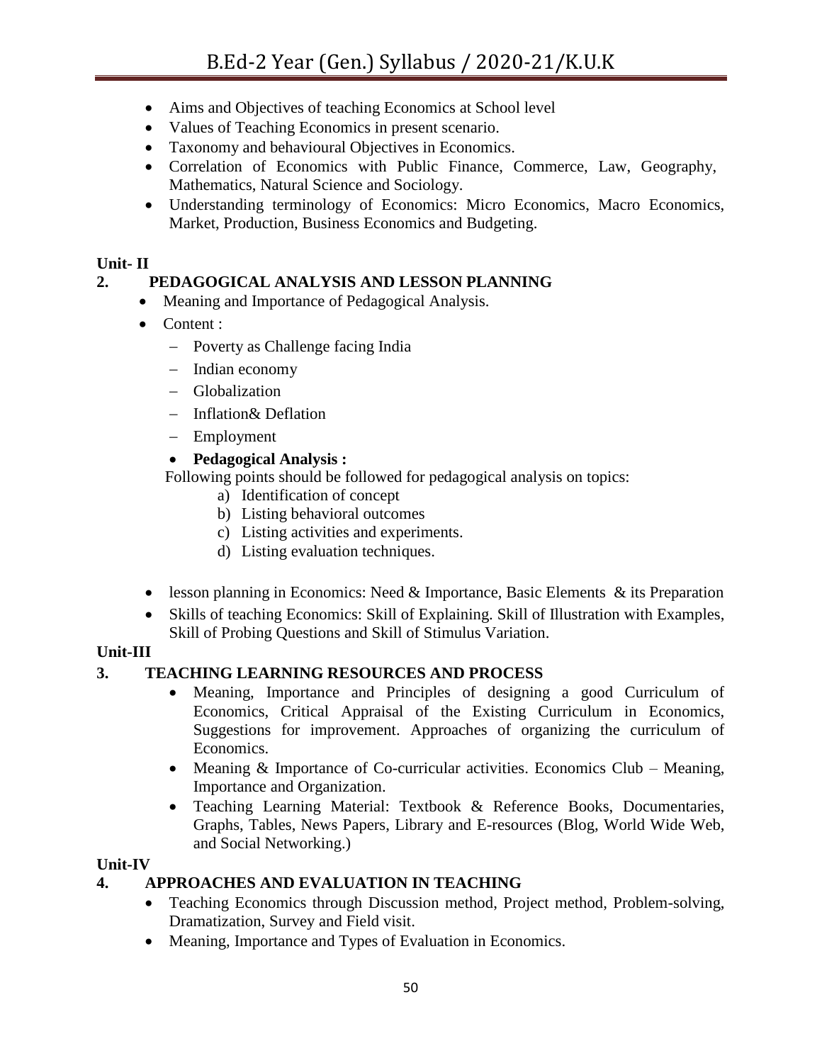- Aims and Objectives of teaching Economics at School level
- Values of Teaching Economics in present scenario.
- Taxonomy and behavioural Objectives in Economics.
- Correlation of Economics with Public Finance, Commerce, Law, Geography, Mathematics, Natural Science and Sociology.
- Understanding terminology of Economics: Micro Economics, Macro Economics, Market, Production, Business Economics and Budgeting.

**Unit- II**

**2. PEDAGOGICAL ANALYSIS AND LESSON PLANNING**

- Meaning and Importance of Pedagogical Analysis.
- Content :
  - Poverty as Challenge facing India
  - Indian economy
  - Globalization
  - Inflation& Deflation
  - Employment
- **Pedagogical Analysis :**

  Following points should be followed for pedagogical analysis on topics:
  
  a) Identification of concept
  b) Listing behavioral outcomes
  c) Listing activities and experiments.
  d) Listing evaluation techniques.

- lesson planning in Economics: Need & Importance, Basic Elements & its Preparation
- Skills of teaching Economics: Skill of Explaining. Skill of Illustration with Examples, Skill of Probing Questions and Skill of Stimulus Variation.

**Unit-III**

**3. TEACHING LEARNING RESOURCES AND PROCESS**

- Meaning, Importance and Principles of designing a good Curriculum of Economics, Critical Appraisal of the Existing Curriculum in Economics, Suggestions for improvement. Approaches of organizing the curriculum of Economics.
- Meaning & Importance of Co-curricular activities. Economics Club – Meaning, Importance and Organization.
- Teaching Learning Material: Textbook & Reference Books, Documentaries, Graphs, Tables, News Papers, Library and E-resources (Blog, World Wide Web, and Social Networking.)

**Unit-IV**

**4. APPROACHES AND EVALUATION IN TEACHING**

- Teaching Economics through Discussion method, Project method, Problem-solving, Dramatization, Survey and Field visit.
- Meaning, Importance and Types of Evaluation in Economics.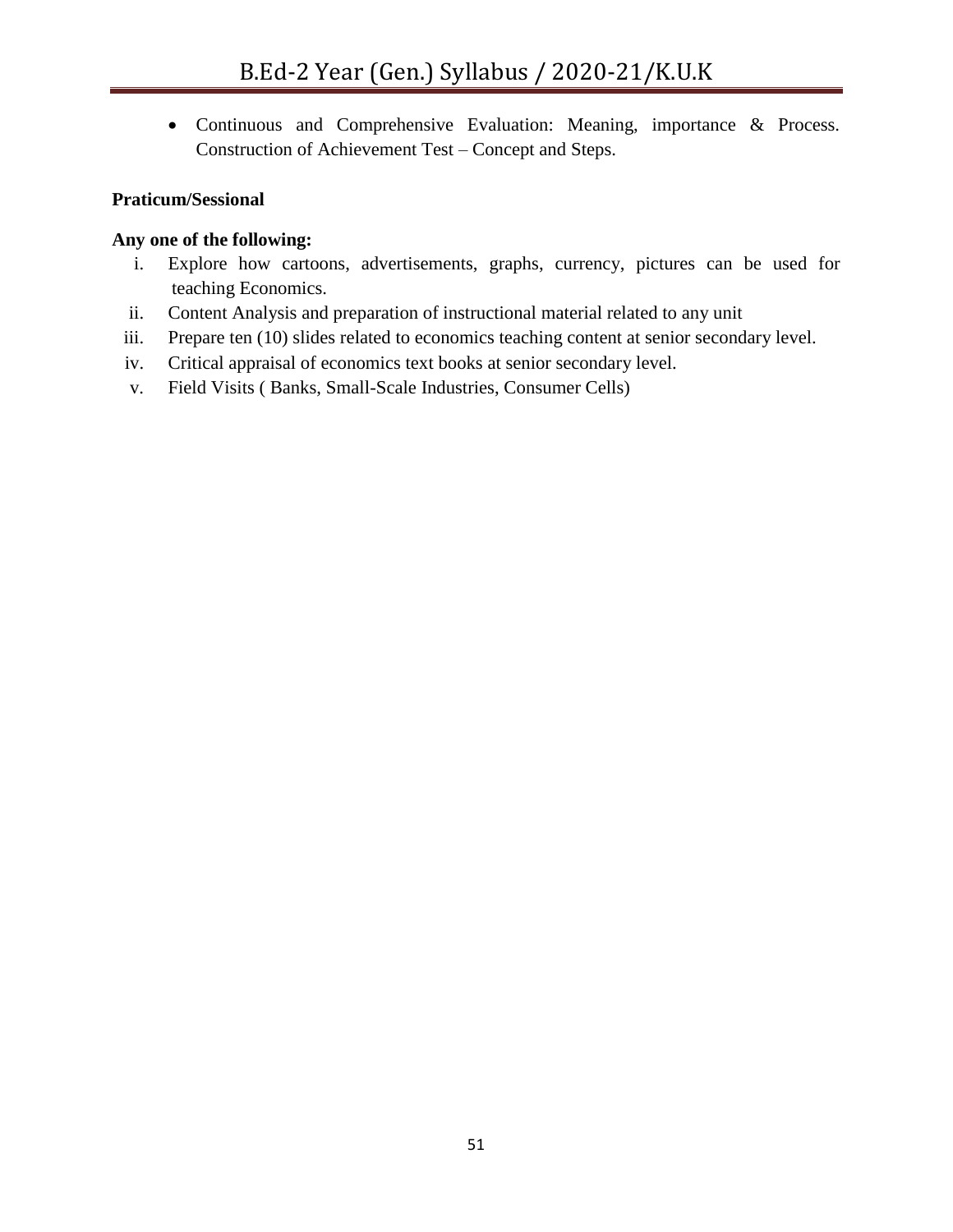- Continuous and Comprehensive Evaluation: Meaning, importance & Process. Construction of Achievement Test – Concept and Steps.

**Praticum/Sessional**

**Any one of the following:**

i. Explore how cartoons, advertisements, graphs, currency, pictures can be used for teaching Economics.
ii. Content Analysis and preparation of instructional material related to any unit
iii. Prepare ten (10) slides related to economics teaching content at senior secondary level.
iv. Critical appraisal of economics text books at senior secondary level.
v. Field Visits ( Banks, Small-Scale Industries, Consumer Cells)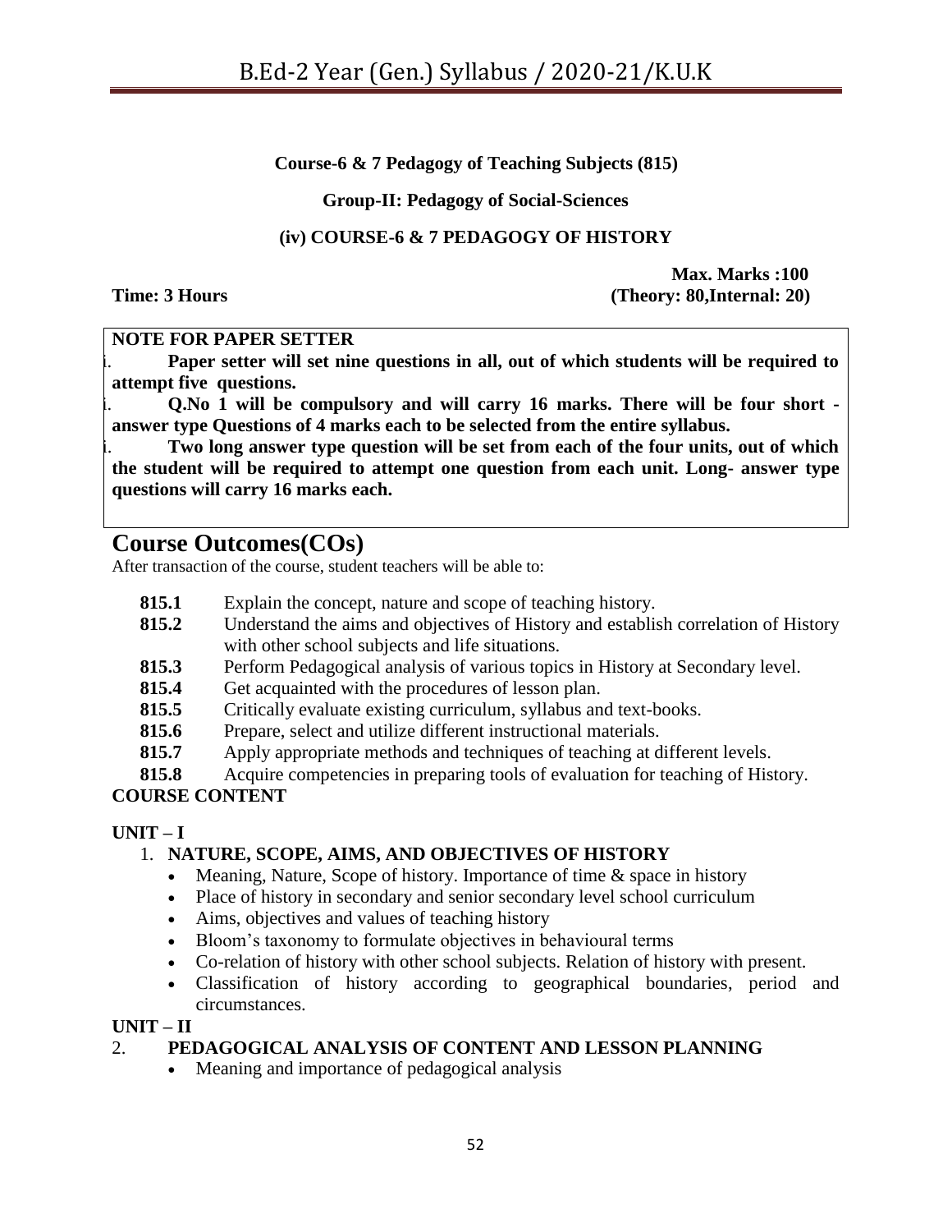**Course-6 & 7 Pedagogy of Teaching Subjects (815)**

**Group-II: Pedagogy of Social-Sciences**

**(iv) COURSE-6 & 7 PEDAGOGY OF HISTORY**

**Time: 3 Hours** **Max. Marks :100 (Theory: 80,Internal: 20)**

**NOTE FOR PAPER SETTER**

i. **Paper setter will set nine questions in all, out of which students will be required to attempt five questions.**

i. **Q.No 1 will be compulsory and will carry 16 marks. There will be four short - answer type Questions of 4 marks each to be selected from the entire syllabus.**

i. **Two long answer type question will be set from each of the four units, out of which the student will be required to attempt one question from each unit. Long- answer type questions will carry 16 marks each.**

## Course Outcomes(COs)

After transaction of the course, student teachers will be able to:

- **815.1** Explain the concept, nature and scope of teaching history.
- **815.2** Understand the aims and objectives of History and establish correlation of History with other school subjects and life situations.
- **815.3** Perform Pedagogical analysis of various topics in History at Secondary level.
- **815.4** Get acquainted with the procedures of lesson plan.
- **815.5** Critically evaluate existing curriculum, syllabus and text-books.
- **815.6** Prepare, select and utilize different instructional materials.
- **815.7** Apply appropriate methods and techniques of teaching at different levels.
- **815.8** Acquire competencies in preparing tools of evaluation for teaching of History.

**COURSE CONTENT**

**UNIT – I**

1. **NATURE, SCOPE, AIMS, AND OBJECTIVES OF HISTORY**
   - Meaning, Nature, Scope of history. Importance of time & space in history
   - Place of history in secondary and senior secondary level school curriculum
   - Aims, objectives and values of teaching history
   - Bloom's taxonomy to formulate objectives in behavioural terms
   - Co-relation of history with other school subjects. Relation of history with present.
   - Classification of history according to geographical boundaries, period and circumstances.

**UNIT – II**

2. **PEDAGOGICAL ANALYSIS OF CONTENT AND LESSON PLANNING**
   - Meaning and importance of pedagogical analysis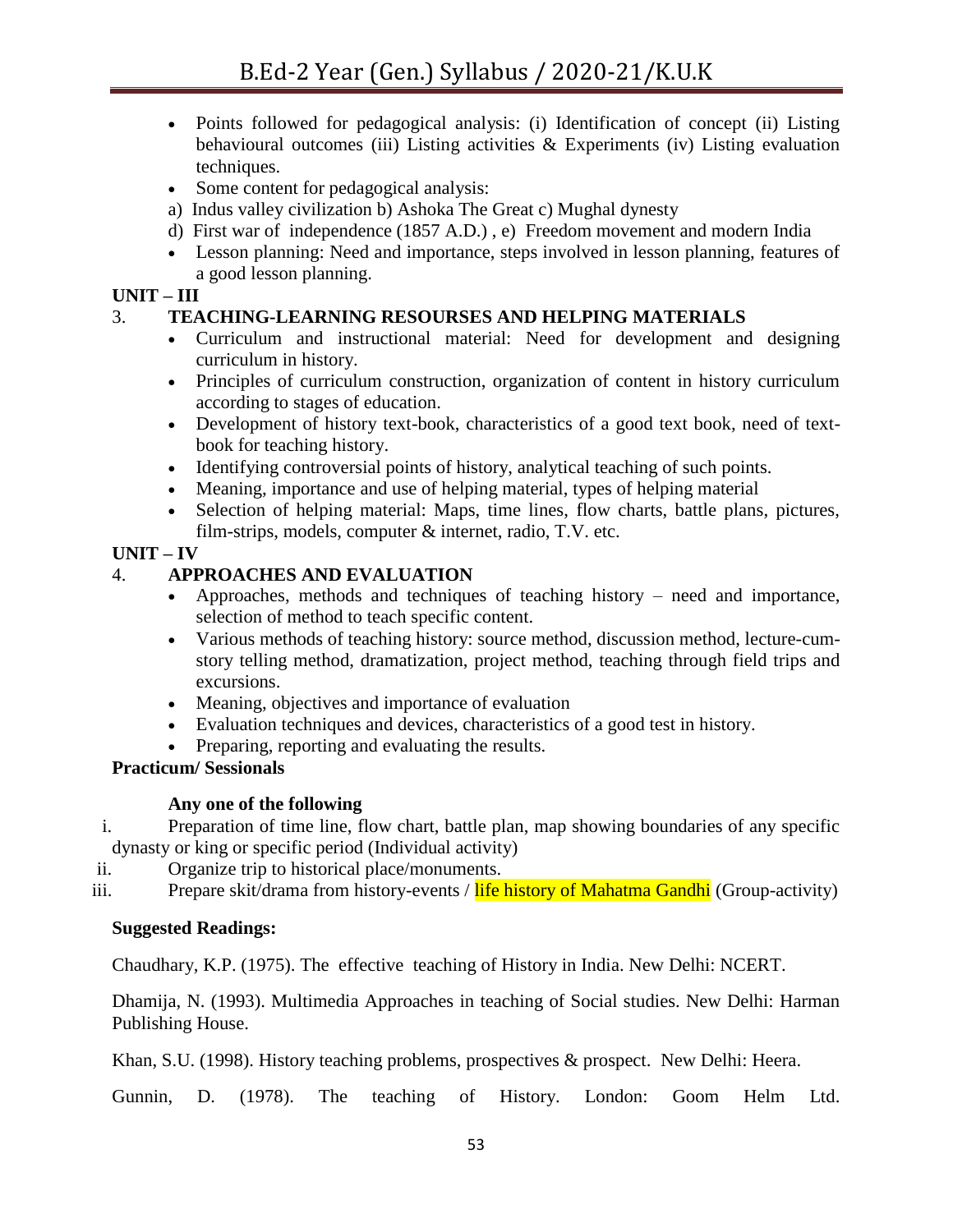- Points followed for pedagogical analysis: (i) Identification of concept (ii) Listing behavioural outcomes (iii) Listing activities & Experiments (iv) Listing evaluation techniques.
- Some content for pedagogical analysis:

a) Indus valley civilization b) Ashoka The Great c) Mughal dynesty
d) First war of independence (1857 A.D.) , e) Freedom movement and modern India

- Lesson planning: Need and importance, steps involved in lesson planning, features of a good lesson planning.

**UNIT – III**

3. **TEACHING-LEARNING RESOURSES AND HELPING MATERIALS**
   - Curriculum and instructional material: Need for development and designing curriculum in history.
   - Principles of curriculum construction, organization of content in history curriculum according to stages of education.
   - Development of history text-book, characteristics of a good text book, need of text-book for teaching history.
   - Identifying controversial points of history, analytical teaching of such points.
   - Meaning, importance and use of helping material, types of helping material
   - Selection of helping material: Maps, time lines, flow charts, battle plans, pictures, film-strips, models, computer & internet, radio, T.V. etc.

**UNIT – IV**

4. **APPROACHES AND EVALUATION**
   - Approaches, methods and techniques of teaching history – need and importance, selection of method to teach specific content.
   - Various methods of teaching history: source method, discussion method, lecture-cum-story telling method, dramatization, project method, teaching through field trips and excursions.
   - Meaning, objectives and importance of evaluation
   - Evaluation techniques and devices, characteristics of a good test in history.
   - Preparing, reporting and evaluating the results.

**Practicum/ Sessionals**

**Any one of the following**

i. Preparation of time line, flow chart, battle plan, map showing boundaries of any specific dynasty or king or specific period (Individual activity)
ii. Organize trip to historical place/monuments.
iii. Prepare skit/drama from history-events / life history of Mahatma Gandhi (Group-activity)

**Suggested Readings:**

Chaudhary, K.P. (1975). The effective teaching of History in India. New Delhi: NCERT.

Dhamija, N. (1993). Multimedia Approaches in teaching of Social studies. New Delhi: Harman Publishing House.

Khan, S.U. (1998). History teaching problems, prospectives & prospect. New Delhi: Heera.

Gunnin, D. (1978). The teaching of History. London: Goom Helm Ltd.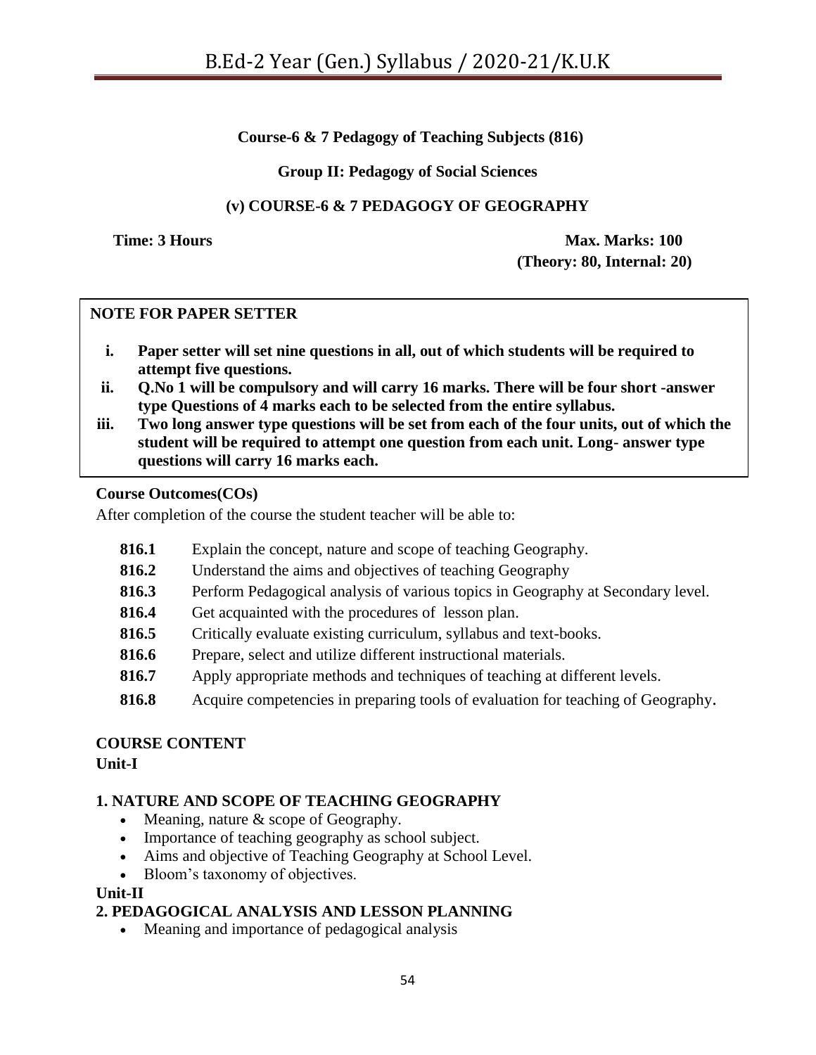**Course-6 & 7 Pedagogy of Teaching Subjects (816)**

**Group II: Pedagogy of Social Sciences**

**(v) COURSE-6 & 7 PEDAGOGY OF GEOGRAPHY**

**Time: 3 Hours** **Max. Marks: 100**
**(Theory: 80, Internal: 20)**

**NOTE FOR PAPER SETTER**

i. **Paper setter will set nine questions in all, out of which students will be required to attempt five questions.**
ii. **Q.No 1 will be compulsory and will carry 16 marks. There will be four short -answer type Questions of 4 marks each to be selected from the entire syllabus.**
iii. **Two long answer type questions will be set from each of the four units, out of which the student will be required to attempt one question from each unit. Long- answer type questions will carry 16 marks each.**

**Course Outcomes(COs)**

After completion of the course the student teacher will be able to:

- **816.1** Explain the concept, nature and scope of teaching Geography.
- **816.2** Understand the aims and objectives of teaching Geography
- **816.3** Perform Pedagogical analysis of various topics in Geography at Secondary level.
- **816.4** Get acquainted with the procedures of lesson plan.
- **816.5** Critically evaluate existing curriculum, syllabus and text-books.
- **816.6** Prepare, select and utilize different instructional materials.
- **816.7** Apply appropriate methods and techniques of teaching at different levels.
- **816.8** Acquire competencies in preparing tools of evaluation for teaching of Geography.

**COURSE CONTENT**

**Unit-I**

**1. NATURE AND SCOPE OF TEACHING GEOGRAPHY**

- Meaning, nature & scope of Geography.
- Importance of teaching geography as school subject.
- Aims and objective of Teaching Geography at School Level.
- Bloom's taxonomy of objectives.

**Unit-II**

**2. PEDAGOGICAL ANALYSIS AND LESSON PLANNING**

- Meaning and importance of pedagogical analysis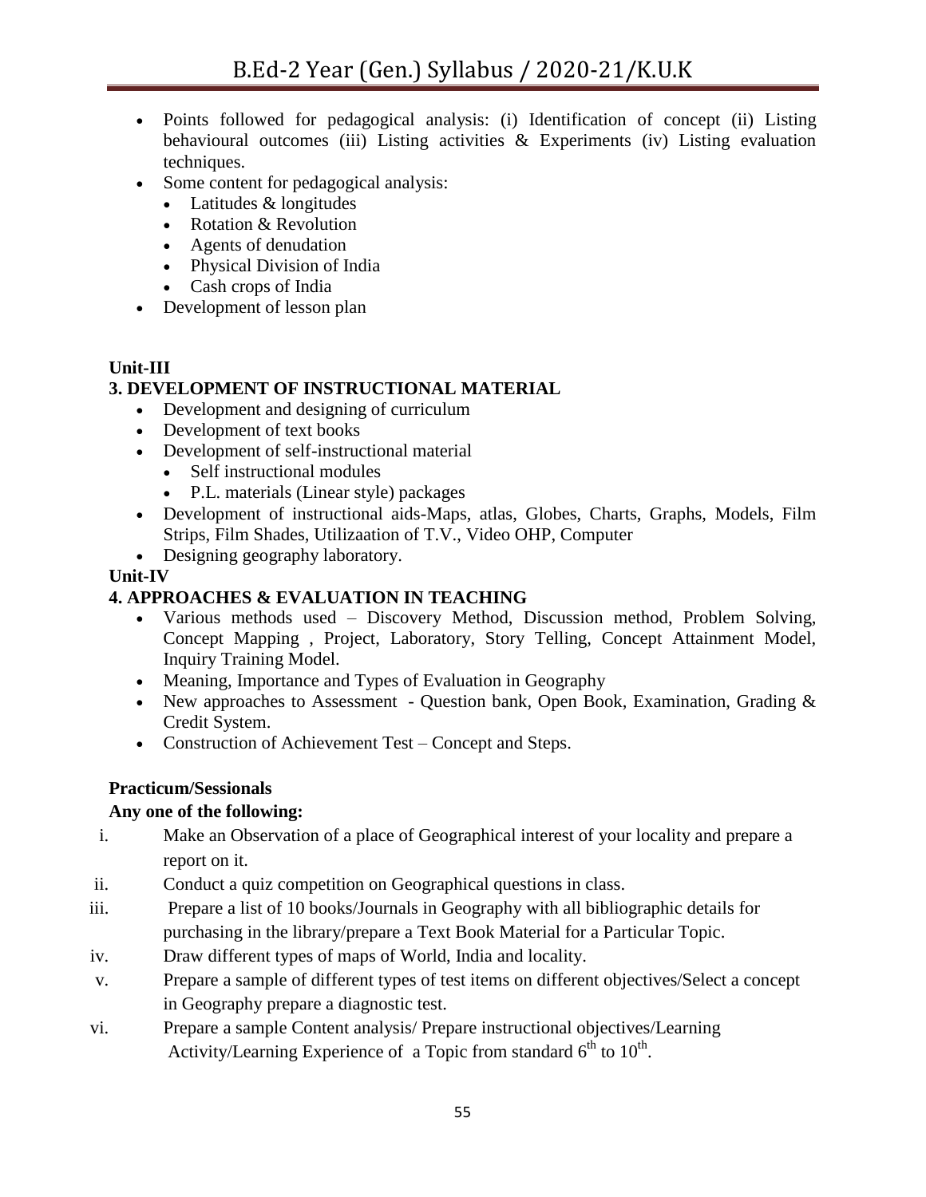- Points followed for pedagogical analysis: (i) Identification of concept (ii) Listing behavioural outcomes (iii) Listing activities & Experiments (iv) Listing evaluation techniques.
- Some content for pedagogical analysis:
  - Latitudes & longitudes
  - Rotation & Revolution
  - Agents of denudation
  - Physical Division of India
  - Cash crops of India
- Development of lesson plan

**Unit-III**

**3. DEVELOPMENT OF INSTRUCTIONAL MATERIAL**

- Development and designing of curriculum
- Development of text books
- Development of self-instructional material
  - Self instructional modules
  - P.L. materials (Linear style) packages
- Development of instructional aids-Maps, atlas, Globes, Charts, Graphs, Models, Film Strips, Film Shades, Utilizaation of T.V., Video OHP, Computer
- Designing geography laboratory.

**Unit-IV**

**4. APPROACHES & EVALUATION IN TEACHING**

- Various methods used – Discovery Method, Discussion method, Problem Solving, Concept Mapping , Project, Laboratory, Story Telling, Concept Attainment Model, Inquiry Training Model.
- Meaning, Importance and Types of Evaluation in Geography
- New approaches to Assessment - Question bank, Open Book, Examination, Grading & Credit System.
- Construction of Achievement Test – Concept and Steps.

**Practicum/Sessionals**

**Any one of the following:**

i. Make an Observation of a place of Geographical interest of your locality and prepare a report on it.

ii. Conduct a quiz competition on Geographical questions in class.

iii. Prepare a list of 10 books/Journals in Geography with all bibliographic details for purchasing in the library/prepare a Text Book Material for a Particular Topic.

iv. Draw different types of maps of World, India and locality.

v. Prepare a sample of different types of test items on different objectives/Select a concept in Geography prepare a diagnostic test.

vi. Prepare a sample Content analysis/ Prepare instructional objectives/Learning Activity/Learning Experience of a Topic from standard 6th to 10th.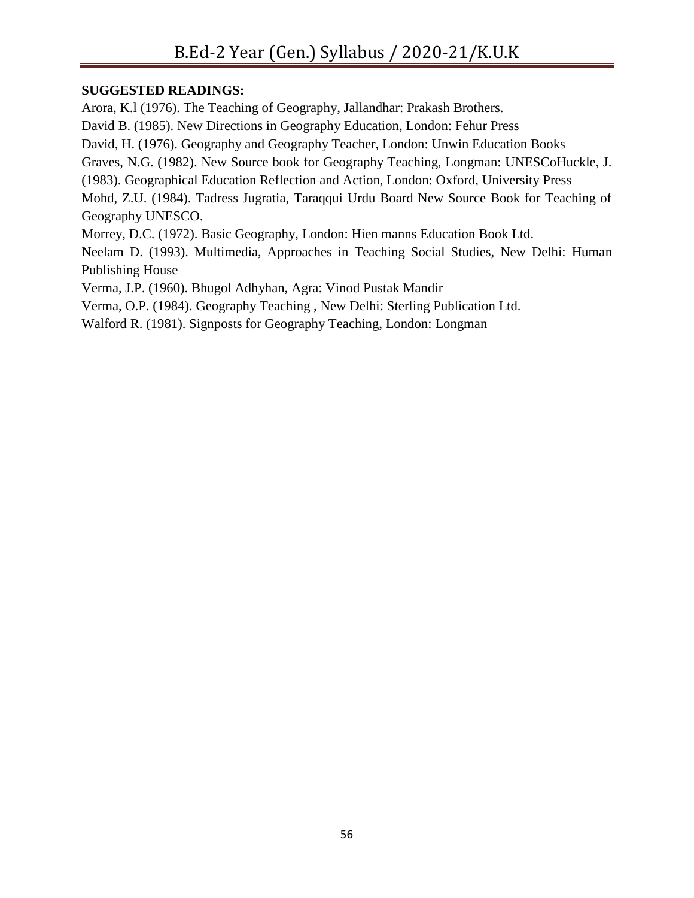**SUGGESTED READINGS:**

Arora, K.l (1976). The Teaching of Geography, Jallandhar: Prakash Brothers.

David B. (1985). New Directions in Geography Education, London: Fehur Press

David, H. (1976). Geography and Geography Teacher, London: Unwin Education Books

Graves, N.G. (1982). New Source book for Geography Teaching, Longman: UNESCoHuckle, J. (1983). Geographical Education Reflection and Action, London: Oxford, University Press

Mohd, Z.U. (1984). Tadress Jugratia, Taraqqui Urdu Board New Source Book for Teaching of Geography UNESCO.

Morrey, D.C. (1972). Basic Geography, London: Hien manns Education Book Ltd.

Neelam D. (1993). Multimedia, Approaches in Teaching Social Studies, New Delhi: Human Publishing House

Verma, J.P. (1960). Bhugol Adhyhan, Agra: Vinod Pustak Mandir

Verma, O.P. (1984). Geography Teaching , New Delhi: Sterling Publication Ltd.

Walford R. (1981). Signposts for Geography Teaching, London: Longman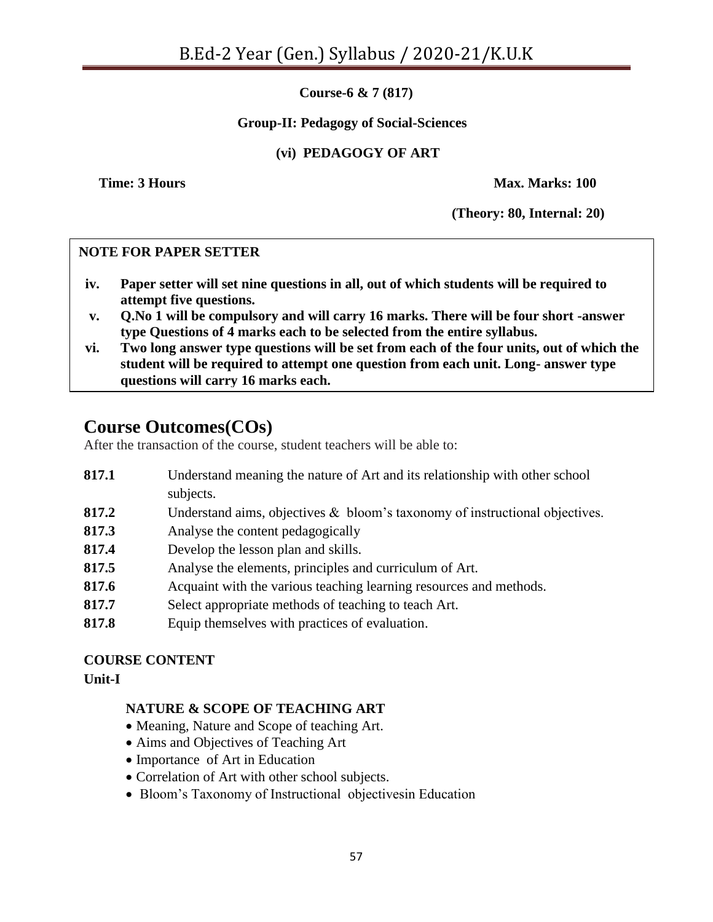**Course-6 & 7 (817)**

**Group-II: Pedagogy of Social-Sciences**

**(vi) PEDAGOGY OF ART**

**Time: 3 Hours** **Max. Marks: 100**

**(Theory: 80, Internal: 20)**

**NOTE FOR PAPER SETTER**

- **iv. Paper setter will set nine questions in all, out of which students will be required to attempt five questions.**
- **v. Q.No 1 will be compulsory and will carry 16 marks. There will be four short -answer type Questions of 4 marks each to be selected from the entire syllabus.**
- **vi. Two long answer type questions will be set from each of the four units, out of which the student will be required to attempt one question from each unit. Long- answer type questions will carry 16 marks each.**

## Course Outcomes(COs)

After the transaction of the course, student teachers will be able to:

- **817.1** Understand meaning the nature of Art and its relationship with other school subjects.
- **817.2** Understand aims, objectives & bloom's taxonomy of instructional objectives.
- **817.3** Analyse the content pedagogically
- **817.4** Develop the lesson plan and skills.
- **817.5** Analyse the elements, principles and curriculum of Art.
- **817.6** Acquaint with the various teaching learning resources and methods.
- **817.7** Select appropriate methods of teaching to teach Art.
- **817.8** Equip themselves with practices of evaluation.

**COURSE CONTENT**

**Unit-I**

**NATURE & SCOPE OF TEACHING ART**

- Meaning, Nature and Scope of teaching Art.
- Aims and Objectives of Teaching Art
- Importance of Art in Education
- Correlation of Art with other school subjects.
- Bloom's Taxonomy of Instructional objectivesin Education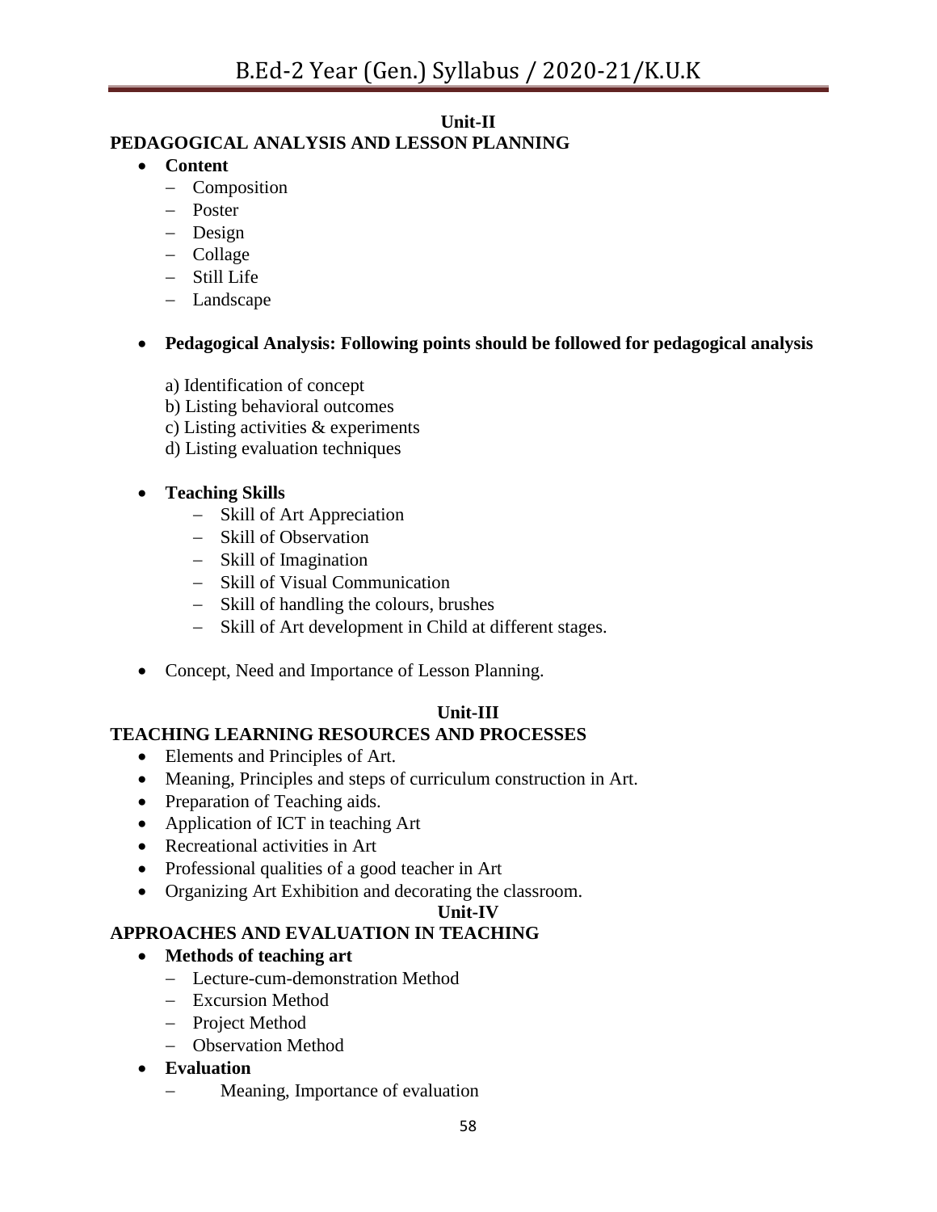### Unit-II

### PEDAGOGICAL ANALYSIS AND LESSON PLANNING

- **Content**
  - Composition
  - Poster
  - Design
  - Collage
  - Still Life
  - Landscape

- **Pedagogical Analysis: Following points should be followed for pedagogical analysis**

  a) Identification of concept
  b) Listing behavioral outcomes
  c) Listing activities & experiments
  d) Listing evaluation techniques

- **Teaching Skills**
  - Skill of Art Appreciation
  - Skill of Observation
  - Skill of Imagination
  - Skill of Visual Communication
  - Skill of handling the colours, brushes
  - Skill of Art development in Child at different stages.

- Concept, Need and Importance of Lesson Planning.

### Unit-III

### TEACHING LEARNING RESOURCES AND PROCESSES

- Elements and Principles of Art.
- Meaning, Principles and steps of curriculum construction in Art.
- Preparation of Teaching aids.
- Application of ICT in teaching Art
- Recreational activities in Art
- Professional qualities of a good teacher in Art
- Organizing Art Exhibition and decorating the classroom.

### Unit-IV

### APPROACHES AND EVALUATION IN TEACHING

- **Methods of teaching art**
  - Lecture-cum-demonstration Method
  - Excursion Method
  - Project Method
  - Observation Method
- **Evaluation**
  - Meaning, Importance of evaluation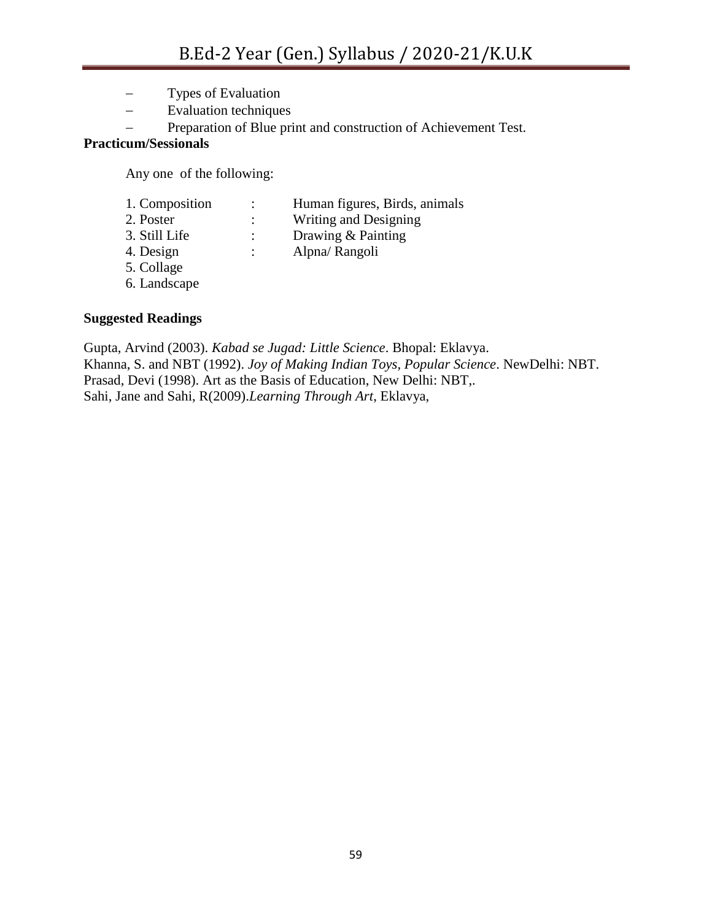- Types of Evaluation
- Evaluation techniques
- Preparation of Blue print and construction of Achievement Test.

**Practicum/Sessionals**

Any one of the following:

| | | |
|---|---|---|
| 1. Composition | : | Human figures, Birds, animals |
| 2. Poster | : | Writing and Designing |
| 3. Still Life | : | Drawing & Painting |
| 4. Design | : | Alpna/ Rangoli |
| 5. Collage | | |
| 6. Landscape | | |

**Suggested Readings**

Gupta, Arvind (2003). *Kabad se Jugad: Little Science*. Bhopal: Eklavya.
Khanna, S. and NBT (1992). *Joy of Making Indian Toys, Popular Science*. NewDelhi: NBT.
Prasad, Devi (1998). Art as the Basis of Education, New Delhi: NBT,.
Sahi, Jane and Sahi, R(2009).*Learning Through Art*, Eklavya,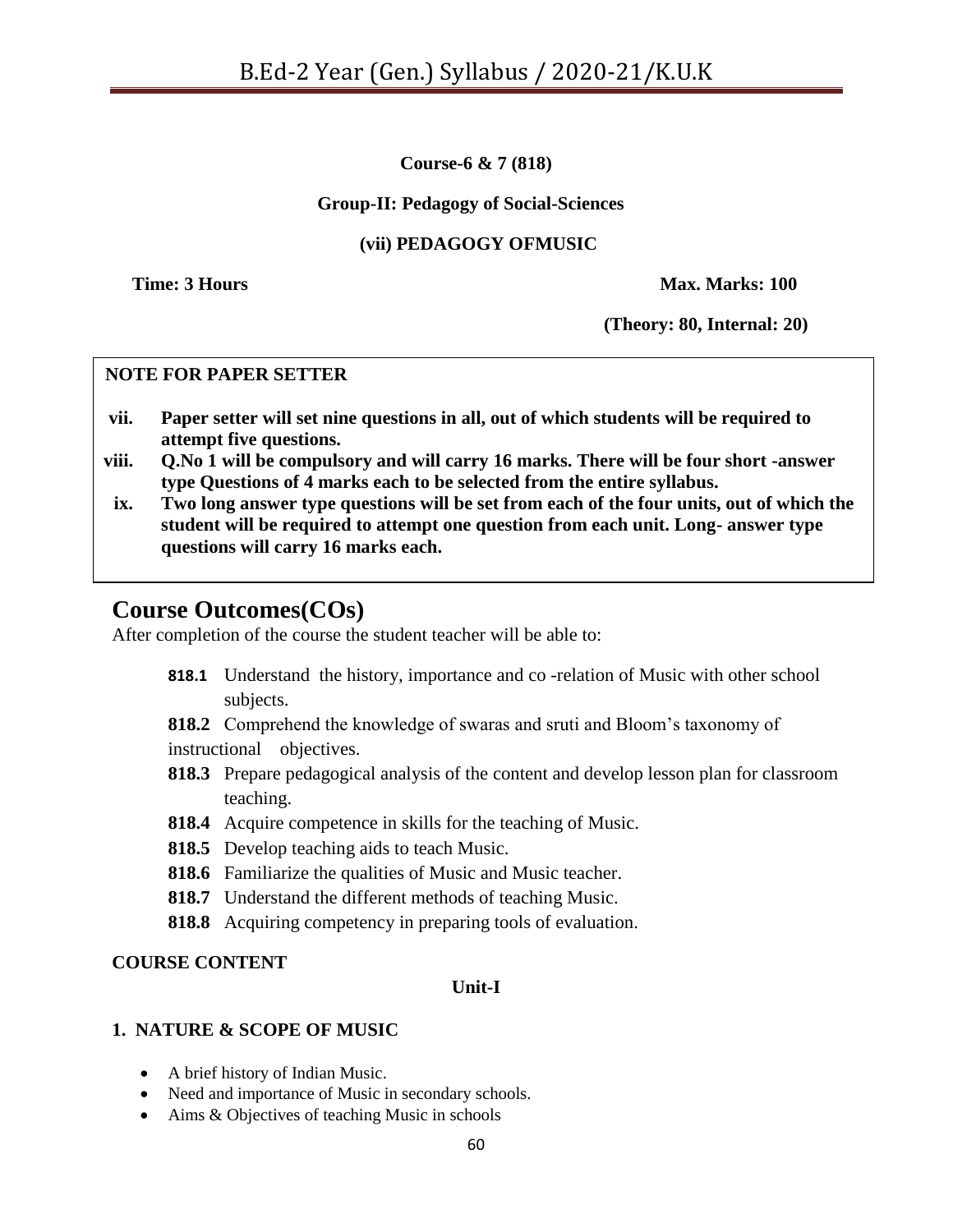**Course-6 & 7 (818)**

**Group-II: Pedagogy of Social-Sciences**

**(vii) PEDAGOGY OFMUSIC**

**Time: 3 Hours** **Max. Marks: 100**

**(Theory: 80, Internal: 20)**

**NOTE FOR PAPER SETTER**

vii. **Paper setter will set nine questions in all, out of which students will be required to attempt five questions.**

viii. **Q.No 1 will be compulsory and will carry 16 marks. There will be four short -answer type Questions of 4 marks each to be selected from the entire syllabus.**

ix. **Two long answer type questions will be set from each of the four units, out of which the student will be required to attempt one question from each unit. Long- answer type questions will carry 16 marks each.**

## Course Outcomes(COs)

After completion of the course the student teacher will be able to:

- **818.1** Understand the history, importance and co -relation of Music with other school subjects.
- **818.2** Comprehend the knowledge of swaras and sruti and Bloom's taxonomy of instructional objectives.
- **818.3** Prepare pedagogical analysis of the content and develop lesson plan for classroom teaching.
- **818.4** Acquire competence in skills for the teaching of Music.
- **818.5** Develop teaching aids to teach Music.
- **818.6** Familiarize the qualities of Music and Music teacher.
- **818.7** Understand the different methods of teaching Music.
- **818.8** Acquiring competency in preparing tools of evaluation.

**COURSE CONTENT**

**Unit-I**

**1. NATURE & SCOPE OF MUSIC**

- A brief history of Indian Music.
- Need and importance of Music in secondary schools.
- Aims & Objectives of teaching Music in schools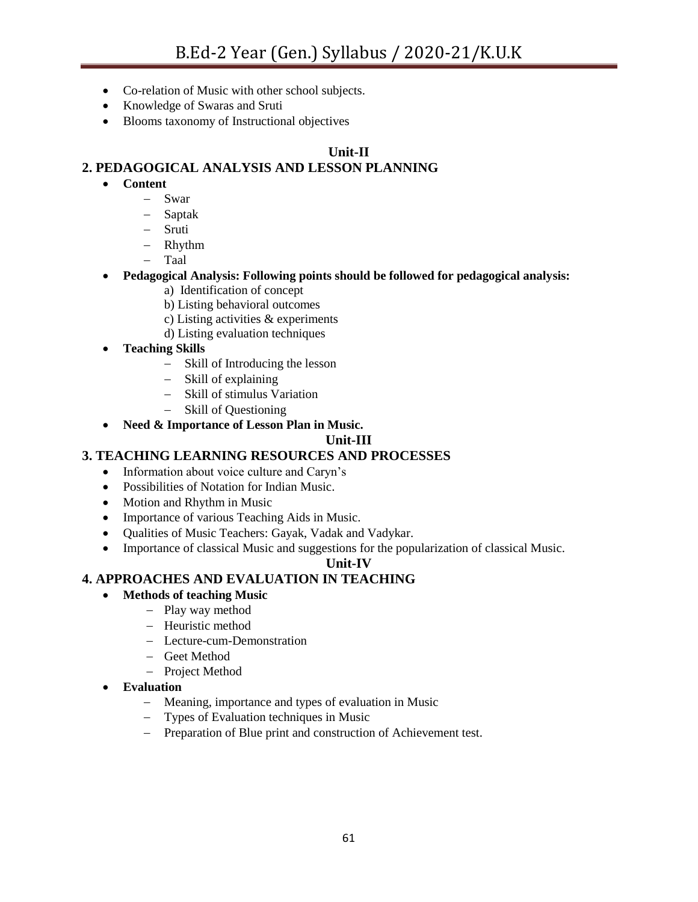- Co-relation of Music with other school subjects.
- Knowledge of Swaras and Sruti
- Blooms taxonomy of Instructional objectives

**Unit-II**

## 2. PEDAGOGICAL ANALYSIS AND LESSON PLANNING

- **Content**
  - Swar
  - Saptak
  - Sruti
  - Rhythm
  - Taal
- **Pedagogical Analysis: Following points should be followed for pedagogical analysis:**
  - a) Identification of concept
  - b) Listing behavioral outcomes
  - c) Listing activities & experiments
  - d) Listing evaluation techniques
- **Teaching Skills**
  - Skill of Introducing the lesson
  - Skill of explaining
  - Skill of stimulus Variation
  - Skill of Questioning
- **Need & Importance of Lesson Plan in Music.**

**Unit-III**

## 3. TEACHING LEARNING RESOURCES AND PROCESSES

- Information about voice culture and Caryn's
- Possibilities of Notation for Indian Music.
- Motion and Rhythm in Music
- Importance of various Teaching Aids in Music.
- Qualities of Music Teachers: Gayak, Vadak and Vadykar.
- Importance of classical Music and suggestions for the popularization of classical Music.

**Unit-IV**

## 4. APPROACHES AND EVALUATION IN TEACHING

- **Methods of teaching Music**
  - Play way method
  - Heuristic method
  - Lecture-cum-Demonstration
  - Geet Method
  - Project Method
- **Evaluation**
  - Meaning, importance and types of evaluation in Music
  - Types of Evaluation techniques in Music
  - Preparation of Blue print and construction of Achievement test.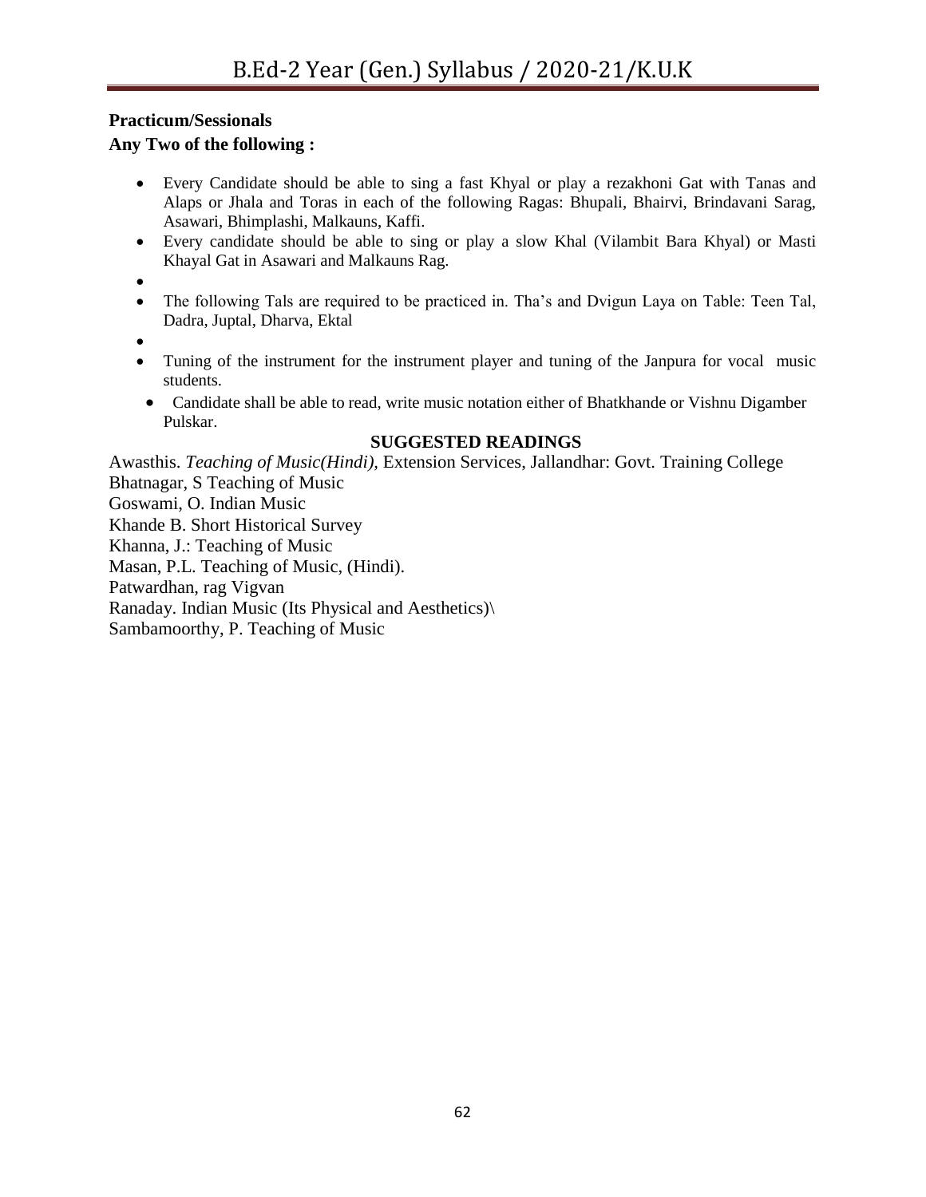**Practicum/Sessionals**

**Any Two of the following :**

- Every Candidate should be able to sing a fast Khyal or play a rezakhoni Gat with Tanas and Alaps or Jhala and Toras in each of the following Ragas: Bhupali, Bhairvi, Brindavani Sarag, Asawari, Bhimplashi, Malkauns, Kaffi.
- Every candidate should be able to sing or play a slow Khal (Vilambit Bara Khyal) or Masti Khayal Gat in Asawari and Malkauns Rag.
- The following Tals are required to be practiced in. Tha's and Dvigun Laya on Table: Teen Tal, Dadra, Juptal, Dharva, Ektal
- Tuning of the instrument for the instrument player and tuning of the Janpura for vocal music students.
- Candidate shall be able to read, write music notation either of Bhatkhande or Vishnu Digamber Pulskar.

**SUGGESTED READINGS**

Awasthis. *Teaching of Music(Hindi),* Extension Services, Jallandhar: Govt. Training College

Bhatnagar, S Teaching of Music

Goswami, O. Indian Music

Khande B. Short Historical Survey

Khanna, J.: Teaching of Music

Masan, P.L. Teaching of Music, (Hindi).

Patwardhan, rag Vigvan

Ranaday. Indian Music (Its Physical and Aesthetics)\

Sambamoorthy, P. Teaching of Music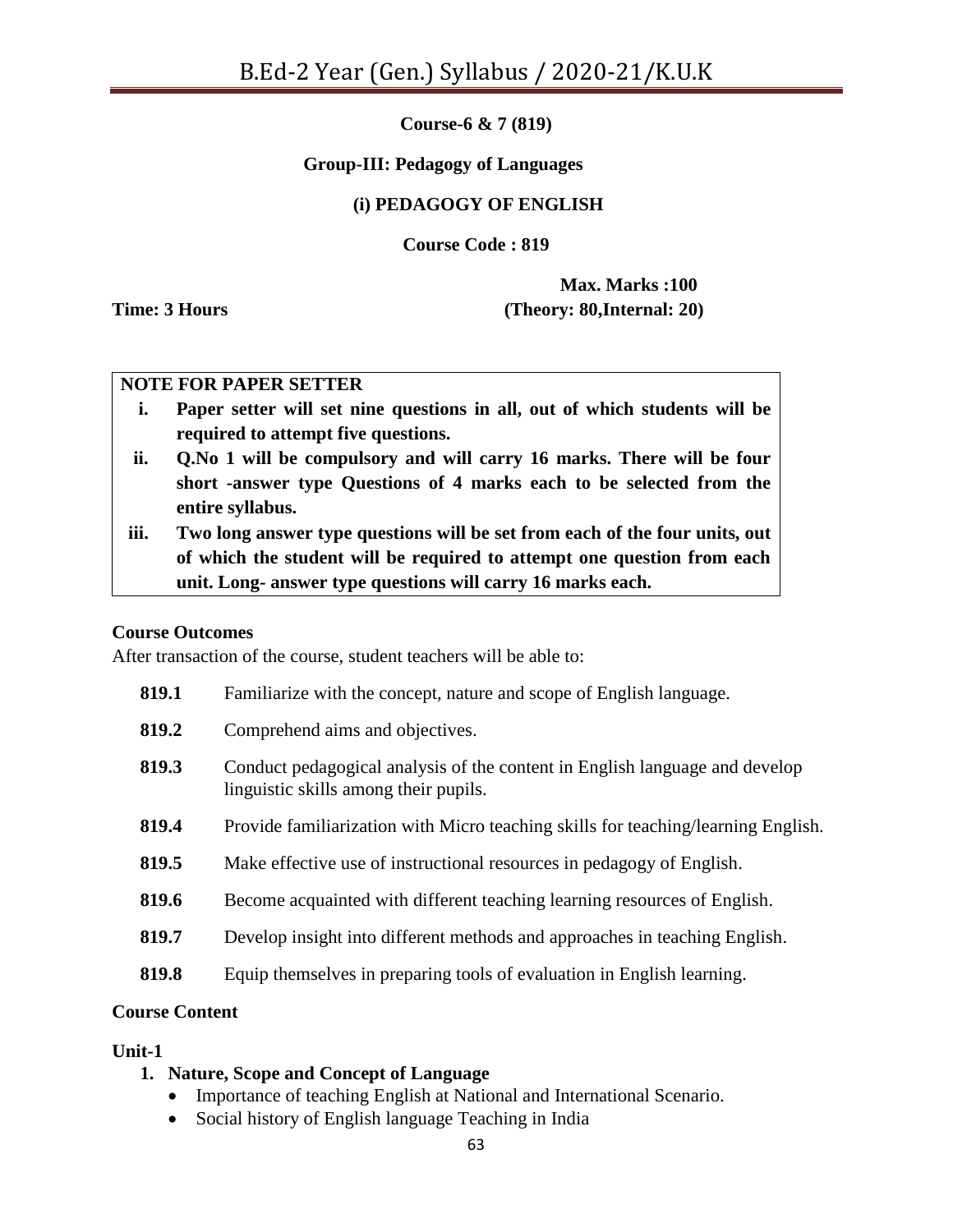**Course-6 & 7 (819)**

**Group-III: Pedagogy of Languages**

**(i) PEDAGOGY OF ENGLISH**

**Course Code : 819**

**Max. Marks :100**

**Time: 3 Hours** **(Theory: 80,Internal: 20)**

**NOTE FOR PAPER SETTER**

i. **Paper setter will set nine questions in all, out of which students will be required to attempt five questions.**
ii. **Q.No 1 will be compulsory and will carry 16 marks. There will be four short -answer type Questions of 4 marks each to be selected from the entire syllabus.**
iii. **Two long answer type questions will be set from each of the four units, out of which the student will be required to attempt one question from each unit. Long- answer type questions will carry 16 marks each.**

**Course Outcomes**

After transaction of the course, student teachers will be able to:

- **819.1** Familiarize with the concept, nature and scope of English language.
- **819.2** Comprehend aims and objectives.
- **819.3** Conduct pedagogical analysis of the content in English language and develop linguistic skills among their pupils.
- **819.4** Provide familiarization with Micro teaching skills for teaching/learning English.
- **819.5** Make effective use of instructional resources in pedagogy of English.
- **819.6** Become acquainted with different teaching learning resources of English.
- **819.7** Develop insight into different methods and approaches in teaching English.
- **819.8** Equip themselves in preparing tools of evaluation in English learning.

**Course Content**

**Unit-1**

1. **Nature, Scope and Concept of Language**
   - Importance of teaching English at National and International Scenario.
   - Social history of English language Teaching in India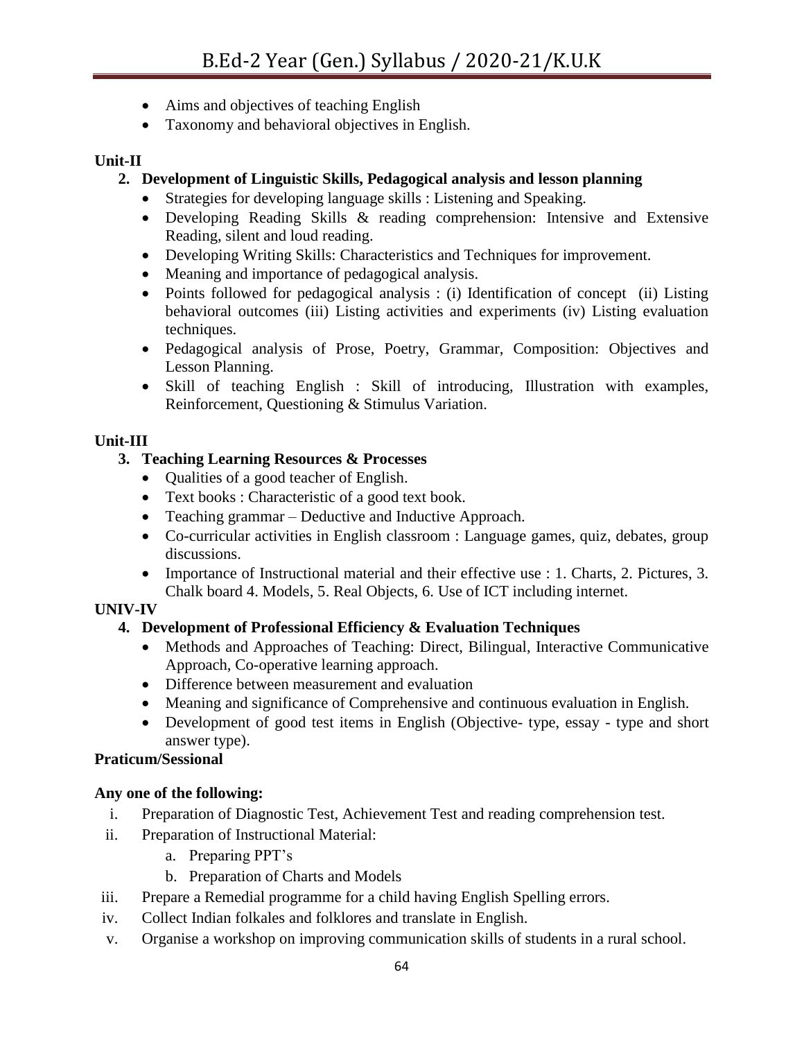- Aims and objectives of teaching English
- Taxonomy and behavioral objectives in English.

**Unit-II**

2. **Development of Linguistic Skills, Pedagogical analysis and lesson planning**
   - Strategies for developing language skills : Listening and Speaking.
   - Developing Reading Skills & reading comprehension: Intensive and Extensive Reading, silent and loud reading.
   - Developing Writing Skills: Characteristics and Techniques for improvement.
   - Meaning and importance of pedagogical analysis.
   - Points followed for pedagogical analysis : (i) Identification of concept (ii) Listing behavioral outcomes (iii) Listing activities and experiments (iv) Listing evaluation techniques.
   - Pedagogical analysis of Prose, Poetry, Grammar, Composition: Objectives and Lesson Planning.
   - Skill of teaching English : Skill of introducing, Illustration with examples, Reinforcement, Questioning & Stimulus Variation.

**Unit-III**

3. **Teaching Learning Resources & Processes**
   - Qualities of a good teacher of English.
   - Text books : Characteristic of a good text book.
   - Teaching grammar – Deductive and Inductive Approach.
   - Co-curricular activities in English classroom : Language games, quiz, debates, group discussions.
   - Importance of Instructional material and their effective use : 1. Charts, 2. Pictures, 3. Chalk board 4. Models, 5. Real Objects, 6. Use of ICT including internet.

**UNIV-IV**

4. **Development of Professional Efficiency & Evaluation Techniques**
   - Methods and Approaches of Teaching: Direct, Bilingual, Interactive Communicative Approach, Co-operative learning approach.
   - Difference between measurement and evaluation
   - Meaning and significance of Comprehensive and continuous evaluation in English.
   - Development of good test items in English (Objective- type, essay - type and short answer type).

**Praticum/Sessional**

**Any one of the following:**

i. Preparation of Diagnostic Test, Achievement Test and reading comprehension test.
ii. Preparation of Instructional Material:
   a. Preparing PPT's
   b. Preparation of Charts and Models
iii. Prepare a Remedial programme for a child having English Spelling errors.
iv. Collect Indian folkales and folklores and translate in English.
v. Organise a workshop on improving communication skills of students in a rural school.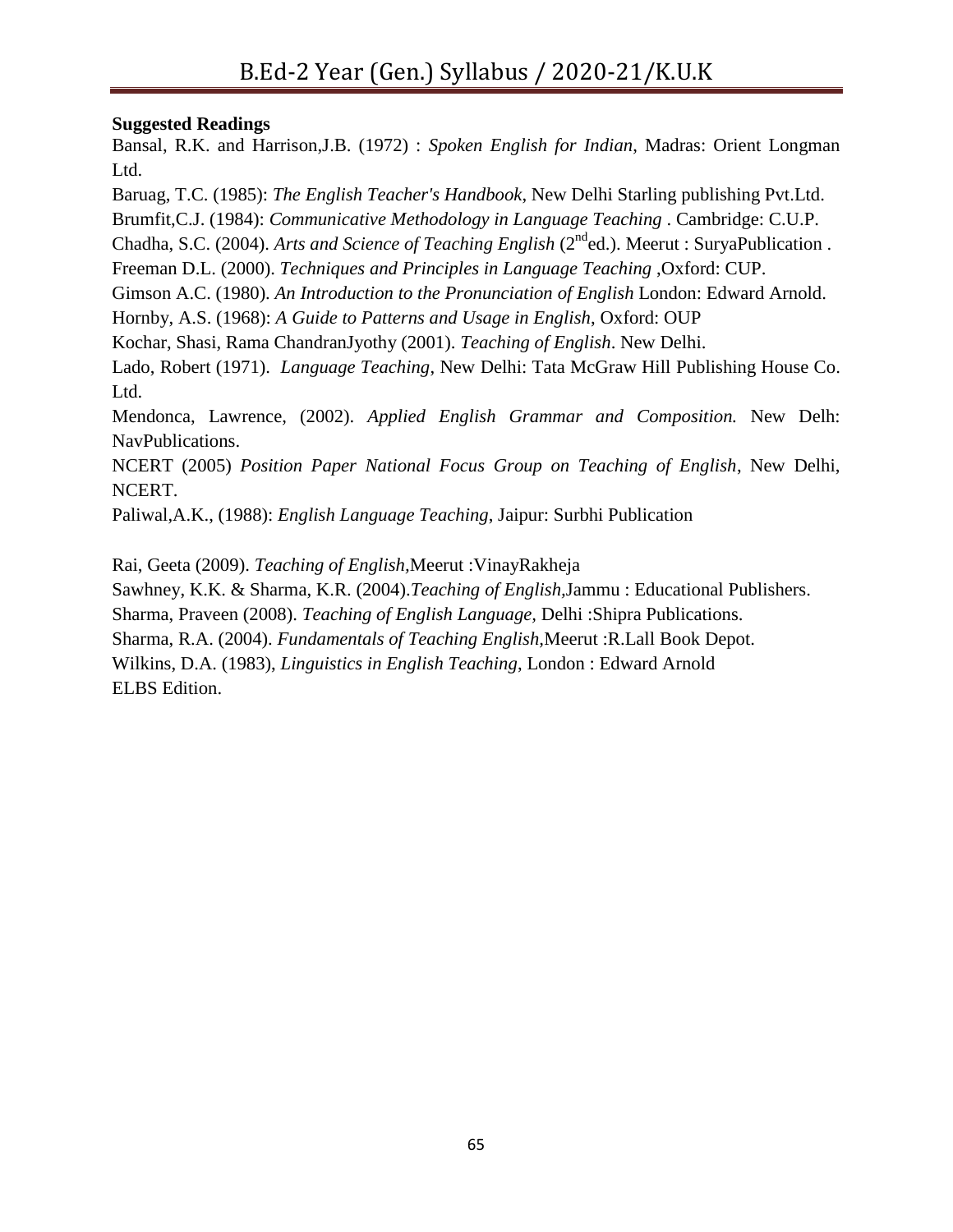**Suggested Readings**

Bansal, R.K. and Harrison,J.B. (1972) : *Spoken English for Indian*, Madras: Orient Longman Ltd.

Baruag, T.C. (1985): *The English Teacher's Handbook*, New Delhi Starling publishing Pvt.Ltd.

Brumfit,C.J. (1984): *Communicative Methodology in Language Teaching* . Cambridge: C.U.P.

Chadha, S.C. (2004). *Arts and Science of Teaching English* (2nd ed.). Meerut : SuryaPublication .

Freeman D.L. (2000). *Techniques and Principles in Language Teaching* ,Oxford: CUP.

Gimson A.C. (1980). *An Introduction to the Pronunciation of English* London: Edward Arnold.

Hornby, A.S. (1968): *A Guide to Patterns and Usage in English*, Oxford: OUP

Kochar, Shasi, Rama ChandranJyothy (2001). *Teaching of English*. New Delhi.

Lado, Robert (1971). *Language Teaching*, New Delhi: Tata McGraw Hill Publishing House Co. Ltd.

Mendonca, Lawrence, (2002). *Applied English Grammar and Composition.* New Delh: NavPublications.

NCERT (2005) *Position Paper National Focus Group on Teaching of English*, New Delhi, NCERT.

Paliwal,A.K., (1988): *English Language Teaching*, Jaipur: Surbhi Publication

Rai, Geeta (2009). *Teaching of English*,Meerut :VinayRakheja

Sawhney, K.K. & Sharma, K.R. (2004).*Teaching of English*,Jammu : Educational Publishers.

Sharma, Praveen (2008). *Teaching of English Language*, Delhi :Shipra Publications.

Sharma, R.A. (2004). *Fundamentals of Teaching English*,Meerut :R.Lall Book Depot.

Wilkins, D.A. (1983), *Linguistics in English Teaching*, London : Edward Arnold ELBS Edition.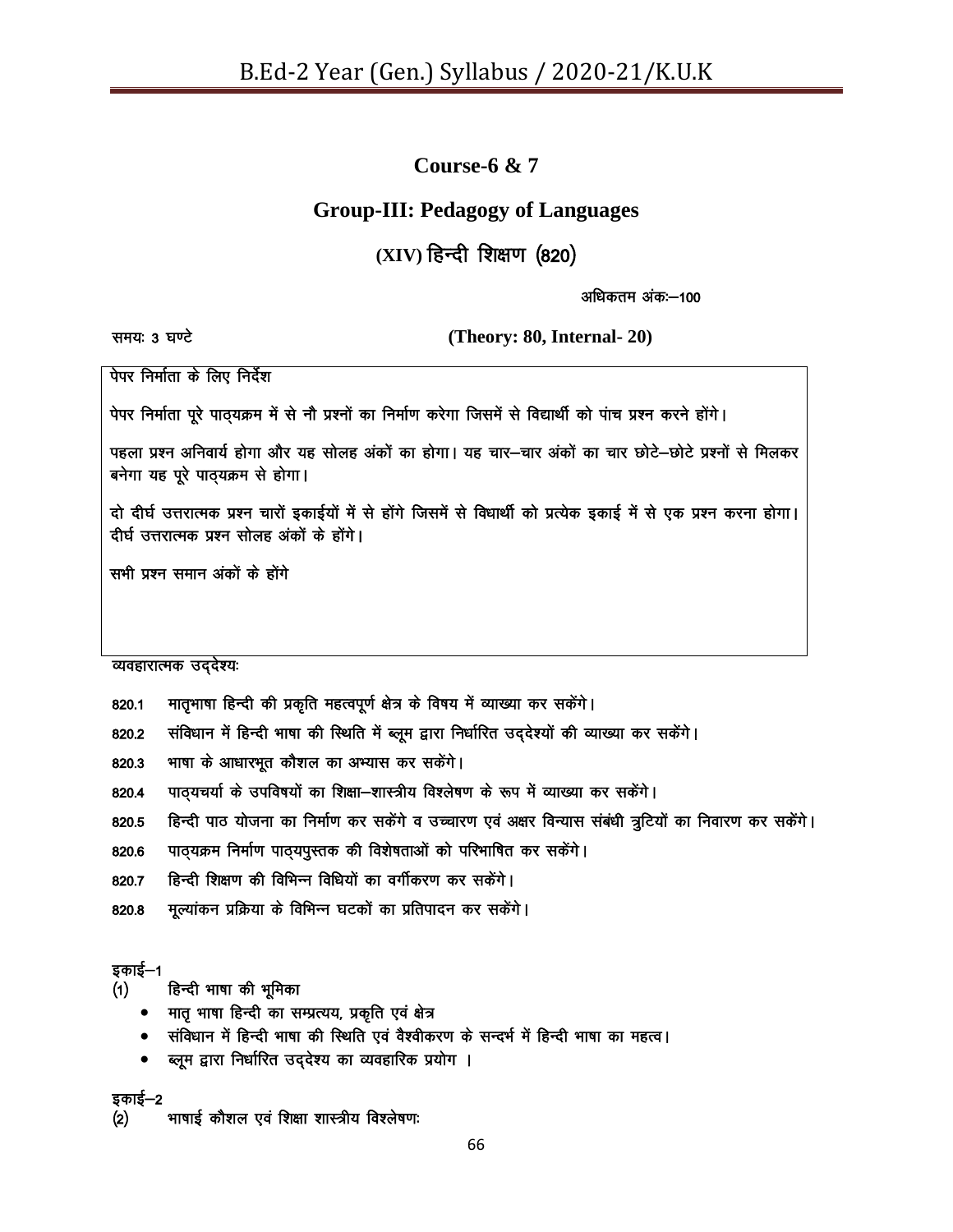## Course-6 & 7

## Group-III: Pedagogy of Languages

### (XIV) हिन्दी शिक्षण (820)

अधिकतम अंकः—100

समयः 3 घण्टे **(Theory: 80, Internal- 20)**

पेपर निर्माता के लिए निर्देश

पेपर निर्माता पूरे पाठ्यक्रम में से नौ प्रश्नों का निर्माण करेगा जिसमें से विद्यार्थी को पांच प्रश्न करने होंगे।

पहला प्रश्न अनिवार्य होगा और यह सोलह अंकों का होगा। यह चार–चार अंकों का चार छोटे–छोटे प्रश्नों से मिलकर बनेगा यह पूरे पाठ्यक्रम से होगा।

दो दीर्घ उत्तरात्मक प्रश्न चारों इकाईयों में से होंगे जिसमें से विधार्थी को प्रत्येक इकाई में से एक प्रश्न करना होगा। दीर्घ उत्तरात्मक प्रश्न सोलह अंकों के होंगे।

सभी प्रश्न समान अंकों के होंगे

व्यवहारात्मक उद्देश्यः

820.1 मातृभाषा हिन्दी की प्रकृति महत्वपूर्ण क्षेत्र के विषय में व्याख्या कर सकेंगे।

820.2 संविधान में हिन्दी भाषा की स्थिति में ब्लूम द्वारा निर्धारित उद्देश्यों की व्याख्या कर सकेंगे।

820.3 भाषा के आधारभूत कौशल का अभ्यास कर सकेंगे।

820.4 पाठ्यचर्या के उपविषयों का शिक्षा–शास्त्रीय विश्लेषण के रूप में व्याख्या कर सकेंगे।

820.5 हिन्दी पाठ योजना का निर्माण कर सकेंगे व उच्चारण एवं अक्षर विन्यास संबंधी त्रुटियों का निवारण कर सकेंगे।

820.6 पाठ्यक्रम निर्माण पाठ्यपुस्तक की विशेषताओं को परिभाषित कर सकेंगे।

820.7 हिन्दी शिक्षण की विभिन्न विधियों का वर्गीकरण कर सकेंगे।

820.8 मूल्यांकन प्रक्रिया के विभिन्न घटकों का प्रतिपादन कर सकेंगे।

इकाई–1

(1) हिन्दी भाषा की भूमिका

- मातृ भाषा हिन्दी का सम्प्रत्यय, प्रकृति एवं क्षेत्र
- संविधान में हिन्दी भाषा की स्थिति एवं वैश्वीकरण के सन्दर्भ में हिन्दी भाषा का महत्व।
- ब्लूम द्वारा निर्धारित उद्देश्य का व्यवहारिक प्रयोग ।

इकाई–2

(2) भाषाई कौशल एवं शिक्षा शास्त्रीय विश्लेषणः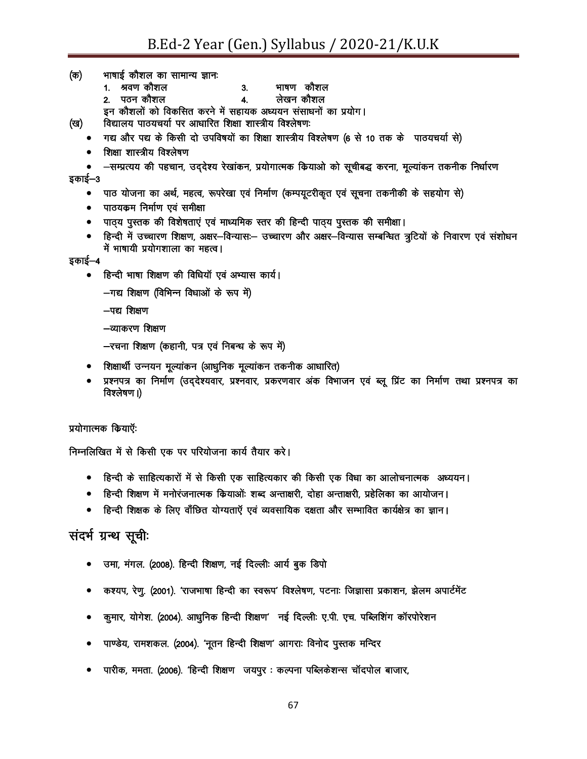(क) भाषाई कौशल का सामान्य ज्ञानः

1. श्रवण कौशल
2. पठन कौशल
3. भाषण कौशल
4. लेखन कौशल

इन कौशलों को विकसित करने में सहायक अध्ययन संसाधनों का प्रयोग।

(ख) विद्यालय पाठयचर्या पर आधारित शिक्षा शास्त्रीय विश्लेषणः

- गद्य और पद्य के किसी दो उपविषयों का शिक्षा शास्त्रीय विश्लेषण (6 से 10 तक के पाठयचर्या से)
- शिक्षा शास्त्रीय विश्लेषण
- –सम्प्रत्यय की पहचान, उद्देश्य रेखांकन, प्रयोगात्मक क्रियाओ को सूचीबद्ध करना, मूल्यांकन तकनीक निर्धारण

इकाई–3

- पाठ योजना का अर्थ, महत्व, रूपरेखा एवं निर्माण (कम्पयूटरीकृत एवं सूचना तकनीकी के सहयोग से)
- पाठयक्रम निर्माण एवं समीक्षा
- पाठ्य पुस्तक की विशेषताएं एवं माध्यमिक स्तर की हिन्दी पाठ्य पुस्तक की समीक्षा।
- हिन्दी में उच्चारण शिक्षण, अक्षर–विन्यासः– उच्चारण और अक्षर–विन्यास सम्बन्धित त्रुटियों के निवारण एवं संशोधन में भाषायी प्रयोगशाला का महत्व।

इकाई–4

- हिन्दी भाषा शिक्षण की विधियॉ एवं अभ्यास कार्य।

  –गद्य शिक्षण (विभिन्न विधाओं के रूप में)

  –पद्य शिक्षण

  –व्याकरण शिक्षण

  –रचना शिक्षण (कहानी, पत्र एवं निबन्ध के रूप में)

- शिक्षार्थी उन्नयन मूल्यांकन (आधुनिक मूल्यांकन तकनीक आधारित)
- प्रश्नपत्र का निर्माण (उद्देश्यवार, प्रश्नवार, प्रकरणवार अंक विभाजन एवं ब्लू प्रिंट का निर्माण तथा प्रश्नपत्र का विश्लेषण।)

प्रयोगात्मक क्रियाएँः

निम्नलिखित में से किसी एक पर परियोजना कार्य तैयार करे।

- हिन्दी के साहित्यकारों में से किसी एक साहित्यकार की किसी एक विधा का आलोचनात्मक अध्ययन।
- हिन्दी शिक्षण में मनोरंजनात्मक क्रियाओंः शब्द अन्ताक्षरी, दोहा अन्ताक्षरी, प्रहेलिका का आयोजन।
- हिन्दी शिक्षक के लिए वाँछित योग्यताएँ एवं व्यवसायिक दक्षता और सम्भावित कार्यक्षेत्र का ज्ञान।

## संदर्भ ग्रन्थ सूचीः

- उमा, मंगल. (2008). हिन्दी शिक्षण, नई दिल्लीः आर्य बुक डिपो
- कश्यप, रेणु. (2001). 'राजभाषा हिन्दी का स्वरूप' विश्लेषण, पटनाः जिज्ञासा प्रकाशन, झेलम अपार्टमेंट
- कुमार, योगेश. (2004). आधुनिक हिन्दी शिक्षण' नई दिल्लीः ए.पी. एच. पब्लिशिंग कॉरपोरेशन
- पाण्डेय, रामशकल. (2004). 'नूतन हिन्दी शिक्षण' आगराः विनोद पुस्तक मन्दिर
- पारीक, ममता. (2006). 'हिन्दी शिक्षण जयपुर : कल्पना पब्लिकेशन्स चॉदपोल बाजार,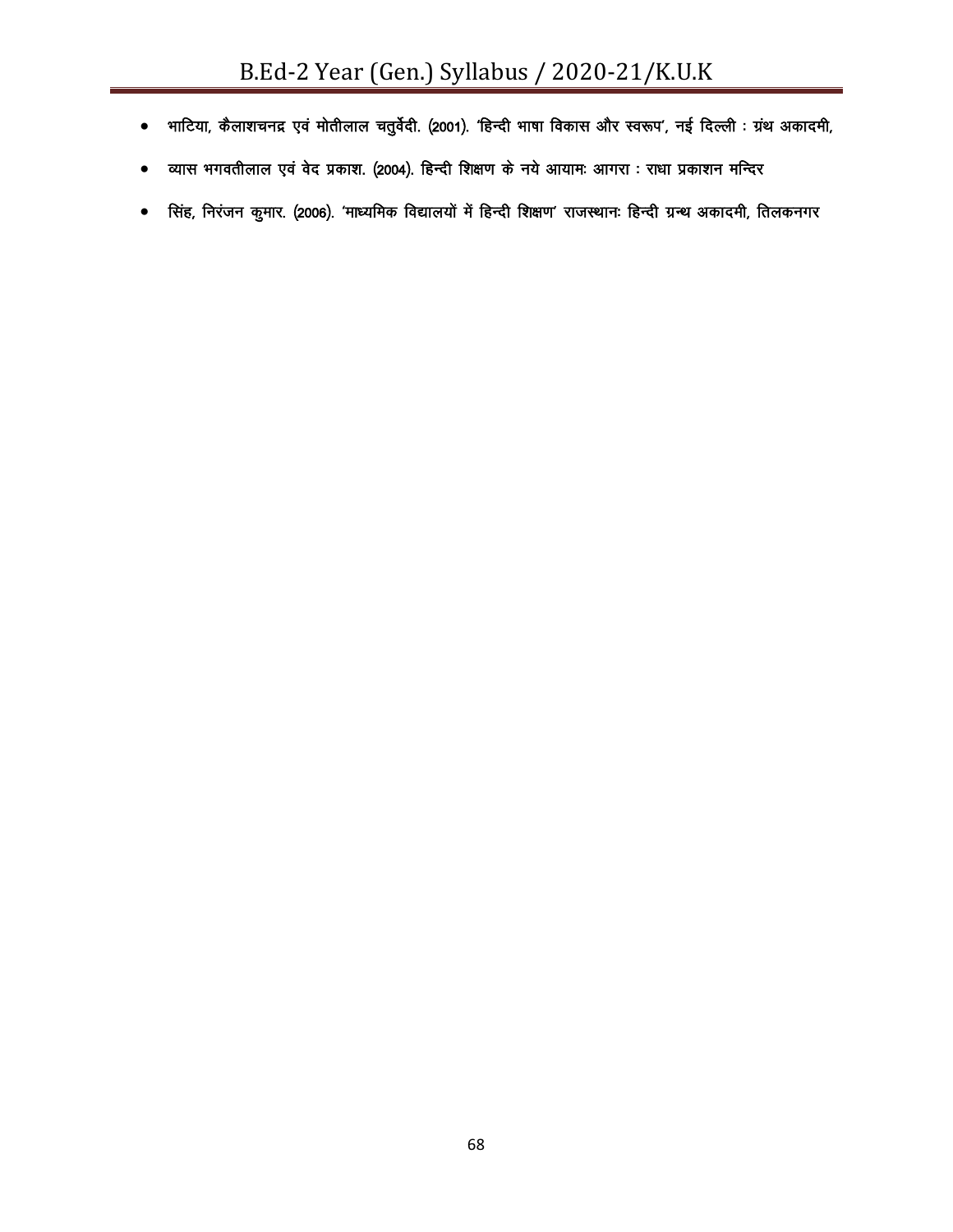- भाटिया, कैलाशचनद्र एवं मोतीलाल चतुर्वेदी. (2001). 'हिन्दी भाषा विकास और स्वरूप', नई दिल्ली : ग्रंथ अकादमी,
- व्यास भगवतीलाल एवं वेद प्रकाश. (2004). हिन्दी शिक्षण के नये आयामः आगरा : राधा प्रकाशन मन्दिर
- सिंह, निरंजन कुमार. (2006). 'माध्यमिक विद्यालयों में हिन्दी शिक्षण' राजस्थानः हिन्दी ग्रन्थ अकादमी, तिलकनगर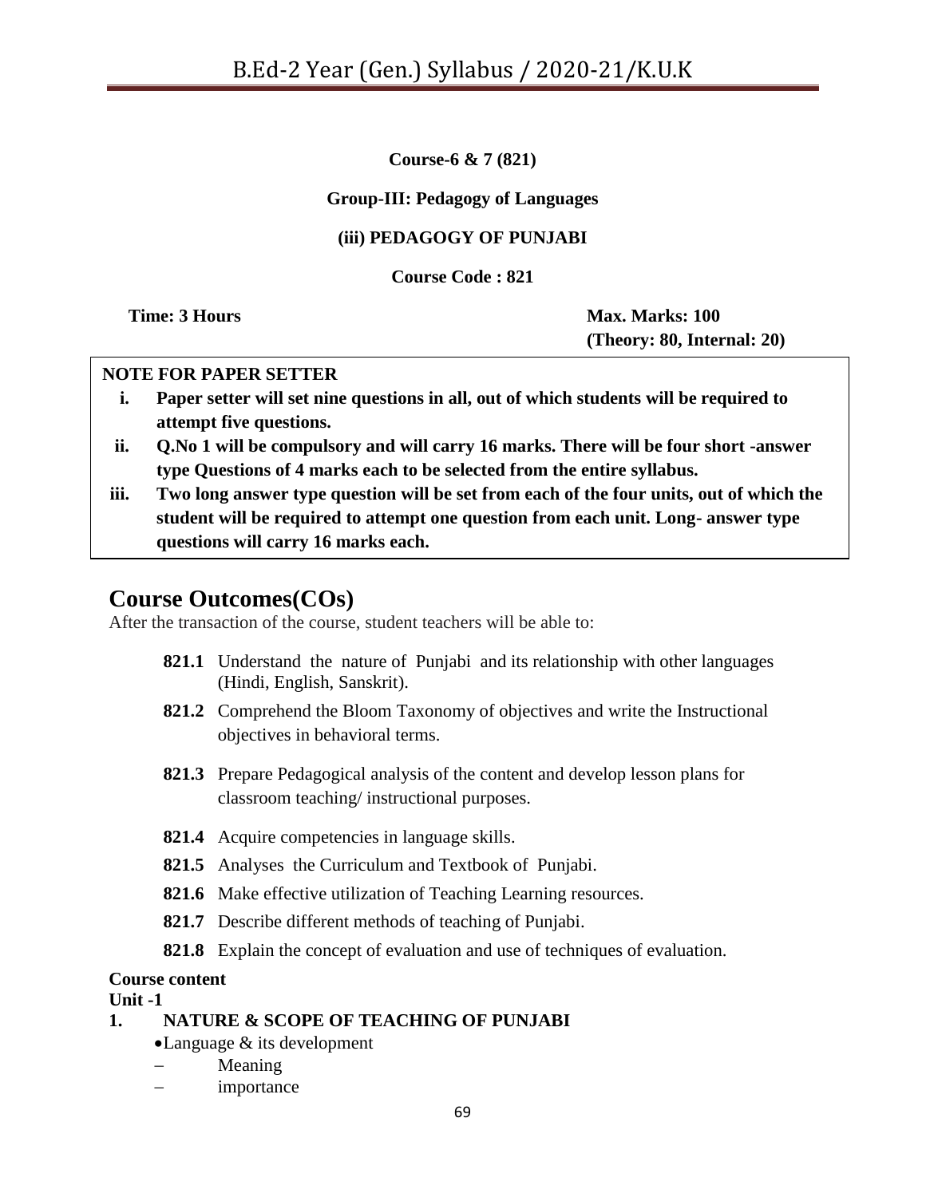**Course-6 & 7 (821)**

**Group-III: Pedagogy of Languages**

**(iii) PEDAGOGY OF PUNJABI**

**Course Code : 821**

**Time: 3 Hours** | **Max. Marks: 100 (Theory: 80, Internal: 20)**

**NOTE FOR PAPER SETTER**

i. **Paper setter will set nine questions in all, out of which students will be required to attempt five questions.**
ii. **Q.No 1 will be compulsory and will carry 16 marks. There will be four short -answer type Questions of 4 marks each to be selected from the entire syllabus.**
iii. **Two long answer type question will be set from each of the four units, out of which the student will be required to attempt one question from each unit. Long- answer type questions will carry 16 marks each.**

## Course Outcomes(COs)

After the transaction of the course, student teachers will be able to:

- **821.1** Understand the nature of Punjabi and its relationship with other languages (Hindi, English, Sanskrit).
- **821.2** Comprehend the Bloom Taxonomy of objectives and write the Instructional objectives in behavioral terms.
- **821.3** Prepare Pedagogical analysis of the content and develop lesson plans for classroom teaching/ instructional purposes.
- **821.4** Acquire competencies in language skills.
- **821.5** Analyses the Curriculum and Textbook of Punjabi.
- **821.6** Make effective utilization of Teaching Learning resources.
- **821.7** Describe different methods of teaching of Punjabi.
- **821.8** Explain the concept of evaluation and use of techniques of evaluation.

**Course content**

**Unit -1**

**1. NATURE & SCOPE OF TEACHING OF PUNJABI**

- Language & its development
  - Meaning
  - importance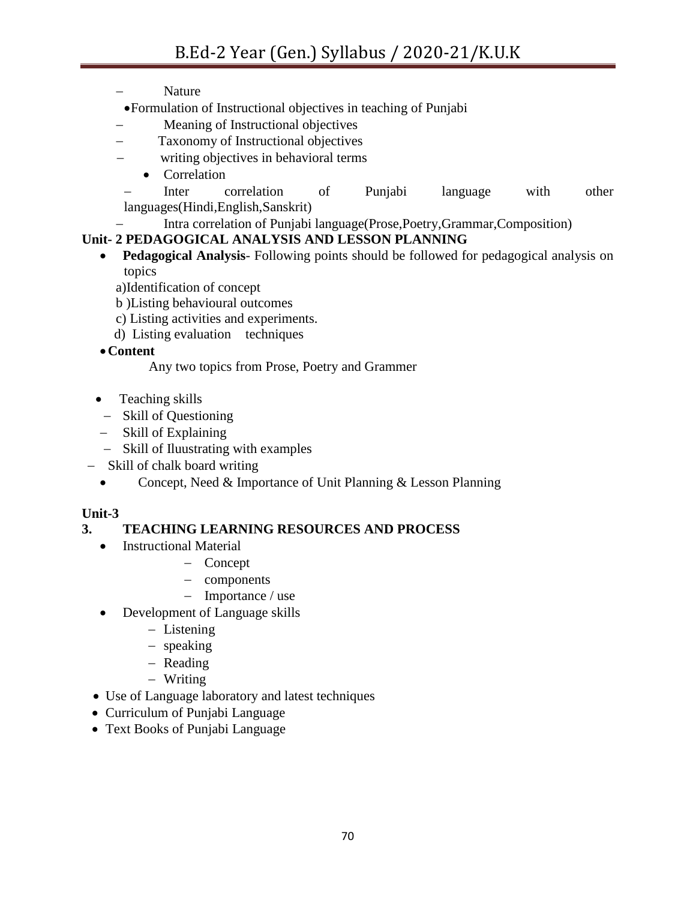- Nature

- Formulation of Instructional objectives in teaching of Punjabi
  - Meaning of Instructional objectives
  - Taxonomy of Instructional objectives
  - writing objectives in behavioral terms

- Correlation
  - Inter correlation of Punjabi language with other languages(Hindi,English,Sanskrit)
  - Intra correlation of Punjabi language(Prose,Poetry,Grammar,Composition)

**Unit- 2 PEDAGOGICAL ANALYSIS AND LESSON PLANNING**

- **Pedagogical Analysis**- Following points should be followed for pedagogical analysis on topics

  a)Identification of concept

  b )Listing behavioural outcomes

  c) Listing activities and experiments.

  d) Listing evaluation techniques

- **Content**

  Any two topics from Prose, Poetry and Grammer

- Teaching skills
  - Skill of Questioning
  - Skill of Explaining
  - Skill of Iluustrating with examples
  - Skill of chalk board writing

- Concept, Need & Importance of Unit Planning & Lesson Planning

**Unit-3**

**3. TEACHING LEARNING RESOURCES AND PROCESS**

- Instructional Material
  - Concept
  - components
  - Importance / use
- Development of Language skills
  - Listening
  - speaking
  - Reading
  - Writing
- Use of Language laboratory and latest techniques
- Curriculum of Punjabi Language
- Text Books of Punjabi Language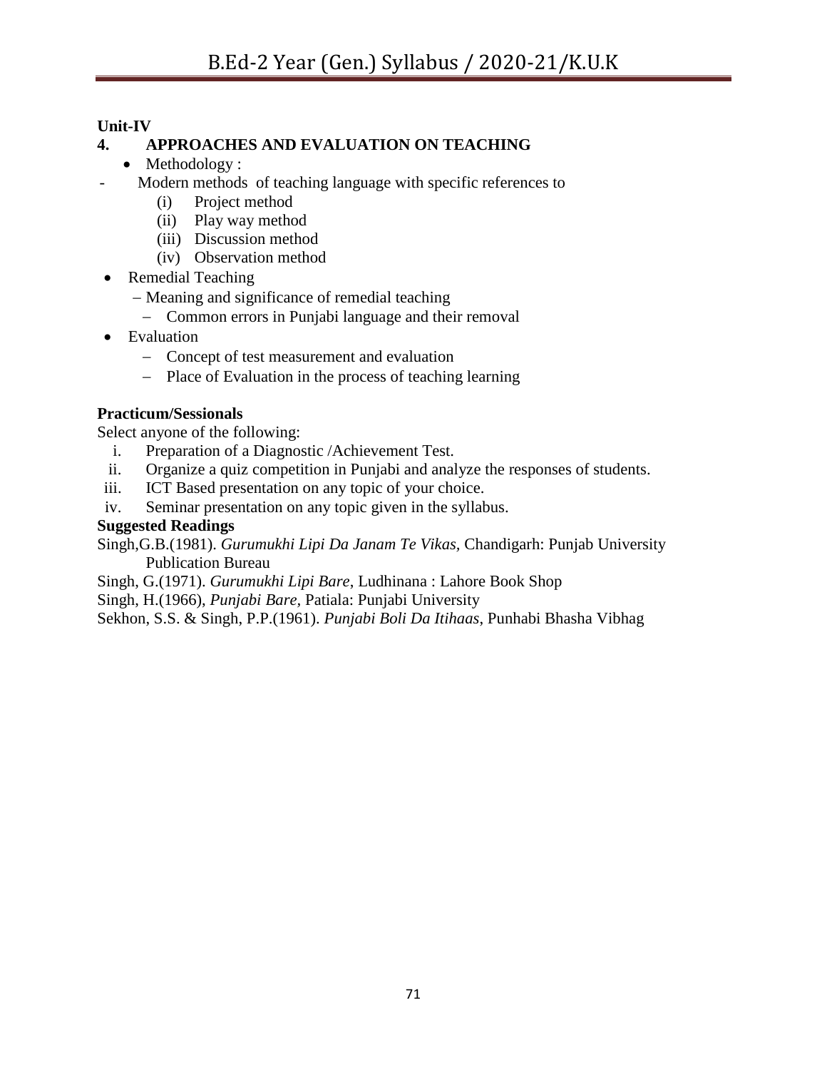**Unit-IV**

**4. APPROACHES AND EVALUATION ON TEACHING**

- Methodology :

  - Modern methods of teaching language with specific references to
    - (i) Project method
    - (ii) Play way method
    - (iii) Discussion method
    - (iv) Observation method

- Remedial Teaching
  - Meaning and significance of remedial teaching
  - Common errors in Punjabi language and their removal

- Evaluation
  - Concept of test measurement and evaluation
  - Place of Evaluation in the process of teaching learning

**Practicum/Sessionals**

Select anyone of the following:

i. Preparation of a Diagnostic /Achievement Test.

ii. Organize a quiz competition in Punjabi and analyze the responses of students.

iii. ICT Based presentation on any topic of your choice.

iv. Seminar presentation on any topic given in the syllabus.

**Suggested Readings**

Singh,G.B.(1981). *Gurumukhi Lipi Da Janam Te Vikas*, Chandigarh: Punjab University Publication Bureau

Singh, G.(1971). *Gurumukhi Lipi Bare*, Ludhinana : Lahore Book Shop

Singh, H.(1966), *Punjabi Bare*, Patiala: Punjabi University

Sekhon, S.S. & Singh, P.P.(1961). *Punjabi Boli Da Itihaas*, Punhabi Bhasha Vibhag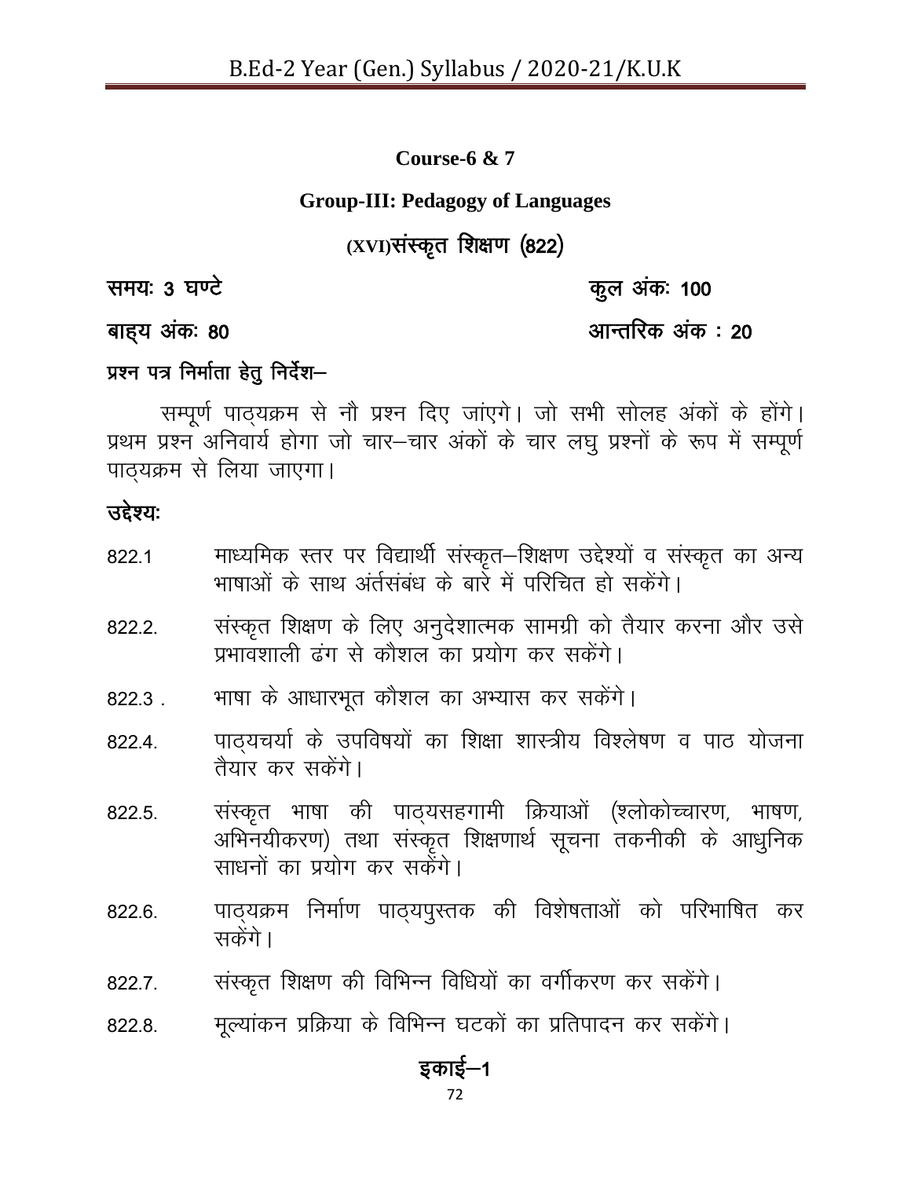**Course-6 & 7**

**Group-III: Pedagogy of Languages**

## (XVI)संस्कृत शिक्षण (822)

**समयः 3 घण्टे** **कुल अंकः 100**

**बाह्य अंकः 80** **आन्तरिक अंक : 20**

**प्रश्न पत्र निर्माता हेतु निर्देश–**

सम्पूर्ण पाठ्यक्रम से नौ प्रश्न दिए जांएगे। जो सभी सोलह अंकों के होंगे। प्रथम प्रश्न अनिवार्य होगा जो चार–चार अंकों के चार लघु प्रश्नों के रूप में सम्पूर्ण पाठ्यक्रम से लिया जाएगा।

**उद्देश्यः**

822.1 माध्यमिक स्तर पर विद्यार्थी संस्कृत–शिक्षण उद्देश्यों व संस्कृत का अन्य भाषाओं के साथ अंर्तसंबंध के बारे में परिचित हो सकेंगे।

822.2. संस्कृत शिक्षण के लिए अनुदेशात्मक सामग्री को तैयार करना और उसे प्रभावशाली ढंग से कौशल का प्रयोग कर सकेंगे।

822.3 . भाषा के आधारभूत कौशल का अभ्यास कर सकेंगे।

822.4. पाठ्यचर्या के उपविषयों का शिक्षा शास्त्रीय विश्लेषण व पाठ योजना तैयार कर सकेंगे।

822.5. संस्कृत भाषा की पाठ्यसहगामी क्रियाओं (श्लोकोच्चारण, भाषण, अभिनयीकरण) तथा संस्कृत शिक्षणार्थ सूचना तकनीकी के आधुनिक साधनों का प्रयोग कर सकेंगे।

822.6. पाठ्यक्रम निर्माण पाठ्यपुस्तक की विशेषताओं को परिभाषित कर सकेंगे।

822.7. संस्कृत शिक्षण की विभिन्न विधियों का वर्गीकरण कर सकेंगे।

822.8. मूल्यांकन प्रक्रिया के विभिन्न घटकों का प्रतिपादन कर सकेंगे।

**इकाई–1**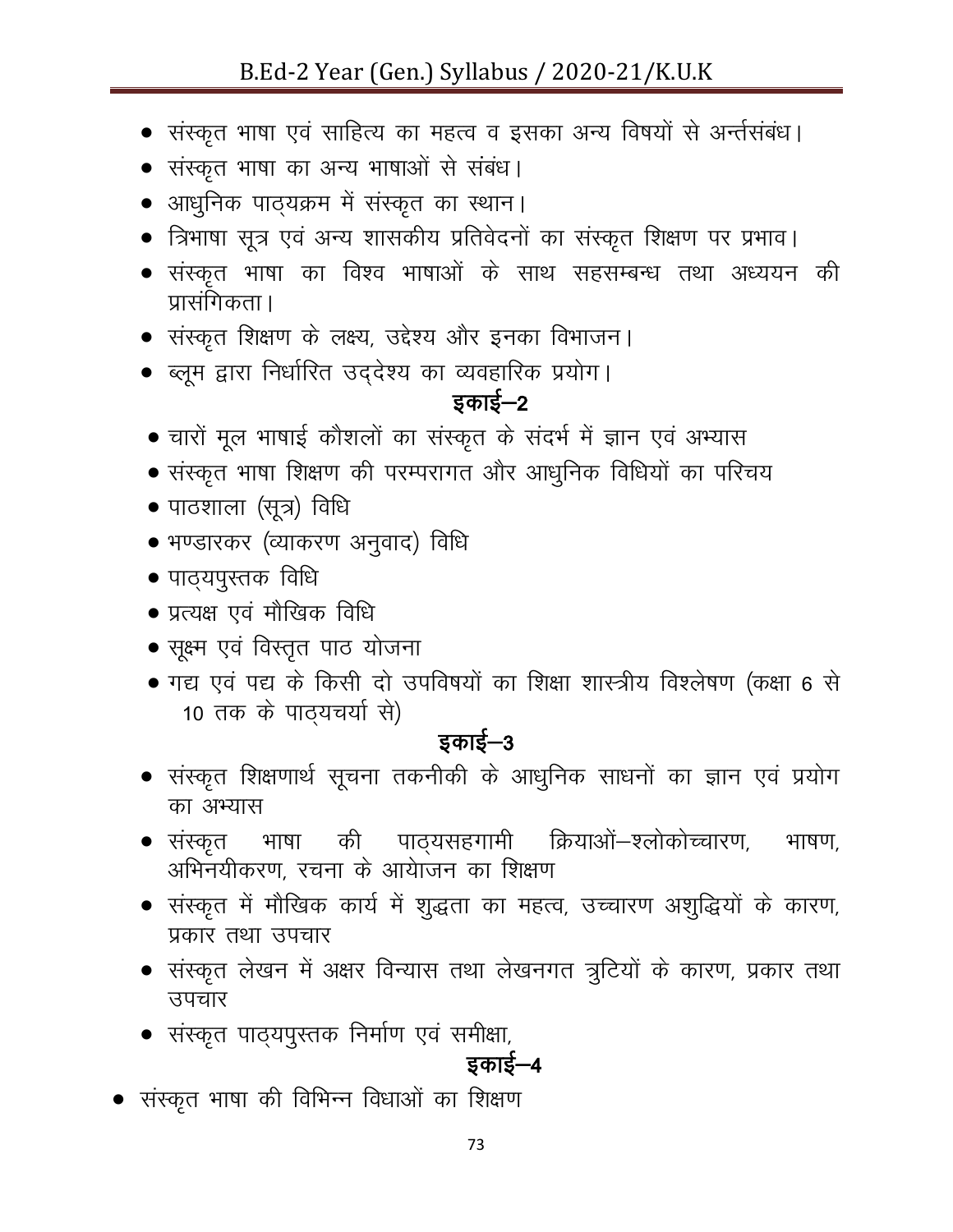- संस्कृत भाषा एवं साहित्य का महत्व व इसका अन्य विषयों से अर्न्तसंबंध।
- संस्कृत भाषा का अन्य भाषाओं से संबंध।
- आधुनिक पाठ्यक्रम में संस्कृत का स्थान।
- त्रिभाषा सूत्र एवं अन्य शासकीय प्रतिवेदनों का संस्कृत शिक्षण पर प्रभाव।
- संस्कृत भाषा का विश्व भाषाओं के साथ सहसम्बन्ध तथा अध्ययन की प्रासंगिकता।
- संस्कृत शिक्षण के लक्ष्य, उद्देश्य और इनका विभाजन।
- ब्लूम द्वारा निर्धारित उद्देश्य का व्यवहारिक प्रयोग।

## इकाई–2

- चारों मूल भाषाई कौशलों का संस्कृत के संदर्भ में ज्ञान एवं अभ्यास
- संस्कृत भाषा शिक्षण की परम्परागत और आधुनिक विधियों का परिचय
- पाठशाला (सूत्र) विधि
- भण्डारकर (व्याकरण अनुवाद) विधि
- पाठ्यपुस्तक विधि
- प्रत्यक्ष एवं मौखिक विधि
- सूक्ष्म एवं विस्तृत पाठ योजना
- गद्य एवं पद्य के किसी दो उपविषयों का शिक्षा शास्त्रीय विश्लेषण (कक्षा 6 से 10 तक के पाठ्यचर्या से)

## इकाई–3

- संस्कृत शिक्षणार्थ सूचना तकनीकी के आधुनिक साधनों का ज्ञान एवं प्रयोग का अभ्यास
- संस्कृत भाषा की पाठ्यसहगामी क्रियाओं–श्लोकोच्चारण, भाषण, अभिनयीकरण, रचना के आयोजन का शिक्षण
- संस्कृत में मौखिक कार्य में शुद्धता का महत्व, उच्चारण अशुद्धियों के कारण, प्रकार तथा उपचार
- संस्कृत लेखन में अक्षर विन्यास तथा लेखनगत त्रुटियों के कारण, प्रकार तथा उपचार
- संस्कृत पाठ्यपुस्तक निर्माण एवं समीक्षा,

## इकाई–4

- संस्कृत भाषा की विभिन्न विधाओं का शिक्षण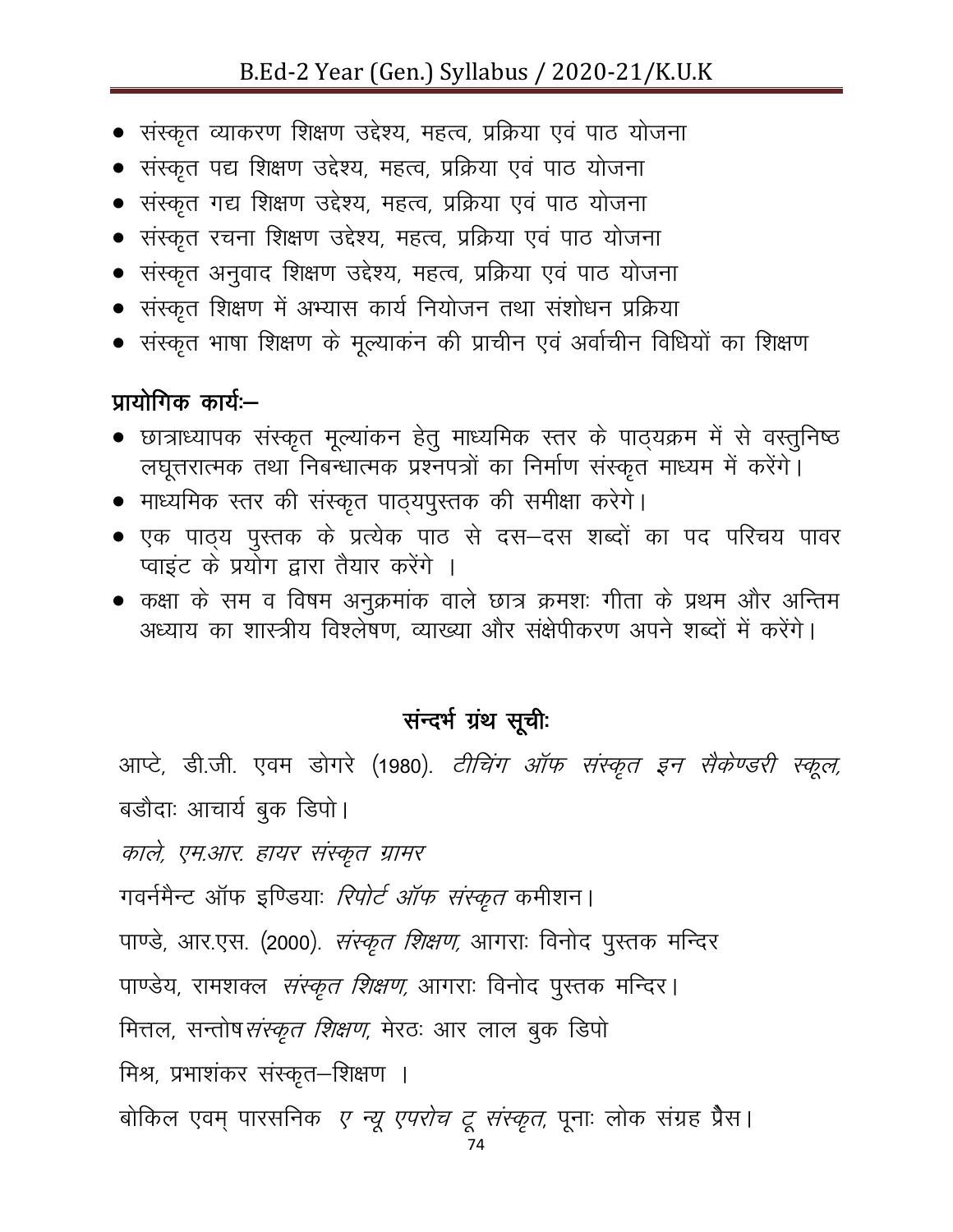- संस्कृत व्याकरण शिक्षण उद्देश्य, महत्व, प्रक्रिया एवं पाठ योजना
- संस्कृत पद्य शिक्षण उद्देश्य, महत्व, प्रक्रिया एवं पाठ योजना
- संस्कृत गद्य शिक्षण उद्देश्य, महत्व, प्रक्रिया एवं पाठ योजना
- संस्कृत रचना शिक्षण उद्देश्य, महत्व, प्रक्रिया एवं पाठ योजना
- संस्कृत अनुवाद शिक्षण उद्देश्य, महत्व, प्रक्रिया एवं पाठ योजना
- संस्कृत शिक्षण में अभ्यास कार्य नियोजन तथा संशोधन प्रक्रिया
- संस्कृत भाषा शिक्षण के मूल्याकंन की प्राचीन एवं अर्वाचीन विधियों का शिक्षण

**प्रायोगिक कार्यः—**

- छात्राध्यापक संस्कृत मूल्यांकन हेतु माध्यमिक स्तर के पाठ्यक्रम में से वस्तुनिष्ठ लघूत्तरात्मक तथा निबन्धात्मक प्रश्नपत्रों का निर्माण संस्कृत माध्यम में करेंगे।
- माध्यमिक स्तर की संस्कृत पाठ्यपुस्तक की समीक्षा करेगे।
- एक पाठ्य पुस्तक के प्रत्येक पाठ से दस—दस शब्दों का पद परिचय पावर प्वाइंट के प्रयोग द्वारा तैयार करेंगे ।
- कक्षा के सम व विषम अनुक्रमांक वाले छात्र क्रमशः गीता के प्रथम और अन्तिम अध्याय का शास्त्रीय विश्लेषण, व्याख्या और संक्षेपीकरण अपने शब्दों में करेंगे।

## संन्दर्भ ग्रंथ सूचीः

आप्टे, डी.जी. एवम डोगरे (1980). *टीचिंग ऑफ संस्कृत इन सैकेण्डरी स्कूल,* बडौदाः आचार्य बुक डिपो।

*काले, एम.आर. हायर संस्कृत ग्रामर*

गवर्नमैन्ट ऑफ इण्डियाः *रिपोर्ट ऑफ संस्कृत* कमीशन।

पाण्डे, आर.एस. (2000). *संस्कृत शिक्षण,* आगराः विनोद पुस्तक मन्दिर

पाण्डेय, रामशक्ल *संस्कृत शिक्षण,* आगराः विनोद पुस्तक मन्दिर।

मित्तल, सन्तोष *संस्कृत शिक्षण,* मेरठः आर लाल बुक डिपो

मिश्र, प्रभाशंकर संस्कृत—शिक्षण ।

बोकिल एवम् पारसनिक *ए न्यू एपरोच टू संस्कृत,* पूनाः लोक संग्रह प्रैस।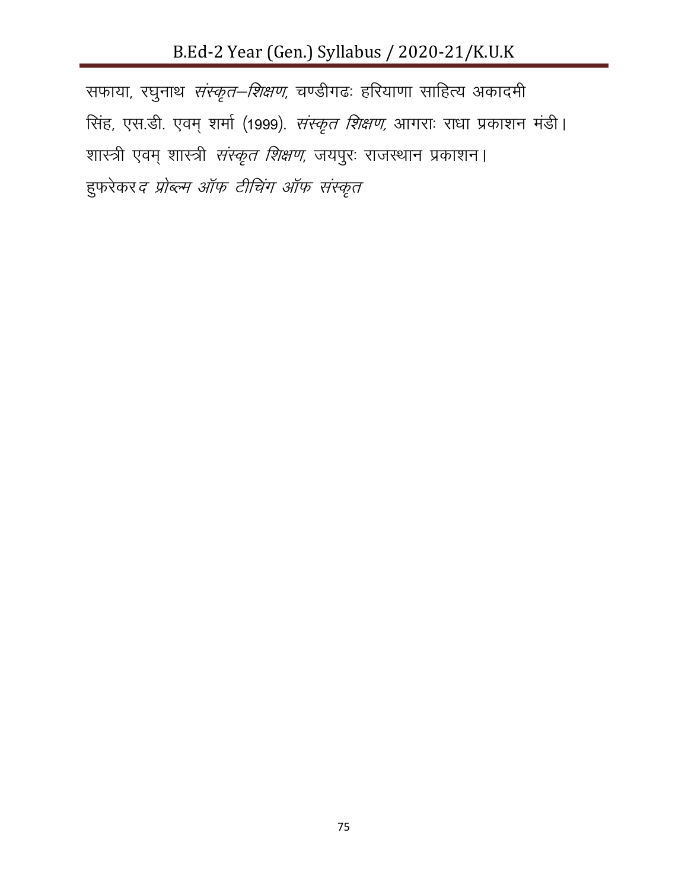सफाया, रघुनाथ *संस्कृत–शिक्षण,* चण्डीगढः हरियाणा साहित्य अकादमी

सिंह, एस.डी. एवम् शर्मा (1999). *संस्कृत शिक्षण,* आगराः राधा प्रकाशन मंडी।

शास्त्री एवम् शास्त्री *संस्कृत शिक्षण,* जयपुरः राजस्थान प्रकाशन।

हुफरेकर *द प्रोब्लम ऑफ टीचिंग ऑफ संस्कृत*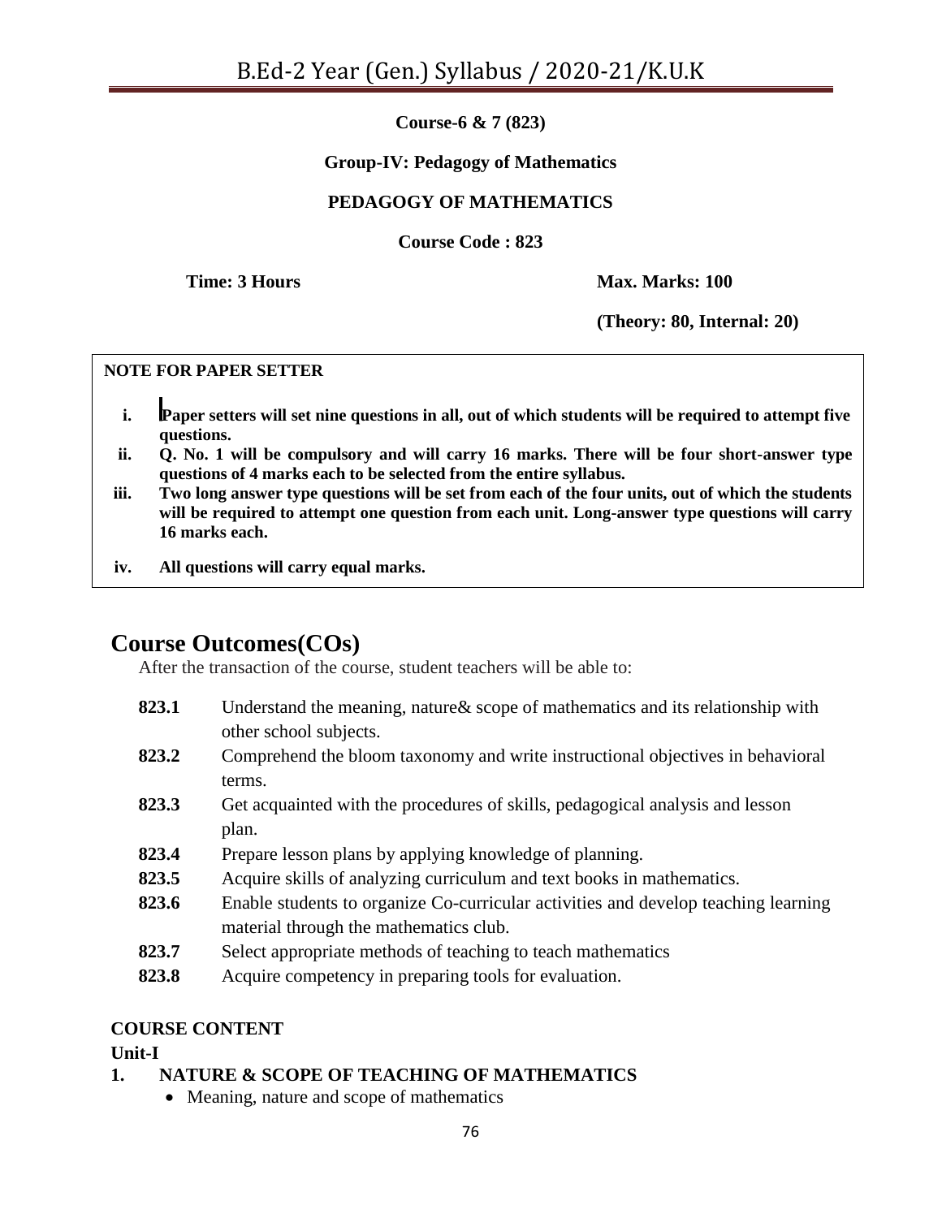**Course-6 & 7 (823)**

**Group-IV: Pedagogy of Mathematics**

**PEDAGOGY OF MATHEMATICS**

**Course Code : 823**

**Time: 3 Hours** **Max. Marks: 100**

**(Theory: 80, Internal: 20)**

**NOTE FOR PAPER SETTER**

i. **Paper setters will set nine questions in all, out of which students will be required to attempt five questions.**
ii. **Q. No. 1 will be compulsory and will carry 16 marks. There will be four short-answer type questions of 4 marks each to be selected from the entire syllabus.**
iii. **Two long answer type questions will be set from each of the four units, out of which the students will be required to attempt one question from each unit. Long-answer type questions will carry 16 marks each.**
iv. **All questions will carry equal marks.**

## Course Outcomes(COs)

After the transaction of the course, student teachers will be able to:

- **823.1** Understand the meaning, nature& scope of mathematics and its relationship with other school subjects.
- **823.2** Comprehend the bloom taxonomy and write instructional objectives in behavioral terms.
- **823.3** Get acquainted with the procedures of skills, pedagogical analysis and lesson plan.
- **823.4** Prepare lesson plans by applying knowledge of planning.
- **823.5** Acquire skills of analyzing curriculum and text books in mathematics.
- **823.6** Enable students to organize Co-curricular activities and develop teaching learning material through the mathematics club.
- **823.7** Select appropriate methods of teaching to teach mathematics
- **823.8** Acquire competency in preparing tools for evaluation.

**COURSE CONTENT**

**Unit-I**

**1. NATURE & SCOPE OF TEACHING OF MATHEMATICS**

- Meaning, nature and scope of mathematics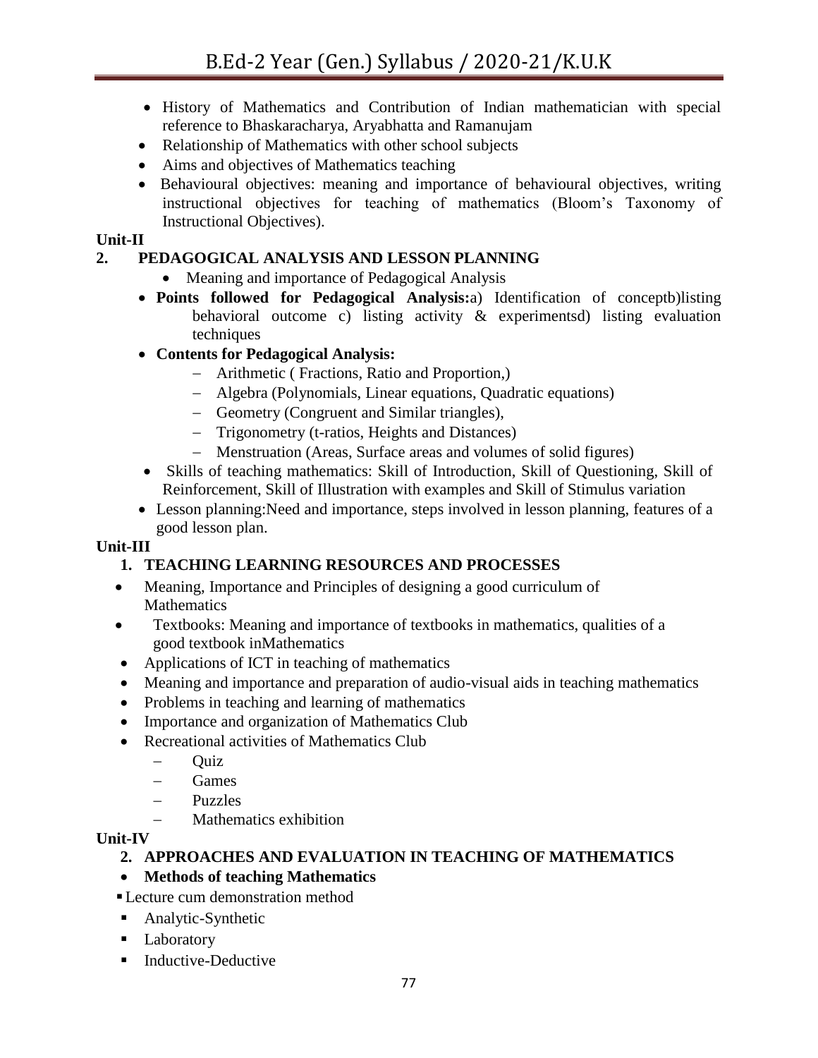- History of Mathematics and Contribution of Indian mathematician with special reference to Bhaskaracharya, Aryabhatta and Ramanujam
- Relationship of Mathematics with other school subjects
- Aims and objectives of Mathematics teaching
- Behavioural objectives: meaning and importance of behavioural objectives, writing instructional objectives for teaching of mathematics (Bloom's Taxonomy of Instructional Objectives).

**Unit-II**

**2. PEDAGOGICAL ANALYSIS AND LESSON PLANNING**

- Meaning and importance of Pedagogical Analysis
- **Points followed for Pedagogical Analysis:**a) Identification of conceptb)listing behavioral outcome c) listing activity & experimentsd) listing evaluation techniques
- **Contents for Pedagogical Analysis:**
  - Arithmetic ( Fractions, Ratio and Proportion,)
  - Algebra (Polynomials, Linear equations, Quadratic equations)
  - Geometry (Congruent and Similar triangles),
  - Trigonometry (t-ratios, Heights and Distances)
  - Menstruation (Areas, Surface areas and volumes of solid figures)
- Skills of teaching mathematics: Skill of Introduction, Skill of Questioning, Skill of Reinforcement, Skill of Illustration with examples and Skill of Stimulus variation
- Lesson planning:Need and importance, steps involved in lesson planning, features of a good lesson plan.

**Unit-III**

**1. TEACHING LEARNING RESOURCES AND PROCESSES**

- Meaning, Importance and Principles of designing a good curriculum of Mathematics
- Textbooks: Meaning and importance of textbooks in mathematics, qualities of a good textbook inMathematics
- Applications of ICT in teaching of mathematics
- Meaning and importance and preparation of audio-visual aids in teaching mathematics
- Problems in teaching and learning of mathematics
- Importance and organization of Mathematics Club
- Recreational activities of Mathematics Club
  - Quiz
  - Games
  - Puzzles
  - Mathematics exhibition

**Unit-IV**

**2. APPROACHES AND EVALUATION IN TEACHING OF MATHEMATICS**

- **Methods of teaching Mathematics**
  - Lecture cum demonstration method
  - Analytic-Synthetic
  - Laboratory
  - Inductive-Deductive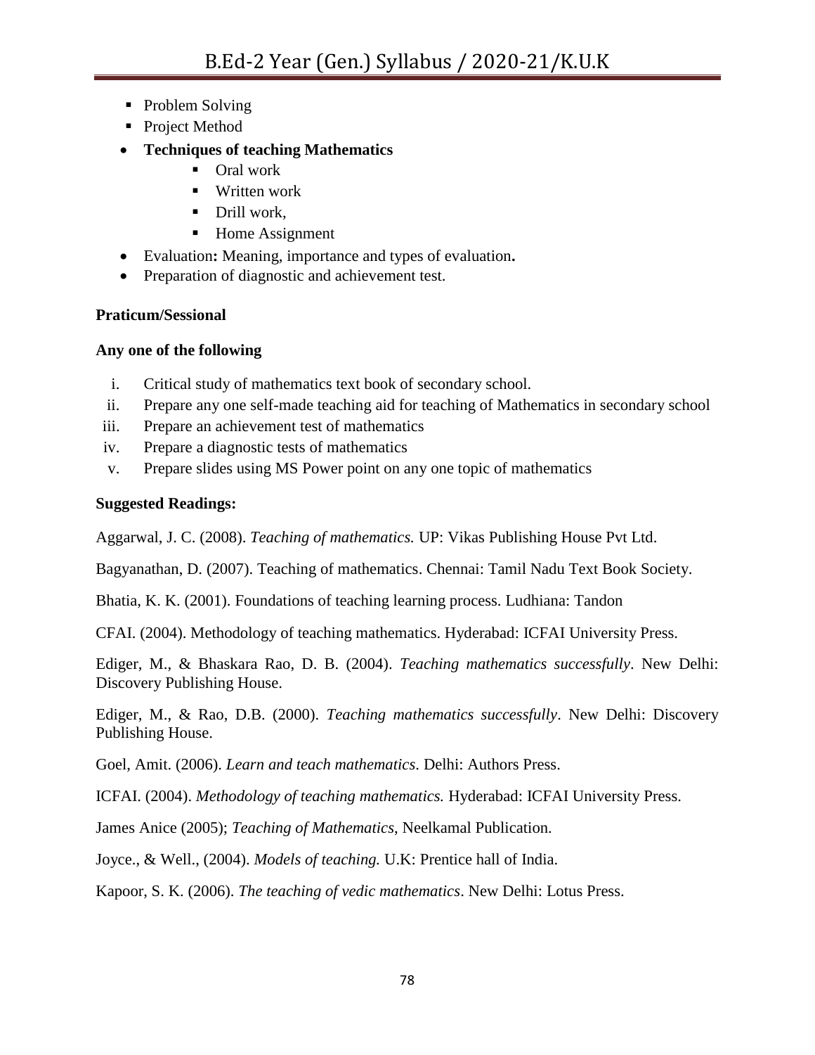- Problem Solving
- Project Method

- **Techniques of teaching Mathematics**
    - Oral work
    - Written work
    - Drill work,
    - Home Assignment
- Evaluation**:** Meaning, importance and types of evaluation**.**
- Preparation of diagnostic and achievement test.

**Praticum/Sessional**

**Any one of the following**

i. Critical study of mathematics text book of secondary school.
ii. Prepare any one self-made teaching aid for teaching of Mathematics in secondary school
iii. Prepare an achievement test of mathematics
iv. Prepare a diagnostic tests of mathematics
v. Prepare slides using MS Power point on any one topic of mathematics

**Suggested Readings:**

Aggarwal, J. C. (2008). *Teaching of mathematics.* UP: Vikas Publishing House Pvt Ltd.

Bagyanathan, D. (2007). Teaching of mathematics. Chennai: Tamil Nadu Text Book Society.

Bhatia, K. K. (2001). Foundations of teaching learning process. Ludhiana: Tandon

CFAI. (2004). Methodology of teaching mathematics. Hyderabad: ICFAI University Press.

Ediger, M., & Bhaskara Rao, D. B. (2004). *Teaching mathematics successfully*. New Delhi: Discovery Publishing House.

Ediger, M., & Rao, D.B. (2000). *Teaching mathematics successfully*. New Delhi: Discovery Publishing House.

Goel, Amit. (2006). *Learn and teach mathematics*. Delhi: Authors Press.

ICFAI. (2004). *Methodology of teaching mathematics.* Hyderabad: ICFAI University Press.

James Anice (2005); *Teaching of Mathematics*, Neelkamal Publication.

Joyce., & Well., (2004). *Models of teaching.* U.K: Prentice hall of India.

Kapoor, S. K. (2006). *The teaching of vedic mathematics*. New Delhi: Lotus Press.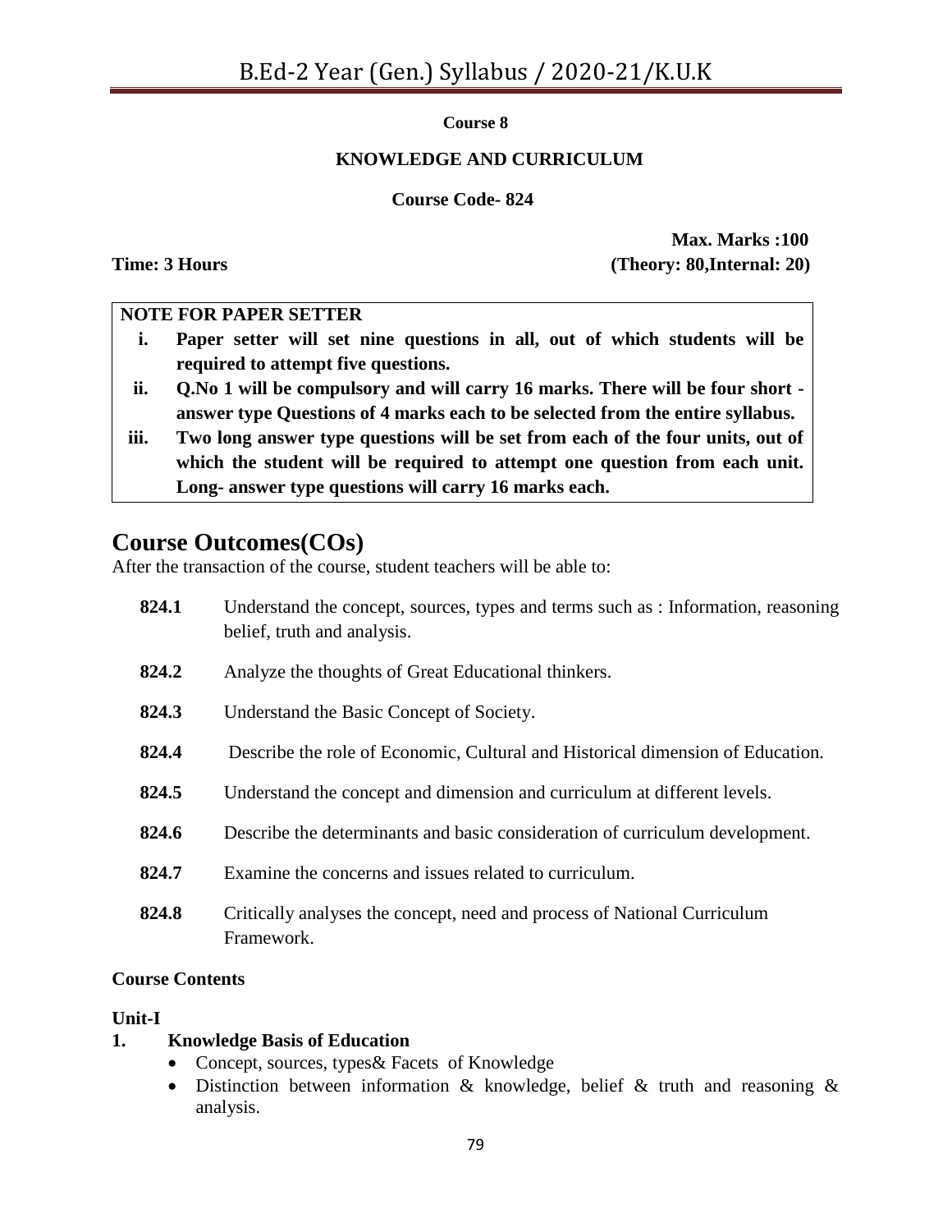**Course 8**

**KNOWLEDGE AND CURRICULUM**

**Course Code- 824**

**Max. Marks :100**

**Time: 3 Hours** **(Theory: 80,Internal: 20)**

**NOTE FOR PAPER SETTER**

i. **Paper setter will set nine questions in all, out of which students will be required to attempt five questions.**
ii. **Q.No 1 will be compulsory and will carry 16 marks. There will be four short - answer type Questions of 4 marks each to be selected from the entire syllabus.**
iii. **Two long answer type questions will be set from each of the four units, out of which the student will be required to attempt one question from each unit. Long- answer type questions will carry 16 marks each.**

## Course Outcomes(COs)

After the transaction of the course, student teachers will be able to:

| | |
|---|---|
| **824.1** | Understand the concept, sources, types and terms such as : Information, reasoning belief, truth and analysis. |
| **824.2** | Analyze the thoughts of Great Educational thinkers. |
| **824.3** | Understand the Basic Concept of Society. |
| **824.4** | Describe the role of Economic, Cultural and Historical dimension of Education. |
| **824.5** | Understand the concept and dimension and curriculum at different levels. |
| **824.6** | Describe the determinants and basic consideration of curriculum development. |
| **824.7** | Examine the concerns and issues related to curriculum. |
| **824.8** | Critically analyses the concept, need and process of National Curriculum Framework. |

**Course Contents**

**Unit-I**

1. **Knowledge Basis of Education**
   - Concept, sources, types& Facets of Knowledge
   - Distinction between information & knowledge, belief & truth and reasoning & analysis.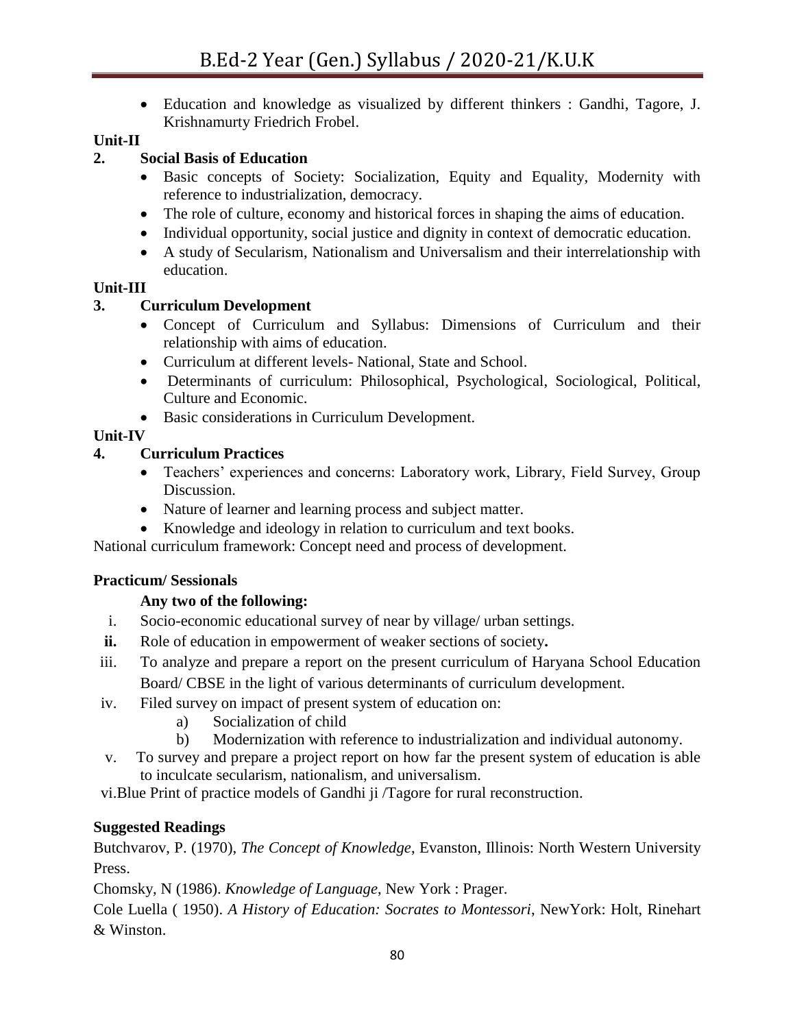- Education and knowledge as visualized by different thinkers : Gandhi, Tagore, J. Krishnamurty Friedrich Frobel.

**Unit-II**

**2. Social Basis of Education**

- Basic concepts of Society: Socialization, Equity and Equality, Modernity with reference to industrialization, democracy.
- The role of culture, economy and historical forces in shaping the aims of education.
- Individual opportunity, social justice and dignity in context of democratic education.
- A study of Secularism, Nationalism and Universalism and their interrelationship with education.

**Unit-III**

**3. Curriculum Development**

- Concept of Curriculum and Syllabus: Dimensions of Curriculum and their relationship with aims of education.
- Curriculum at different levels- National, State and School.
- Determinants of curriculum: Philosophical, Psychological, Sociological, Political, Culture and Economic.
- Basic considerations in Curriculum Development.

**Unit-IV**

**4. Curriculum Practices**

- Teachers' experiences and concerns: Laboratory work, Library, Field Survey, Group Discussion.
- Nature of learner and learning process and subject matter.
- Knowledge and ideology in relation to curriculum and text books.

National curriculum framework: Concept need and process of development.

**Practicum/ Sessionals**

**Any two of the following:**

i. Socio-economic educational survey of near by village/ urban settings.

**ii.** Role of education in empowerment of weaker sections of society**.**

iii. To analyze and prepare a report on the present curriculum of Haryana School Education Board/ CBSE in the light of various determinants of curriculum development.

iv. Filed survey on impact of present system of education on:

  a) Socialization of child

  b) Modernization with reference to industrialization and individual autonomy.

v. To survey and prepare a project report on how far the present system of education is able to inculcate secularism, nationalism, and universalism.

vi.Blue Print of practice models of Gandhi ji /Tagore for rural reconstruction.

**Suggested Readings**

Butchvarov, P. (1970), *The Concept of Knowledge*, Evanston, Illinois: North Western University Press.

Chomsky, N (1986). *Knowledge of Language*, New York : Prager.

Cole Luella ( 1950). *A History of Education: Socrates to Montessori*, NewYork: Holt, Rinehart & Winston.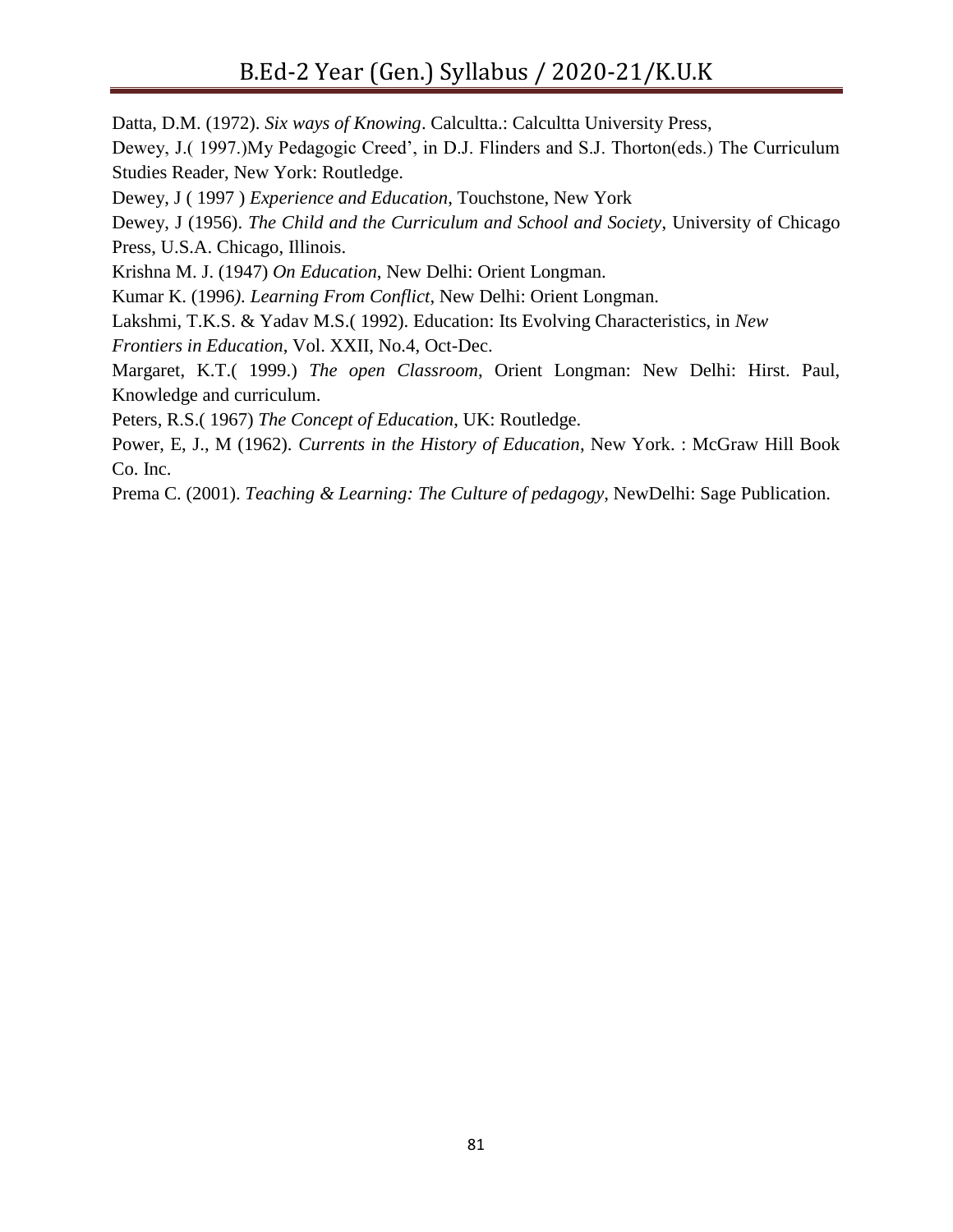Datta, D.M. (1972). *Six ways of Knowing*. Calcultta.: Calcultta University Press,

Dewey, J.( 1997.)My Pedagogic Creed', in D.J. Flinders and S.J. Thorton(eds.) The Curriculum Studies Reader, New York: Routledge.

Dewey, J ( 1997 ) *Experience and Education*, Touchstone, New York

Dewey, J (1956). *The Child and the Curriculum and School and Society*, University of Chicago Press, U.S.A. Chicago, Illinois.

Krishna M. J. (1947) *On Education*, New Delhi: Orient Longman.

Kumar K. (1996*). Learning From Conflict*, New Delhi: Orient Longman.

Lakshmi, T.K.S. & Yadav M.S.( 1992). Education: Its Evolving Characteristics, in *New Frontiers in Education*, Vol. XXII, No.4, Oct-Dec.

Margaret, K.T.( 1999.) *The open Classroom*, Orient Longman: New Delhi: Hirst. Paul, Knowledge and curriculum.

Peters, R.S.( 1967) *The Concept of Education,* UK: Routledge.

Power, E, J., M (1962). *Currents in the History of Education*, New York. : McGraw Hill Book Co. Inc.

Prema C. (2001). *Teaching & Learning: The Culture of pedagogy*, NewDelhi: Sage Publication.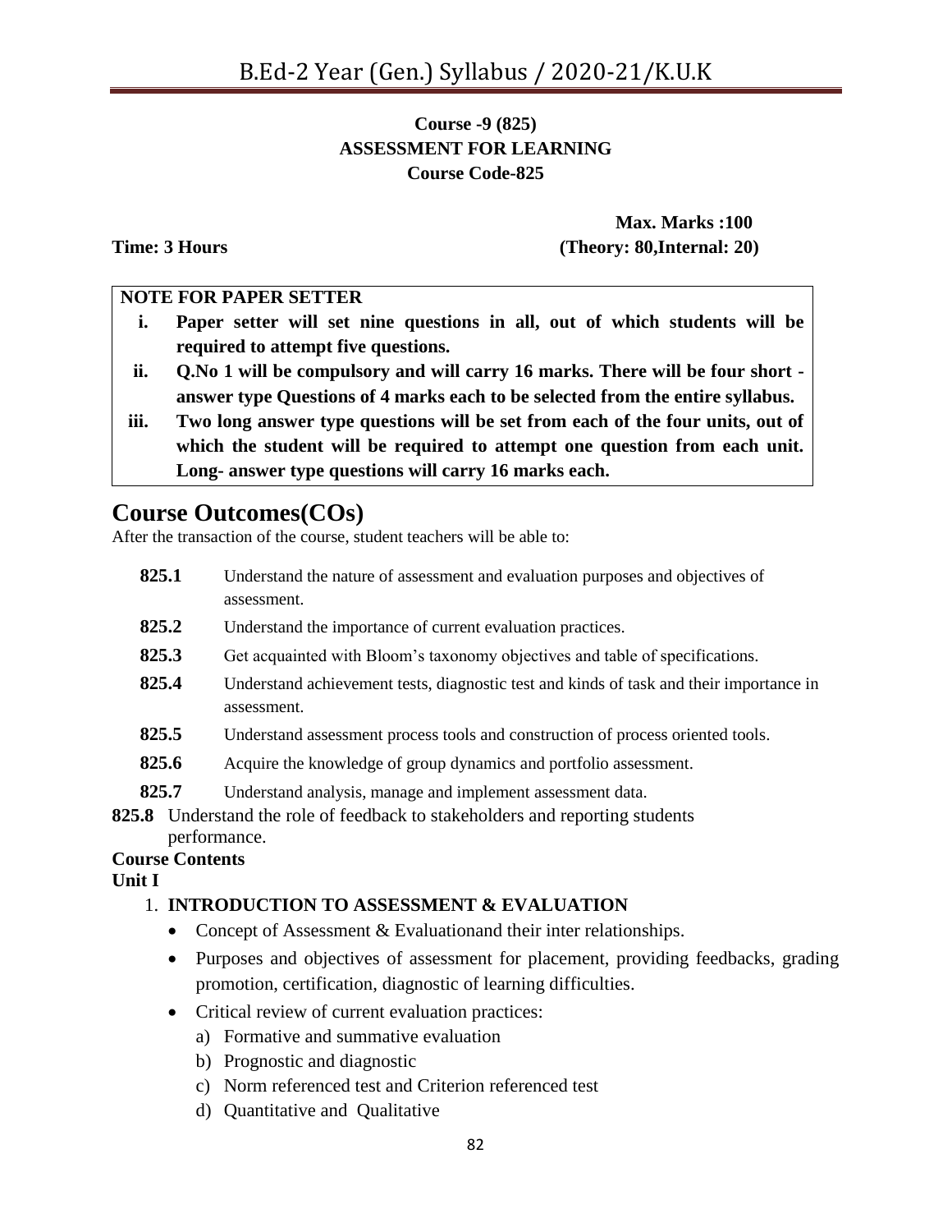**Course -9 (825)**
**ASSESSMENT FOR LEARNING**
**Course Code-825**

**Max. Marks :100**

**Time: 3 Hours** **(Theory: 80,Internal: 20)**

**NOTE FOR PAPER SETTER**

i. **Paper setter will set nine questions in all, out of which students will be required to attempt five questions.**
ii. **Q.No 1 will be compulsory and will carry 16 marks. There will be four short - answer type Questions of 4 marks each to be selected from the entire syllabus.**
iii. **Two long answer type questions will be set from each of the four units, out of which the student will be required to attempt one question from each unit. Long- answer type questions will carry 16 marks each.**

# Course Outcomes(COs)

After the transaction of the course, student teachers will be able to:

- **825.1** Understand the nature of assessment and evaluation purposes and objectives of assessment.
- **825.2** Understand the importance of current evaluation practices.
- **825.3** Get acquainted with Bloom's taxonomy objectives and table of specifications.
- **825.4** Understand achievement tests, diagnostic test and kinds of task and their importance in assessment.
- **825.5** Understand assessment process tools and construction of process oriented tools.
- **825.6** Acquire the knowledge of group dynamics and portfolio assessment.
- **825.7** Understand analysis, manage and implement assessment data.
- **825.8** Understand the role of feedback to stakeholders and reporting students performance.

**Course Contents**

**Unit I**

1. **INTRODUCTION TO ASSESSMENT & EVALUATION**
   - Concept of Assessment & Evaluationand their inter relationships.
   - Purposes and objectives of assessment for placement, providing feedbacks, grading promotion, certification, diagnostic of learning difficulties.
   - Critical review of current evaluation practices:
     a) Formative and summative evaluation
     b) Prognostic and diagnostic
     c) Norm referenced test and Criterion referenced test
     d) Quantitative and Qualitative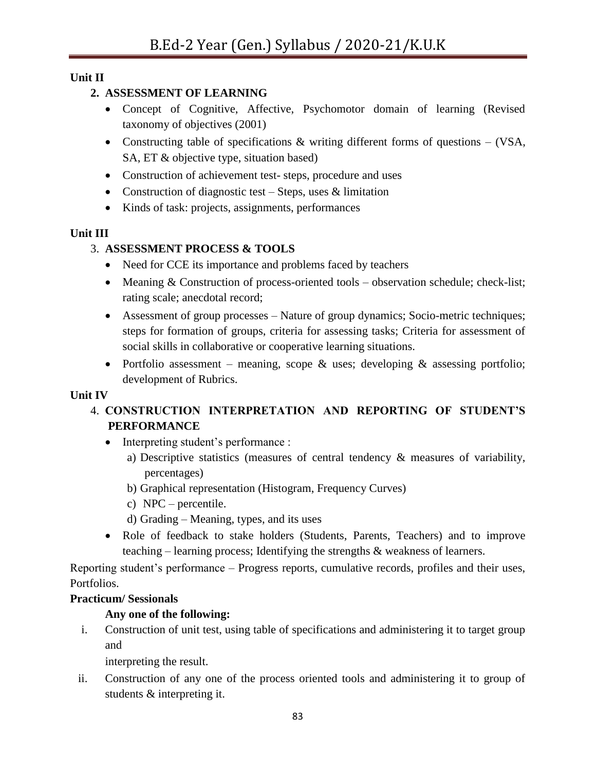**Unit II**

2. **ASSESSMENT OF LEARNING**
   - Concept of Cognitive, Affective, Psychomotor domain of learning (Revised taxonomy of objectives (2001)
   - Constructing table of specifications & writing different forms of questions – (VSA, SA, ET & objective type, situation based)
   - Construction of achievement test- steps, procedure and uses
   - Construction of diagnostic test – Steps, uses & limitation
   - Kinds of task: projects, assignments, performances

**Unit III**

3. **ASSESSMENT PROCESS & TOOLS**
   - Need for CCE its importance and problems faced by teachers
   - Meaning & Construction of process-oriented tools – observation schedule; check-list; rating scale; anecdotal record;
   - Assessment of group processes – Nature of group dynamics; Socio-metric techniques; steps for formation of groups, criteria for assessing tasks; Criteria for assessment of social skills in collaborative or cooperative learning situations.
   - Portfolio assessment – meaning, scope & uses; developing & assessing portfolio; development of Rubrics.

**Unit IV**

4. **CONSTRUCTION INTERPRETATION AND REPORTING OF STUDENT'S PERFORMANCE**
   - Interpreting student's performance :
     a) Descriptive statistics (measures of central tendency & measures of variability, percentages)
     b) Graphical representation (Histogram, Frequency Curves)
     c) NPC – percentile.
     d) Grading – Meaning, types, and its uses
   - Role of feedback to stake holders (Students, Parents, Teachers) and to improve teaching – learning process; Identifying the strengths & weakness of learners.

Reporting student's performance – Progress reports, cumulative records, profiles and their uses, Portfolios.

**Practicum/ Sessionals**

**Any one of the following:**

i. Construction of unit test, using table of specifications and administering it to target group and
   interpreting the result.

ii. Construction of any one of the process oriented tools and administering it to group of students & interpreting it.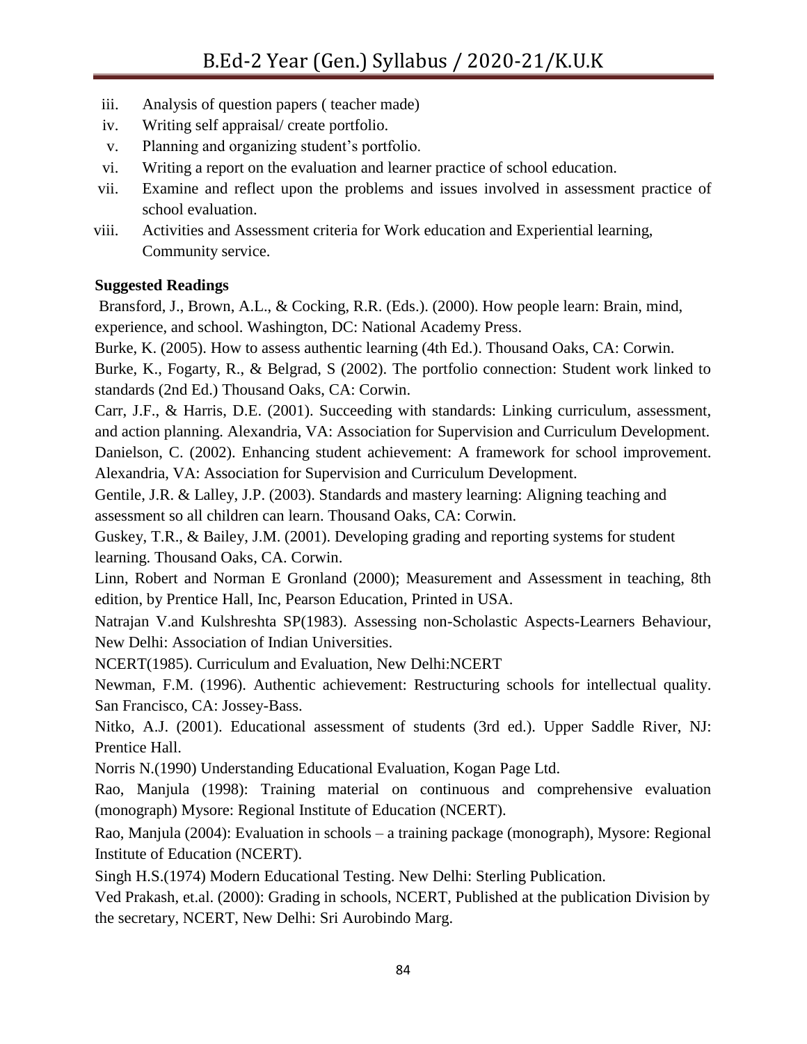iii. Analysis of question papers ( teacher made)
iv. Writing self appraisal/ create portfolio.
v. Planning and organizing student's portfolio.
vi. Writing a report on the evaluation and learner practice of school education.
vii. Examine and reflect upon the problems and issues involved in assessment practice of school evaluation.
viii. Activities and Assessment criteria for Work education and Experiential learning, Community service.

**Suggested Readings**

Bransford, J., Brown, A.L., & Cocking, R.R. (Eds.). (2000). How people learn: Brain, mind, experience, and school. Washington, DC: National Academy Press.

Burke, K. (2005). How to assess authentic learning (4th Ed.). Thousand Oaks, CA: Corwin.

Burke, K., Fogarty, R., & Belgrad, S (2002). The portfolio connection: Student work linked to standards (2nd Ed.) Thousand Oaks, CA: Corwin.

Carr, J.F., & Harris, D.E. (2001). Succeeding with standards: Linking curriculum, assessment, and action planning. Alexandria, VA: Association for Supervision and Curriculum Development.

Danielson, C. (2002). Enhancing student achievement: A framework for school improvement. Alexandria, VA: Association for Supervision and Curriculum Development.

Gentile, J.R. & Lalley, J.P. (2003). Standards and mastery learning: Aligning teaching and assessment so all children can learn. Thousand Oaks, CA: Corwin.

Guskey, T.R., & Bailey, J.M. (2001). Developing grading and reporting systems for student learning. Thousand Oaks, CA. Corwin.

Linn, Robert and Norman E Gronland (2000); Measurement and Assessment in teaching, 8th edition, by Prentice Hall, Inc, Pearson Education, Printed in USA.

Natrajan V.and Kulshreshta SP(1983). Assessing non-Scholastic Aspects-Learners Behaviour, New Delhi: Association of Indian Universities.

NCERT(1985). Curriculum and Evaluation, New Delhi:NCERT

Newman, F.M. (1996). Authentic achievement: Restructuring schools for intellectual quality. San Francisco, CA: Jossey-Bass.

Nitko, A.J. (2001). Educational assessment of students (3rd ed.). Upper Saddle River, NJ: Prentice Hall.

Norris N.(1990) Understanding Educational Evaluation, Kogan Page Ltd.

Rao, Manjula (1998): Training material on continuous and comprehensive evaluation (monograph) Mysore: Regional Institute of Education (NCERT).

Rao, Manjula (2004): Evaluation in schools – a training package (monograph), Mysore: Regional Institute of Education (NCERT).

Singh H.S.(1974) Modern Educational Testing. New Delhi: Sterling Publication.

Ved Prakash, et.al. (2000): Grading in schools, NCERT, Published at the publication Division by the secretary, NCERT, New Delhi: Sri Aurobindo Marg.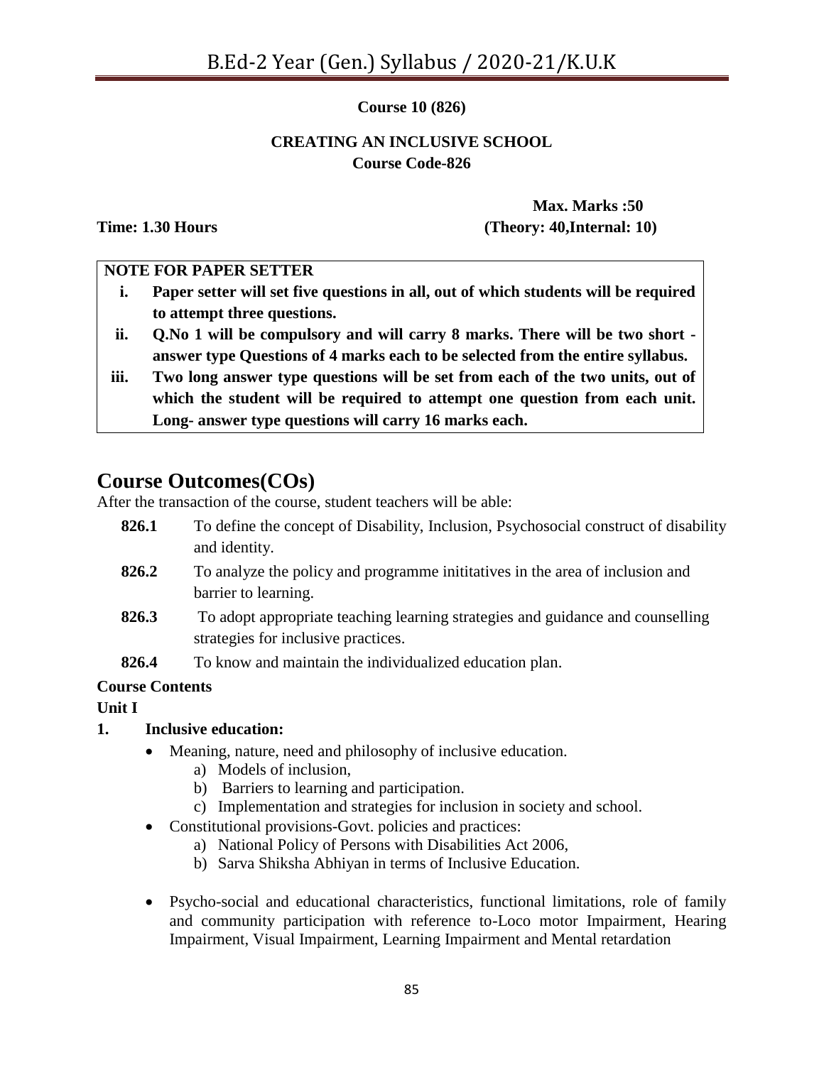**Course 10 (826)**

**CREATING AN INCLUSIVE SCHOOL**
**Course Code-826**

**Max. Marks :50**
**Time: 1.30 Hours** **(Theory: 40,Internal: 10)**

**NOTE FOR PAPER SETTER**

i. **Paper setter will set five questions in all, out of which students will be required to attempt three questions.**
ii. **Q.No 1 will be compulsory and will carry 8 marks. There will be two short - answer type Questions of 4 marks each to be selected from the entire syllabus.**
iii. **Two long answer type questions will be set from each of the two units, out of which the student will be required to attempt one question from each unit. Long- answer type questions will carry 16 marks each.**

## Course Outcomes(COs)

After the transaction of the course, student teachers will be able:

- **826.1** To define the concept of Disability, Inclusion, Psychosocial construct of disability and identity.
- **826.2** To analyze the policy and programme inititatives in the area of inclusion and barrier to learning.
- **826.3** To adopt appropriate teaching learning strategies and guidance and counselling strategies for inclusive practices.
- **826.4** To know and maintain the individualized education plan.

**Course Contents**

**Unit I**

**1. Inclusive education:**

- Meaning, nature, need and philosophy of inclusive education.
  a) Models of inclusion,
  b) Barriers to learning and participation.
  c) Implementation and strategies for inclusion in society and school.
- Constitutional provisions-Govt. policies and practices:
  a) National Policy of Persons with Disabilities Act 2006,
  b) Sarva Shiksha Abhiyan in terms of Inclusive Education.
- Psycho-social and educational characteristics, functional limitations, role of family and community participation with reference to-Loco motor Impairment, Hearing Impairment, Visual Impairment, Learning Impairment and Mental retardation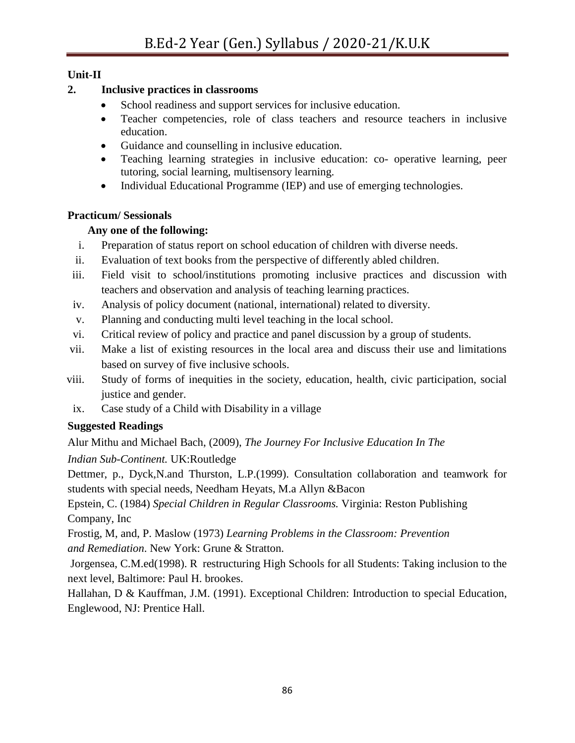**Unit-II**

**2. Inclusive practices in classrooms**

- School readiness and support services for inclusive education.
- Teacher competencies, role of class teachers and resource teachers in inclusive education.
- Guidance and counselling in inclusive education.
- Teaching learning strategies in inclusive education: co- operative learning, peer tutoring, social learning, multisensory learning.
- Individual Educational Programme (IEP) and use of emerging technologies.

**Practicum/ Sessionals**

**Any one of the following:**

i. Preparation of status report on school education of children with diverse needs.
ii. Evaluation of text books from the perspective of differently abled children.
iii. Field visit to school/institutions promoting inclusive practices and discussion with teachers and observation and analysis of teaching learning practices.
iv. Analysis of policy document (national, international) related to diversity.
v. Planning and conducting multi level teaching in the local school.
vi. Critical review of policy and practice and panel discussion by a group of students.
vii. Make a list of existing resources in the local area and discuss their use and limitations based on survey of five inclusive schools.
viii. Study of forms of inequities in the society, education, health, civic participation, social justice and gender.
ix. Case study of a Child with Disability in a village

**Suggested Readings**

Alur Mithu and Michael Bach, (2009), *The Journey For Inclusive Education In The Indian Sub-Continent.* UK:Routledge

Dettmer, p., Dyck,N.and Thurston, L.P.(1999). Consultation collaboration and teamwork for students with special needs, Needham Heyats, M.a Allyn &Bacon

Epstein, C. (1984) *Special Children in Regular Classrooms.* Virginia: Reston Publishing Company, Inc

Frostig, M, and, P. Maslow (1973) *Learning Problems in the Classroom: Prevention and Remediation*. New York: Grune & Stratton.

Jorgensea, C.M.ed(1998). R restructuring High Schools for all Students: Taking inclusion to the next level, Baltimore: Paul H. brookes.

Hallahan, D & Kauffman, J.M. (1991). Exceptional Children: Introduction to special Education, Englewood, NJ: Prentice Hall.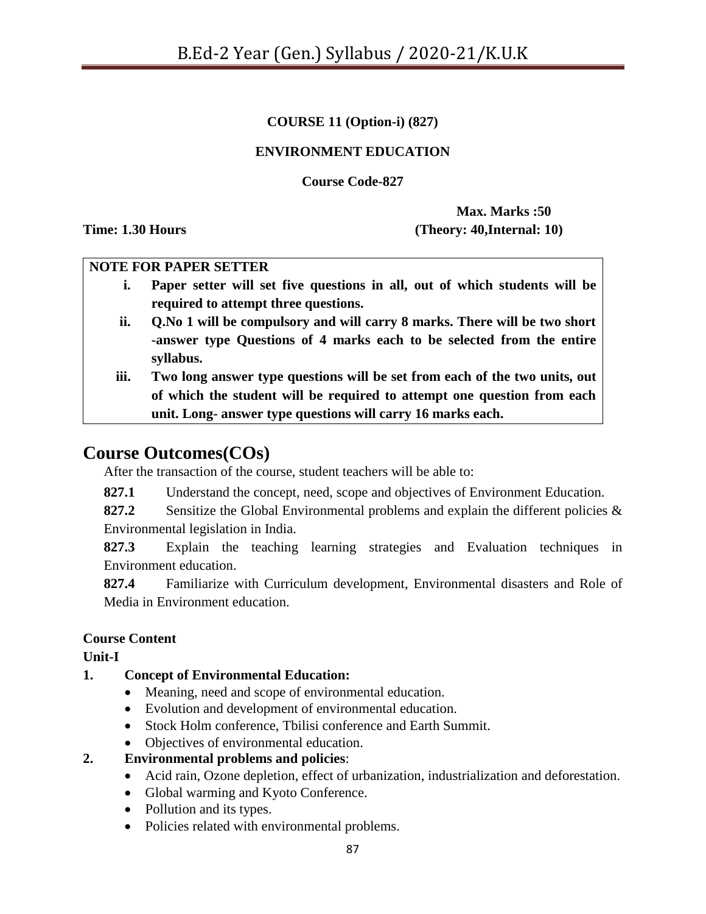**COURSE 11 (Option-i) (827)**

**ENVIRONMENT EDUCATION**

**Course Code-827**

**Max. Marks :50**

**Time: 1.30 Hours** **(Theory: 40,Internal: 10)**

**NOTE FOR PAPER SETTER**

i. **Paper setter will set five questions in all, out of which students will be required to attempt three questions.**
ii. **Q.No 1 will be compulsory and will carry 8 marks. There will be two short -answer type Questions of 4 marks each to be selected from the entire syllabus.**
iii. **Two long answer type questions will be set from each of the two units, out of which the student will be required to attempt one question from each unit. Long- answer type questions will carry 16 marks each.**

# Course Outcomes(COs)

After the transaction of the course, student teachers will be able to:

**827.1** Understand the concept, need, scope and objectives of Environment Education.

**827.2** Sensitize the Global Environmental problems and explain the different policies & Environmental legislation in India.

**827.3** Explain the teaching learning strategies and Evaluation techniques in Environment education.

**827.4** Familiarize with Curriculum development, Environmental disasters and Role of Media in Environment education.

**Course Content**

**Unit-I**

**1. Concept of Environmental Education:**

- Meaning, need and scope of environmental education.
- Evolution and development of environmental education.
- Stock Holm conference, Tbilisi conference and Earth Summit.
- Objectives of environmental education.

**2. Environmental problems and policies**:

- Acid rain, Ozone depletion, effect of urbanization, industrialization and deforestation.
- Global warming and Kyoto Conference.
- Pollution and its types.
- Policies related with environmental problems.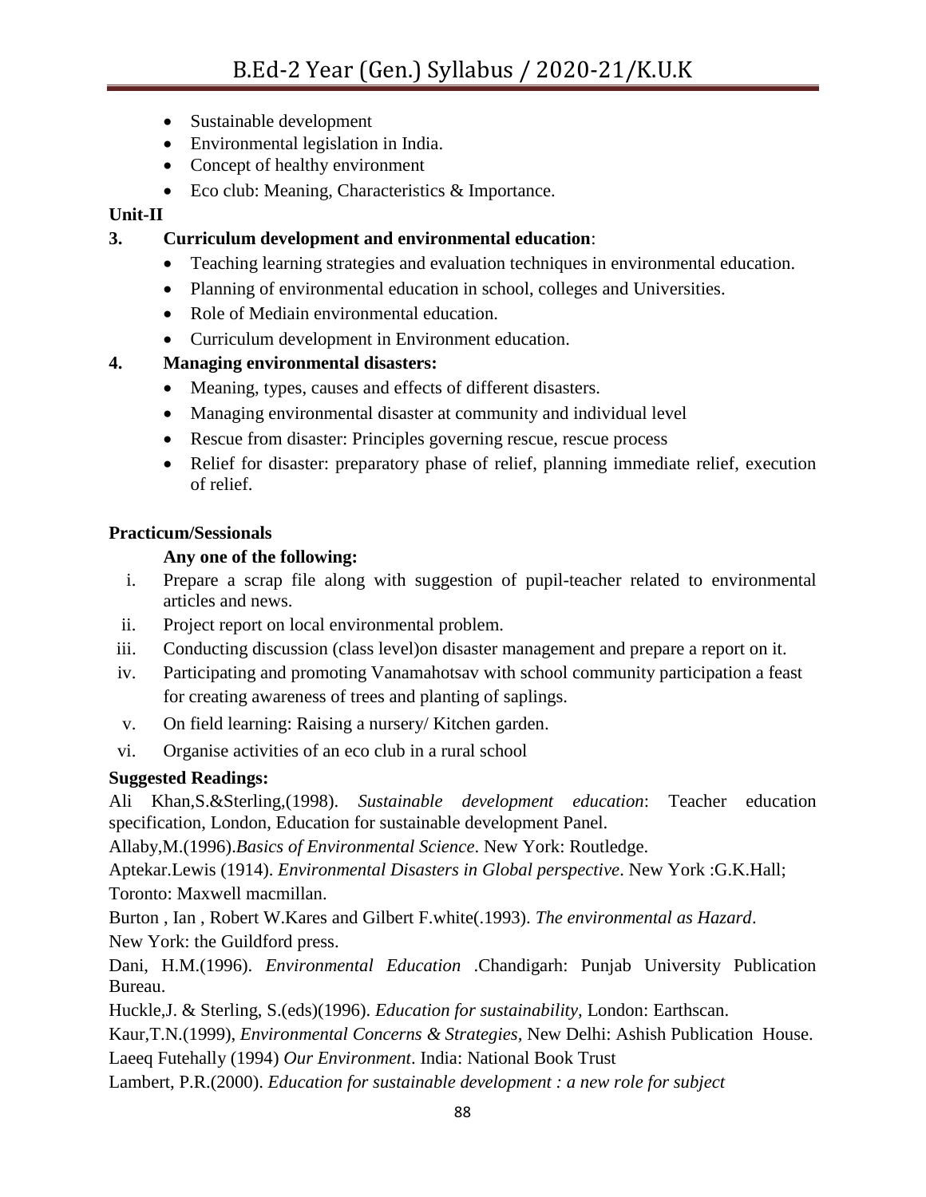- Sustainable development
- Environmental legislation in India.
- Concept of healthy environment
- Eco club: Meaning, Characteristics & Importance.

**Unit-II**

**3. Curriculum development and environmental education**:

- Teaching learning strategies and evaluation techniques in environmental education.
- Planning of environmental education in school, colleges and Universities.
- Role of Mediain environmental education.
- Curriculum development in Environment education.

**4. Managing environmental disasters:**

- Meaning, types, causes and effects of different disasters.
- Managing environmental disaster at community and individual level
- Rescue from disaster: Principles governing rescue, rescue process
- Relief for disaster: preparatory phase of relief, planning immediate relief, execution of relief.

**Practicum/Sessionals**

**Any one of the following:**

i. Prepare a scrap file along with suggestion of pupil-teacher related to environmental articles and news.
ii. Project report on local environmental problem.
iii. Conducting discussion (class level)on disaster management and prepare a report on it.
iv. Participating and promoting Vanamahotsav with school community participation a feast for creating awareness of trees and planting of saplings.
v. On field learning: Raising a nursery/ Kitchen garden.
vi. Organise activities of an eco club in a rural school

**Suggested Readings:**

Ali Khan,S.&Sterling,(1998). *Sustainable development education*: Teacher education specification, London, Education for sustainable development Panel.

Allaby,M.(1996).*Basics of Environmental Science*. New York: Routledge.

Aptekar.Lewis (1914). *Environmental Disasters in Global perspective*. New York :G.K.Hall; Toronto: Maxwell macmillan.

Burton , Ian , Robert W.Kares and Gilbert F.white(.1993). *The environmental as Hazard*. New York: the Guildford press.

Dani, H.M.(1996). *Environmental Education* .Chandigarh: Punjab University Publication Bureau.

Huckle,J. & Sterling, S.(eds)(1996). *Education for sustainability*, London: Earthscan.

Kaur,T.N.(1999), *Environmental Concerns & Strategies*, New Delhi: Ashish Publication House.

Laeeq Futehally (1994) *Our Environment*. India: National Book Trust

Lambert, P.R.(2000). *Education for sustainable development : a new role for subject*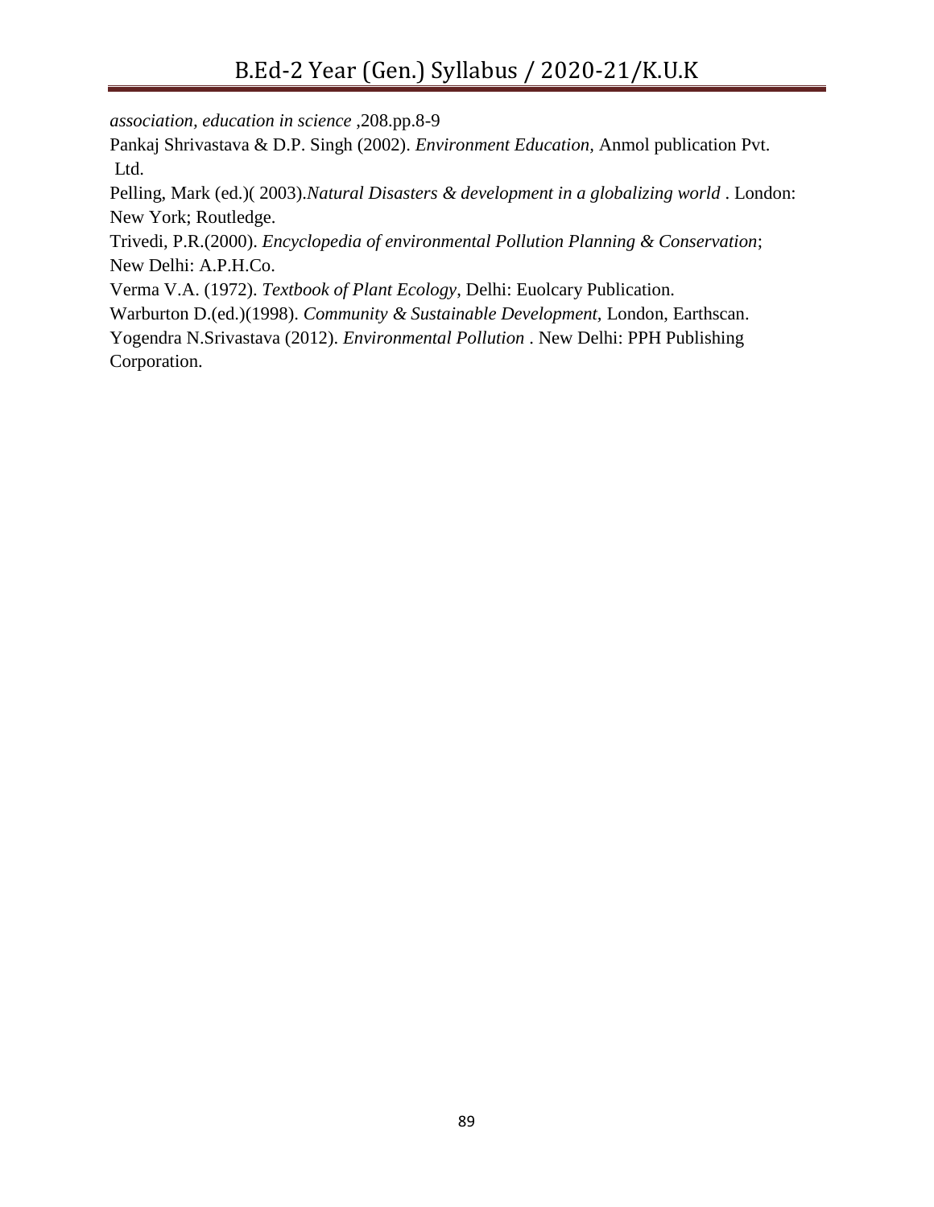*association, education in science* ,208.pp.8-9

Pankaj Shrivastava & D.P. Singh (2002). *Environment Education,* Anmol publication Pvt. Ltd.

Pelling, Mark (ed.)( 2003).*Natural Disasters & development in a globalizing world* . London: New York; Routledge.

Trivedi, P.R.(2000). *Encyclopedia of environmental Pollution Planning & Conservation*; New Delhi: A.P.H.Co.

Verma V.A. (1972). *Textbook of Plant Ecology,* Delhi: Euolcary Publication.

Warburton D.(ed.)(1998). *Community & Sustainable Development,* London, Earthscan.

Yogendra N.Srivastava (2012). *Environmental Pollution* . New Delhi: PPH Publishing Corporation.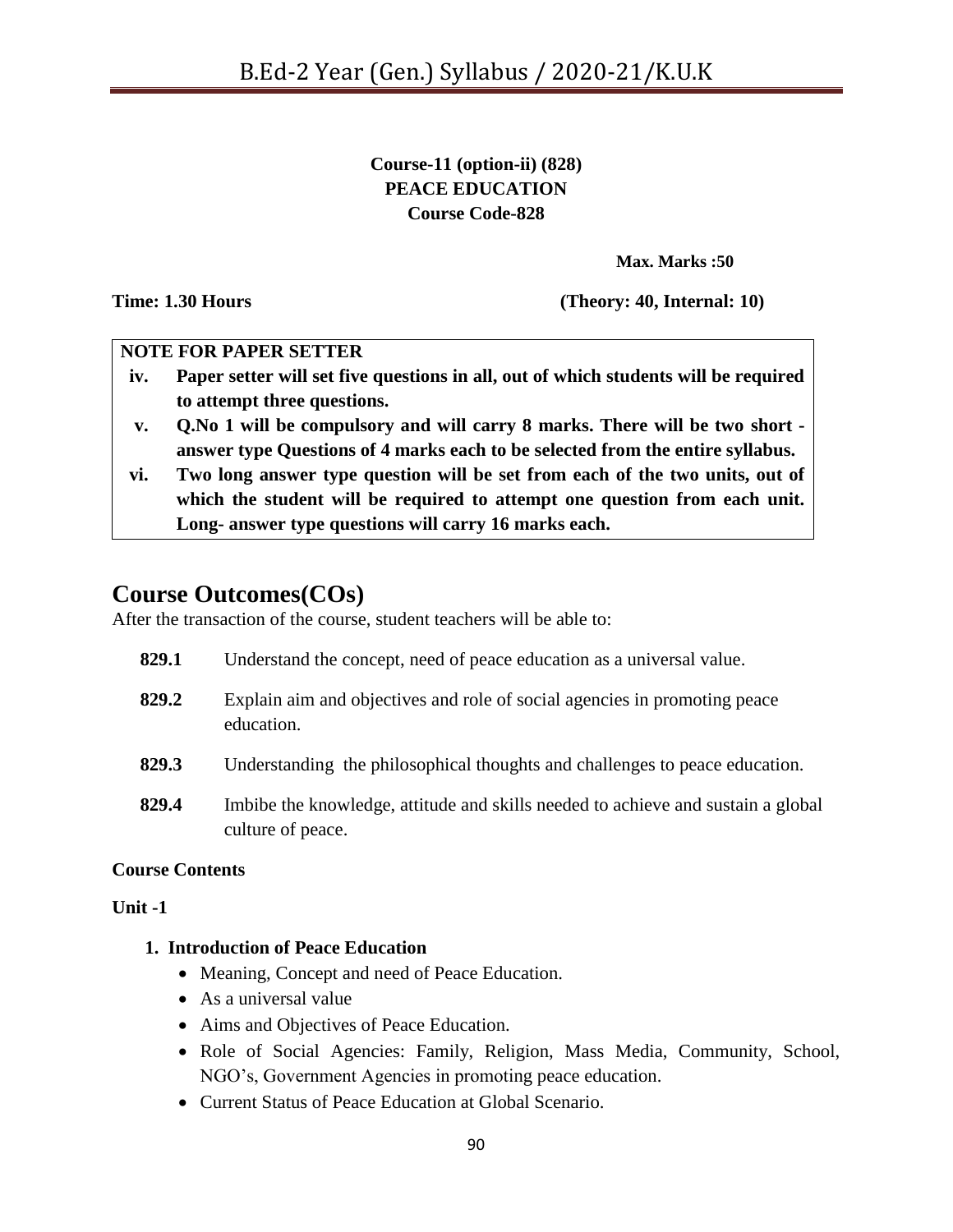**Course-11 (option-ii) (828)**
**PEACE EDUCATION**
**Course Code-828**

**Max. Marks :50**

**Time: 1.30 Hours** **(Theory: 40, Internal: 10)**

**NOTE FOR PAPER SETTER**

- **iv. Paper setter will set five questions in all, out of which students will be required to attempt three questions.**
- **v. Q.No 1 will be compulsory and will carry 8 marks. There will be two short - answer type Questions of 4 marks each to be selected from the entire syllabus.**
- **vi. Two long answer type question will be set from each of the two units, out of which the student will be required to attempt one question from each unit. Long- answer type questions will carry 16 marks each.**

## Course Outcomes(COs)

After the transaction of the course, student teachers will be able to:

- **829.1** Understand the concept, need of peace education as a universal value.
- **829.2** Explain aim and objectives and role of social agencies in promoting peace education.
- **829.3** Understanding the philosophical thoughts and challenges to peace education.
- **829.4** Imbibe the knowledge, attitude and skills needed to achieve and sustain a global culture of peace.

**Course Contents**

**Unit -1**

1. **Introduction of Peace Education**
   - Meaning, Concept and need of Peace Education.
   - As a universal value
   - Aims and Objectives of Peace Education.
   - Role of Social Agencies: Family, Religion, Mass Media, Community, School, NGO's, Government Agencies in promoting peace education.
   - Current Status of Peace Education at Global Scenario.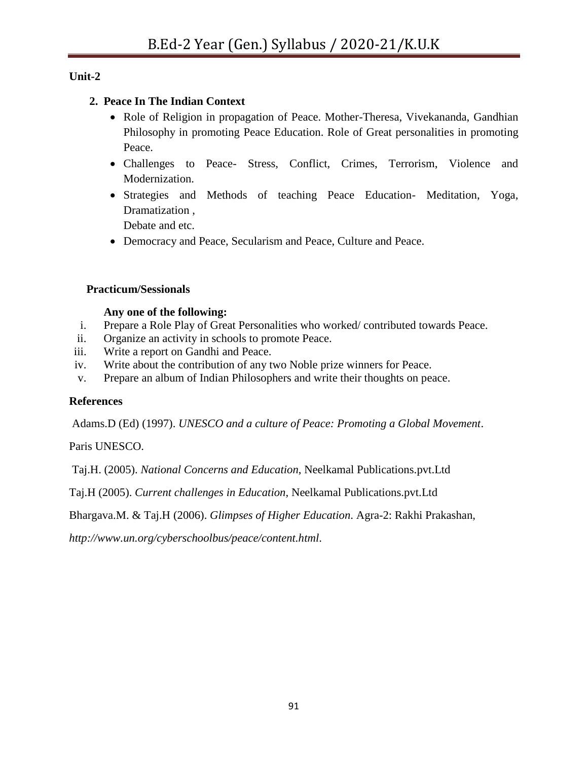**Unit-2**

2. **Peace In The Indian Context**
   - Role of Religion in propagation of Peace. Mother-Theresa, Vivekananda, Gandhian Philosophy in promoting Peace Education. Role of Great personalities in promoting Peace.
   - Challenges to Peace- Stress, Conflict, Crimes, Terrorism, Violence and Modernization.
   - Strategies and Methods of teaching Peace Education- Meditation, Yoga, Dramatization ,
     Debate and etc.
   - Democracy and Peace, Secularism and Peace, Culture and Peace.

**Practicum/Sessionals**

**Any one of the following:**

i. Prepare a Role Play of Great Personalities who worked/ contributed towards Peace.
ii. Organize an activity in schools to promote Peace.
iii. Write a report on Gandhi and Peace.
iv. Write about the contribution of any two Noble prize winners for Peace.
v. Prepare an album of Indian Philosophers and write their thoughts on peace.

**References**

Adams.D (Ed) (1997). *UNESCO and a culture of Peace: Promoting a Global Movement*.

Paris UNESCO.

Taj.H. (2005). *National Concerns and Education*, Neelkamal Publications.pvt.Ltd

Taj.H (2005). *Current challenges in Education*, Neelkamal Publications.pvt.Ltd

Bhargava.M. & Taj.H (2006). *Glimpses of Higher Education*. Agra-2: Rakhi Prakashan,

*http://www.un.org/cyberschoolbus/peace/content.html*.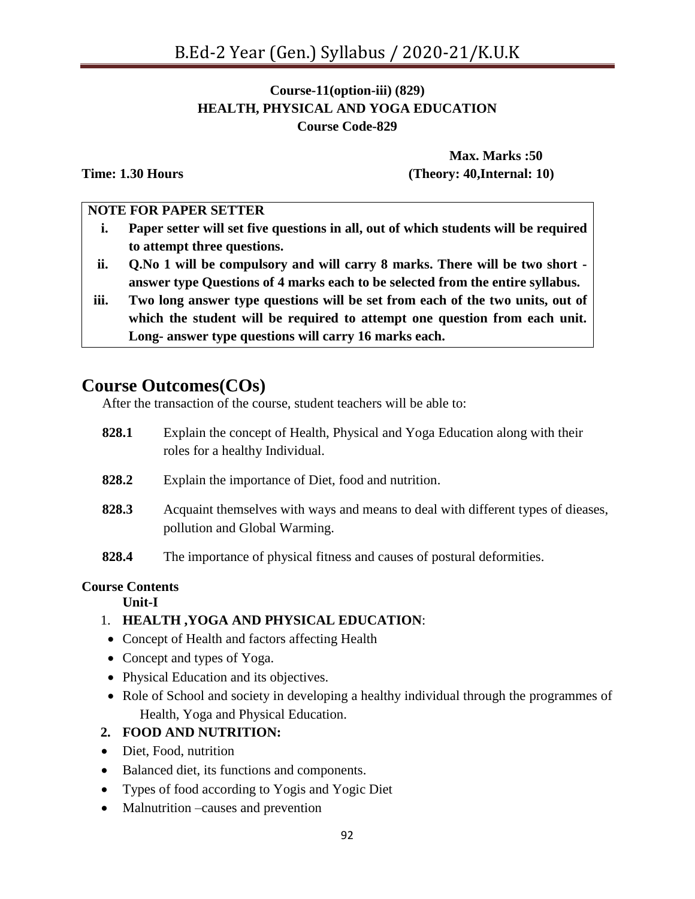**Course-11(option-iii) (829)**
**HEALTH, PHYSICAL AND YOGA EDUCATION**
**Course Code-829**

**Max. Marks :50**
**Time: 1.30 Hours** **(Theory: 40,Internal: 10)**

**NOTE FOR PAPER SETTER**

- **i. Paper setter will set five questions in all, out of which students will be required to attempt three questions.**
- **ii. Q.No 1 will be compulsory and will carry 8 marks. There will be two short - answer type Questions of 4 marks each to be selected from the entire syllabus.**
- **iii. Two long answer type questions will be set from each of the two units, out of which the student will be required to attempt one question from each unit. Long- answer type questions will carry 16 marks each.**

## Course Outcomes(COs)

After the transaction of the course, student teachers will be able to:

**828.1** Explain the concept of Health, Physical and Yoga Education along with their roles for a healthy Individual.

**828.2** Explain the importance of Diet, food and nutrition.

**828.3** Acquaint themselves with ways and means to deal with different types of dieases, pollution and Global Warming.

**828.4** The importance of physical fitness and causes of postural deformities.

**Course Contents**

**Unit-I**

1. **HEALTH ,YOGA AND PHYSICAL EDUCATION**:
   - Concept of Health and factors affecting Health
   - Concept and types of Yoga.
   - Physical Education and its objectives.
   - Role of School and society in developing a healthy individual through the programmes of Health, Yoga and Physical Education.
2. **FOOD AND NUTRITION:**
   - Diet, Food, nutrition
   - Balanced diet, its functions and components.
   - Types of food according to Yogis and Yogic Diet
   - Malnutrition –causes and prevention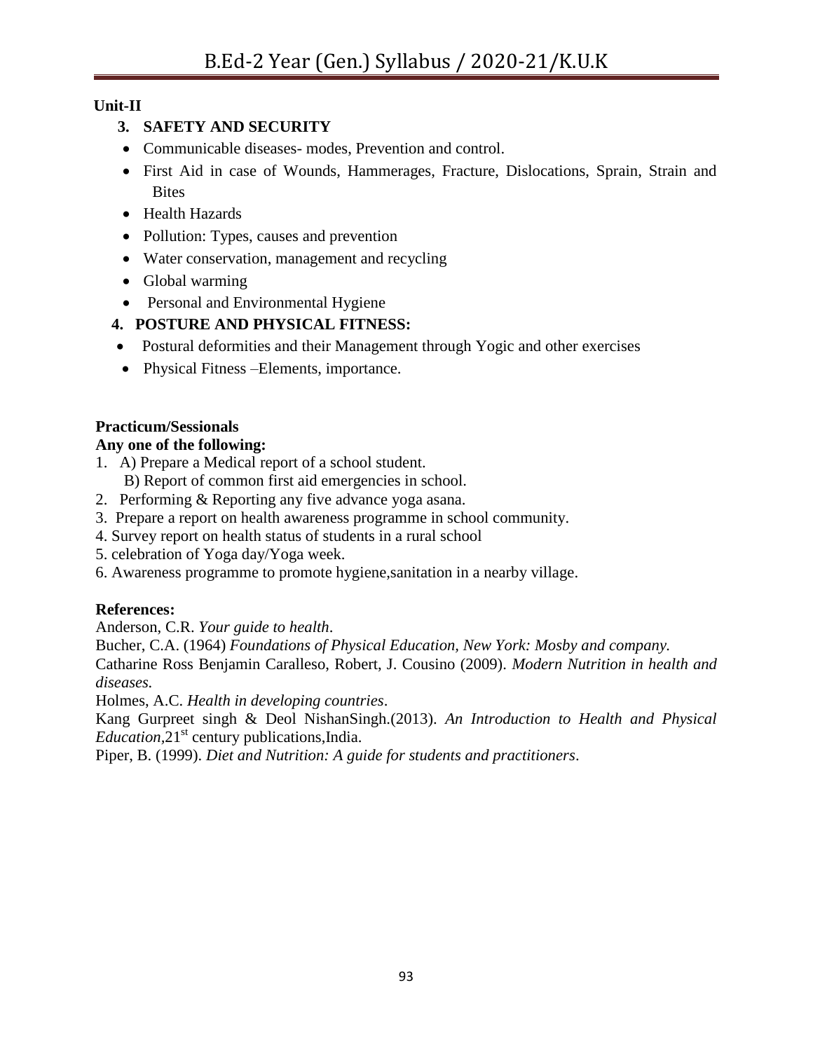**Unit-II**

3. **SAFETY AND SECURITY**

- Communicable diseases- modes, Prevention and control.
- First Aid in case of Wounds, Hammerages, Fracture, Dislocations, Sprain, Strain and Bites
- Health Hazards
- Pollution: Types, causes and prevention
- Water conservation, management and recycling
- Global warming
- Personal and Environmental Hygiene

4. **POSTURE AND PHYSICAL FITNESS:**

- Postural deformities and their Management through Yogic and other exercises
- Physical Fitness –Elements, importance.

**Practicum/Sessionals**

**Any one of the following:**

1. A) Prepare a Medical report of a school student.
   B) Report of common first aid emergencies in school.
2. Performing & Reporting any five advance yoga asana.
3. Prepare a report on health awareness programme in school community.
4. Survey report on health status of students in a rural school
5. celebration of Yoga day/Yoga week.
6. Awareness programme to promote hygiene,sanitation in a nearby village.

**References:**

Anderson, C.R. *Your guide to health*.

Bucher, C.A. (1964) *Foundations of Physical Education, New York: Mosby and company.*

Catharine Ross Benjamin Caralleso, Robert, J. Cousino (2009). *Modern Nutrition in health and diseases.*

Holmes, A.C. *Health in developing countries*.

Kang Gurpreet singh & Deol NishanSingh.(2013). *An Introduction to Health and Physical Education*,21st century publications,India.

Piper, B. (1999). *Diet and Nutrition: A guide for students and practitioners*.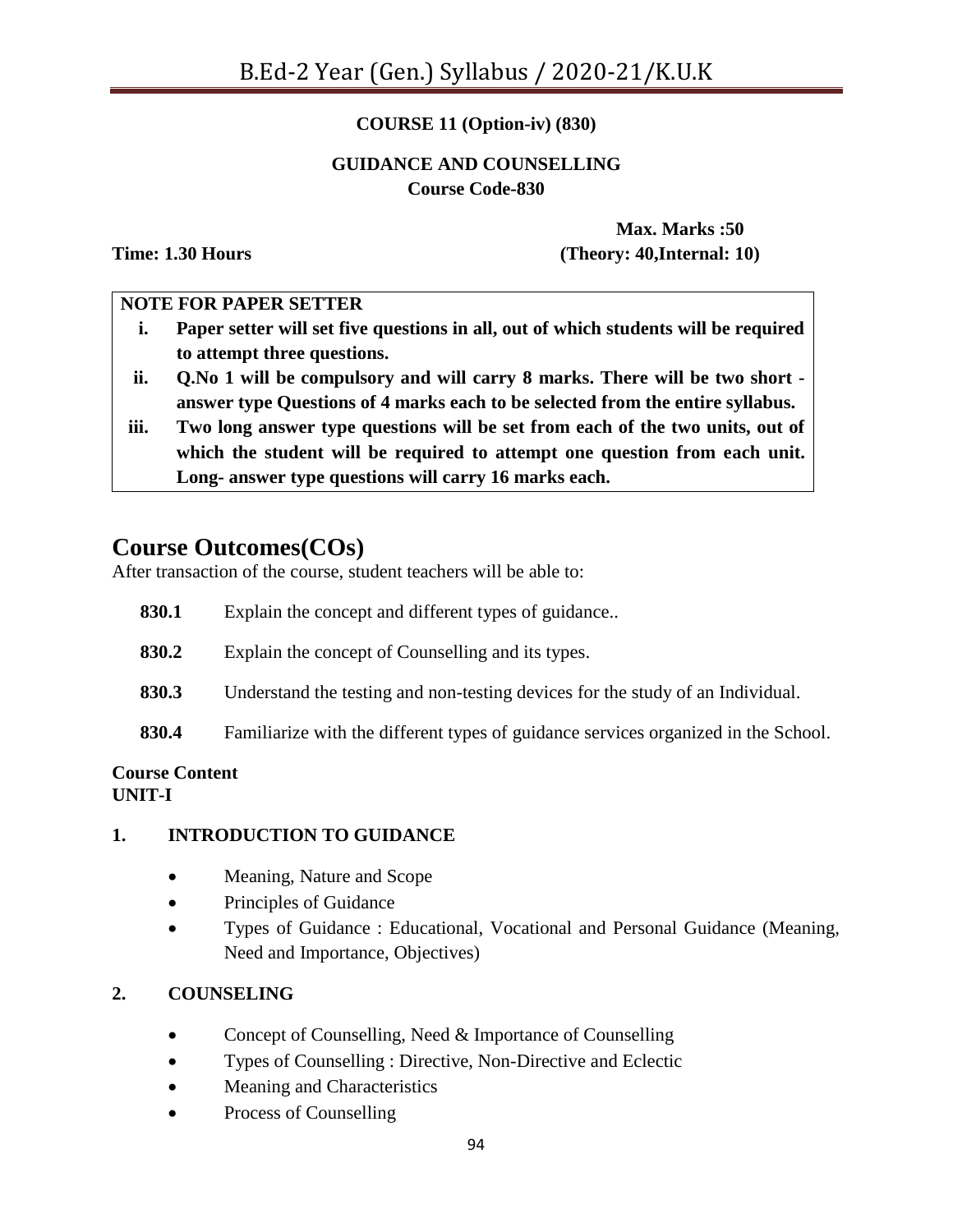**COURSE 11 (Option-iv) (830)**

**GUIDANCE AND COUNSELLING**
**Course Code-830**

**Max. Marks :50**
**Time: 1.30 Hours** **(Theory: 40,Internal: 10)**

**NOTE FOR PAPER SETTER**

i. **Paper setter will set five questions in all, out of which students will be required to attempt three questions.**
ii. **Q.No 1 will be compulsory and will carry 8 marks. There will be two short - answer type Questions of 4 marks each to be selected from the entire syllabus.**
iii. **Two long answer type questions will be set from each of the two units, out of which the student will be required to attempt one question from each unit. Long- answer type questions will carry 16 marks each.**

## Course Outcomes(COs)

After transaction of the course, student teachers will be able to:

**830.1** Explain the concept and different types of guidance..

**830.2** Explain the concept of Counselling and its types.

**830.3** Understand the testing and non-testing devices for the study of an Individual.

**830.4** Familiarize with the different types of guidance services organized in the School.

**Course Content**
**UNIT-I**

**1. INTRODUCTION TO GUIDANCE**

- Meaning, Nature and Scope
- Principles of Guidance
- Types of Guidance : Educational, Vocational and Personal Guidance (Meaning, Need and Importance, Objectives)

**2. COUNSELING**

- Concept of Counselling, Need & Importance of Counselling
- Types of Counselling : Directive, Non-Directive and Eclectic
- Meaning and Characteristics
- Process of Counselling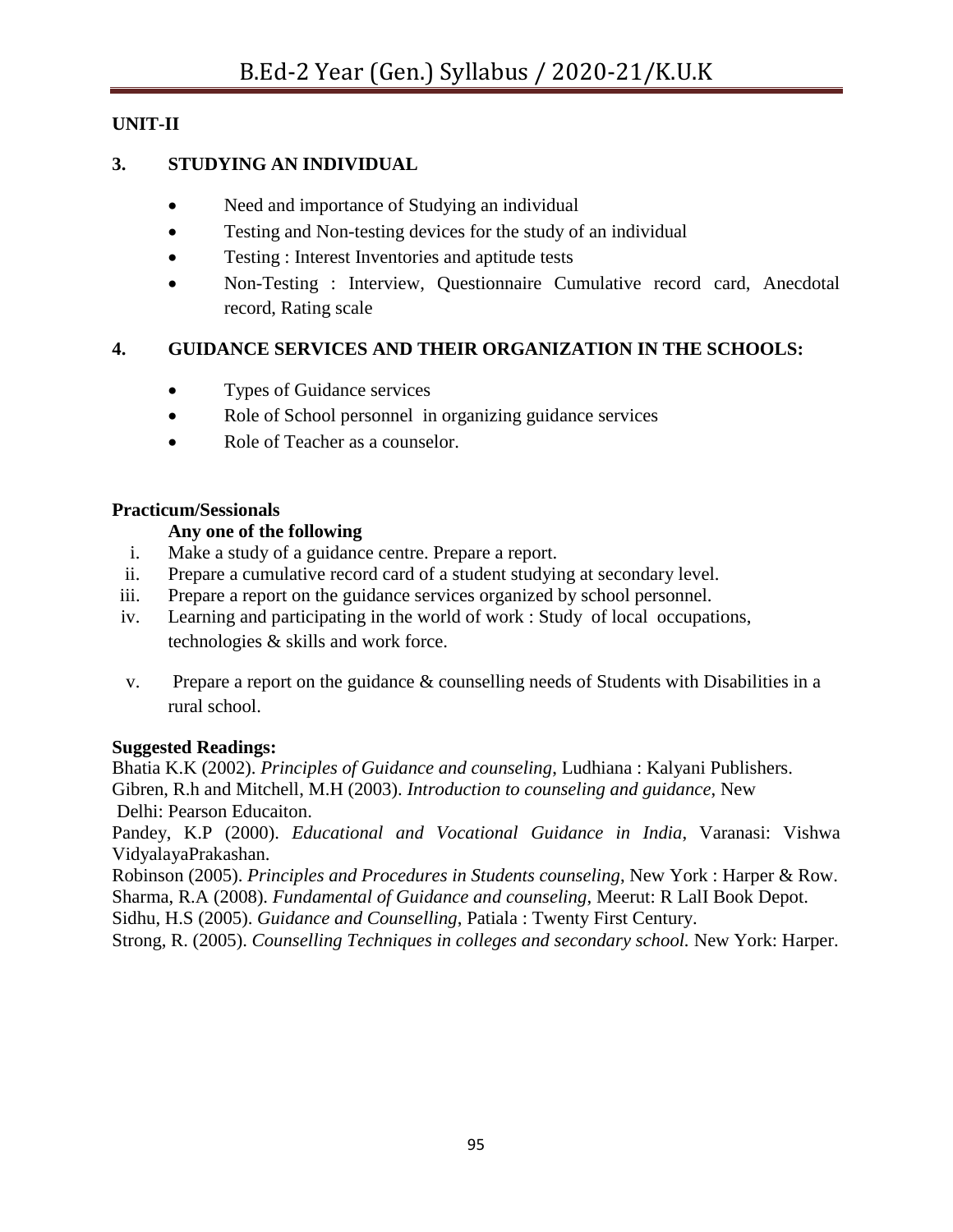**UNIT-II**

**3. STUDYING AN INDIVIDUAL**

- Need and importance of Studying an individual
- Testing and Non-testing devices for the study of an individual
- Testing : Interest Inventories and aptitude tests
- Non-Testing : Interview, Questionnaire Cumulative record card, Anecdotal record, Rating scale

**4. GUIDANCE SERVICES AND THEIR ORGANIZATION IN THE SCHOOLS:**

- Types of Guidance services
- Role of School personnel in organizing guidance services
- Role of Teacher as a counselor.

**Practicum/Sessionals**

**Any one of the following**

i. Make a study of a guidance centre. Prepare a report.
ii. Prepare a cumulative record card of a student studying at secondary level.
iii. Prepare a report on the guidance services organized by school personnel.
iv. Learning and participating in the world of work : Study of local occupations, technologies & skills and work force.
v. Prepare a report on the guidance & counselling needs of Students with Disabilities in a rural school.

**Suggested Readings:**

Bhatia K.K (2002). *Principles of Guidance and counseling*, Ludhiana : Kalyani Publishers.
Gibren, R.h and Mitchell, M.H (2003). *Introduction to counseling and guidance*, New Delhi: Pearson Educaiton.
Pandey, K.P (2000). *Educational and Vocational Guidance in India*, Varanasi: Vishwa VidyalayaPrakashan.
Robinson (2005). *Principles and Procedures in Students counseling*, New York : Harper & Row.
Sharma, R.A (2008). *Fundamental of Guidance and counseling*, Meerut: R LalI Book Depot.
Sidhu, H.S (2005). *Guidance and Counselling*, Patiala : Twenty First Century.
Strong, R. (2005). *Counselling Techniques in colleges and secondary school.* New York: Harper.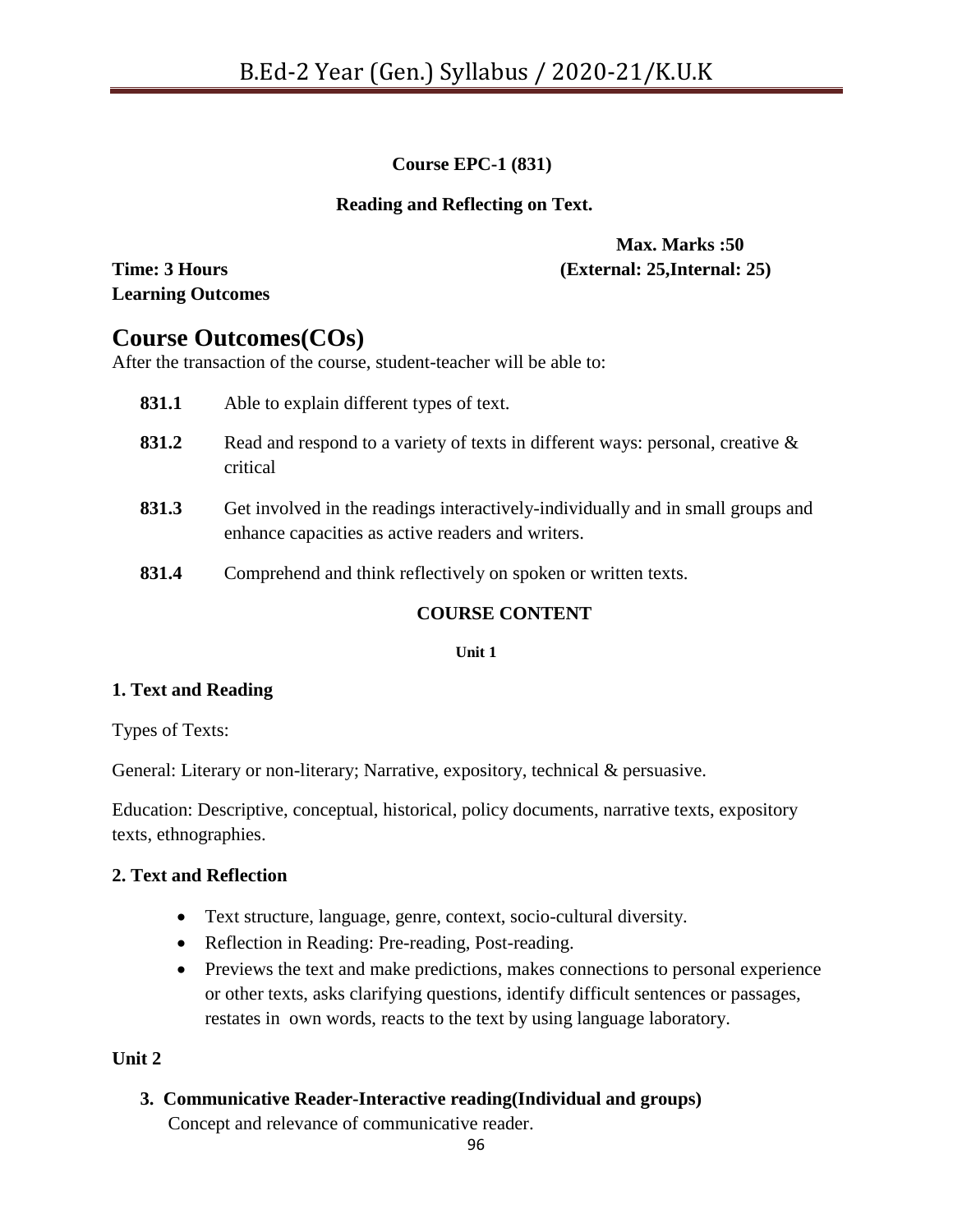**Course EPC-1 (831)**

**Reading and Reflecting on Text.**

**Max. Marks :50**

**Time: 3 Hours** **(External: 25,Internal: 25)**

**Learning Outcomes**

## Course Outcomes(COs)

After the transaction of the course, student-teacher will be able to:

- **831.1** Able to explain different types of text.
- **831.2** Read and respond to a variety of texts in different ways: personal, creative & critical
- **831.3** Get involved in the readings interactively-individually and in small groups and enhance capacities as active readers and writers.
- **831.4** Comprehend and think reflectively on spoken or written texts.

**COURSE CONTENT**

**Unit 1**

**1. Text and Reading**

Types of Texts:

General: Literary or non-literary; Narrative, expository, technical & persuasive.

Education: Descriptive, conceptual, historical, policy documents, narrative texts, expository texts, ethnographies.

**2. Text and Reflection**

- Text structure, language, genre, context, socio-cultural diversity.
- Reflection in Reading: Pre-reading, Post-reading.
- Previews the text and make predictions, makes connections to personal experience or other texts, asks clarifying questions, identify difficult sentences or passages, restates in own words, reacts to the text by using language laboratory.

**Unit 2**

**3. Communicative Reader-Interactive reading(Individual and groups)**

Concept and relevance of communicative reader.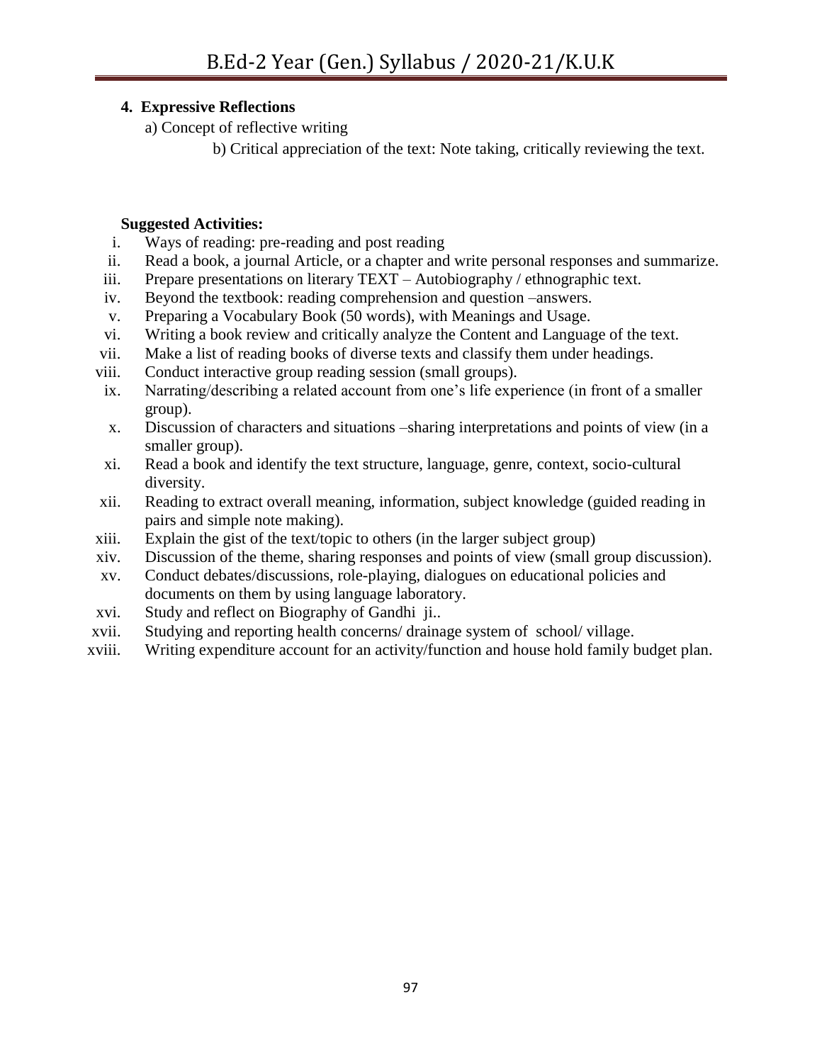**4. Expressive Reflections**

a) Concept of reflective writing

b) Critical appreciation of the text: Note taking, critically reviewing the text.

**Suggested Activities:**

i. Ways of reading: pre-reading and post reading
ii. Read a book, a journal Article, or a chapter and write personal responses and summarize.
iii. Prepare presentations on literary TEXT – Autobiography / ethnographic text.
iv. Beyond the textbook: reading comprehension and question –answers.
v. Preparing a Vocabulary Book (50 words), with Meanings and Usage.
vi. Writing a book review and critically analyze the Content and Language of the text.
vii. Make a list of reading books of diverse texts and classify them under headings.
viii. Conduct interactive group reading session (small groups).
ix. Narrating/describing a related account from one's life experience (in front of a smaller group).
x. Discussion of characters and situations –sharing interpretations and points of view (in a smaller group).
xi. Read a book and identify the text structure, language, genre, context, socio-cultural diversity.
xii. Reading to extract overall meaning, information, subject knowledge (guided reading in pairs and simple note making).
xiii. Explain the gist of the text/topic to others (in the larger subject group)
xiv. Discussion of the theme, sharing responses and points of view (small group discussion).
xv. Conduct debates/discussions, role-playing, dialogues on educational policies and documents on them by using language laboratory.
xvi. Study and reflect on Biography of Gandhi ji..
xvii. Studying and reporting health concerns/ drainage system of school/ village.
xviii. Writing expenditure account for an activity/function and house hold family budget plan.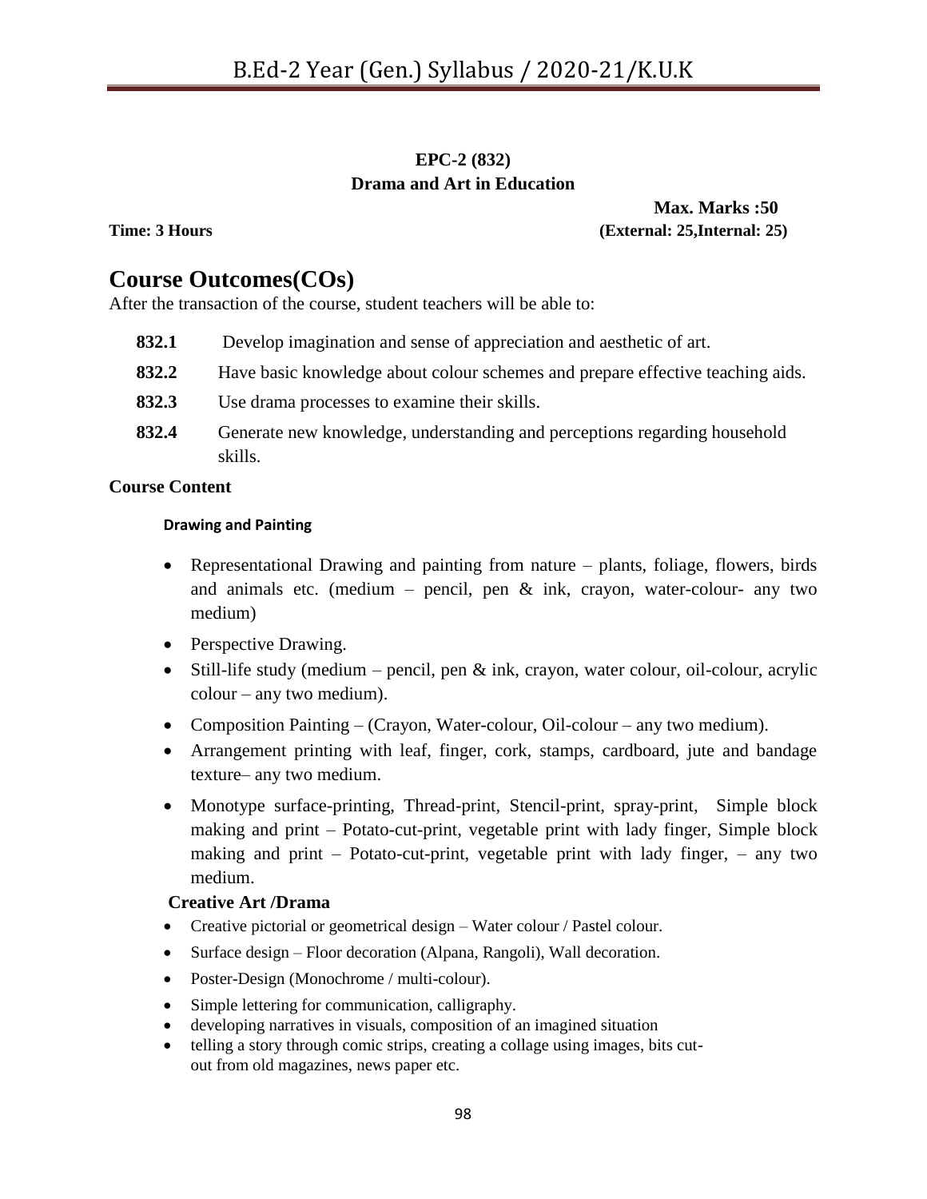**EPC-2 (832)**

**Drama and Art in Education**

**Max. Marks :50**

**Time: 3 Hours** **(External: 25,Internal: 25)**

# Course Outcomes(COs)

After the transaction of the course, student teachers will be able to:

**832.1** Develop imagination and sense of appreciation and aesthetic of art.

**832.2** Have basic knowledge about colour schemes and prepare effective teaching aids.

**832.3** Use drama processes to examine their skills.

**832.4** Generate new knowledge, understanding and perceptions regarding household skills.

**Course Content**

**Drawing and Painting**

- Representational Drawing and painting from nature – plants, foliage, flowers, birds and animals etc. (medium – pencil, pen & ink, crayon, water-colour- any two medium)
- Perspective Drawing.
- Still-life study (medium – pencil, pen & ink, crayon, water colour, oil-colour, acrylic colour – any two medium).
- Composition Painting – (Crayon, Water-colour, Oil-colour – any two medium).
- Arrangement printing with leaf, finger, cork, stamps, cardboard, jute and bandage texture– any two medium.
- Monotype surface-printing, Thread-print, Stencil-print, spray-print, Simple block making and print – Potato-cut-print, vegetable print with lady finger, Simple block making and print – Potato-cut-print, vegetable print with lady finger, – any two medium.

**Creative Art /Drama**

- Creative pictorial or geometrical design – Water colour / Pastel colour.
- Surface design – Floor decoration (Alpana, Rangoli), Wall decoration.
- Poster-Design (Monochrome / multi-colour).
- Simple lettering for communication, calligraphy.
- developing narratives in visuals, composition of an imagined situation
- telling a story through comic strips, creating a collage using images, bits cut-out from old magazines, news paper etc.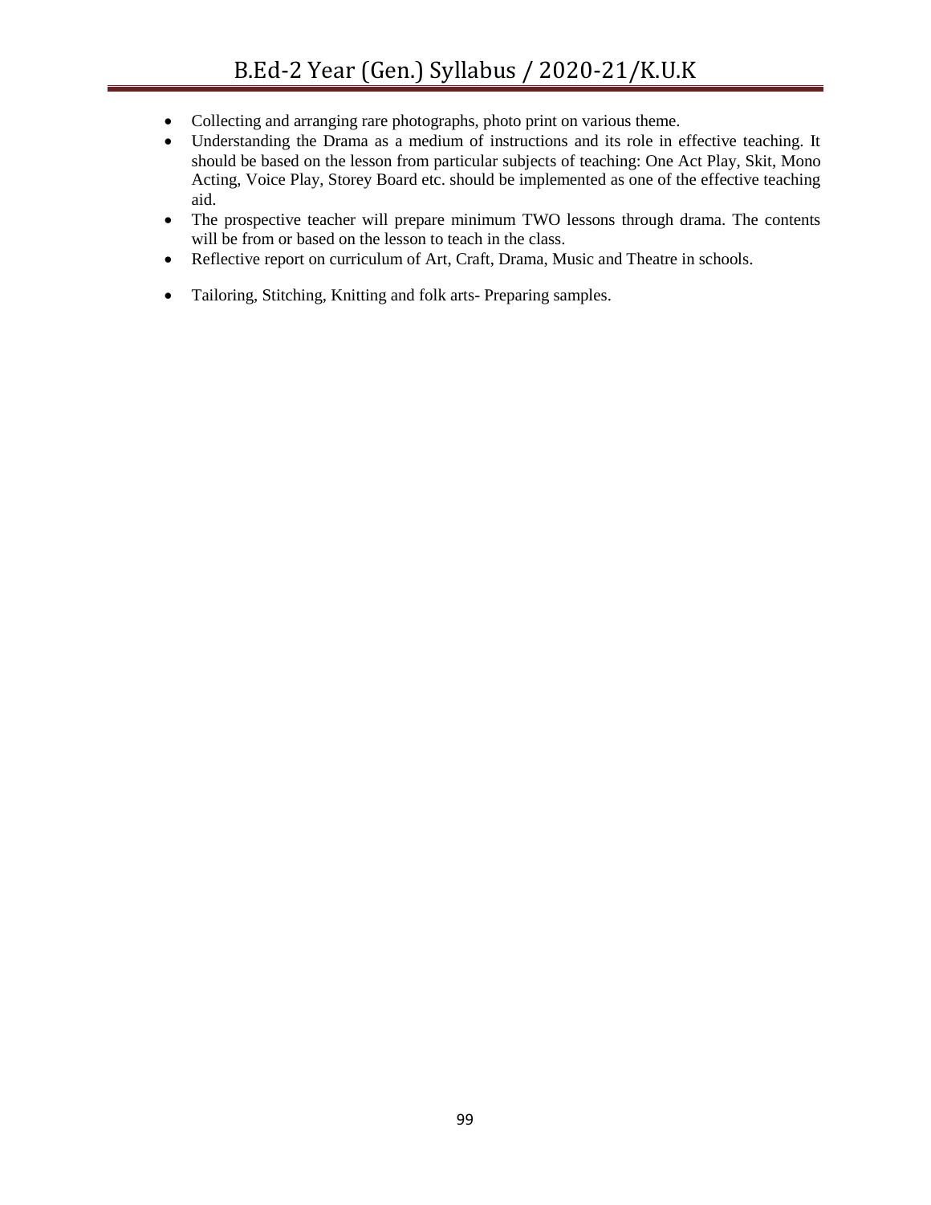- Collecting and arranging rare photographs, photo print on various theme.
- Understanding the Drama as a medium of instructions and its role in effective teaching. It should be based on the lesson from particular subjects of teaching: One Act Play, Skit, Mono Acting, Voice Play, Storey Board etc. should be implemented as one of the effective teaching aid.
- The prospective teacher will prepare minimum TWO lessons through drama. The contents will be from or based on the lesson to teach in the class.
- Reflective report on curriculum of Art, Craft, Drama, Music and Theatre in schools.
- Tailoring, Stitching, Knitting and folk arts- Preparing samples.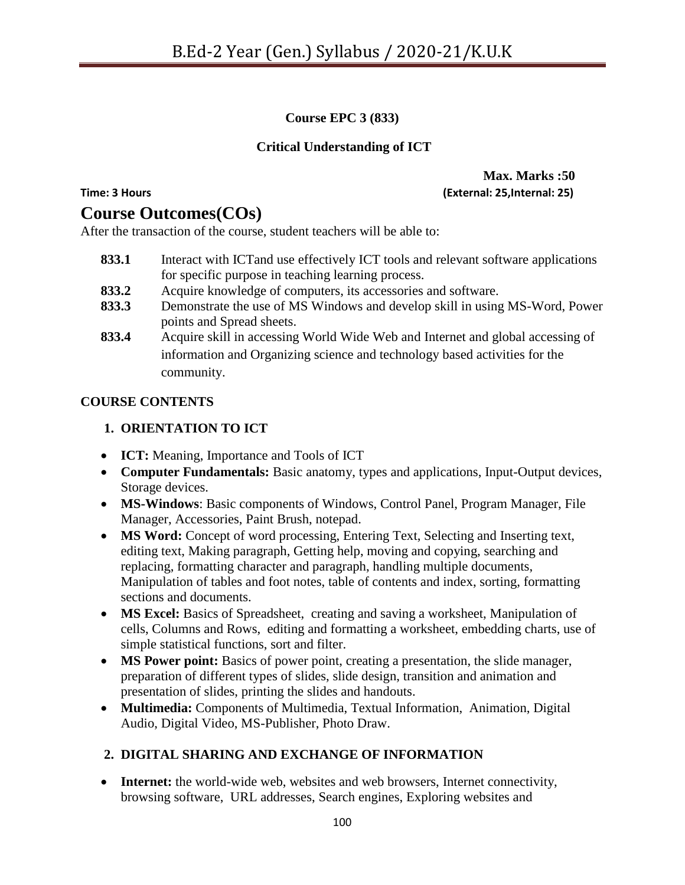**Course EPC 3 (833)**

**Critical Understanding of ICT**

**Max. Marks :50**

**Time: 3 Hours** **(External: 25,Internal: 25)**

# Course Outcomes(COs)

After the transaction of the course, student teachers will be able to:

- **833.1** Interact with ICTand use effectively ICT tools and relevant software applications for specific purpose in teaching learning process.
- **833.2** Acquire knowledge of computers, its accessories and software.
- **833.3** Demonstrate the use of MS Windows and develop skill in using MS-Word, Power points and Spread sheets.
- **833.4** Acquire skill in accessing World Wide Web and Internet and global accessing of information and Organizing science and technology based activities for the community.

**COURSE CONTENTS**

**1. ORIENTATION TO ICT**

- **ICT:** Meaning, Importance and Tools of ICT
- **Computer Fundamentals:** Basic anatomy, types and applications, Input-Output devices, Storage devices.
- **MS-Windows**: Basic components of Windows, Control Panel, Program Manager, File Manager, Accessories, Paint Brush, notepad.
- **MS Word:** Concept of word processing, Entering Text, Selecting and Inserting text, editing text, Making paragraph, Getting help, moving and copying, searching and replacing, formatting character and paragraph, handling multiple documents, Manipulation of tables and foot notes, table of contents and index, sorting, formatting sections and documents.
- **MS Excel:** Basics of Spreadsheet, creating and saving a worksheet, Manipulation of cells, Columns and Rows, editing and formatting a worksheet, embedding charts, use of simple statistical functions, sort and filter.
- **MS Power point:** Basics of power point, creating a presentation, the slide manager, preparation of different types of slides, slide design, transition and animation and presentation of slides, printing the slides and handouts.
- **Multimedia:** Components of Multimedia, Textual Information, Animation, Digital Audio, Digital Video, MS-Publisher, Photo Draw.

**2. DIGITAL SHARING AND EXCHANGE OF INFORMATION**

- **Internet:** the world-wide web, websites and web browsers, Internet connectivity, browsing software, URL addresses, Search engines, Exploring websites and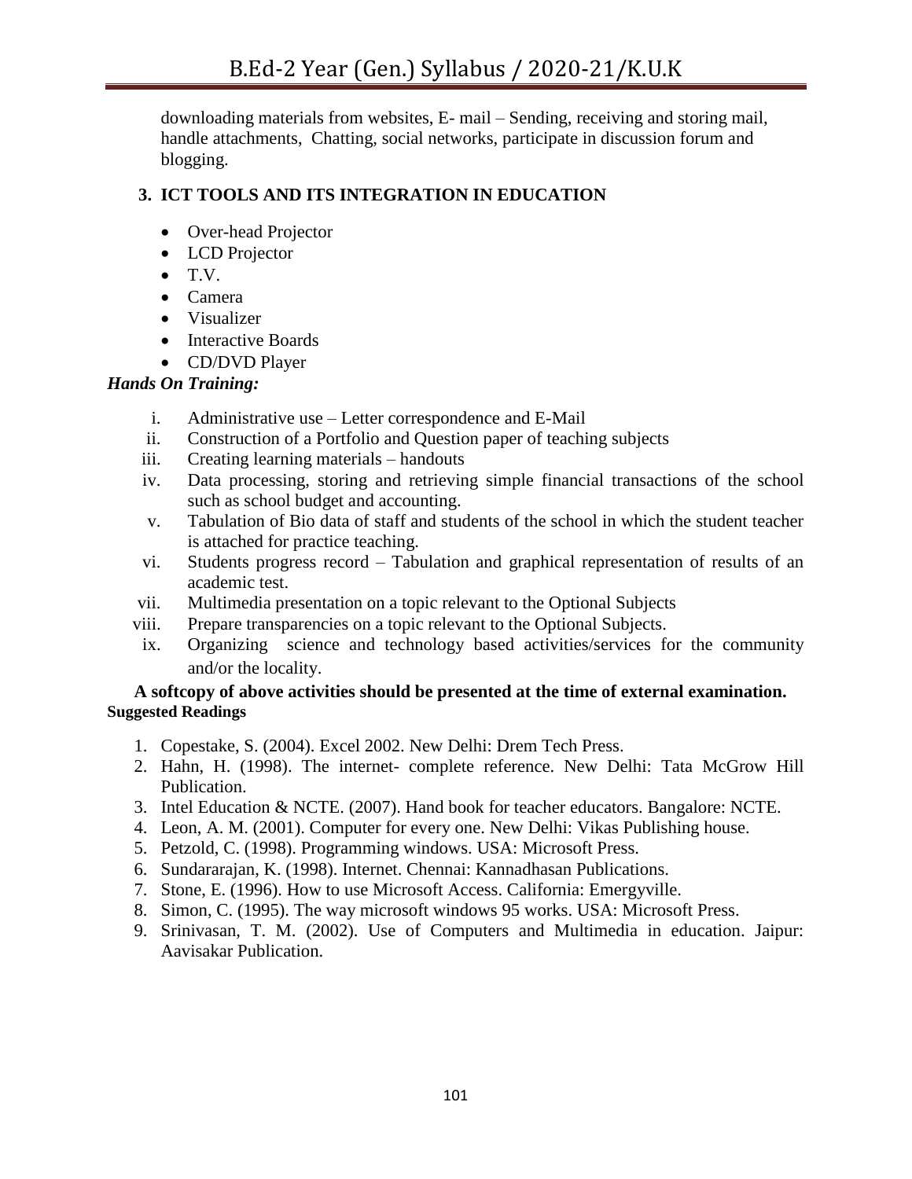downloading materials from websites, E- mail – Sending, receiving and storing mail, handle attachments, Chatting, social networks, participate in discussion forum and blogging.

### 3. ICT TOOLS AND ITS INTEGRATION IN EDUCATION

- Over-head Projector
- LCD Projector
- T.V.
- Camera
- Visualizer
- Interactive Boards
- CD/DVD Player

***Hands On Training:***

i. Administrative use – Letter correspondence and E-Mail
ii. Construction of a Portfolio and Question paper of teaching subjects
iii. Creating learning materials – handouts
iv. Data processing, storing and retrieving simple financial transactions of the school such as school budget and accounting.
v. Tabulation of Bio data of staff and students of the school in which the student teacher is attached for practice teaching.
vi. Students progress record – Tabulation and graphical representation of results of an academic test.
vii. Multimedia presentation on a topic relevant to the Optional Subjects
viii. Prepare transparencies on a topic relevant to the Optional Subjects.
ix. Organizing science and technology based activities/services for the community and/or the locality.

**A softcopy of above activities should be presented at the time of external examination.**

**Suggested Readings**

1. Copestake, S. (2004). Excel 2002. New Delhi: Drem Tech Press.
2. Hahn, H. (1998). The internet- complete reference. New Delhi: Tata McGrow Hill Publication.
3. Intel Education & NCTE. (2007). Hand book for teacher educators. Bangalore: NCTE.
4. Leon, A. M. (2001). Computer for every one. New Delhi: Vikas Publishing house.
5. Petzold, C. (1998). Programming windows. USA: Microsoft Press.
6. Sundararajan, K. (1998). Internet. Chennai: Kannadhasan Publications.
7. Stone, E. (1996). How to use Microsoft Access. California: Emergyville.
8. Simon, C. (1995). The way microsoft windows 95 works. USA: Microsoft Press.
9. Srinivasan, T. M. (2002). Use of Computers and Multimedia in education. Jaipur: Aavisakar Publication.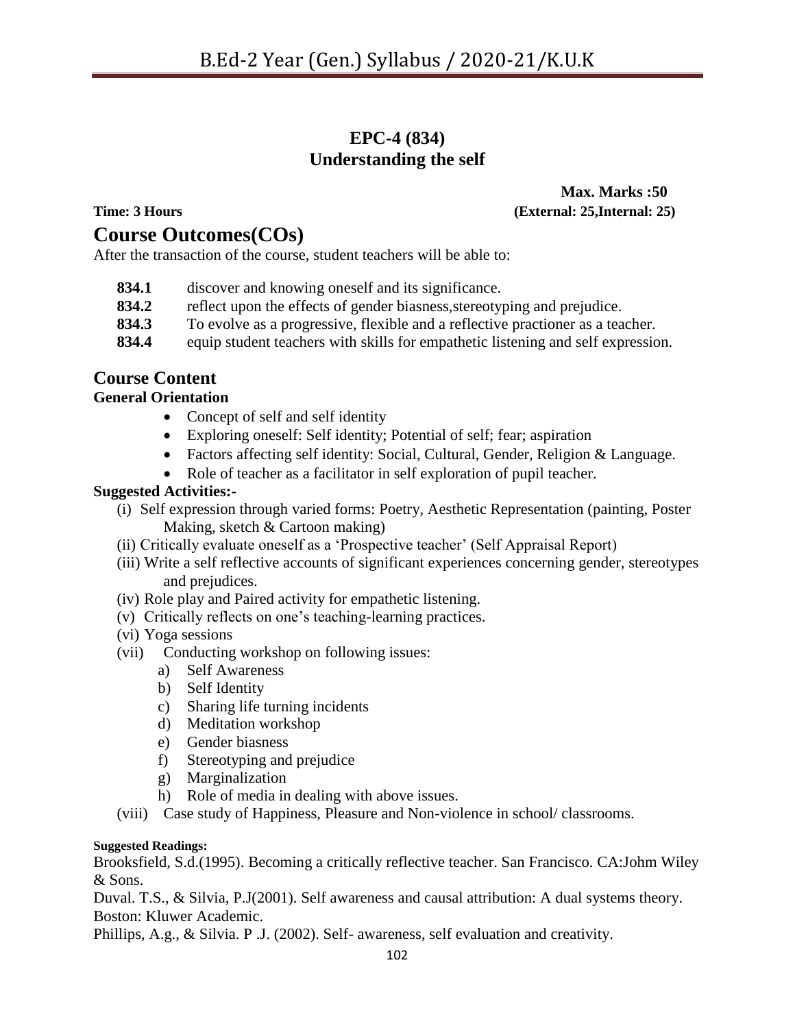## EPC-4 (834)
## Understanding the self

**Max. Marks :50**

**Time: 3 Hours** **(External: 25,Internal: 25)**

# Course Outcomes(COs)

After the transaction of the course, student teachers will be able to:

**834.1** discover and knowing oneself and its significance.

**834.2** reflect upon the effects of gender biasness,stereotyping and prejudice.

**834.3** To evolve as a progressive, flexible and a reflective practioner as a teacher.

**834.4** equip student teachers with skills for empathetic listening and self expression.

## Course Content

**General Orientation**

- Concept of self and self identity
- Exploring oneself: Self identity; Potential of self; fear; aspiration
- Factors affecting self identity: Social, Cultural, Gender, Religion & Language.
- Role of teacher as a facilitator in self exploration of pupil teacher.

**Suggested Activities:-**

(i) Self expression through varied forms: Poetry, Aesthetic Representation (painting, Poster Making, sketch & Cartoon making)

(ii) Critically evaluate oneself as a 'Prospective teacher' (Self Appraisal Report)

(iii) Write a self reflective accounts of significant experiences concerning gender, stereotypes and prejudices.

(iv) Role play and Paired activity for empathetic listening.

(v) Critically reflects on one's teaching-learning practices.

(vi) Yoga sessions

(vii) Conducting workshop on following issues:

a) Self Awareness
b) Self Identity
c) Sharing life turning incidents
d) Meditation workshop
e) Gender biasness
f) Stereotyping and prejudice
g) Marginalization
h) Role of media in dealing with above issues.

(viii) Case study of Happiness, Pleasure and Non-violence in school/ classrooms.

**Suggested Readings:**

Brooksfield, S.d.(1995). Becoming a critically reflective teacher. San Francisco. CA:Johm Wiley & Sons.

Duval. T.S., & Silvia, P.J(2001). Self awareness and causal attribution: A dual systems theory. Boston: Kluwer Academic.

Phillips, A.g., & Silvia. P .J. (2002). Self- awareness, self evaluation and creativity.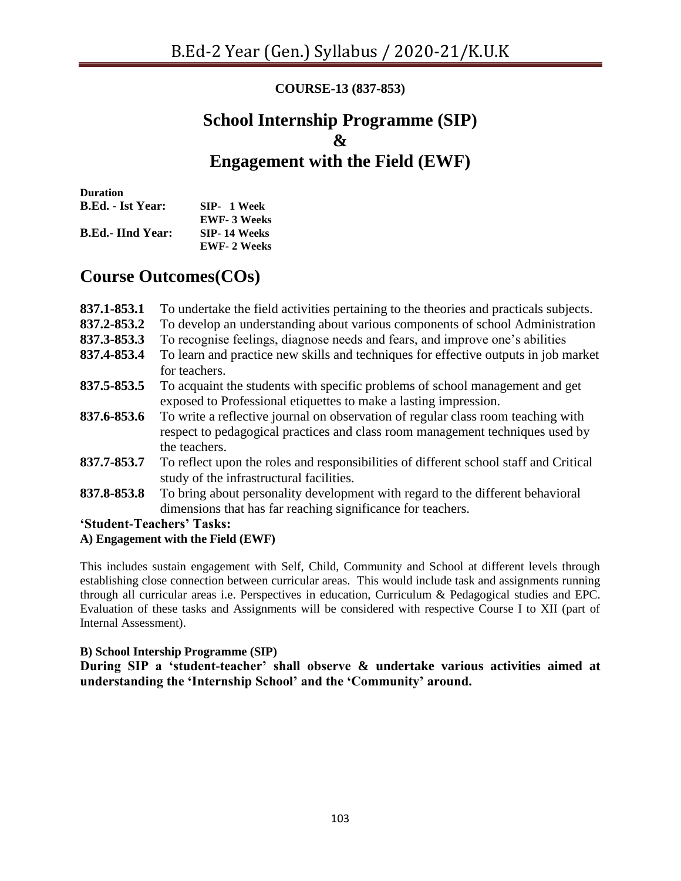**COURSE-13 (837-853)**

# School Internship Programme (SIP)
# &
# Engagement with the Field (EWF)

**Duration**

| | |
|---|---|
| **B.Ed. - Ist Year:** | **SIP- 1 Week** |
| | **EWF- 3 Weeks** |
| **B.Ed.- IInd Year:** | **SIP- 14 Weeks** |
| | **EWF- 2 Weeks** |

## Course Outcomes(COs)

**837.1-853.1** To undertake the field activities pertaining to the theories and practicals subjects.

**837.2-853.2** To develop an understanding about various components of school Administration

**837.3-853.3** To recognise feelings, diagnose needs and fears, and improve one's abilities

**837.4-853.4** To learn and practice new skills and techniques for effective outputs in job market for teachers.

**837.5-853.5** To acquaint the students with specific problems of school management and get exposed to Professional etiquettes to make a lasting impression.

**837.6-853.6** To write a reflective journal on observation of regular class room teaching with respect to pedagogical practices and class room management techniques used by the teachers.

**837.7-853.7** To reflect upon the roles and responsibilities of different school staff and Critical study of the infrastructural facilities.

**837.8-853.8** To bring about personality development with regard to the different behavioral dimensions that has far reaching significance for teachers.

**'Student-Teachers' Tasks:**

**A) Engagement with the Field (EWF)**

This includes sustain engagement with Self, Child, Community and School at different levels through establishing close connection between curricular areas. This would include task and assignments running through all curricular areas i.e. Perspectives in education, Curriculum & Pedagogical studies and EPC. Evaluation of these tasks and Assignments will be considered with respective Course I to XII (part of Internal Assessment).

**B) School Intership Programme (SIP)**

**During SIP a 'student-teacher' shall observe & undertake various activities aimed at understanding the 'Internship School' and the 'Community' around.**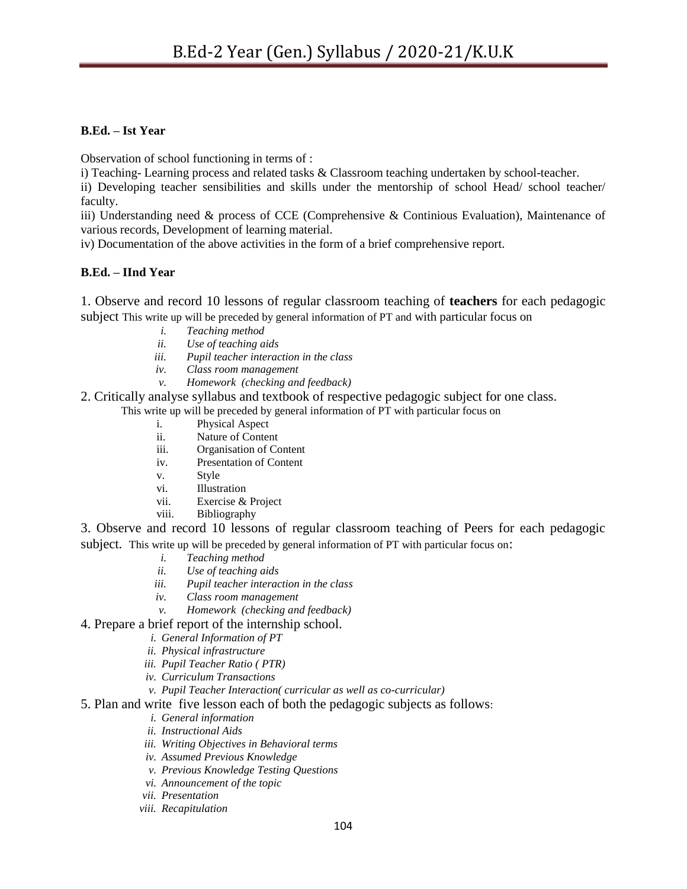**B.Ed. – Ist Year**

Observation of school functioning in terms of :

i) Teaching- Learning process and related tasks & Classroom teaching undertaken by school-teacher.

ii) Developing teacher sensibilities and skills under the mentorship of school Head/ school teacher/ faculty.

iii) Understanding need & process of CCE (Comprehensive & Continious Evaluation), Maintenance of various records, Development of learning material.

iv) Documentation of the above activities in the form of a brief comprehensive report.

**B.Ed. – IInd Year**

1. Observe and record 10 lessons of regular classroom teaching of **teachers** for each pedagogic subject This write up will be preceded by general information of PT and with particular focus on

   i. *Teaching method*
   ii. *Use of teaching aids*
   iii. *Pupil teacher interaction in the class*
   iv. *Class room management*
   v. *Homework (checking and feedback)*

2. Critically analyse syllabus and textbook of respective pedagogic subject for one class.
   This write up will be preceded by general information of PT with particular focus on

   i. Physical Aspect
   ii. Nature of Content
   iii. Organisation of Content
   iv. Presentation of Content
   v. Style
   vi. Illustration
   vii. Exercise & Project
   viii. Bibliography

3. Observe and record 10 lessons of regular classroom teaching of Peers for each pedagogic subject. This write up will be preceded by general information of PT with particular focus on:

   i. *Teaching method*
   ii. *Use of teaching aids*
   iii. *Pupil teacher interaction in the class*
   iv. *Class room management*
   v. *Homework (checking and feedback)*

4. Prepare a brief report of the internship school.

   i. *General Information of PT*
   ii. *Physical infrastructure*
   iii. *Pupil Teacher Ratio ( PTR)*
   iv. *Curriculum Transactions*
   v. *Pupil Teacher Interaction( curricular as well as co-curricular)*

5. Plan and write five lesson each of both the pedagogic subjects as follows:

   i. *General information*
   ii. *Instructional Aids*
   iii. *Writing Objectives in Behavioral terms*
   iv. *Assumed Previous Knowledge*
   v. *Previous Knowledge Testing Questions*
   vi. *Announcement of the topic*
   vii. *Presentation*
   viii. *Recapitulation*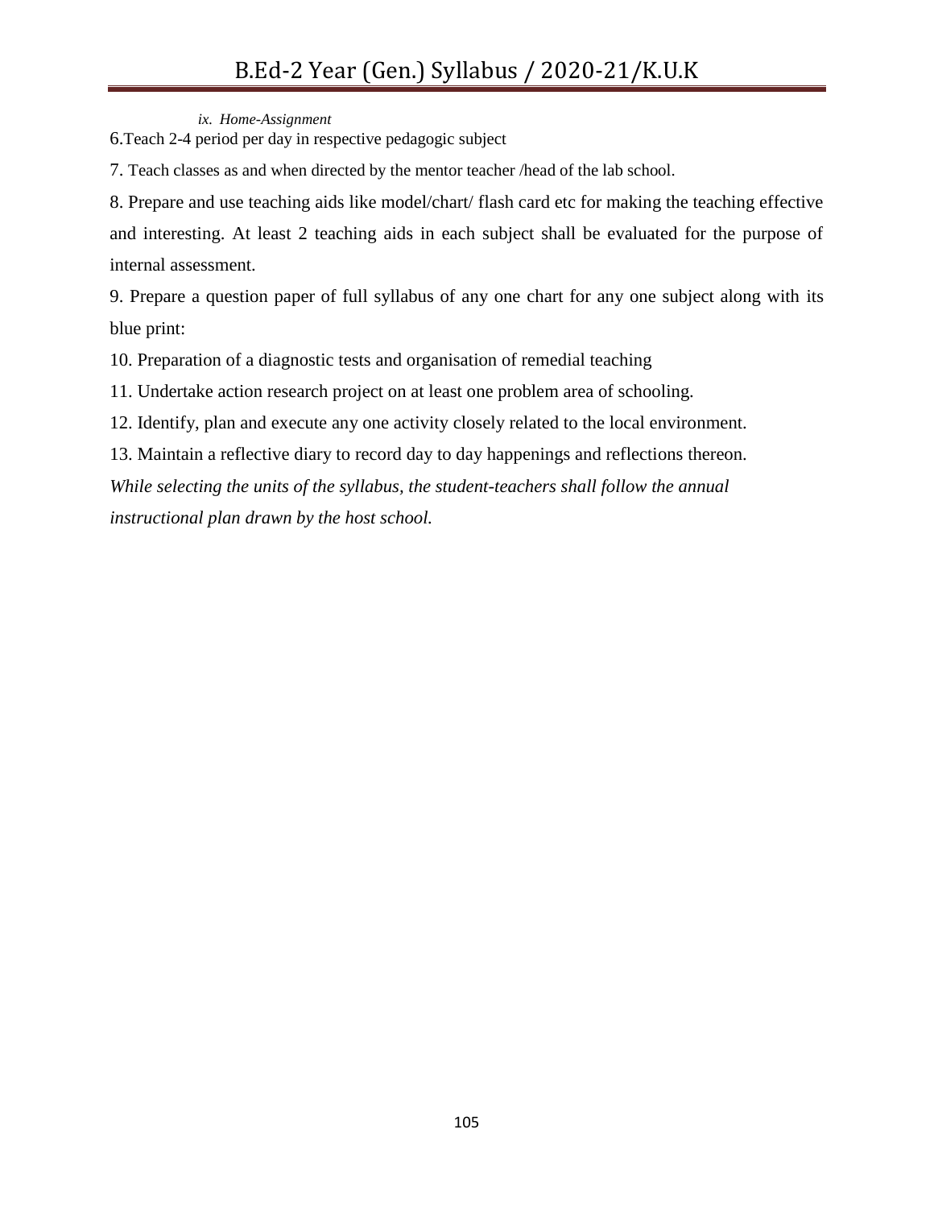*ix. Home-Assignment*

6.Teach 2-4 period per day in respective pedagogic subject

7. Teach classes as and when directed by the mentor teacher /head of the lab school.

8. Prepare and use teaching aids like model/chart/ flash card etc for making the teaching effective and interesting. At least 2 teaching aids in each subject shall be evaluated for the purpose of internal assessment.

9. Prepare a question paper of full syllabus of any one chart for any one subject along with its blue print:

10. Preparation of a diagnostic tests and organisation of remedial teaching

11. Undertake action research project on at least one problem area of schooling.

12. Identify, plan and execute any one activity closely related to the local environment.

13. Maintain a reflective diary to record day to day happenings and reflections thereon.

*While selecting the units of the syllabus, the student-teachers shall follow the annual instructional plan drawn by the host school.*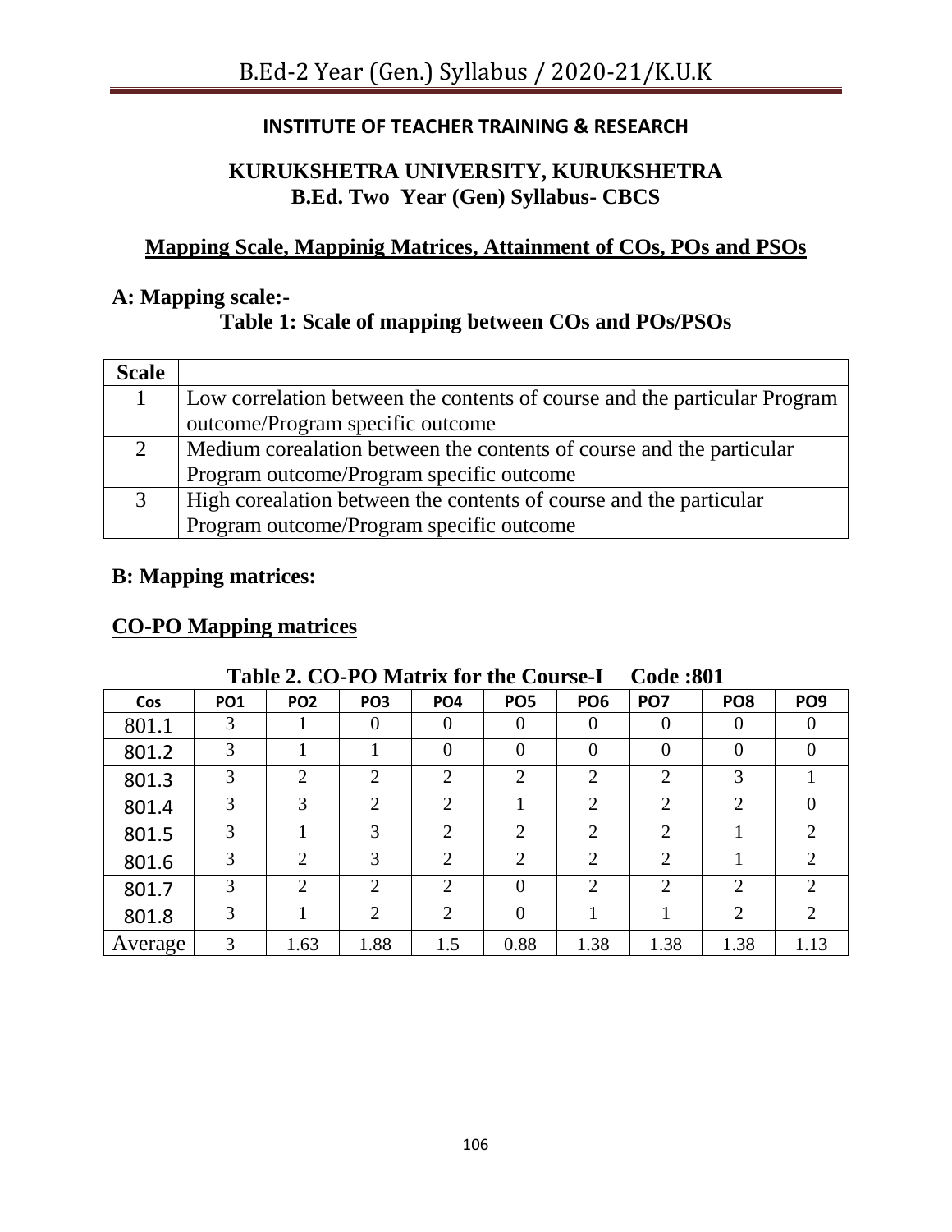## INSTITUTE OF TEACHER TRAINING & RESEARCH

## KURUKSHETRA UNIVERSITY, KURUKSHETRA
### B.Ed. Two Year (Gen) Syllabus- CBCS

### Mapping Scale, Mappinig Matrices, Attainment of COs, POs and PSOs

**A: Mapping scale:-**

**Table 1: Scale of mapping between COs and POs/PSOs**

| Scale | |
|---|---|
| 1 | Low correlation between the contents of course and the particular Program outcome/Program specific outcome |
| 2 | Medium corealation between the contents of course and the particular Program outcome/Program specific outcome |
| 3 | High corealation between the contents of course and the particular Program outcome/Program specific outcome |

**B: Mapping matrices:**

**CO-PO Mapping matrices**

**Table 2. CO-PO Matrix for the Course-I Code :801**

| Cos | PO1 | PO2 | PO3 | PO4 | PO5 | PO6 | PO7 | PO8 | PO9 |
|---|---|---|---|---|---|---|---|---|---|
| 801.1 | 3 | 1 | 0 | 0 | 0 | 0 | 0 | 0 | 0 |
| 801.2 | 3 | 1 | 1 | 0 | 0 | 0 | 0 | 0 | 0 |
| 801.3 | 3 | 2 | 2 | 2 | 2 | 2 | 2 | 3 | 1 |
| 801.4 | 3 | 3 | 2 | 2 | 1 | 2 | 2 | 2 | 0 |
| 801.5 | 3 | 1 | 3 | 2 | 2 | 2 | 2 | 1 | 2 |
| 801.6 | 3 | 2 | 3 | 2 | 2 | 2 | 2 | 1 | 2 |
| 801.7 | 3 | 2 | 2 | 2 | 0 | 2 | 2 | 2 | 2 |
| 801.8 | 3 | 1 | 2 | 2 | 0 | 1 | 1 | 2 | 2 |
| Average | 3 | 1.63 | 1.88 | 1.5 | 0.88 | 1.38 | 1.38 | 1.38 | 1.13 |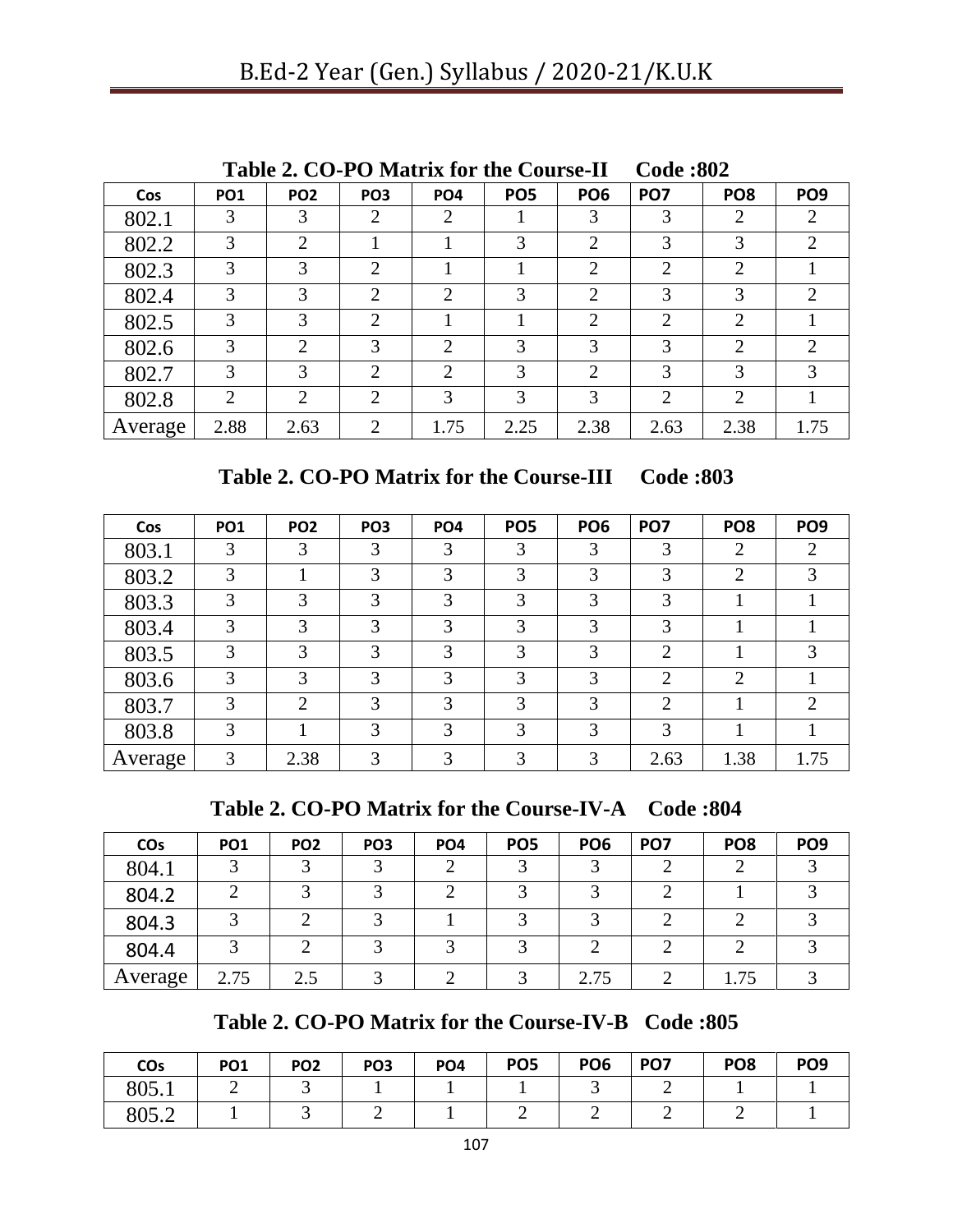**Table 2. CO-PO Matrix for the Course-II Code :802**

| Cos | PO1 | PO2 | PO3 | PO4 | PO5 | PO6 | PO7 | PO8 | PO9 |
|---|---|---|---|---|---|---|---|---|---|
| 802.1 | 3 | 3 | 2 | 2 | 1 | 3 | 3 | 2 | 2 |
| 802.2 | 3 | 2 | 1 | 1 | 3 | 2 | 3 | 3 | 2 |
| 802.3 | 3 | 3 | 2 | 1 | 1 | 2 | 2 | 2 | 1 |
| 802.4 | 3 | 3 | 2 | 2 | 3 | 2 | 3 | 3 | 2 |
| 802.5 | 3 | 3 | 2 | 1 | 1 | 2 | 2 | 2 | 1 |
| 802.6 | 3 | 2 | 3 | 2 | 3 | 3 | 3 | 2 | 2 |
| 802.7 | 3 | 3 | 2 | 2 | 3 | 2 | 3 | 3 | 3 |
| 802.8 | 2 | 2 | 2 | 3 | 3 | 3 | 2 | 2 | 1 |
| Average | 2.88 | 2.63 | 2 | 1.75 | 2.25 | 2.38 | 2.63 | 2.38 | 1.75 |

**Table 2. CO-PO Matrix for the Course-III Code :803**

| Cos | PO1 | PO2 | PO3 | PO4 | PO5 | PO6 | PO7 | PO8 | PO9 |
|---|---|---|---|---|---|---|---|---|---|
| 803.1 | 3 | 3 | 3 | 3 | 3 | 3 | 3 | 2 | 2 |
| 803.2 | 3 | 1 | 3 | 3 | 3 | 3 | 3 | 2 | 3 |
| 803.3 | 3 | 3 | 3 | 3 | 3 | 3 | 3 | 1 | 1 |
| 803.4 | 3 | 3 | 3 | 3 | 3 | 3 | 3 | 1 | 1 |
| 803.5 | 3 | 3 | 3 | 3 | 3 | 3 | 2 | 1 | 3 |
| 803.6 | 3 | 3 | 3 | 3 | 3 | 3 | 2 | 2 | 1 |
| 803.7 | 3 | 2 | 3 | 3 | 3 | 3 | 2 | 1 | 2 |
| 803.8 | 3 | 1 | 3 | 3 | 3 | 3 | 3 | 1 | 1 |
| Average | 3 | 2.38 | 3 | 3 | 3 | 3 | 2.63 | 1.38 | 1.75 |

**Table 2. CO-PO Matrix for the Course-IV-A Code :804**

| COs | PO1 | PO2 | PO3 | PO4 | PO5 | PO6 | PO7 | PO8 | PO9 |
|---|---|---|---|---|---|---|---|---|---|
| 804.1 | 3 | 3 | 3 | 2 | 3 | 3 | 2 | 2 | 3 |
| 804.2 | 2 | 3 | 3 | 2 | 3 | 3 | 2 | 1 | 3 |
| 804.3 | 3 | 2 | 3 | 1 | 3 | 3 | 2 | 2 | 3 |
| 804.4 | 3 | 2 | 3 | 3 | 3 | 2 | 2 | 2 | 3 |
| Average | 2.75 | 2.5 | 3 | 2 | 3 | 2.75 | 2 | 1.75 | 3 |

**Table 2. CO-PO Matrix for the Course-IV-B Code :805**

| COs | PO1 | PO2 | PO3 | PO4 | PO5 | PO6 | PO7 | PO8 | PO9 |
|---|---|---|---|---|---|---|---|---|---|
| 805.1 | 2 | 3 | 1 | 1 | 1 | 3 | 2 | 1 | 1 |
| 805.2 | 1 | 3 | 2 | 1 | 2 | 2 | 2 | 2 | 1 |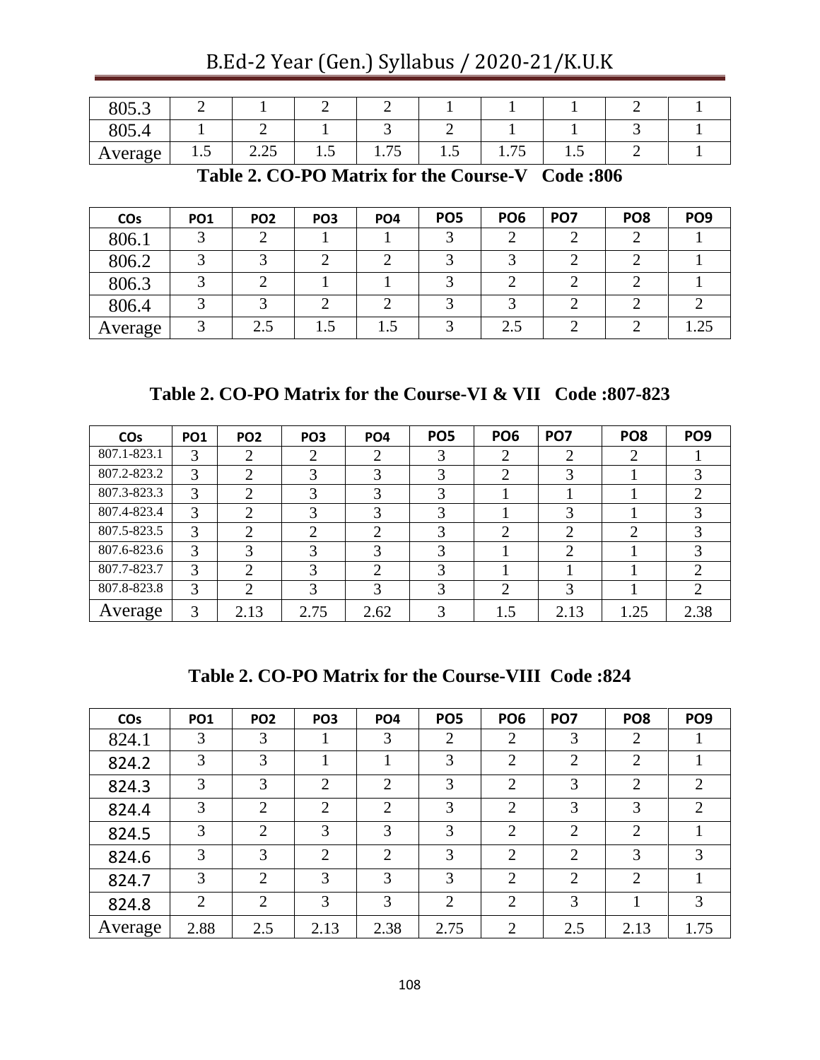| 805.3 | 2 | 1 | 2 | 2 | 1 | 1 | 1 | 2 | 1 |
|---|---|---|---|---|---|---|---|---|---|
| 805.4 | 1 | 2 | 1 | 3 | 2 | 1 | 1 | 3 | 1 |
| Average | 1.5 | 2.25 | 1.5 | 1.75 | 1.5 | 1.75 | 1.5 | 2 | 1 |

**Table 2. CO-PO Matrix for the Course-V Code :806**

| COs | PO1 | PO2 | PO3 | PO4 | PO5 | PO6 | PO7 | PO8 | PO9 |
|---|---|---|---|---|---|---|---|---|---|
| 806.1 | 3 | 2 | 1 | 1 | 3 | 2 | 2 | 2 | 1 |
| 806.2 | 3 | 3 | 2 | 2 | 3 | 3 | 2 | 2 | 1 |
| 806.3 | 3 | 2 | 1 | 1 | 3 | 2 | 2 | 2 | 1 |
| 806.4 | 3 | 3 | 2 | 2 | 3 | 3 | 2 | 2 | 2 |
| Average | 3 | 2.5 | 1.5 | 1.5 | 3 | 2.5 | 2 | 2 | 1.25 |

**Table 2. CO-PO Matrix for the Course-VI & VII Code :807-823**

| COs | PO1 | PO2 | PO3 | PO4 | PO5 | PO6 | PO7 | PO8 | PO9 |
|---|---|---|---|---|---|---|---|---|---|
| 807.1-823.1 | 3 | 2 | 2 | 2 | 3 | 2 | 2 | 2 | 1 |
| 807.2-823.2 | 3 | 2 | 3 | 3 | 3 | 2 | 3 | 1 | 3 |
| 807.3-823.3 | 3 | 2 | 3 | 3 | 3 | 1 | 1 | 1 | 2 |
| 807.4-823.4 | 3 | 2 | 3 | 3 | 3 | 1 | 3 | 1 | 3 |
| 807.5-823.5 | 3 | 2 | 2 | 2 | 3 | 2 | 2 | 2 | 3 |
| 807.6-823.6 | 3 | 3 | 3 | 3 | 3 | 1 | 2 | 1 | 3 |
| 807.7-823.7 | 3 | 2 | 3 | 2 | 3 | 1 | 1 | 1 | 2 |
| 807.8-823.8 | 3 | 2 | 3 | 3 | 3 | 2 | 3 | 1 | 2 |
| Average | 3 | 2.13 | 2.75 | 2.62 | 3 | 1.5 | 2.13 | 1.25 | 2.38 |

**Table 2. CO-PO Matrix for the Course-VIII Code :824**

| COs | PO1 | PO2 | PO3 | PO4 | PO5 | PO6 | PO7 | PO8 | PO9 |
|---|---|---|---|---|---|---|---|---|---|
| 824.1 | 3 | 3 | 1 | 3 | 2 | 2 | 3 | 2 | 1 |
| 824.2 | 3 | 3 | 1 | 1 | 3 | 2 | 2 | 2 | 1 |
| 824.3 | 3 | 3 | 2 | 2 | 3 | 2 | 3 | 2 | 2 |
| 824.4 | 3 | 2 | 2 | 2 | 3 | 2 | 3 | 3 | 2 |
| 824.5 | 3 | 2 | 3 | 3 | 3 | 2 | 2 | 2 | 1 |
| 824.6 | 3 | 3 | 2 | 2 | 3 | 2 | 2 | 3 | 3 |
| 824.7 | 3 | 2 | 3 | 3 | 3 | 2 | 2 | 2 | 1 |
| 824.8 | 2 | 2 | 3 | 3 | 2 | 2 | 3 | 1 | 3 |
| Average | 2.88 | 2.5 | 2.13 | 2.38 | 2.75 | 2 | 2.5 | 2.13 | 1.75 |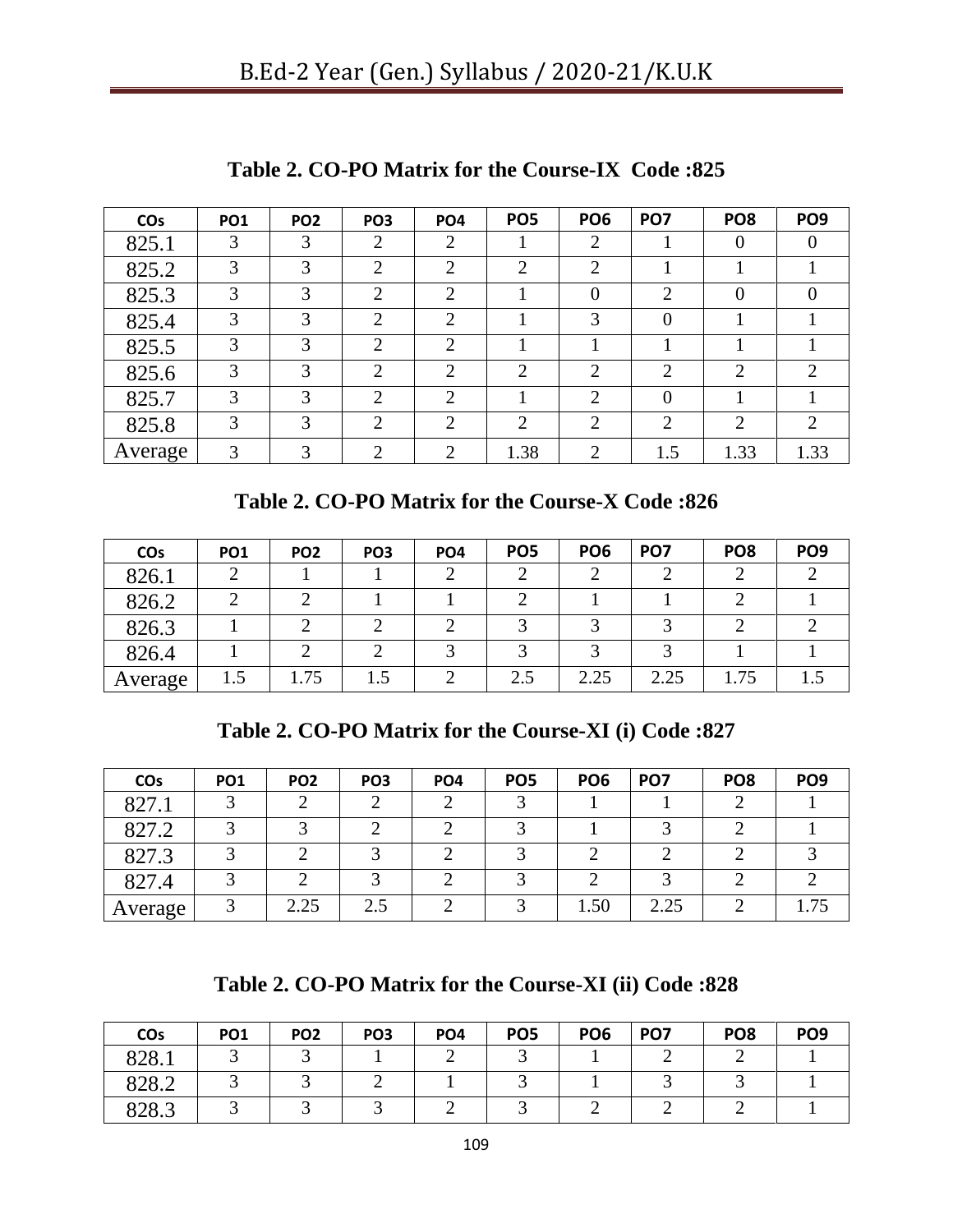**Table 2. CO-PO Matrix for the Course-IX Code :825**

| COs | PO1 | PO2 | PO3 | PO4 | PO5 | PO6 | PO7 | PO8 | PO9 |
|---|---|---|---|---|---|---|---|---|---|
| 825.1 | 3 | 3 | 2 | 2 | 1 | 2 | 1 | 0 | 0 |
| 825.2 | 3 | 3 | 2 | 2 | 2 | 2 | 1 | 1 | 1 |
| 825.3 | 3 | 3 | 2 | 2 | 1 | 0 | 2 | 0 | 0 |
| 825.4 | 3 | 3 | 2 | 2 | 1 | 3 | 0 | 1 | 1 |
| 825.5 | 3 | 3 | 2 | 2 | 1 | 1 | 1 | 1 | 1 |
| 825.6 | 3 | 3 | 2 | 2 | 2 | 2 | 2 | 2 | 2 |
| 825.7 | 3 | 3 | 2 | 2 | 1 | 2 | 0 | 1 | 1 |
| 825.8 | 3 | 3 | 2 | 2 | 2 | 2 | 2 | 2 | 2 |
| Average | 3 | 3 | 2 | 2 | 1.38 | 2 | 1.5 | 1.33 | 1.33 |

**Table 2. CO-PO Matrix for the Course-X Code :826**

| COs | PO1 | PO2 | PO3 | PO4 | PO5 | PO6 | PO7 | PO8 | PO9 |
|---|---|---|---|---|---|---|---|---|---|
| 826.1 | 2 | 1 | 1 | 2 | 2 | 2 | 2 | 2 | 2 |
| 826.2 | 2 | 2 | 1 | 1 | 2 | 1 | 1 | 2 | 1 |
| 826.3 | 1 | 2 | 2 | 2 | 3 | 3 | 3 | 2 | 2 |
| 826.4 | 1 | 2 | 2 | 3 | 3 | 3 | 3 | 1 | 1 |
| Average | 1.5 | 1.75 | 1.5 | 2 | 2.5 | 2.25 | 2.25 | 1.75 | 1.5 |

**Table 2. CO-PO Matrix for the Course-XI (i) Code :827**

| COs | PO1 | PO2 | PO3 | PO4 | PO5 | PO6 | PO7 | PO8 | PO9 |
|---|---|---|---|---|---|---|---|---|---|
| 827.1 | 3 | 2 | 2 | 2 | 3 | 1 | 1 | 2 | 1 |
| 827.2 | 3 | 3 | 2 | 2 | 3 | 1 | 3 | 2 | 1 |
| 827.3 | 3 | 2 | 3 | 2 | 3 | 2 | 2 | 2 | 3 |
| 827.4 | 3 | 2 | 3 | 2 | 3 | 2 | 3 | 2 | 2 |
| Average | 3 | 2.25 | 2.5 | 2 | 3 | 1.50 | 2.25 | 2 | 1.75 |

**Table 2. CO-PO Matrix for the Course-XI (ii) Code :828**

| COs | PO1 | PO2 | PO3 | PO4 | PO5 | PO6 | PO7 | PO8 | PO9 |
|---|---|---|---|---|---|---|---|---|---|
| 828.1 | 3 | 3 | 1 | 2 | 3 | 1 | 2 | 2 | 1 |
| 828.2 | 3 | 3 | 2 | 1 | 3 | 1 | 3 | 3 | 1 |
| 828.3 | 3 | 3 | 3 | 2 | 3 | 2 | 2 | 2 | 1 |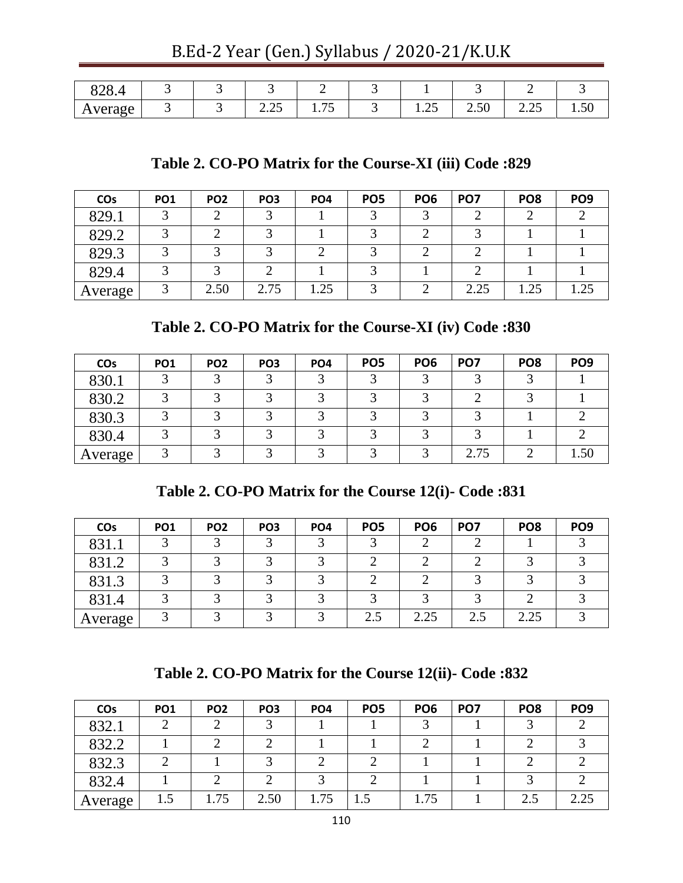| 828.4 | 3 | 3 | 3 | 2 | 3 | 1 | 3 | 2 | 3 |
|---|---|---|---|---|---|---|---|---|---|
| Average | 3 | 3 | 2.25 | 1.75 | 3 | 1.25 | 2.50 | 2.25 | 1.50 |

### Table 2. CO-PO Matrix for the Course-XI (iii) Code :829

| COs | PO1 | PO2 | PO3 | PO4 | PO5 | PO6 | PO7 | PO8 | PO9 |
|---|---|---|---|---|---|---|---|---|---|
| 829.1 | 3 | 2 | 3 | 1 | 3 | 3 | 2 | 2 | 2 |
| 829.2 | 3 | 2 | 3 | 1 | 3 | 2 | 3 | 1 | 1 |
| 829.3 | 3 | 3 | 3 | 2 | 3 | 2 | 2 | 1 | 1 |
| 829.4 | 3 | 3 | 2 | 1 | 3 | 1 | 2 | 1 | 1 |
| Average | 3 | 2.50 | 2.75 | 1.25 | 3 | 2 | 2.25 | 1.25 | 1.25 |

### Table 2. CO-PO Matrix for the Course-XI (iv) Code :830

| COs | PO1 | PO2 | PO3 | PO4 | PO5 | PO6 | PO7 | PO8 | PO9 |
|---|---|---|---|---|---|---|---|---|---|
| 830.1 | 3 | 3 | 3 | 3 | 3 | 3 | 3 | 3 | 1 |
| 830.2 | 3 | 3 | 3 | 3 | 3 | 3 | 2 | 3 | 1 |
| 830.3 | 3 | 3 | 3 | 3 | 3 | 3 | 3 | 1 | 2 |
| 830.4 | 3 | 3 | 3 | 3 | 3 | 3 | 3 | 1 | 2 |
| Average | 3 | 3 | 3 | 3 | 3 | 3 | 2.75 | 2 | 1.50 |

### Table 2. CO-PO Matrix for the Course 12(i)- Code :831

| COs | PO1 | PO2 | PO3 | PO4 | PO5 | PO6 | PO7 | PO8 | PO9 |
|---|---|---|---|---|---|---|---|---|---|
| 831.1 | 3 | 3 | 3 | 3 | 3 | 2 | 2 | 1 | 3 |
| 831.2 | 3 | 3 | 3 | 3 | 2 | 2 | 2 | 3 | 3 |
| 831.3 | 3 | 3 | 3 | 3 | 2 | 2 | 3 | 3 | 3 |
| 831.4 | 3 | 3 | 3 | 3 | 3 | 3 | 3 | 2 | 3 |
| Average | 3 | 3 | 3 | 3 | 2.5 | 2.25 | 2.5 | 2.25 | 3 |

### Table 2. CO-PO Matrix for the Course 12(ii)- Code :832

| COs | PO1 | PO2 | PO3 | PO4 | PO5 | PO6 | PO7 | PO8 | PO9 |
|---|---|---|---|---|---|---|---|---|---|
| 832.1 | 2 | 2 | 3 | 1 | 1 | 3 | 1 | 3 | 2 |
| 832.2 | 1 | 2 | 2 | 1 | 1 | 2 | 1 | 2 | 3 |
| 832.3 | 2 | 1 | 3 | 2 | 2 | 1 | 1 | 2 | 2 |
| 832.4 | 1 | 2 | 2 | 3 | 2 | 1 | 1 | 3 | 2 |
| Average | 1.5 | 1.75 | 2.50 | 1.75 | 1.5 | 1.75 | 1 | 2.5 | 2.25 |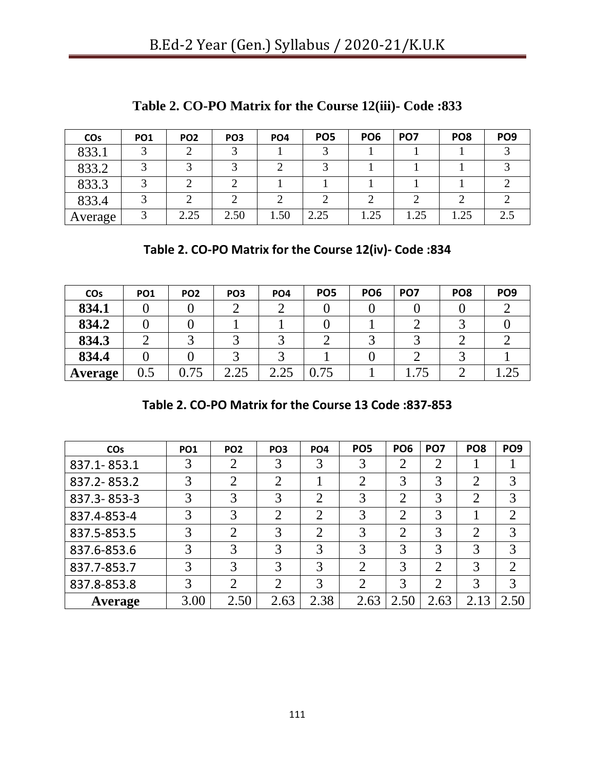**Table 2. CO-PO Matrix for the Course 12(iii)- Code :833**

| COs | PO1 | PO2 | PO3 | PO4 | PO5 | PO6 | PO7 | PO8 | PO9 |
|---|---|---|---|---|---|---|---|---|---|
| 833.1 | 3 | 2 | 3 | 1 | 3 | 1 | 1 | 1 | 3 |
| 833.2 | 3 | 3 | 3 | 2 | 3 | 1 | 1 | 1 | 3 |
| 833.3 | 3 | 2 | 2 | 1 | 1 | 1 | 1 | 1 | 2 |
| 833.4 | 3 | 2 | 2 | 2 | 2 | 2 | 2 | 2 | 2 |
| Average | 3 | 2.25 | 2.50 | 1.50 | 2.25 | 1.25 | 1.25 | 1.25 | 2.5 |

**Table 2. CO-PO Matrix for the Course 12(iv)- Code :834**

| COs | PO1 | PO2 | PO3 | PO4 | PO5 | PO6 | PO7 | PO8 | PO9 |
|---|---|---|---|---|---|---|---|---|---|
| **834.1** | 0 | 0 | 2 | 2 | 0 | 0 | 0 | 0 | 2 |
| **834.2** | 0 | 0 | 1 | 1 | 0 | 1 | 2 | 3 | 0 |
| **834.3** | 2 | 3 | 3 | 3 | 2 | 3 | 3 | 2 | 2 |
| **834.4** | 0 | 0 | 3 | 3 | 1 | 0 | 2 | 3 | 1 |
| **Average** | 0.5 | 0.75 | 2.25 | 2.25 | 0.75 | 1 | 1.75 | 2 | 1.25 |

**Table 2. CO-PO Matrix for the Course 13 Code :837-853**

| COs | PO1 | PO2 | PO3 | PO4 | PO5 | PO6 | PO7 | PO8 | PO9 |
|---|---|---|---|---|---|---|---|---|---|
| 837.1- 853.1 | 3 | 2 | 3 | 3 | 3 | 2 | 2 | 1 | 1 |
| 837.2- 853.2 | 3 | 2 | 2 | 1 | 2 | 3 | 3 | 2 | 3 |
| 837.3- 853-3 | 3 | 3 | 3 | 2 | 3 | 2 | 3 | 2 | 3 |
| 837.4-853-4 | 3 | 3 | 2 | 2 | 3 | 2 | 3 | 1 | 2 |
| 837.5-853.5 | 3 | 2 | 3 | 2 | 3 | 2 | 3 | 2 | 3 |
| 837.6-853.6 | 3 | 3 | 3 | 3 | 3 | 3 | 3 | 3 | 3 |
| 837.7-853.7 | 3 | 3 | 3 | 3 | 2 | 3 | 2 | 3 | 2 |
| 837.8-853.8 | 3 | 2 | 2 | 3 | 2 | 3 | 2 | 3 | 3 |
| **Average** | 3.00 | 2.50 | 2.63 | 2.38 | 2.63 | 2.50 | 2.63 | 2.13 | 2.50 |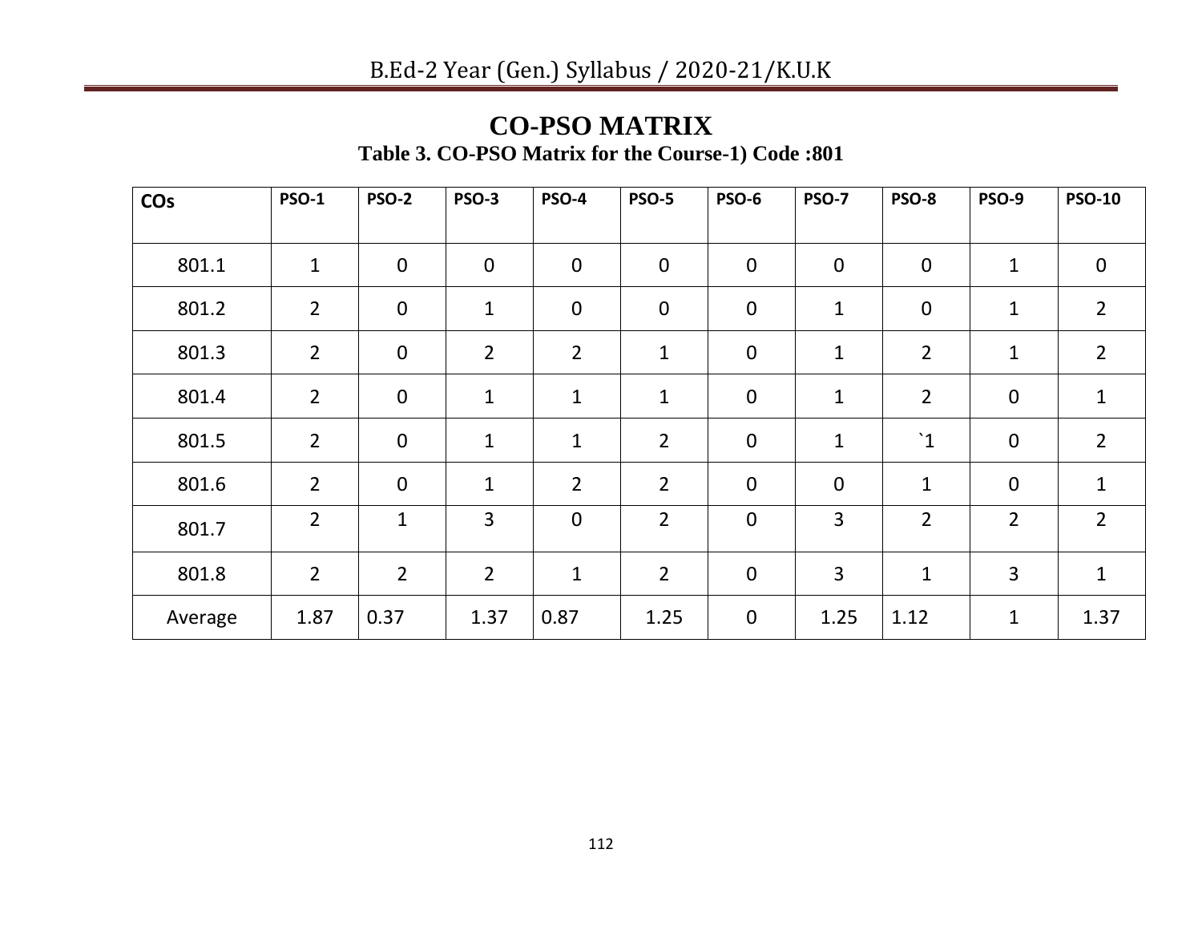# CO-PSO MATRIX

**Table 3. CO-PSO Matrix for the Course-1) Code :801**

| COs | PSO-1 | PSO-2 | PSO-3 | PSO-4 | PSO-5 | PSO-6 | PSO-7 | PSO-8 | PSO-9 | PSO-10 |
|---|---|---|---|---|---|---|---|---|---|---|
| 801.1 | 1 | 0 | 0 | 0 | 0 | 0 | 0 | 0 | 1 | 0 |
| 801.2 | 2 | 0 | 1 | 0 | 0 | 0 | 1 | 0 | 1 | 2 |
| 801.3 | 2 | 0 | 2 | 2 | 1 | 0 | 1 | 2 | 1 | 2 |
| 801.4 | 2 | 0 | 1 | 1 | 1 | 0 | 1 | 2 | 0 | 1 |
| 801.5 | 2 | 0 | 1 | 1 | 2 | 0 | 1 | `1 | 0 | 2 |
| 801.6 | 2 | 0 | 1 | 2 | 2 | 0 | 0 | 1 | 0 | 1 |
| 801.7 | 2 | 1 | 3 | 0 | 2 | 0 | 3 | 2 | 2 | 2 |
| 801.8 | 2 | 2 | 2 | 1 | 2 | 0 | 3 | 1 | 3 | 1 |
| Average | 1.87 | 0.37 | 1.37 | 0.87 | 1.25 | 0 | 1.25 | 1.12 | 1 | 1.37 |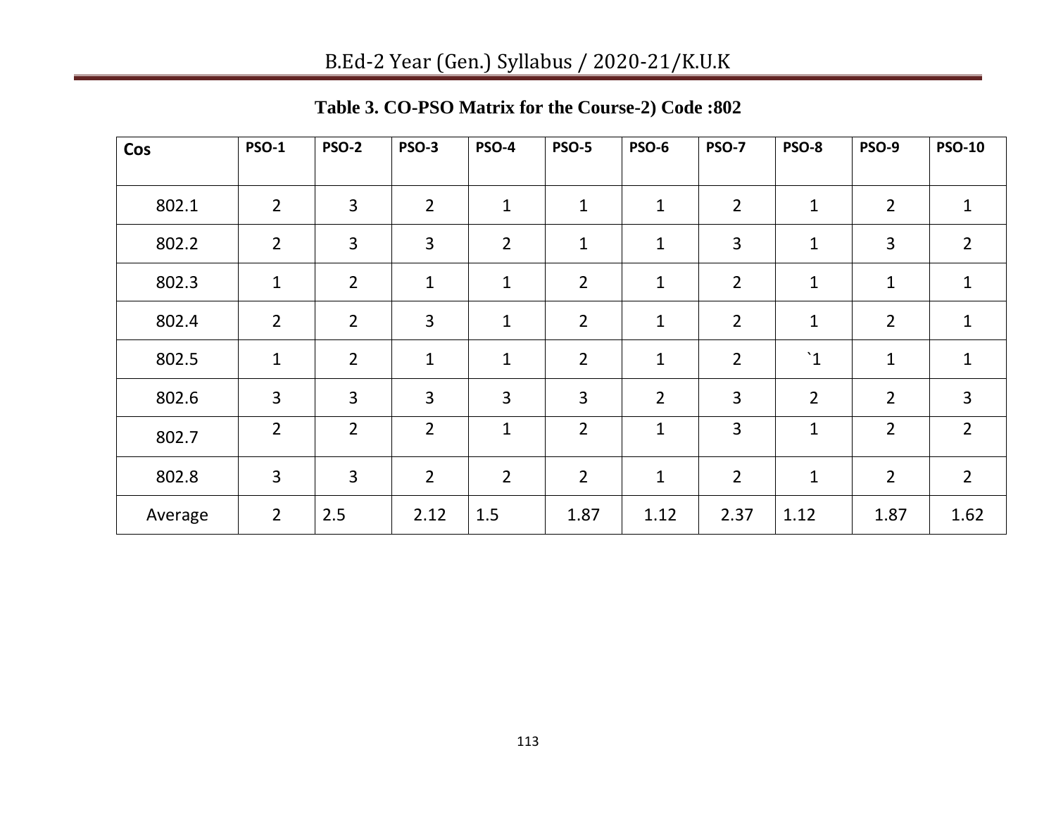**Table 3. CO-PSO Matrix for the Course-2) Code :802**

| Cos | PSO-1 | PSO-2 | PSO-3 | PSO-4 | PSO-5 | PSO-6 | PSO-7 | PSO-8 | PSO-9 | PSO-10 |
|---|---|---|---|---|---|---|---|---|---|---|
| 802.1 | 2 | 3 | 2 | 1 | 1 | 1 | 2 | 1 | 2 | 1 |
| 802.2 | 2 | 3 | 3 | 2 | 1 | 1 | 3 | 1 | 3 | 2 |
| 802.3 | 1 | 2 | 1 | 1 | 2 | 1 | 2 | 1 | 1 | 1 |
| 802.4 | 2 | 2 | 3 | 1 | 2 | 1 | 2 | 1 | 2 | 1 |
| 802.5 | 1 | 2 | 1 | 1 | 2 | 1 | 2 | `1 | 1 | 1 |
| 802.6 | 3 | 3 | 3 | 3 | 3 | 2 | 3 | 2 | 2 | 3 |
| 802.7 | 2 | 2 | 2 | 1 | 2 | 1 | 3 | 1 | 2 | 2 |
| 802.8 | 3 | 3 | 2 | 2 | 2 | 1 | 2 | 1 | 2 | 2 |
| Average | 2 | 2.5 | 2.12 | 1.5 | 1.87 | 1.12 | 2.37 | 1.12 | 1.87 | 1.62 |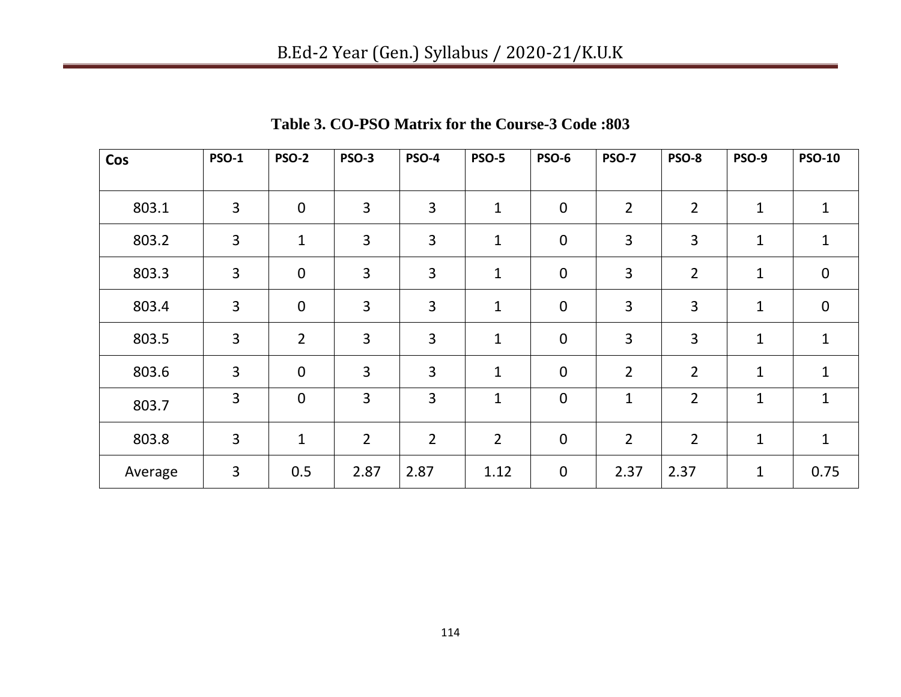**Table 3. CO-PSO Matrix for the Course-3 Code :803**

| Cos | PSO-1 | PSO-2 | PSO-3 | PSO-4 | PSO-5 | PSO-6 | PSO-7 | PSO-8 | PSO-9 | PSO-10 |
|---|---|---|---|---|---|---|---|---|---|---|
| 803.1 | 3 | 0 | 3 | 3 | 1 | 0 | 2 | 2 | 1 | 1 |
| 803.2 | 3 | 1 | 3 | 3 | 1 | 0 | 3 | 3 | 1 | 1 |
| 803.3 | 3 | 0 | 3 | 3 | 1 | 0 | 3 | 2 | 1 | 0 |
| 803.4 | 3 | 0 | 3 | 3 | 1 | 0 | 3 | 3 | 1 | 0 |
| 803.5 | 3 | 2 | 3 | 3 | 1 | 0 | 3 | 3 | 1 | 1 |
| 803.6 | 3 | 0 | 3 | 3 | 1 | 0 | 2 | 2 | 1 | 1 |
| 803.7 | 3 | 0 | 3 | 3 | 1 | 0 | 1 | 2 | 1 | 1 |
| 803.8 | 3 | 1 | 2 | 2 | 2 | 0 | 2 | 2 | 1 | 1 |
| Average | 3 | 0.5 | 2.87 | 2.87 | 1.12 | 0 | 2.37 | 2.37 | 1 | 0.75 |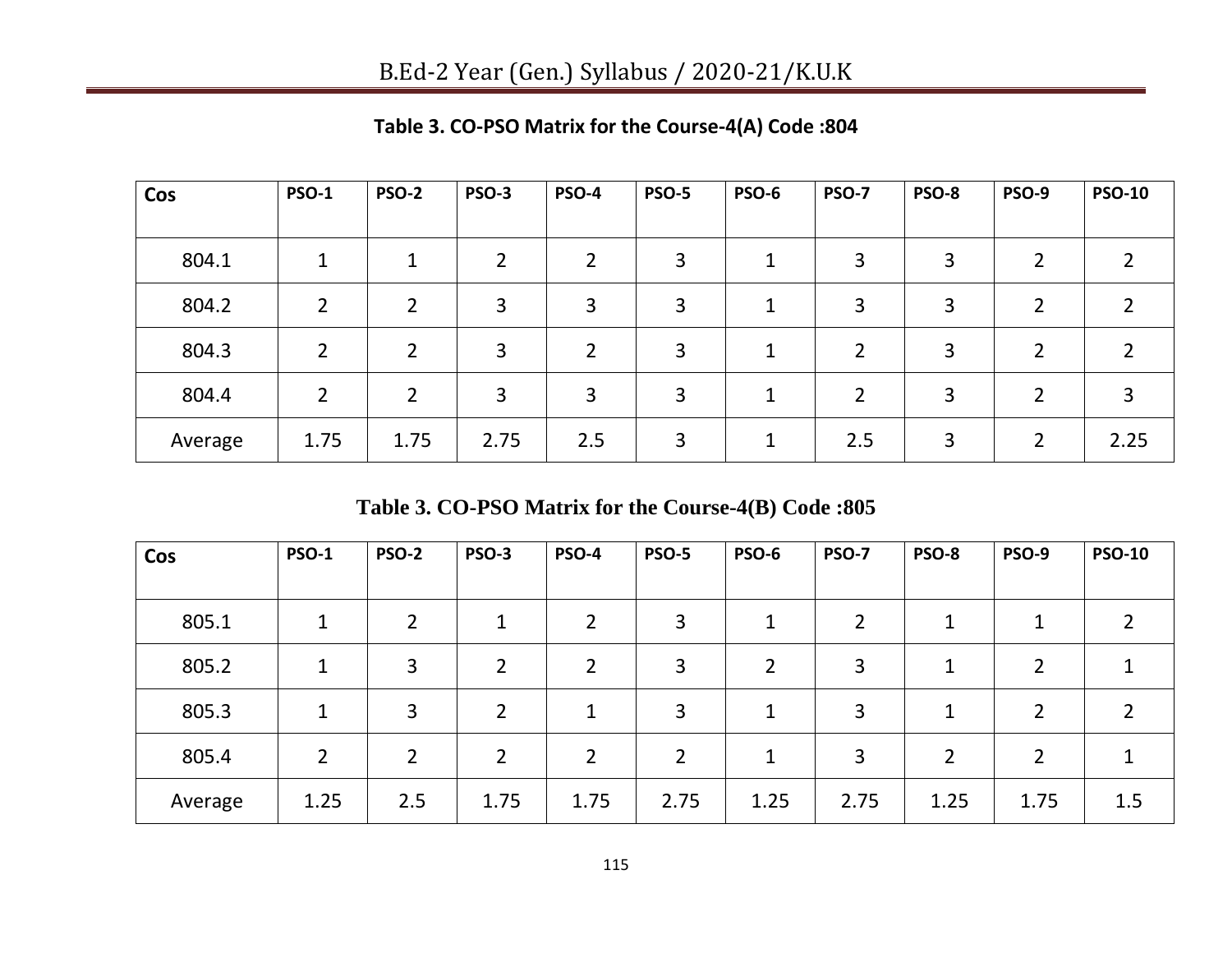**Table 3. CO-PSO Matrix for the Course-4(A) Code :804**

| Cos | PSO-1 | PSO-2 | PSO-3 | PSO-4 | PSO-5 | PSO-6 | PSO-7 | PSO-8 | PSO-9 | PSO-10 |
|---|---|---|---|---|---|---|---|---|---|---|
| 804.1 | 1 | 1 | 2 | 2 | 3 | 1 | 3 | 3 | 2 | 2 |
| 804.2 | 2 | 2 | 3 | 3 | 3 | 1 | 3 | 3 | 2 | 2 |
| 804.3 | 2 | 2 | 3 | 2 | 3 | 1 | 2 | 3 | 2 | 2 |
| 804.4 | 2 | 2 | 3 | 3 | 3 | 1 | 2 | 3 | 2 | 3 |
| Average | 1.75 | 1.75 | 2.75 | 2.5 | 3 | 1 | 2.5 | 3 | 2 | 2.25 |

**Table 3. CO-PSO Matrix for the Course-4(B) Code :805**

| Cos | PSO-1 | PSO-2 | PSO-3 | PSO-4 | PSO-5 | PSO-6 | PSO-7 | PSO-8 | PSO-9 | PSO-10 |
|---|---|---|---|---|---|---|---|---|---|---|
| 805.1 | 1 | 2 | 1 | 2 | 3 | 1 | 2 | 1 | 1 | 2 |
| 805.2 | 1 | 3 | 2 | 2 | 3 | 2 | 3 | 1 | 2 | 1 |
| 805.3 | 1 | 3 | 2 | 1 | 3 | 1 | 3 | 1 | 2 | 2 |
| 805.4 | 2 | 2 | 2 | 2 | 2 | 1 | 3 | 2 | 2 | 1 |
| Average | 1.25 | 2.5 | 1.75 | 1.75 | 2.75 | 1.25 | 2.75 | 1.25 | 1.75 | 1.5 |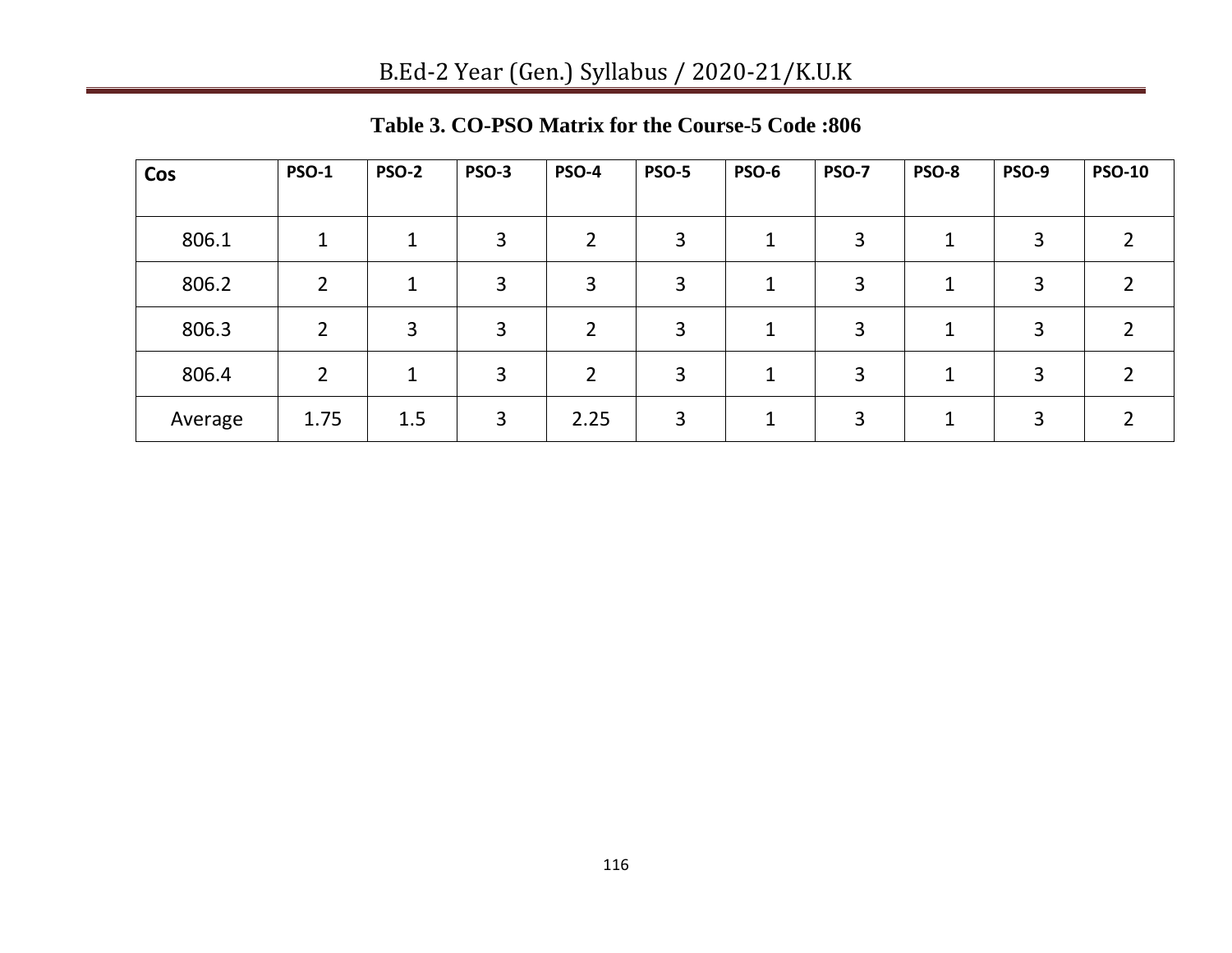**Table 3. CO-PSO Matrix for the Course-5 Code :806**

| Cos | PSO-1 | PSO-2 | PSO-3 | PSO-4 | PSO-5 | PSO-6 | PSO-7 | PSO-8 | PSO-9 | PSO-10 |
|---|---|---|---|---|---|---|---|---|---|---|
| 806.1 | 1 | 1 | 3 | 2 | 3 | 1 | 3 | 1 | 3 | 2 |
| 806.2 | 2 | 1 | 3 | 3 | 3 | 1 | 3 | 1 | 3 | 2 |
| 806.3 | 2 | 3 | 3 | 2 | 3 | 1 | 3 | 1 | 3 | 2 |
| 806.4 | 2 | 1 | 3 | 2 | 3 | 1 | 3 | 1 | 3 | 2 |
| Average | 1.75 | 1.5 | 3 | 2.25 | 3 | 1 | 3 | 1 | 3 | 2 |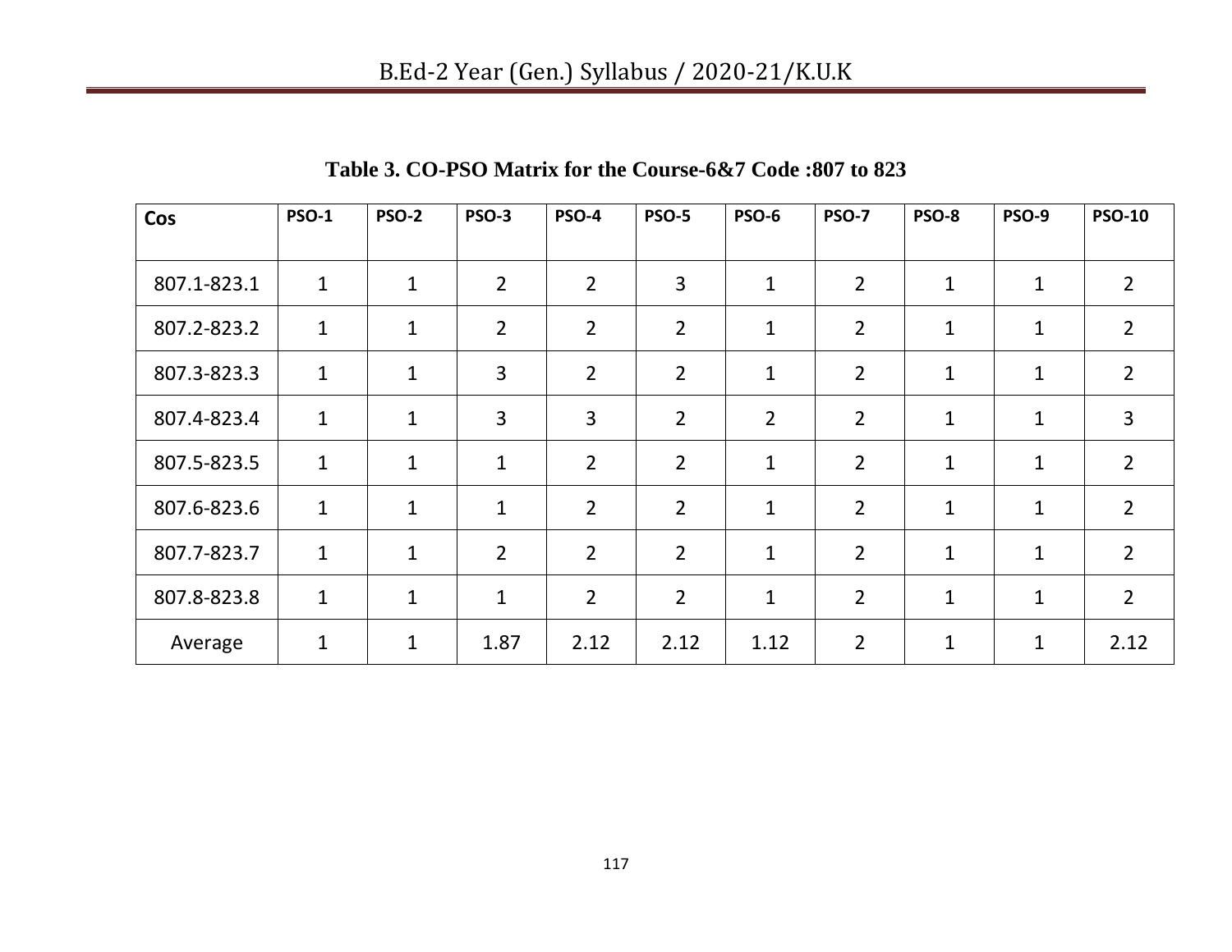**Table 3. CO-PSO Matrix for the Course-6&7 Code :807 to 823**

| Cos | PSO-1 | PSO-2 | PSO-3 | PSO-4 | PSO-5 | PSO-6 | PSO-7 | PSO-8 | PSO-9 | PSO-10 |
|---|---|---|---|---|---|---|---|---|---|---|
| 807.1-823.1 | 1 | 1 | 2 | 2 | 3 | 1 | 2 | 1 | 1 | 2 |
| 807.2-823.2 | 1 | 1 | 2 | 2 | 2 | 1 | 2 | 1 | 1 | 2 |
| 807.3-823.3 | 1 | 1 | 3 | 2 | 2 | 1 | 2 | 1 | 1 | 2 |
| 807.4-823.4 | 1 | 1 | 3 | 3 | 2 | 2 | 2 | 1 | 1 | 3 |
| 807.5-823.5 | 1 | 1 | 1 | 2 | 2 | 1 | 2 | 1 | 1 | 2 |
| 807.6-823.6 | 1 | 1 | 1 | 2 | 2 | 1 | 2 | 1 | 1 | 2 |
| 807.7-823.7 | 1 | 1 | 2 | 2 | 2 | 1 | 2 | 1 | 1 | 2 |
| 807.8-823.8 | 1 | 1 | 1 | 2 | 2 | 1 | 2 | 1 | 1 | 2 |
| Average | 1 | 1 | 1.87 | 2.12 | 2.12 | 1.12 | 2 | 1 | 1 | 2.12 |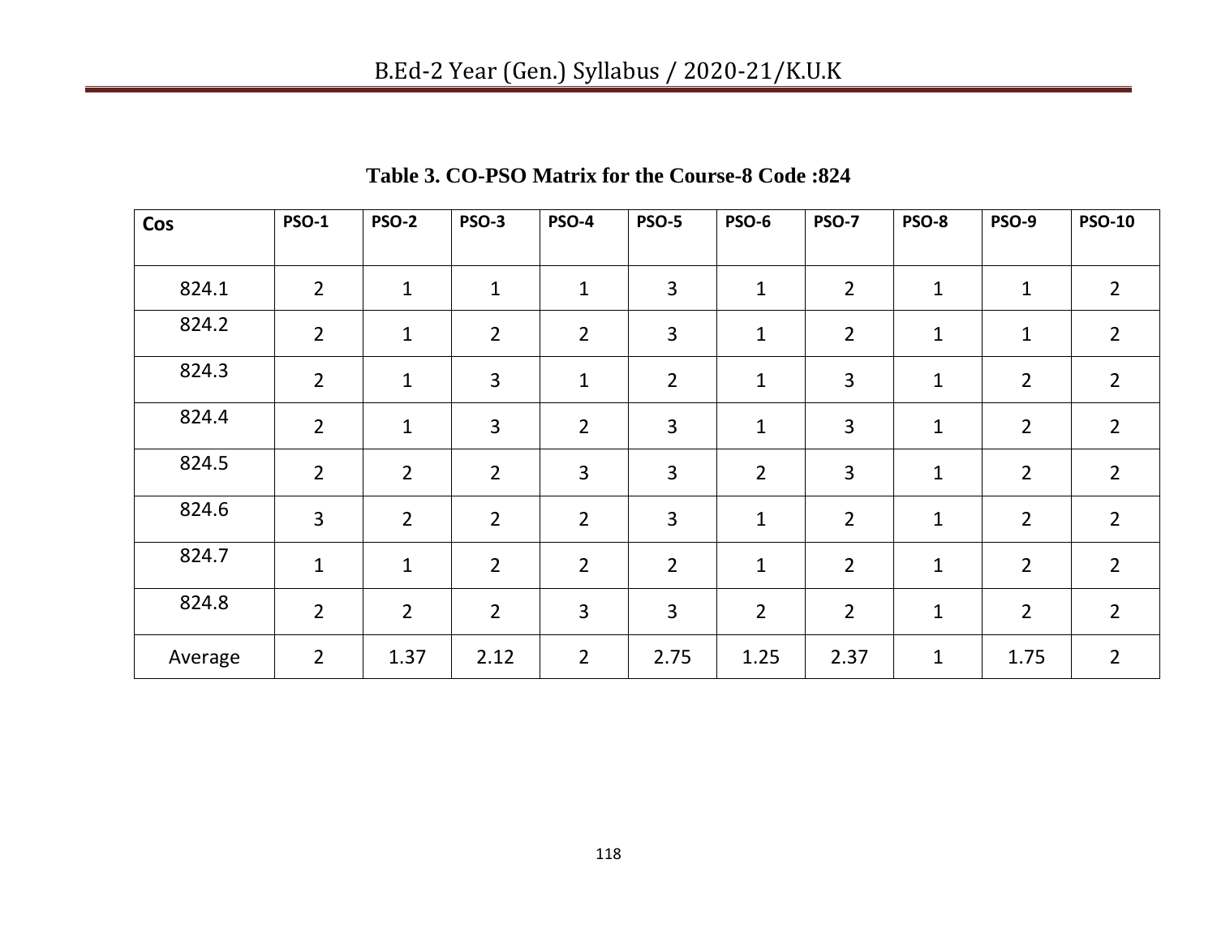**Table 3. CO-PSO Matrix for the Course-8 Code :824**

| Cos | PSO-1 | PSO-2 | PSO-3 | PSO-4 | PSO-5 | PSO-6 | PSO-7 | PSO-8 | PSO-9 | PSO-10 |
|---|---|---|---|---|---|---|---|---|---|---|
| 824.1 | 2 | 1 | 1 | 1 | 3 | 1 | 2 | 1 | 1 | 2 |
| 824.2 | 2 | 1 | 2 | 2 | 3 | 1 | 2 | 1 | 1 | 2 |
| 824.3 | 2 | 1 | 3 | 1 | 2 | 1 | 3 | 1 | 2 | 2 |
| 824.4 | 2 | 1 | 3 | 2 | 3 | 1 | 3 | 1 | 2 | 2 |
| 824.5 | 2 | 2 | 2 | 3 | 3 | 2 | 3 | 1 | 2 | 2 |
| 824.6 | 3 | 2 | 2 | 2 | 3 | 1 | 2 | 1 | 2 | 2 |
| 824.7 | 1 | 1 | 2 | 2 | 2 | 1 | 2 | 1 | 2 | 2 |
| 824.8 | 2 | 2 | 2 | 3 | 3 | 2 | 2 | 1 | 2 | 2 |
| Average | 2 | 1.37 | 2.12 | 2 | 2.75 | 1.25 | 2.37 | 1 | 1.75 | 2 |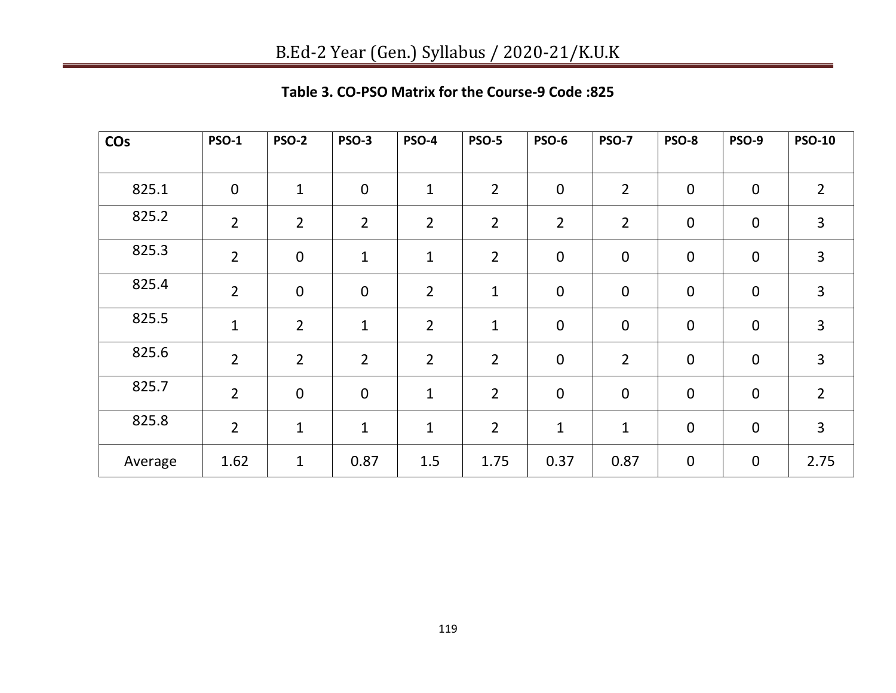**Table 3. CO-PSO Matrix for the Course-9 Code :825**

| COs | PSO-1 | PSO-2 | PSO-3 | PSO-4 | PSO-5 | PSO-6 | PSO-7 | PSO-8 | PSO-9 | PSO-10 |
|---|---|---|---|---|---|---|---|---|---|---|
| 825.1 | 0 | 1 | 0 | 1 | 2 | 0 | 2 | 0 | 0 | 2 |
| 825.2 | 2 | 2 | 2 | 2 | 2 | 2 | 2 | 0 | 0 | 3 |
| 825.3 | 2 | 0 | 1 | 1 | 2 | 0 | 0 | 0 | 0 | 3 |
| 825.4 | 2 | 0 | 0 | 2 | 1 | 0 | 0 | 0 | 0 | 3 |
| 825.5 | 1 | 2 | 1 | 2 | 1 | 0 | 0 | 0 | 0 | 3 |
| 825.6 | 2 | 2 | 2 | 2 | 2 | 0 | 2 | 0 | 0 | 3 |
| 825.7 | 2 | 0 | 0 | 1 | 2 | 0 | 0 | 0 | 0 | 2 |
| 825.8 | 2 | 1 | 1 | 1 | 2 | 1 | 1 | 0 | 0 | 3 |
| Average | 1.62 | 1 | 0.87 | 1.5 | 1.75 | 0.37 | 0.87 | 0 | 0 | 2.75 |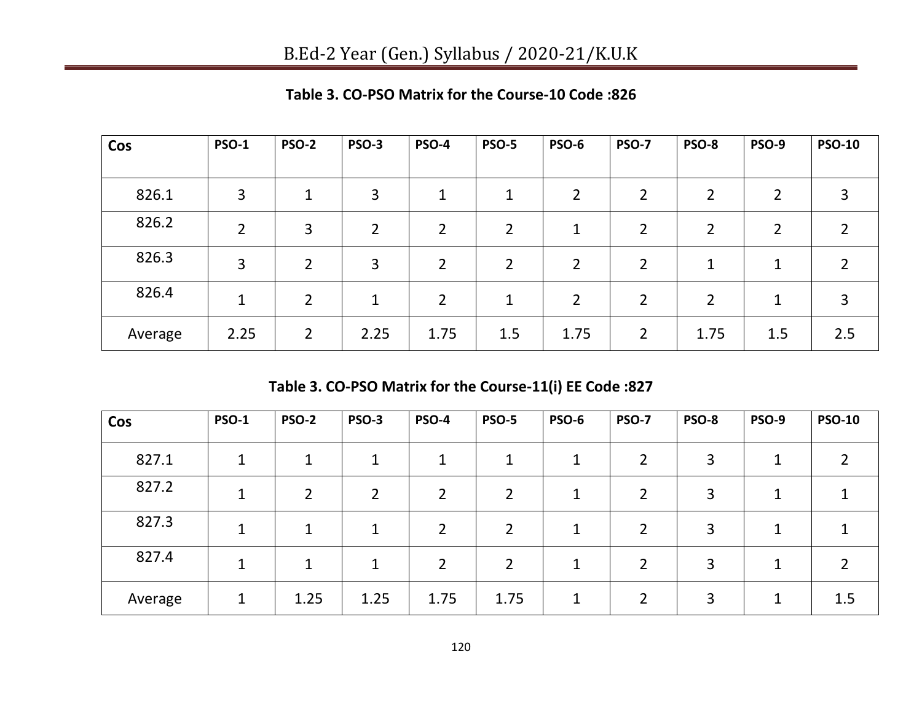**Table 3. CO-PSO Matrix for the Course-10 Code :826**

| Cos | PSO-1 | PSO-2 | PSO-3 | PSO-4 | PSO-5 | PSO-6 | PSO-7 | PSO-8 | PSO-9 | PSO-10 |
|---|---|---|---|---|---|---|---|---|---|---|
| 826.1 | 3 | 1 | 3 | 1 | 1 | 2 | 2 | 2 | 2 | 3 |
| 826.2 | 2 | 3 | 2 | 2 | 2 | 1 | 2 | 2 | 2 | 2 |
| 826.3 | 3 | 2 | 3 | 2 | 2 | 2 | 2 | 1 | 1 | 2 |
| 826.4 | 1 | 2 | 1 | 2 | 1 | 2 | 2 | 2 | 1 | 3 |
| Average | 2.25 | 2 | 2.25 | 1.75 | 1.5 | 1.75 | 2 | 1.75 | 1.5 | 2.5 |

**Table 3. CO-PSO Matrix for the Course-11(i) EE Code :827**

| Cos | PSO-1 | PSO-2 | PSO-3 | PSO-4 | PSO-5 | PSO-6 | PSO-7 | PSO-8 | PSO-9 | PSO-10 |
|---|---|---|---|---|---|---|---|---|---|---|
| 827.1 | 1 | 1 | 1 | 1 | 1 | 1 | 2 | 3 | 1 | 2 |
| 827.2 | 1 | 2 | 2 | 2 | 2 | 1 | 2 | 3 | 1 | 1 |
| 827.3 | 1 | 1 | 1 | 2 | 2 | 1 | 2 | 3 | 1 | 1 |
| 827.4 | 1 | 1 | 1 | 2 | 2 | 1 | 2 | 3 | 1 | 2 |
| Average | 1 | 1.25 | 1.25 | 1.75 | 1.75 | 1 | 2 | 3 | 1 | 1.5 |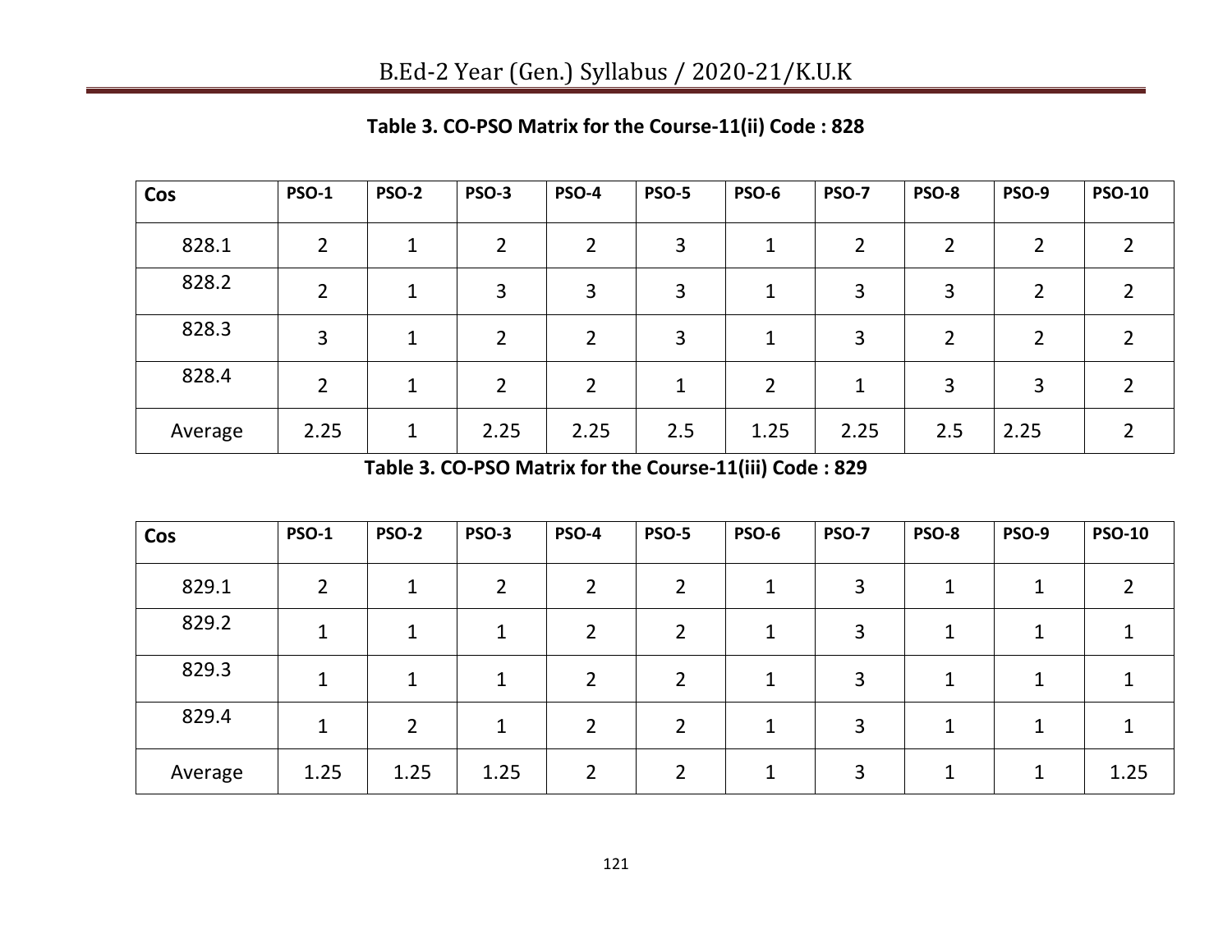**Table 3. CO-PSO Matrix for the Course-11(ii) Code : 828**

| Cos | PSO-1 | PSO-2 | PSO-3 | PSO-4 | PSO-5 | PSO-6 | PSO-7 | PSO-8 | PSO-9 | PSO-10 |
|---|---|---|---|---|---|---|---|---|---|---|
| 828.1 | 2 | 1 | 2 | 2 | 3 | 1 | 2 | 2 | 2 | 2 |
| 828.2 | 2 | 1 | 3 | 3 | 3 | 1 | 3 | 3 | 2 | 2 |
| 828.3 | 3 | 1 | 2 | 2 | 3 | 1 | 3 | 2 | 2 | 2 |
| 828.4 | 2 | 1 | 2 | 2 | 1 | 2 | 1 | 3 | 3 | 2 |
| Average | 2.25 | 1 | 2.25 | 2.25 | 2.5 | 1.25 | 2.25 | 2.5 | 2.25 | 2 |

**Table 3. CO-PSO Matrix for the Course-11(iii) Code : 829**

| Cos | PSO-1 | PSO-2 | PSO-3 | PSO-4 | PSO-5 | PSO-6 | PSO-7 | PSO-8 | PSO-9 | PSO-10 |
|---|---|---|---|---|---|---|---|---|---|---|
| 829.1 | 2 | 1 | 2 | 2 | 2 | 1 | 3 | 1 | 1 | 2 |
| 829.2 | 1 | 1 | 1 | 2 | 2 | 1 | 3 | 1 | 1 | 1 |
| 829.3 | 1 | 1 | 1 | 2 | 2 | 1 | 3 | 1 | 1 | 1 |
| 829.4 | 1 | 2 | 1 | 2 | 2 | 1 | 3 | 1 | 1 | 1 |
| Average | 1.25 | 1.25 | 1.25 | 2 | 2 | 1 | 3 | 1 | 1 | 1.25 |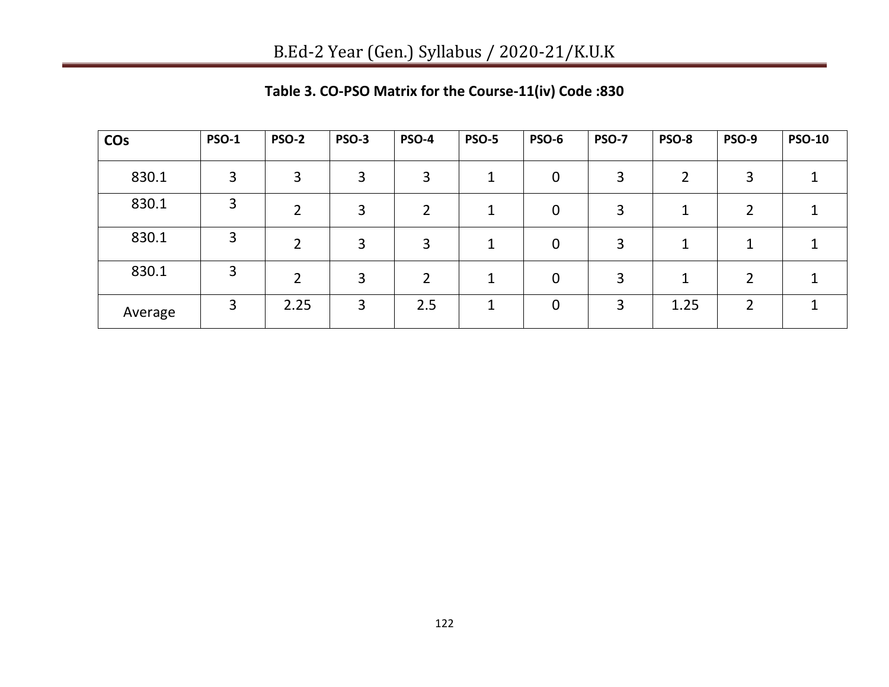**Table 3. CO-PSO Matrix for the Course-11(iv) Code :830**

| COs | PSO-1 | PSO-2 | PSO-3 | PSO-4 | PSO-5 | PSO-6 | PSO-7 | PSO-8 | PSO-9 | PSO-10 |
|---|---|---|---|---|---|---|---|---|---|---|
| 830.1 | 3 | 3 | 3 | 3 | 1 | 0 | 3 | 2 | 3 | 1 |
| 830.1 | 3 | 2 | 3 | 2 | 1 | 0 | 3 | 1 | 2 | 1 |
| 830.1 | 3 | 2 | 3 | 3 | 1 | 0 | 3 | 1 | 1 | 1 |
| 830.1 | 3 | 2 | 3 | 2 | 1 | 0 | 3 | 1 | 2 | 1 |
| Average | 3 | 2.25 | 3 | 2.5 | 1 | 0 | 3 | 1.25 | 2 | 1 |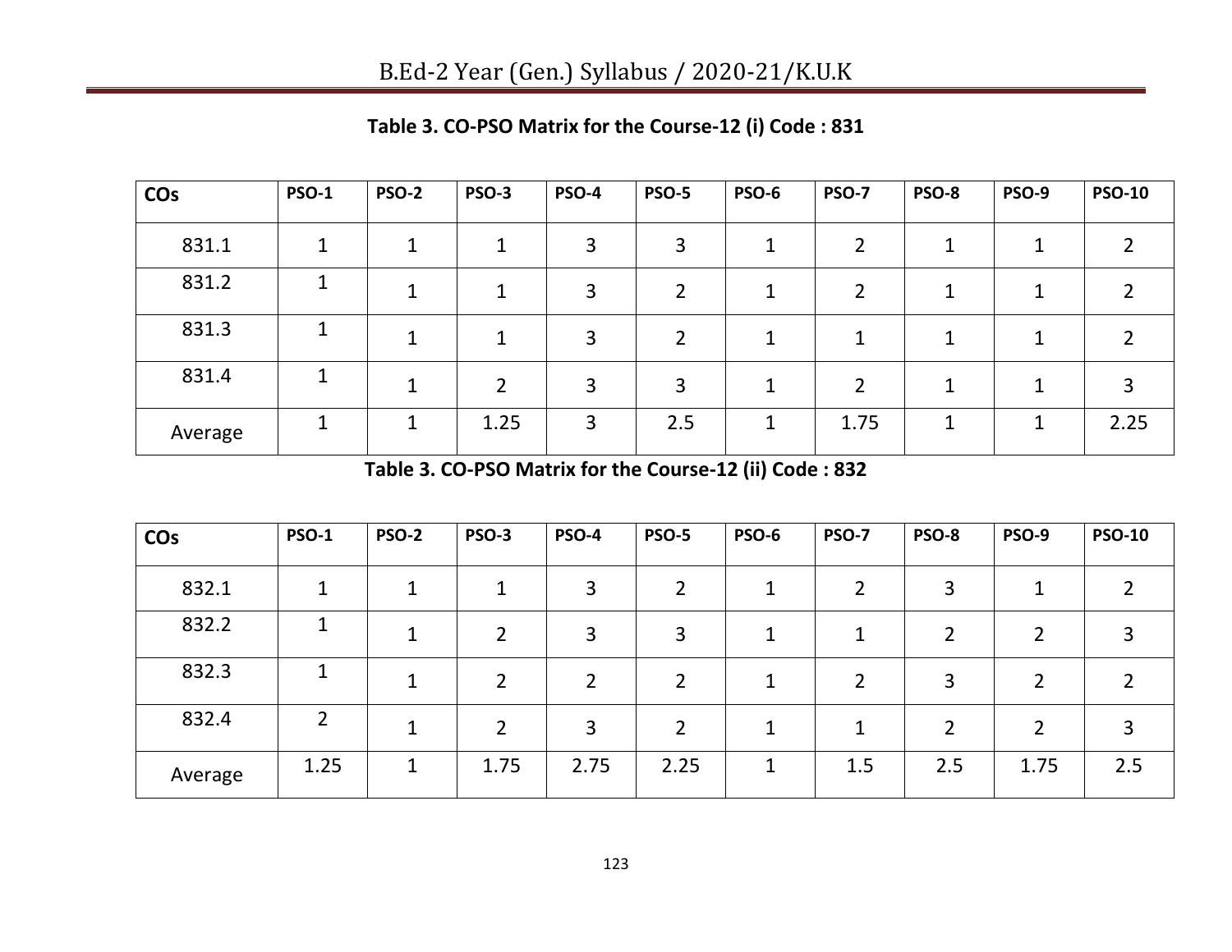**Table 3. CO-PSO Matrix for the Course-12 (i) Code : 831**

| COs | PSO-1 | PSO-2 | PSO-3 | PSO-4 | PSO-5 | PSO-6 | PSO-7 | PSO-8 | PSO-9 | PSO-10 |
|---|---|---|---|---|---|---|---|---|---|---|
| 831.1 | 1 | 1 | 1 | 3 | 3 | 1 | 2 | 1 | 1 | 2 |
| 831.2 | 1 | 1 | 1 | 3 | 2 | 1 | 2 | 1 | 1 | 2 |
| 831.3 | 1 | 1 | 1 | 3 | 2 | 1 | 1 | 1 | 1 | 2 |
| 831.4 | 1 | 1 | 2 | 3 | 3 | 1 | 2 | 1 | 1 | 3 |
| Average | 1 | 1 | 1.25 | 3 | 2.5 | 1 | 1.75 | 1 | 1 | 2.25 |

**Table 3. CO-PSO Matrix for the Course-12 (ii) Code : 832**

| COs | PSO-1 | PSO-2 | PSO-3 | PSO-4 | PSO-5 | PSO-6 | PSO-7 | PSO-8 | PSO-9 | PSO-10 |
|---|---|---|---|---|---|---|---|---|---|---|
| 832.1 | 1 | 1 | 1 | 3 | 2 | 1 | 2 | 3 | 1 | 2 |
| 832.2 | 1 | 1 | 2 | 3 | 3 | 1 | 1 | 2 | 2 | 3 |
| 832.3 | 1 | 1 | 2 | 2 | 2 | 1 | 2 | 3 | 2 | 2 |
| 832.4 | 2 | 1 | 2 | 3 | 2 | 1 | 1 | 2 | 2 | 3 |
| Average | 1.25 | 1 | 1.75 | 2.75 | 2.25 | 1 | 1.5 | 2.5 | 1.75 | 2.5 |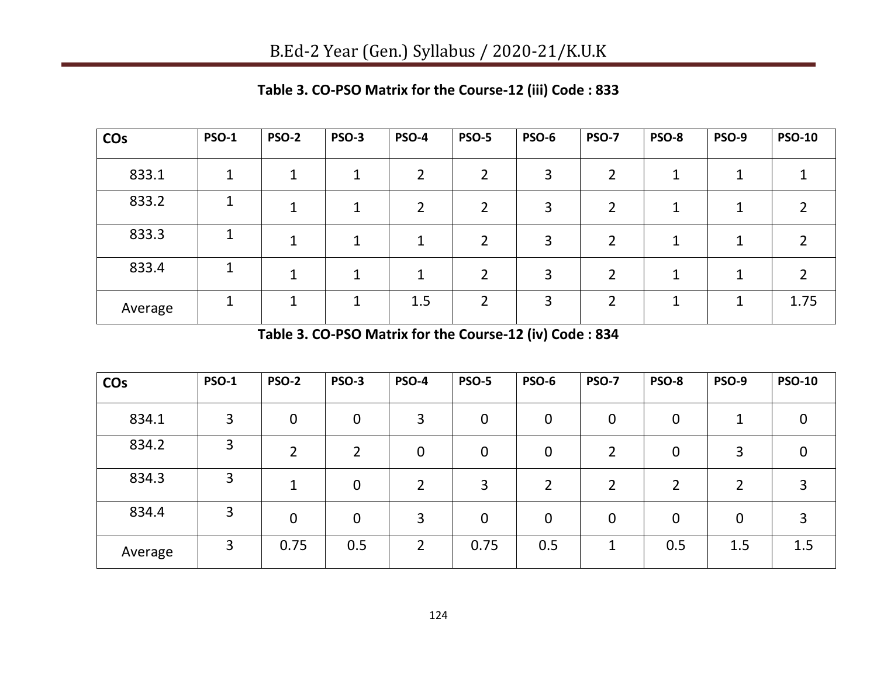**Table 3. CO-PSO Matrix for the Course-12 (iii) Code : 833**

| COs | PSO-1 | PSO-2 | PSO-3 | PSO-4 | PSO-5 | PSO-6 | PSO-7 | PSO-8 | PSO-9 | PSO-10 |
|---|---|---|---|---|---|---|---|---|---|---|
| 833.1 | 1 | 1 | 1 | 2 | 2 | 3 | 2 | 1 | 1 | 1 |
| 833.2 | 1 | 1 | 1 | 2 | 2 | 3 | 2 | 1 | 1 | 2 |
| 833.3 | 1 | 1 | 1 | 1 | 2 | 3 | 2 | 1 | 1 | 2 |
| 833.4 | 1 | 1 | 1 | 1 | 2 | 3 | 2 | 1 | 1 | 2 |
| Average | 1 | 1 | 1 | 1.5 | 2 | 3 | 2 | 1 | 1 | 1.75 |

**Table 3. CO-PSO Matrix for the Course-12 (iv) Code : 834**

| COs | PSO-1 | PSO-2 | PSO-3 | PSO-4 | PSO-5 | PSO-6 | PSO-7 | PSO-8 | PSO-9 | PSO-10 |
|---|---|---|---|---|---|---|---|---|---|---|
| 834.1 | 3 | 0 | 0 | 3 | 0 | 0 | 0 | 0 | 1 | 0 |
| 834.2 | 3 | 2 | 2 | 0 | 0 | 0 | 2 | 0 | 3 | 0 |
| 834.3 | 3 | 1 | 0 | 2 | 3 | 2 | 2 | 2 | 2 | 3 |
| 834.4 | 3 | 0 | 0 | 3 | 0 | 0 | 0 | 0 | 0 | 3 |
| Average | 3 | 0.75 | 0.5 | 2 | 0.75 | 0.5 | 1 | 0.5 | 1.5 | 1.5 |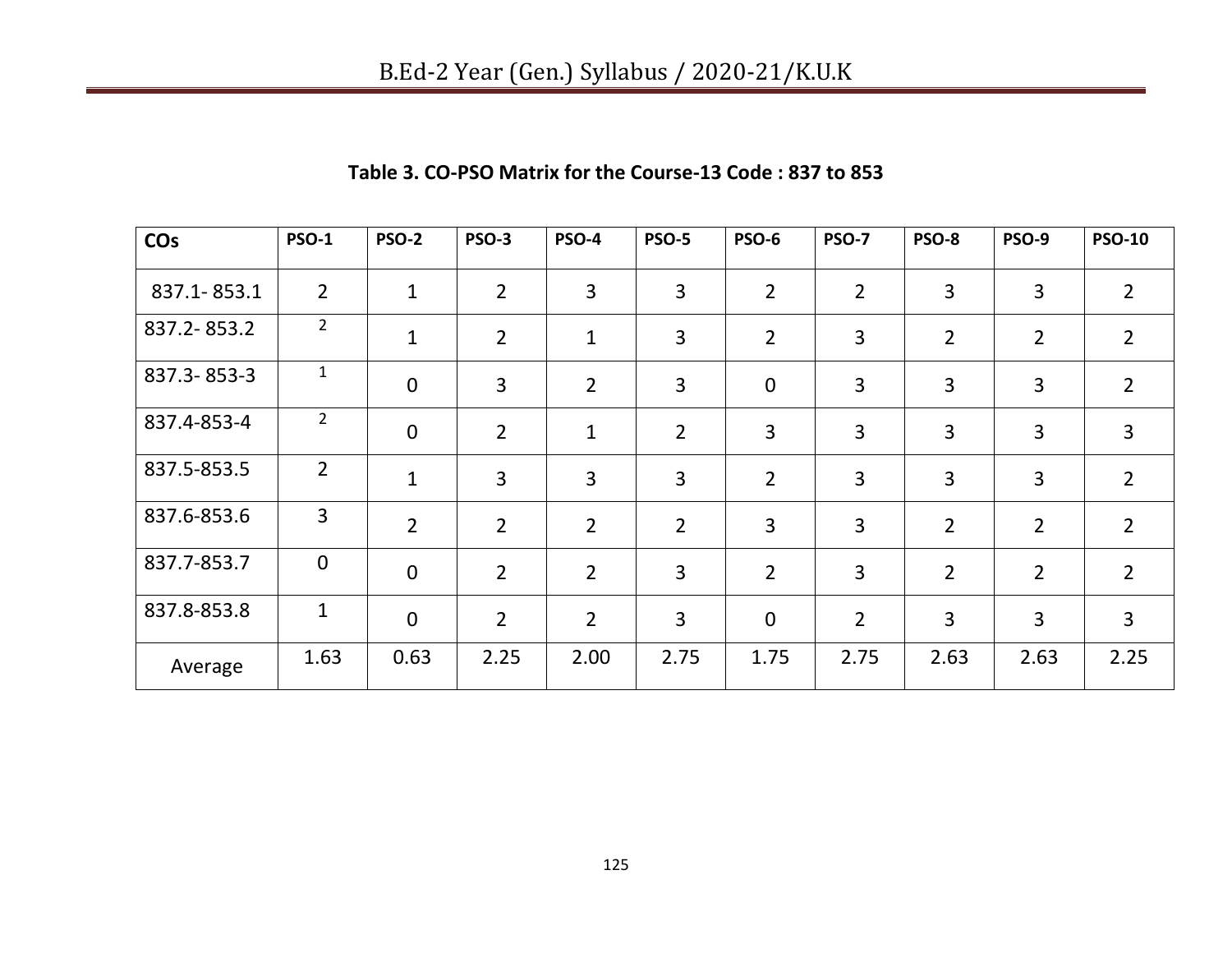**Table 3. CO-PSO Matrix for the Course-13 Code : 837 to 853**

| COs | PSO-1 | PSO-2 | PSO-3 | PSO-4 | PSO-5 | PSO-6 | PSO-7 | PSO-8 | PSO-9 | PSO-10 |
|---|---|---|---|---|---|---|---|---|---|---|
| 837.1- 853.1 | 2 | 1 | 2 | 3 | 3 | 2 | 2 | 3 | 3 | 2 |
| 837.2- 853.2 | 2 | 1 | 2 | 1 | 3 | 2 | 3 | 2 | 2 | 2 |
| 837.3- 853-3 | 1 | 0 | 3 | 2 | 3 | 0 | 3 | 3 | 3 | 2 |
| 837.4-853-4 | 2 | 0 | 2 | 1 | 2 | 3 | 3 | 3 | 3 | 3 |
| 837.5-853.5 | 2 | 1 | 3 | 3 | 3 | 2 | 3 | 3 | 3 | 2 |
| 837.6-853.6 | 3 | 2 | 2 | 2 | 2 | 3 | 3 | 2 | 2 | 2 |
| 837.7-853.7 | 0 | 0 | 2 | 2 | 3 | 2 | 3 | 2 | 2 | 2 |
| 837.8-853.8 | 1 | 0 | 2 | 2 | 3 | 0 | 2 | 3 | 3 | 3 |
| Average | 1.63 | 0.63 | 2.25 | 2.00 | 2.75 | 1.75 | 2.75 | 2.63 | 2.63 | 2.25 |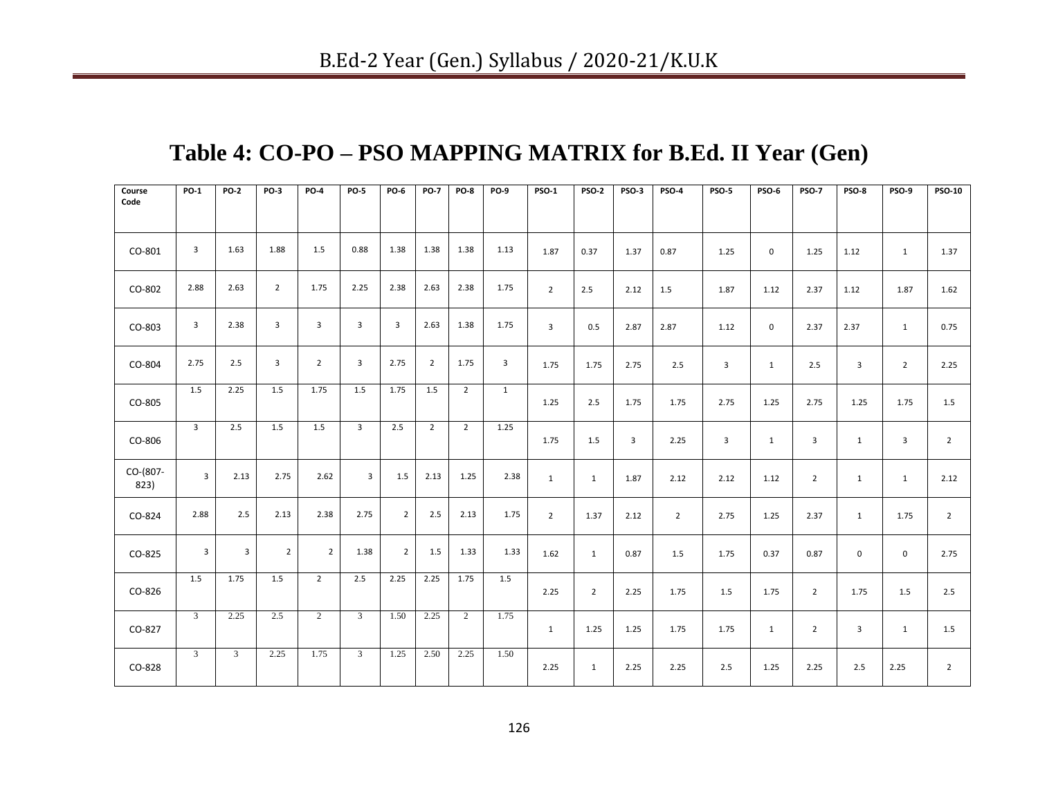## Table 4: CO-PO – PSO MAPPING MATRIX for B.Ed. II Year (Gen)

| Course Code | PO-1 | PO-2 | PO-3 | PO-4 | PO-5 | PO-6 | PO-7 | PO-8 | PO-9 | PSO-1 | PSO-2 | PSO-3 | PSO-4 | PSO-5 | PSO-6 | PSO-7 | PSO-8 | PSO-9 | PSO-10 |
|---|---|---|---|---|---|---|---|---|---|---|---|---|---|---|---|---|---|---|---|
| CO-801 | 3 | 1.63 | 1.88 | 1.5 | 0.88 | 1.38 | 1.38 | 1.38 | 1.13 | 1.87 | 0.37 | 1.37 | 0.87 | 1.25 | 0 | 1.25 | 1.12 | 1 | 1.37 |
| CO-802 | 2.88 | 2.63 | 2 | 1.75 | 2.25 | 2.38 | 2.63 | 2.38 | 1.75 | 2 | 2.5 | 2.12 | 1.5 | 1.87 | 1.12 | 2.37 | 1.12 | 1.87 | 1.62 |
| CO-803 | 3 | 2.38 | 3 | 3 | 3 | 3 | 2.63 | 1.38 | 1.75 | 3 | 0.5 | 2.87 | 2.87 | 1.12 | 0 | 2.37 | 2.37 | 1 | 0.75 |
| CO-804 | 2.75 | 2.5 | 3 | 2 | 3 | 2.75 | 2 | 1.75 | 3 | 1.75 | 1.75 | 2.75 | 2.5 | 3 | 1 | 2.5 | 3 | 2 | 2.25 |
| CO-805 | 1.5 | 2.25 | 1.5 | 1.75 | 1.5 | 1.75 | 1.5 | 2 | 1 | 1.25 | 2.5 | 1.75 | 1.75 | 2.75 | 1.25 | 2.75 | 1.25 | 1.75 | 1.5 |
| CO-806 | 3 | 2.5 | 1.5 | 1.5 | 3 | 2.5 | 2 | 2 | 1.25 | 1.75 | 1.5 | 3 | 2.25 | 3 | 1 | 3 | 1 | 3 | 2 |
| CO-(807-823) | 3 | 2.13 | 2.75 | 2.62 | 3 | 1.5 | 2.13 | 1.25 | 2.38 | 1 | 1 | 1.87 | 2.12 | 2.12 | 1.12 | 2 | 1 | 1 | 2.12 |
| CO-824 | 2.88 | 2.5 | 2.13 | 2.38 | 2.75 | 2 | 2.5 | 2.13 | 1.75 | 2 | 1.37 | 2.12 | 2 | 2.75 | 1.25 | 2.37 | 1 | 1.75 | 2 |
| CO-825 | 3 | 3 | 2 | 2 | 1.38 | 2 | 1.5 | 1.33 | 1.33 | 1.62 | 1 | 0.87 | 1.5 | 1.75 | 0.37 | 0.87 | 0 | 0 | 2.75 |
| CO-826 | 1.5 | 1.75 | 1.5 | 2 | 2.5 | 2.25 | 2.25 | 1.75 | 1.5 | 2.25 | 2 | 2.25 | 1.75 | 1.5 | 1.75 | 2 | 1.75 | 1.5 | 2.5 |
| CO-827 | 3 | 2.25 | 2.5 | 2 | 3 | 1.50 | 2.25 | 2 | 1.75 | 1 | 1.25 | 1.25 | 1.75 | 1.75 | 1 | 2 | 3 | 1 | 1.5 |
| CO-828 | 3 | 3 | 2.25 | 1.75 | 3 | 1.25 | 2.50 | 2.25 | 1.50 | 2.25 | 1 | 2.25 | 2.25 | 2.5 | 1.25 | 2.25 | 2.5 | 2.25 | 2 |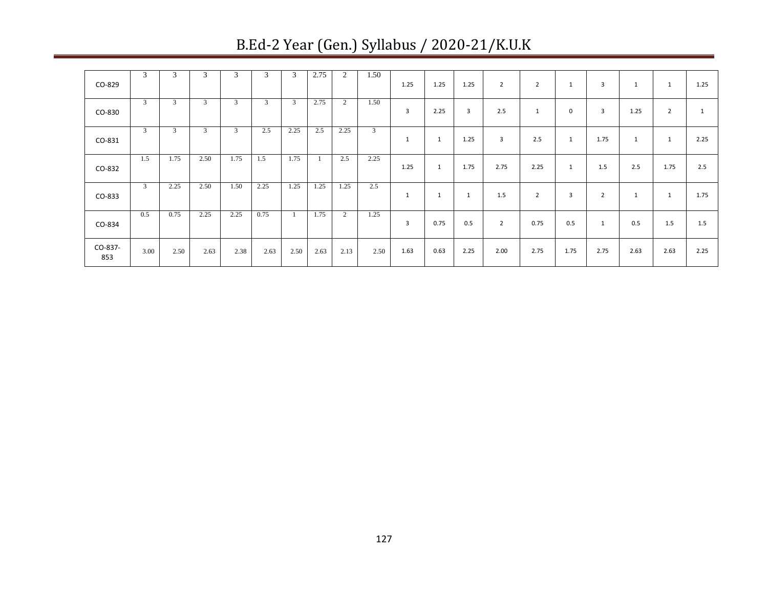| | | | | | | | | | | | | | | | | | | | |
|---|---|---|---|---|---|---|---|---|---|---|---|---|---|---|---|---|---|---|---|
| CO-829 | 3 | 3 | 3 | 3 | 3 | 3 | 2.75 | 2 | 1.50 | 1.25 | 1.25 | 1.25 | 2 | 2 | 1 | 3 | 1 | 1 | 1.25 |
| CO-830 | 3 | 3 | 3 | 3 | 3 | 3 | 2.75 | 2 | 1.50 | 3 | 2.25 | 3 | 2.5 | 1 | 0 | 3 | 1.25 | 2 | 1 |
| CO-831 | 3 | 3 | 3 | 3 | 2.5 | 2.25 | 2.5 | 2.25 | 3 | 1 | 1 | 1.25 | 3 | 2.5 | 1 | 1.75 | 1 | 1 | 2.25 |
| CO-832 | 1.5 | 1.75 | 2.50 | 1.75 | 1.5 | 1.75 | 1 | 2.5 | 2.25 | 1.25 | 1 | 1.75 | 2.75 | 2.25 | 1 | 1.5 | 2.5 | 1.75 | 2.5 |
| CO-833 | 3 | 2.25 | 2.50 | 1.50 | 2.25 | 1.25 | 1.25 | 1.25 | 2.5 | 1 | 1 | 1 | 1.5 | 2 | 3 | 2 | 1 | 1 | 1.75 |
| CO-834 | 0.5 | 0.75 | 2.25 | 2.25 | 0.75 | 1 | 1.75 | 2 | 1.25 | 3 | 0.75 | 0.5 | 2 | 0.75 | 0.5 | 1 | 0.5 | 1.5 | 1.5 |
| CO-837-853 | 3.00 | 2.50 | 2.63 | 2.38 | 2.63 | 2.50 | 2.63 | 2.13 | 2.50 | 1.63 | 0.63 | 2.25 | 2.00 | 2.75 | 1.75 | 2.75 | 2.63 | 2.63 | 2.25 |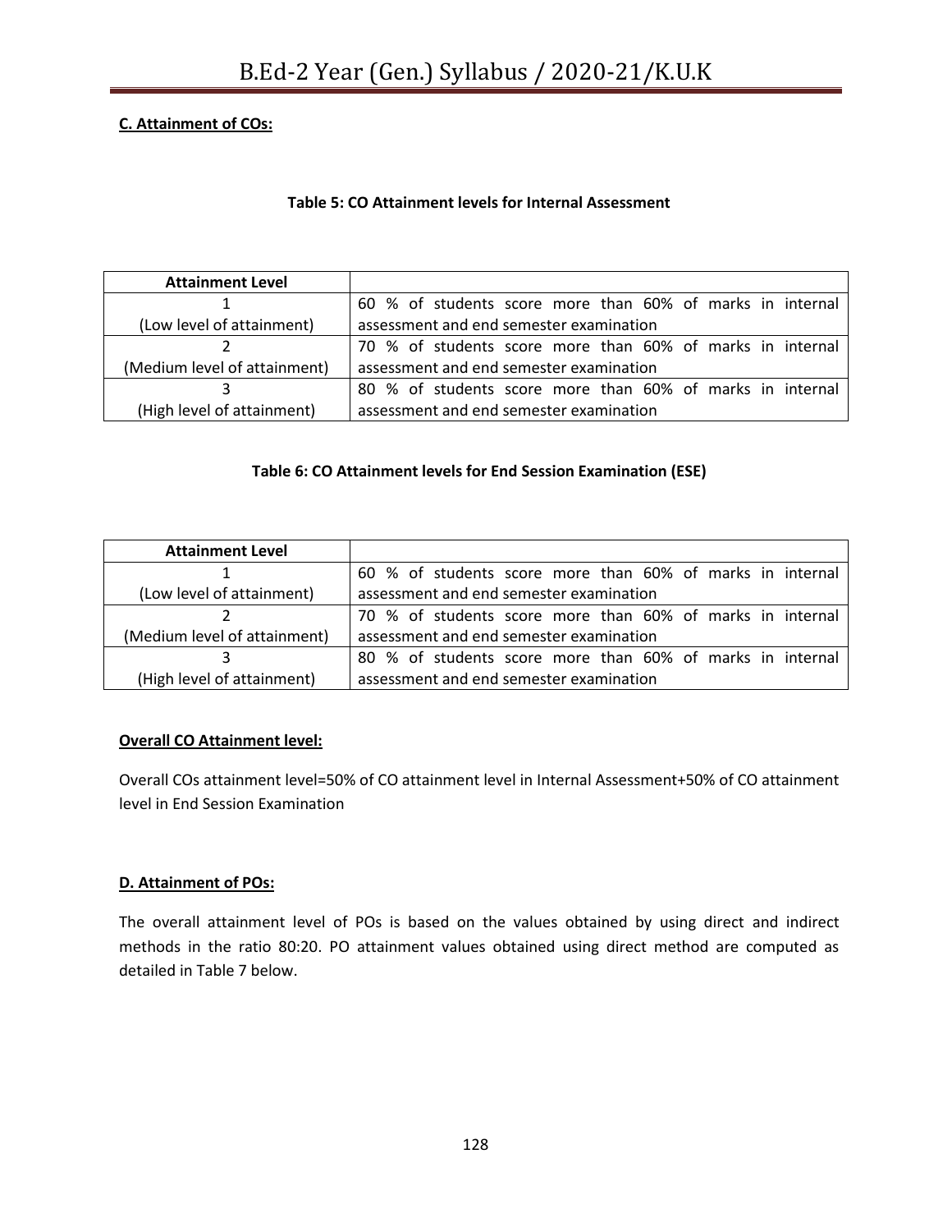**C. Attainment of COs:**

**Table 5: CO Attainment levels for Internal Assessment**

| Attainment Level | |
|---|---|
| 1 (Low level of attainment) | 60 % of students score more than 60% of marks in internal assessment and end semester examination |
| 2 (Medium level of attainment) | 70 % of students score more than 60% of marks in internal assessment and end semester examination |
| 3 (High level of attainment) | 80 % of students score more than 60% of marks in internal assessment and end semester examination |

**Table 6: CO Attainment levels for End Session Examination (ESE)**

| Attainment Level | |
|---|---|
| 1 (Low level of attainment) | 60 % of students score more than 60% of marks in internal assessment and end semester examination |
| 2 (Medium level of attainment) | 70 % of students score more than 60% of marks in internal assessment and end semester examination |
| 3 (High level of attainment) | 80 % of students score more than 60% of marks in internal assessment and end semester examination |

**Overall CO Attainment level:**

Overall COs attainment level=50% of CO attainment level in Internal Assessment+50% of CO attainment level in End Session Examination

**D. Attainment of POs:**

The overall attainment level of POs is based on the values obtained by using direct and indirect methods in the ratio 80:20. PO attainment values obtained using direct method are computed as detailed in Table 7 below.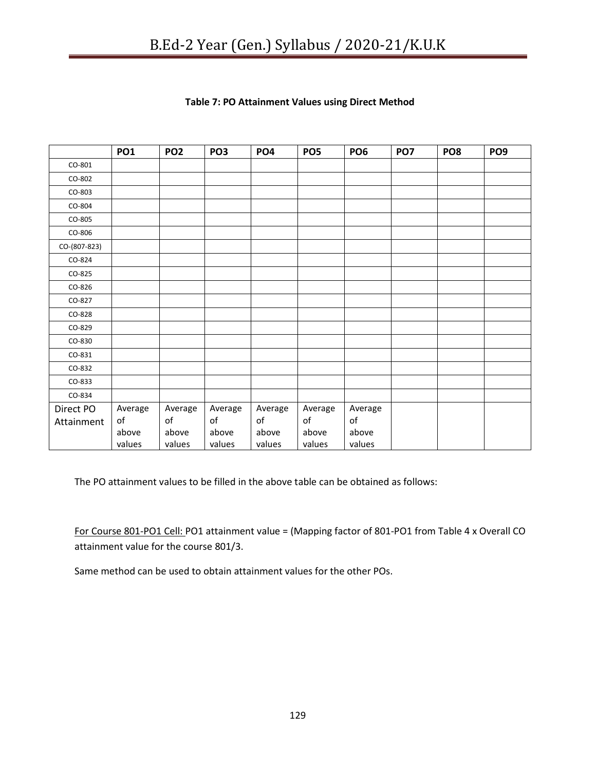**Table 7: PO Attainment Values using Direct Method**

| | PO1 | PO2 | PO3 | PO4 | PO5 | PO6 | PO7 | PO8 | PO9 |
|---|---|---|---|---|---|---|---|---|---|
| CO-801 | | | | | | | | | |
| CO-802 | | | | | | | | | |
| CO-803 | | | | | | | | | |
| CO-804 | | | | | | | | | |
| CO-805 | | | | | | | | | |
| CO-806 | | | | | | | | | |
| CO-(807-823) | | | | | | | | | |
| CO-824 | | | | | | | | | |
| CO-825 | | | | | | | | | |
| CO-826 | | | | | | | | | |
| CO-827 | | | | | | | | | |
| CO-828 | | | | | | | | | |
| CO-829 | | | | | | | | | |
| CO-830 | | | | | | | | | |
| CO-831 | | | | | | | | | |
| CO-832 | | | | | | | | | |
| CO-833 | | | | | | | | | |
| CO-834 | | | | | | | | | |
| Direct PO Attainment | Average of above values | Average of above values | Average of above values | Average of above values | Average of above values | Average of above values | | | |

The PO attainment values to be filled in the above table can be obtained as follows:

<u>For Course 801-PO1 Cell:</u> PO1 attainment value = (Mapping factor of 801-PO1 from Table 4 x Overall CO attainment value for the course 801/3.

Same method can be used to obtain attainment values for the other POs.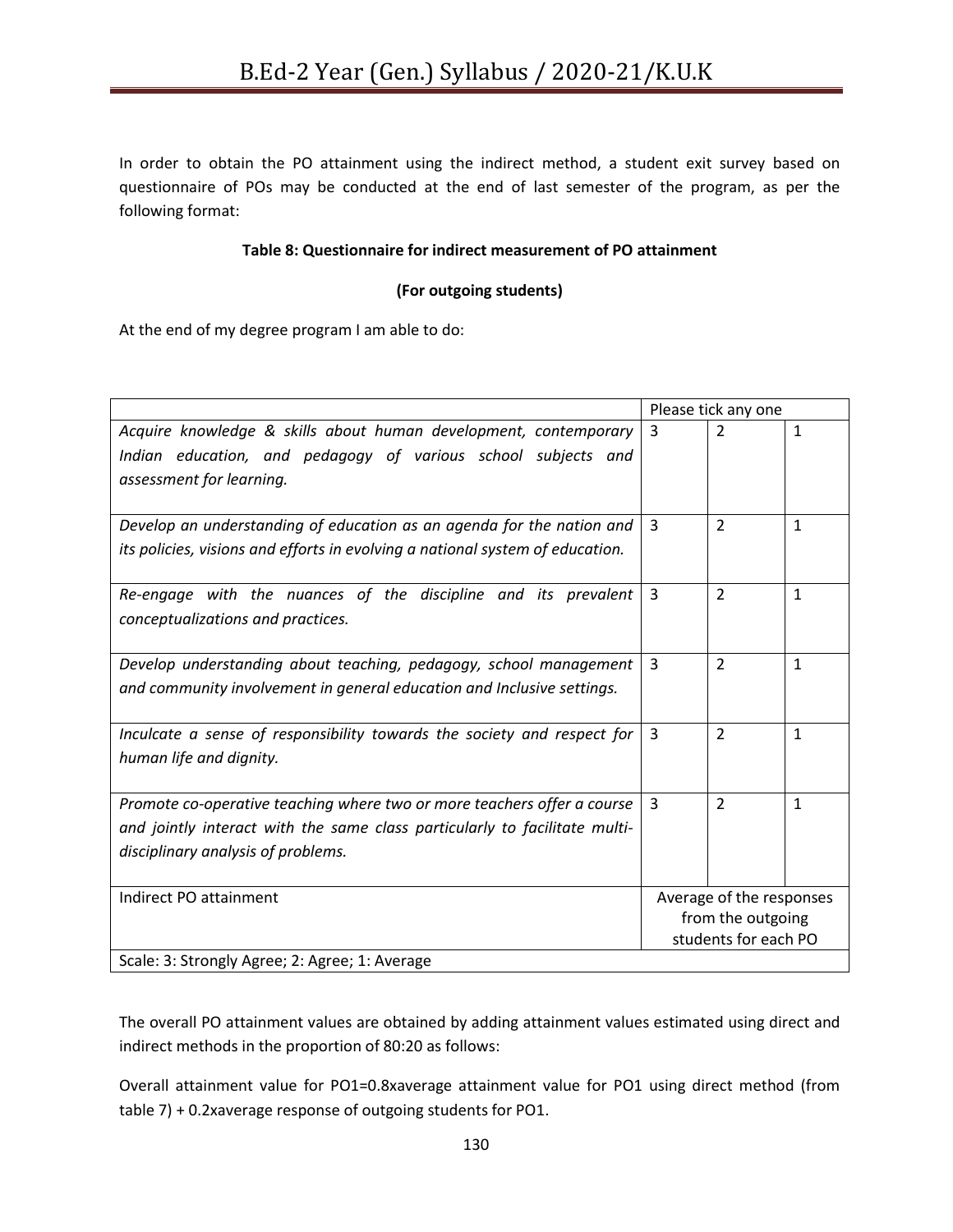In order to obtain the PO attainment using the indirect method, a student exit survey based on questionnaire of POs may be conducted at the end of last semester of the program, as per the following format:

**Table 8: Questionnaire for indirect measurement of PO attainment**

**(For outgoing students)**

At the end of my degree program I am able to do:

| | Please tick any one | | |
|---|---|---|---|
| *Acquire knowledge & skills about human development, contemporary Indian education, and pedagogy of various school subjects and assessment for learning.* | 3 | 2 | 1 |
| *Develop an understanding of education as an agenda for the nation and its policies, visions and efforts in evolving a national system of education.* | 3 | 2 | 1 |
| *Re-engage with the nuances of the discipline and its prevalent conceptualizations and practices.* | 3 | 2 | 1 |
| *Develop understanding about teaching, pedagogy, school management and community involvement in general education and Inclusive settings.* | 3 | 2 | 1 |
| *Inculcate a sense of responsibility towards the society and respect for human life and dignity.* | 3 | 2 | 1 |
| *Promote co-operative teaching where two or more teachers offer a course and jointly interact with the same class particularly to facilitate multi-disciplinary analysis of problems.* | 3 | 2 | 1 |
| Indirect PO attainment | Average of the responses from the outgoing students for each PO | | |
| Scale: 3: Strongly Agree; 2: Agree; 1: Average | | | |

The overall PO attainment values are obtained by adding attainment values estimated using direct and indirect methods in the proportion of 80:20 as follows:

Overall attainment value for PO1=0.8xaverage attainment value for PO1 using direct method (from table 7) + 0.2xaverage response of outgoing students for PO1.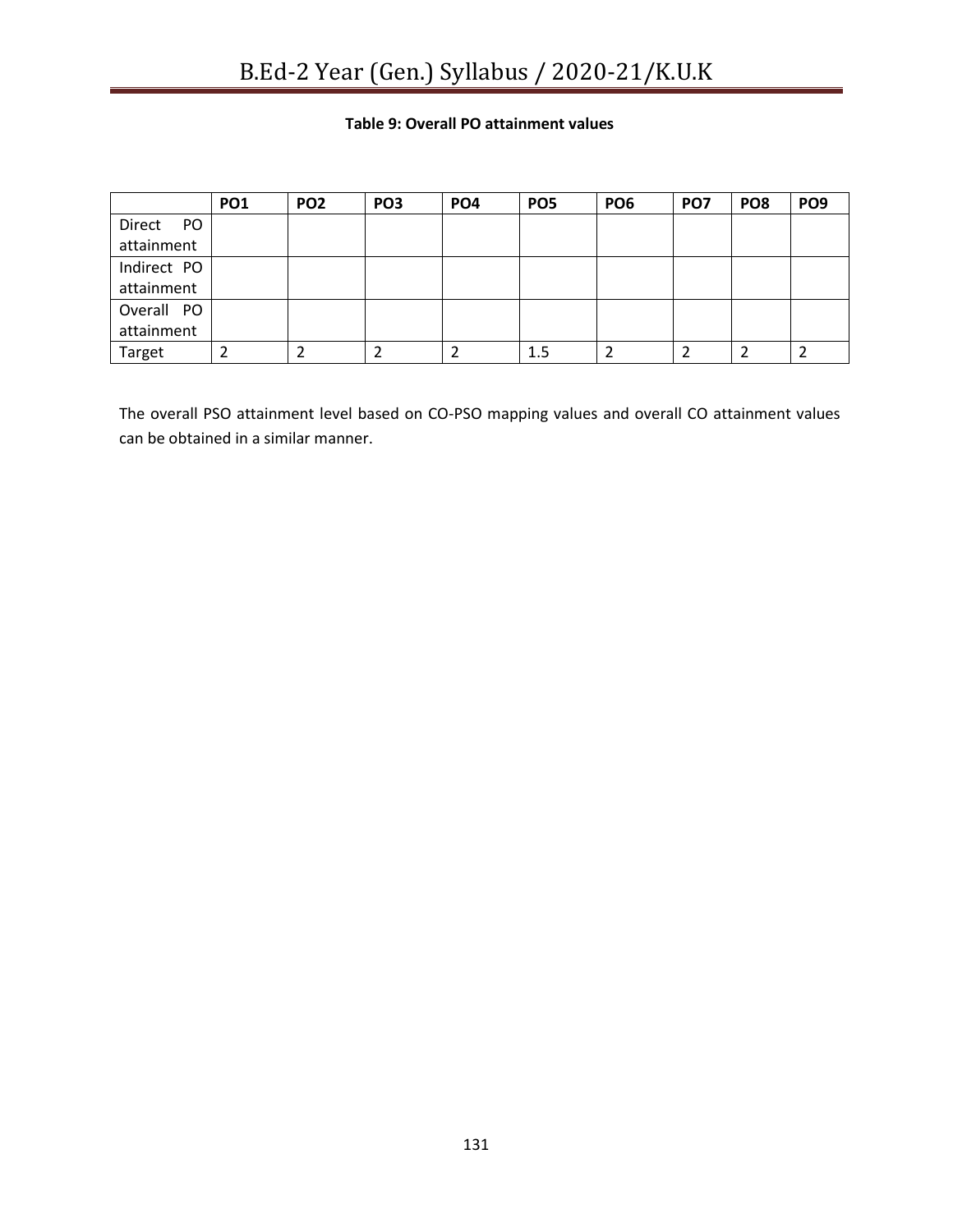**Table 9: Overall PO attainment values**

| | PO1 | PO2 | PO3 | PO4 | PO5 | PO6 | PO7 | PO8 | PO9 |
|---|---|---|---|---|---|---|---|---|---|
| Direct PO attainment | | | | | | | | | |
| Indirect PO attainment | | | | | | | | | |
| Overall PO attainment | | | | | | | | | |
| Target | 2 | 2 | 2 | 2 | 1.5 | 2 | 2 | 2 | 2 |

The overall PSO attainment level based on CO-PSO mapping values and overall CO attainment values can be obtained in a similar manner.